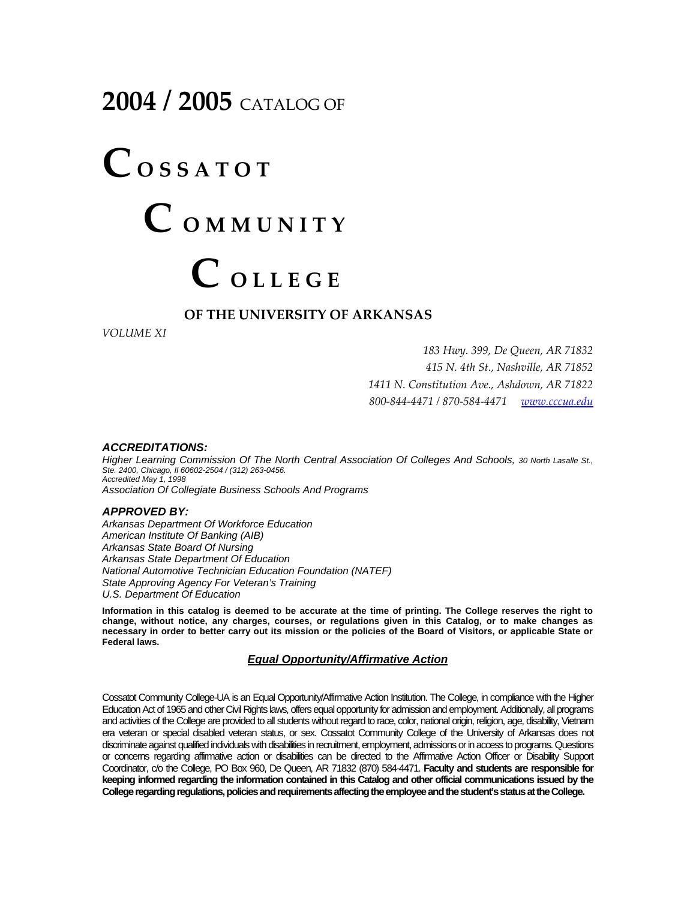# 2004 / 2005 CATALOG OF

# COSSATOT

# COMMUNITY

# COLLEGE

## OF THE UNIVERSITY OF ARKANSAS

*VOLUME XI*

*183 Hwy. 399, De Queen, AR 71832*
*415 N. 4th St., Nashville, AR 71852*
*1411 N. Constitution Ave., Ashdown, AR 71822*
*800-844-4471 / 870-584-4471* [*www.cccua.edu*](http://www.cccua.edu)

***ACCREDITATIONS:***

*Higher Learning Commission Of The North Central Association Of Colleges And Schools, 30 North Lasalle St., Ste. 2400, Chicago, Il 60602-2504 / (312) 263-0456.*
*Accredited May 1, 1998*
*Association Of Collegiate Business Schools And Programs*

***APPROVED BY:***

*Arkansas Department Of Workforce Education*
*American Institute Of Banking (AIB)*
*Arkansas State Board Of Nursing*
*Arkansas State Department Of Education*
*National Automotive Technician Education Foundation (NATEF)*
*State Approving Agency For Veteran's Training*
*U.S. Department Of Education*

**Information in this catalog is deemed to be accurate at the time of printing. The College reserves the right to change, without notice, any charges, courses, or regulations given in this Catalog, or to make changes as necessary in order to better carry out its mission or the policies of the Board of Visitors, or applicable State or Federal laws.**

***Equal Opportunity/Affirmative Action***

Cossatot Community College-UA is an Equal Opportunity/Affirmative Action Institution. The College, in compliance with the Higher Education Act of 1965 and other Civil Rights laws, offers equal opportunity for admission and employment. Additionally, all programs and activities of the College are provided to all students without regard to race, color, national origin, religion, age, disability, Vietnam era veteran or special disabled veteran status, or sex. Cossatot Community College of the University of Arkansas does not discriminate against qualified individuals with disabilities in recruitment, employment, admissions or in access to programs. Questions or concerns regarding affirmative action or disabilities can be directed to the Affirmative Action Officer or Disability Support Coordinator, c/o the College, PO Box 960, De Queen, AR 71832 (870) 584-4471. **Faculty and students are responsible for keeping informed regarding the information contained in this Catalog and other official communications issued by the College regarding regulations, policies and requirements affecting the employee and the student's status at the College.**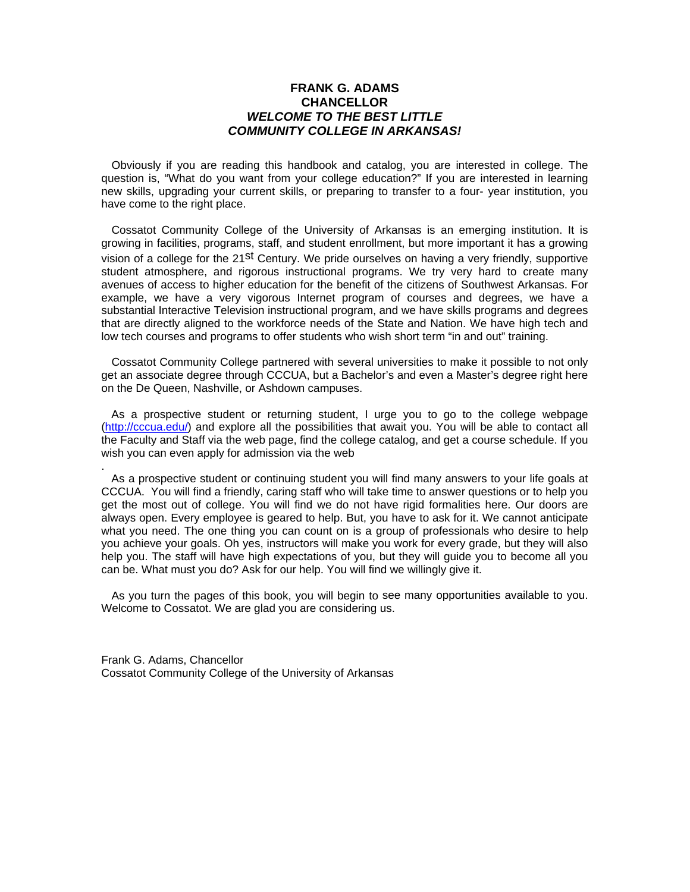# FRANK G. ADAMS
# CHANCELLOR
## *WELCOME TO THE BEST LITTLE COMMUNITY COLLEGE IN ARKANSAS!*

Obviously if you are reading this handbook and catalog, you are interested in college. The question is, "What do you want from your college education?" If you are interested in learning new skills, upgrading your current skills, or preparing to transfer to a four- year institution, you have come to the right place.

Cossatot Community College of the University of Arkansas is an emerging institution. It is growing in facilities, programs, staff, and student enrollment, but more important it has a growing vision of a college for the 21st Century. We pride ourselves on having a very friendly, supportive student atmosphere, and rigorous instructional programs. We try very hard to create many avenues of access to higher education for the benefit of the citizens of Southwest Arkansas. For example, we have a very vigorous Internet program of courses and degrees, we have a substantial Interactive Television instructional program, and we have skills programs and degrees that are directly aligned to the workforce needs of the State and Nation. We have high tech and low tech courses and programs to offer students who wish short term "in and out" training.

Cossatot Community College partnered with several universities to make it possible to not only get an associate degree through CCCUA, but a Bachelor's and even a Master's degree right here on the De Queen, Nashville, or Ashdown campuses.

As a prospective student or returning student, I urge you to go to the college webpage (http://cccua.edu/) and explore all the possibilities that await you. You will be able to contact all the Faculty and Staff via the web page, find the college catalog, and get a course schedule. If you wish you can even apply for admission via the web

.

As a prospective student or continuing student you will find many answers to your life goals at CCCUA. You will find a friendly, caring staff who will take time to answer questions or to help you get the most out of college. You will find we do not have rigid formalities here. Our doors are always open. Every employee is geared to help. But, you have to ask for it. We cannot anticipate what you need. The one thing you can count on is a group of professionals who desire to help you achieve your goals. Oh yes, instructors will make you work for every grade, but they will also help you. The staff will have high expectations of you, but they will guide you to become all you can be. What must you do? Ask for our help. You will find we willingly give it.

As you turn the pages of this book, you will begin to see many opportunities available to you. Welcome to Cossatot. We are glad you are considering us.

Frank G. Adams, Chancellor
Cossatot Community College of the University of Arkansas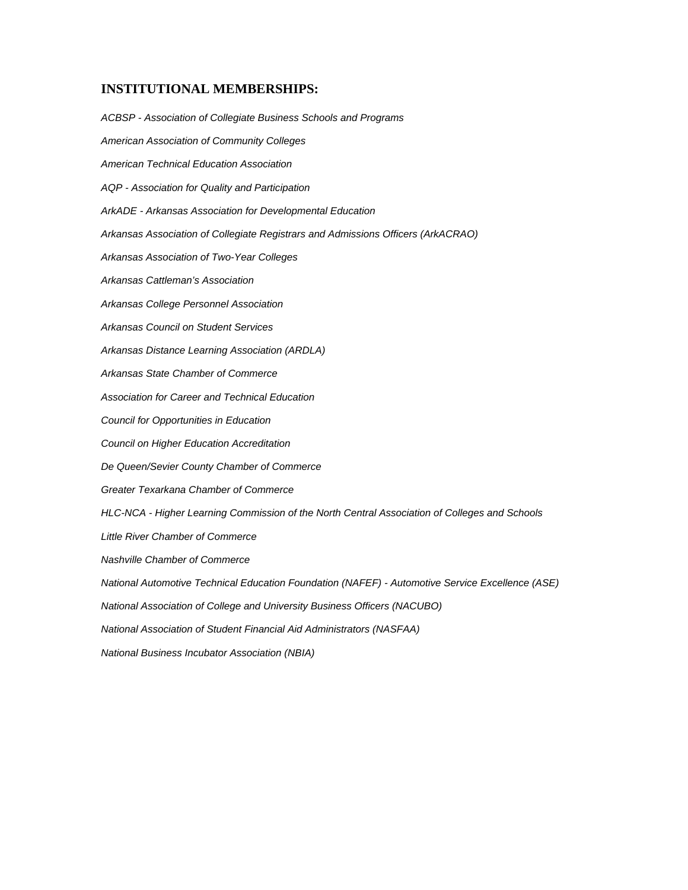## INSTITUTIONAL MEMBERSHIPS:

*ACBSP - Association of Collegiate Business Schools and Programs*

*American Association of Community Colleges*

*American Technical Education Association*

*AQP - Association for Quality and Participation*

*ArkADE - Arkansas Association for Developmental Education*

*Arkansas Association of Collegiate Registrars and Admissions Officers (ArkACRAO)*

*Arkansas Association of Two-Year Colleges*

*Arkansas Cattleman's Association*

*Arkansas College Personnel Association*

*Arkansas Council on Student Services*

*Arkansas Distance Learning Association (ARDLA)*

*Arkansas State Chamber of Commerce*

*Association for Career and Technical Education*

*Council for Opportunities in Education*

*Council on Higher Education Accreditation*

*De Queen/Sevier County Chamber of Commerce*

*Greater Texarkana Chamber of Commerce*

*HLC-NCA - Higher Learning Commission of the North Central Association of Colleges and Schools*

*Little River Chamber of Commerce*

*Nashville Chamber of Commerce*

*National Automotive Technical Education Foundation (NAFEF) - Automotive Service Excellence (ASE)*

*National Association of College and University Business Officers (NACUBO)*

*National Association of Student Financial Aid Administrators (NASFAA)*

*National Business Incubator Association (NBIA)*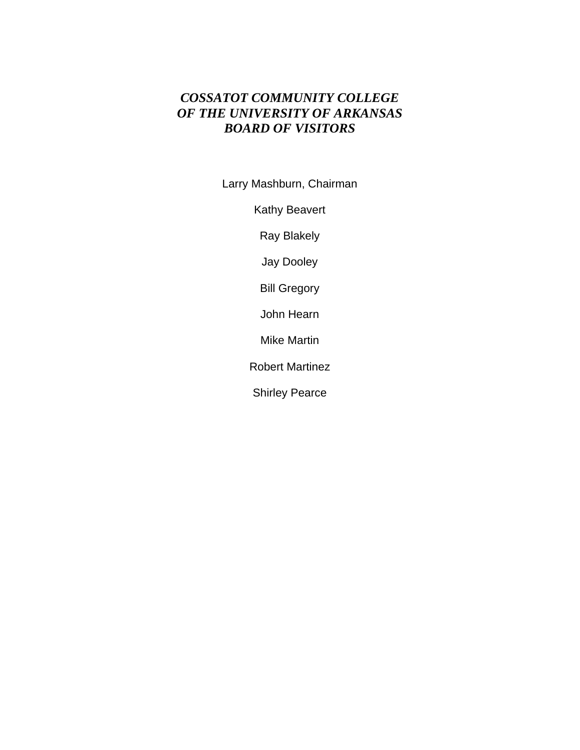# *COSSATOT COMMUNITY COLLEGE OF THE UNIVERSITY OF ARKANSAS BOARD OF VISITORS*

Larry Mashburn, Chairman

Kathy Beavert

Ray Blakely

Jay Dooley

Bill Gregory

John Hearn

Mike Martin

Robert Martinez

Shirley Pearce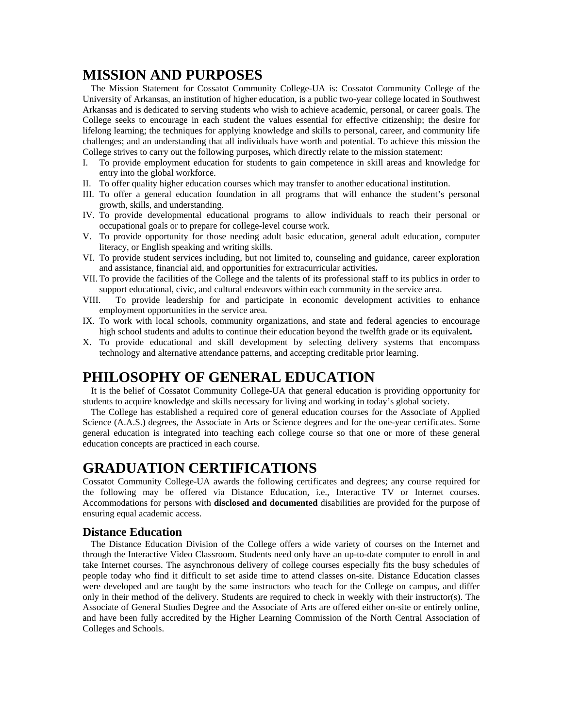# MISSION AND PURPOSES

The Mission Statement for Cossatot Community College-UA is: Cossatot Community College of the University of Arkansas, an institution of higher education, is a public two-year college located in Southwest Arkansas and is dedicated to serving students who wish to achieve academic, personal, or career goals. The College seeks to encourage in each student the values essential for effective citizenship; the desire for lifelong learning; the techniques for applying knowledge and skills to personal, career, and community life challenges; and an understanding that all individuals have worth and potential. To achieve this mission the College strives to carry out the following purposes**,** which directly relate to the mission statement:

I. To provide employment education for students to gain competence in skill areas and knowledge for entry into the global workforce.
II. To offer quality higher education courses which may transfer to another educational institution.
III. To offer a general education foundation in all programs that will enhance the student's personal growth, skills, and understanding.
IV. To provide developmental educational programs to allow individuals to reach their personal or occupational goals or to prepare for college-level course work.
V. To provide opportunity for those needing adult basic education, general adult education, computer literacy, or English speaking and writing skills.
VI. To provide student services including, but not limited to, counseling and guidance, career exploration and assistance, financial aid, and opportunities for extracurricular activities**.**
VII. To provide the facilities of the College and the talents of its professional staff to its publics in order to support educational, civic, and cultural endeavors within each community in the service area.
VIII. To provide leadership for and participate in economic development activities to enhance employment opportunities in the service area.
IX. To work with local schools, community organizations, and state and federal agencies to encourage high school students and adults to continue their education beyond the twelfth grade or its equivalent**.**
X. To provide educational and skill development by selecting delivery systems that encompass technology and alternative attendance patterns, and accepting creditable prior learning.

# PHILOSOPHY OF GENERAL EDUCATION

It is the belief of Cossatot Community College-UA that general education is providing opportunity for students to acquire knowledge and skills necessary for living and working in today's global society.

The College has established a required core of general education courses for the Associate of Applied Science (A.A.S.) degrees, the Associate in Arts or Science degrees and for the one-year certificates. Some general education is integrated into teaching each college course so that one or more of these general education concepts are practiced in each course.

# GRADUATION CERTIFICATIONS

Cossatot Community College-UA awards the following certificates and degrees; any course required for the following may be offered via Distance Education, i.e., Interactive TV or Internet courses. Accommodations for persons with **disclosed and documented** disabilities are provided for the purpose of ensuring equal academic access.

## Distance Education

The Distance Education Division of the College offers a wide variety of courses on the Internet and through the Interactive Video Classroom. Students need only have an up-to-date computer to enroll in and take Internet courses. The asynchronous delivery of college courses especially fits the busy schedules of people today who find it difficult to set aside time to attend classes on-site. Distance Education classes were developed and are taught by the same instructors who teach for the College on campus, and differ only in their method of the delivery. Students are required to check in weekly with their instructor(s). The Associate of General Studies Degree and the Associate of Arts are offered either on-site or entirely online, and have been fully accredited by the Higher Learning Commission of the North Central Association of Colleges and Schools.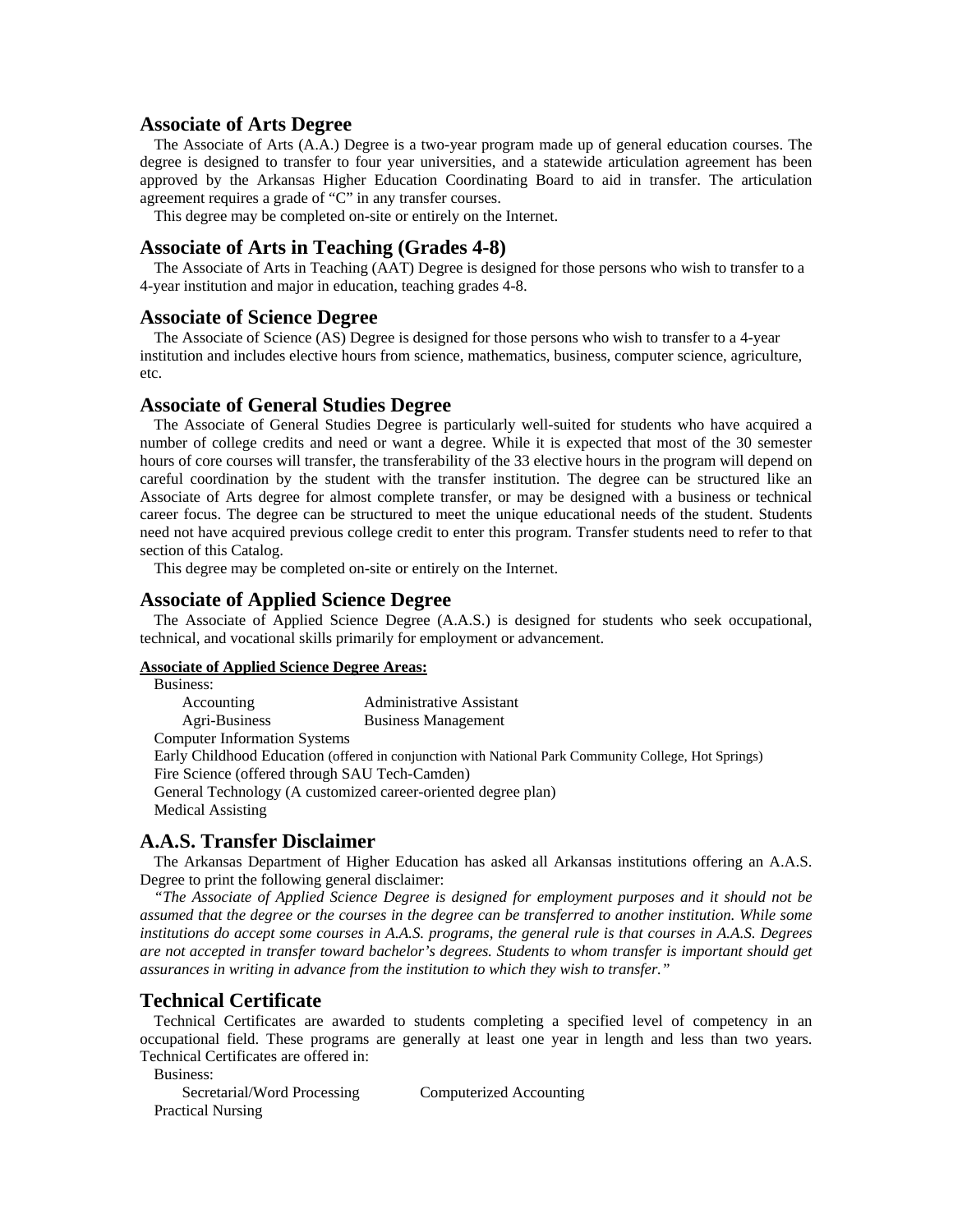## Associate of Arts Degree

The Associate of Arts (A.A.) Degree is a two-year program made up of general education courses. The degree is designed to transfer to four year universities, and a statewide articulation agreement has been approved by the Arkansas Higher Education Coordinating Board to aid in transfer. The articulation agreement requires a grade of "C" in any transfer courses.

This degree may be completed on-site or entirely on the Internet.

## Associate of Arts in Teaching (Grades 4-8)

The Associate of Arts in Teaching (AAT) Degree is designed for those persons who wish to transfer to a 4-year institution and major in education, teaching grades 4-8.

## Associate of Science Degree

The Associate of Science (AS) Degree is designed for those persons who wish to transfer to a 4-year institution and includes elective hours from science, mathematics, business, computer science, agriculture, etc.

## Associate of General Studies Degree

The Associate of General Studies Degree is particularly well-suited for students who have acquired a number of college credits and need or want a degree. While it is expected that most of the 30 semester hours of core courses will transfer, the transferability of the 33 elective hours in the program will depend on careful coordination by the student with the transfer institution. The degree can be structured like an Associate of Arts degree for almost complete transfer, or may be designed with a business or technical career focus. The degree can be structured to meet the unique educational needs of the student. Students need not have acquired previous college credit to enter this program. Transfer students need to refer to that section of this Catalog.

This degree may be completed on-site or entirely on the Internet.

## Associate of Applied Science Degree

The Associate of Applied Science Degree (A.A.S.) is designed for students who seek occupational, technical, and vocational skills primarily for employment or advancement.

**Associate of Applied Science Degree Areas:**

Business:
- Accounting
- Administrative Assistant
- Agri-Business
- Business Management

Computer Information Systems

Early Childhood Education (offered in conjunction with National Park Community College, Hot Springs)

Fire Science (offered through SAU Tech-Camden)

General Technology (A customized career-oriented degree plan)

Medical Assisting

## A.A.S. Transfer Disclaimer

The Arkansas Department of Higher Education has asked all Arkansas institutions offering an A.A.S. Degree to print the following general disclaimer:

*"The Associate of Applied Science Degree is designed for employment purposes and it should not be assumed that the degree or the courses in the degree can be transferred to another institution. While some institutions do accept some courses in A.A.S. programs, the general rule is that courses in A.A.S. Degrees are not accepted in transfer toward bachelor's degrees. Students to whom transfer is important should get assurances in writing in advance from the institution to which they wish to transfer."*

## Technical Certificate

Technical Certificates are awarded to students completing a specified level of competency in an occupational field. These programs are generally at least one year in length and less than two years. Technical Certificates are offered in:

Business:
- Secretarial/Word Processing
- Computerized Accounting

Practical Nursing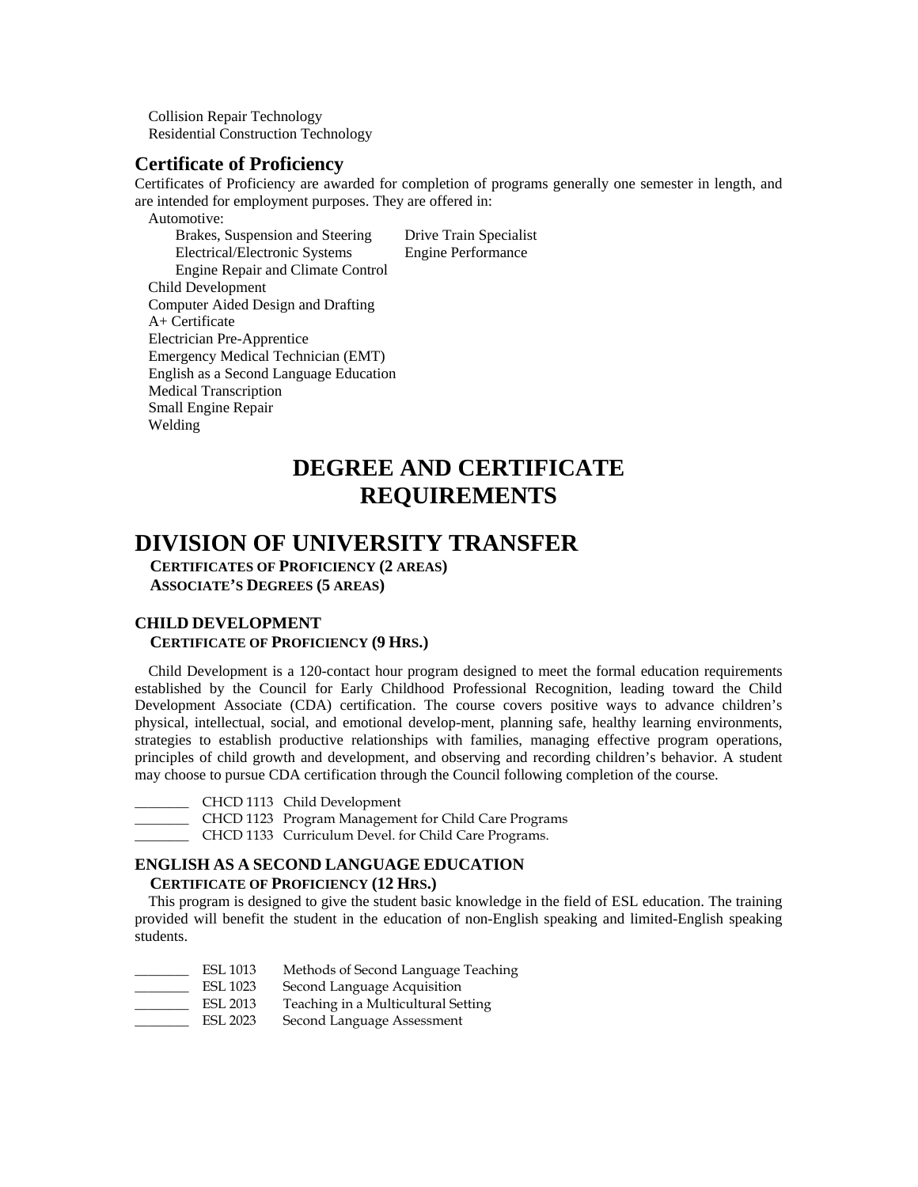Collision Repair Technology
Residential Construction Technology

## Certificate of Proficiency

Certificates of Proficiency are awarded for completion of programs generally one semester in length, and are intended for employment purposes. They are offered in:

- Automotive:
  - Brakes, Suspension and Steering
  - Drive Train Specialist
  - Electrical/Electronic Systems
  - Engine Performance
  - Engine Repair and Climate Control
- Child Development
- Computer Aided Design and Drafting
- A+ Certificate
- Electrician Pre-Apprentice
- Emergency Medical Technician (EMT)
- English as a Second Language Education
- Medical Transcription
- Small Engine Repair
- Welding

# DEGREE AND CERTIFICATE REQUIREMENTS

# DIVISION OF UNIVERSITY TRANSFER

**CERTIFICATES OF PROFICIENCY (2 AREAS)**
**ASSOCIATE'S DEGREES (5 AREAS)**

### CHILD DEVELOPMENT

**CERTIFICATE OF PROFICIENCY (9 HRS.)**

Child Development is a 120-contact hour program designed to meet the formal education requirements established by the Council for Early Childhood Professional Recognition, leading toward the Child Development Associate (CDA) certification. The course covers positive ways to advance children's physical, intellectual, social, and emotional develop-ment, planning safe, healthy learning environments, strategies to establish productive relationships with families, managing effective program operations, principles of child growth and development, and observing and recording children's behavior. A student may choose to pursue CDA certification through the Council following completion of the course.

_______ CHCD 1113 Child Development
_______ CHCD 1123 Program Management for Child Care Programs
_______ CHCD 1133 Curriculum Devel. for Child Care Programs.

### ENGLISH AS A SECOND LANGUAGE EDUCATION

**CERTIFICATE OF PROFICIENCY (12 HRS.)**

This program is designed to give the student basic knowledge in the field of ESL education. The training provided will benefit the student in the education of non-English speaking and limited-English speaking students.

_______ ESL 1013 Methods of Second Language Teaching
_______ ESL 1023 Second Language Acquisition
_______ ESL 2013 Teaching in a Multicultural Setting
_______ ESL 2023 Second Language Assessment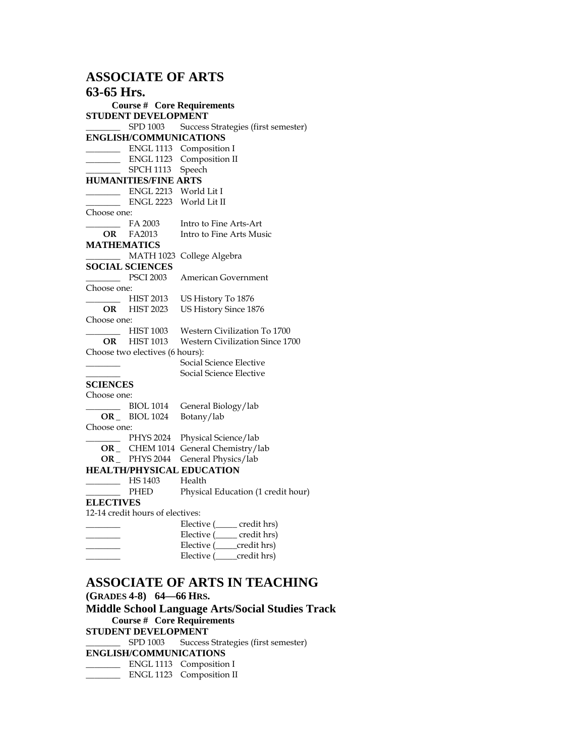# ASSOCIATE OF ARTS

## 63-65 Hrs.

**Course # Core Requirements**

**STUDENT DEVELOPMENT**

_______ SPD 1003 Success Strategies (first semester)

**ENGLISH/COMMUNICATIONS**

_______ ENGL 1113 Composition I
_______ ENGL 1123 Composition II
_______ SPCH 1113 Speech

**HUMANITIES/FINE ARTS**

_______ ENGL 2213 World Lit I
_______ ENGL 2223 World Lit II

Choose one:

_______ FA 2003 Intro to Fine Arts-Art
**OR** FA2013 Intro to Fine Arts Music

**MATHEMATICS**

_______ MATH 1023 College Algebra

**SOCIAL SCIENCES**

_______ PSCI 2003 American Government

Choose one:

_______ HIST 2013 US History To 1876
**OR** HIST 2023 US History Since 1876

Choose one:

_______ HIST 1003 Western Civilization To 1700
**OR** HIST 1013 Western Civilization Since 1700

Choose two electives (6 hours):

_______ Social Science Elective
_______ Social Science Elective

**SCIENCES**

Choose one:

_______ BIOL 1014 General Biology/lab
**OR** _ BIOL 1024 Botany/lab

Choose one:

_______ PHYS 2024 Physical Science/lab
**OR** _ CHEM 1014 General Chemistry/lab
**OR** _ PHYS 2044 General Physics/lab

**HEALTH/PHYSICAL EDUCATION**

_______ HS 1403 Health
_______ PHED Physical Education (1 credit hour)

**ELECTIVES**

12-14 credit hours of electives:

_______ Elective (_____ credit hrs)
_______ Elective (_____ credit hrs)
_______ Elective (_____credit hrs)
_______ Elective (_____credit hrs)

# ASSOCIATE OF ARTS IN TEACHING

**(GRADES 4-8) 64—66 HRS.**

## Middle School Language Arts/Social Studies Track

**Course # Core Requirements**

**STUDENT DEVELOPMENT**

_______ SPD 1003 Success Strategies (first semester)

**ENGLISH/COMMUNICATIONS**

_______ ENGL 1113 Composition I
_______ ENGL 1123 Composition II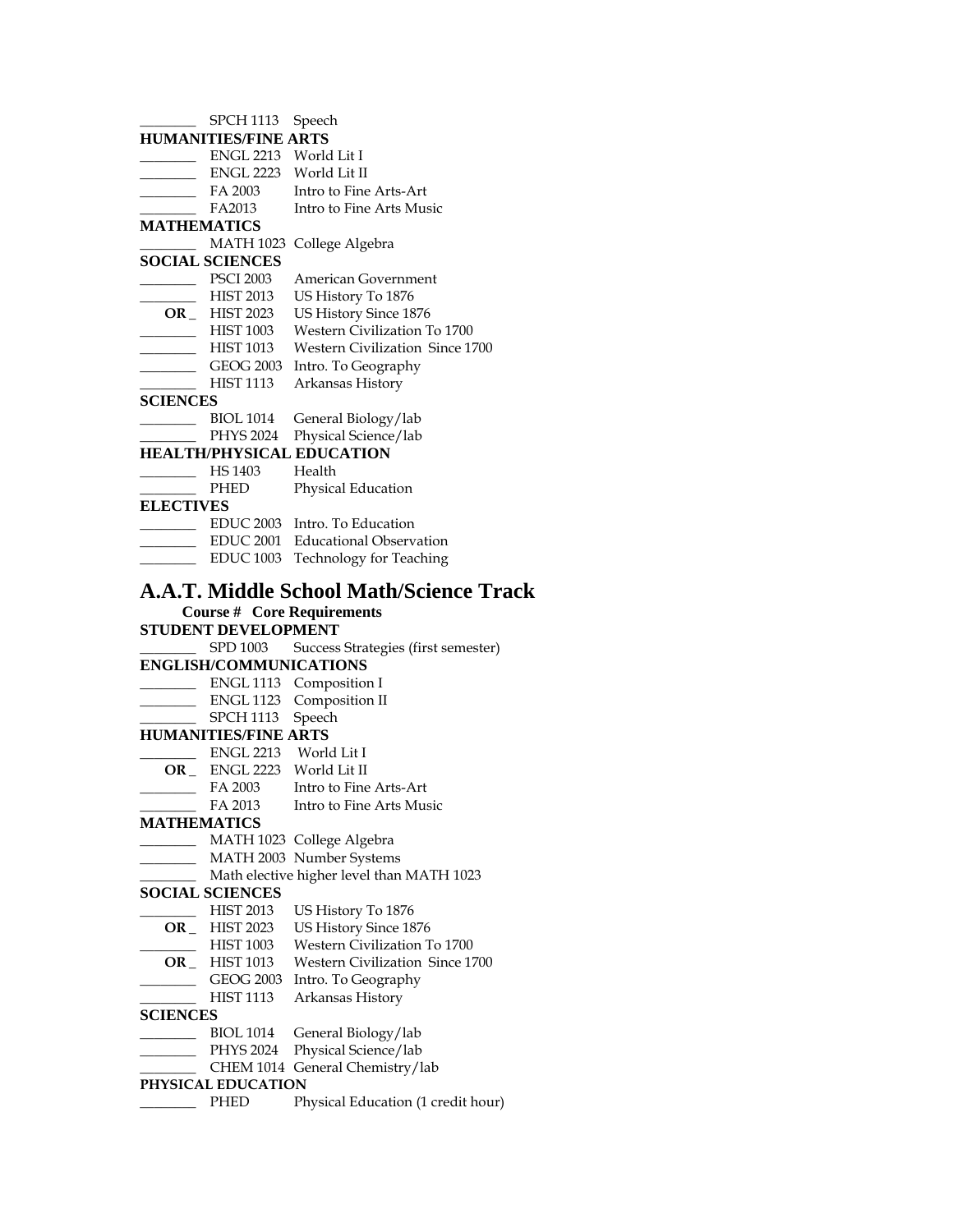\_\_\_\_\_\_\_\_ SPCH 1113 Speech

**HUMANITIES/FINE ARTS**

\_\_\_\_\_\_\_\_ ENGL 2213 World Lit I
\_\_\_\_\_\_\_\_ ENGL 2223 World Lit II
\_\_\_\_\_\_\_\_ FA 2003 Intro to Fine Arts-Art
\_\_\_\_\_\_\_\_ FA2013 Intro to Fine Arts Music

**MATHEMATICS**

\_\_\_\_\_\_\_\_ MATH 1023 College Algebra

**SOCIAL SCIENCES**

\_\_\_\_\_\_\_\_ PSCI 2003 American Government
\_\_\_\_\_\_\_\_ HIST 2013 US History To 1876
**OR** \_ HIST 2023 US History Since 1876
\_\_\_\_\_\_\_\_ HIST 1003 Western Civilization To 1700
\_\_\_\_\_\_\_\_ HIST 1013 Western Civilization Since 1700
\_\_\_\_\_\_\_\_ GEOG 2003 Intro. To Geography
\_\_\_\_\_\_\_\_ HIST 1113 Arkansas History

**SCIENCES**

\_\_\_\_\_\_\_\_ BIOL 1014 General Biology/lab
\_\_\_\_\_\_\_\_ PHYS 2024 Physical Science/lab

**HEALTH/PHYSICAL EDUCATION**

\_\_\_\_\_\_\_\_ HS 1403 Health
\_\_\_\_\_\_\_\_ PHED Physical Education

**ELECTIVES**

\_\_\_\_\_\_\_\_ EDUC 2003 Intro. To Education
\_\_\_\_\_\_\_\_ EDUC 2001 Educational Observation
\_\_\_\_\_\_\_\_ EDUC 1003 Technology for Teaching

## A.A.T. Middle School Math/Science Track

**Course # Core Requirements**

**STUDENT DEVELOPMENT**

\_\_\_\_\_\_\_\_ SPD 1003 Success Strategies (first semester)

**ENGLISH/COMMUNICATIONS**

\_\_\_\_\_\_\_\_ ENGL 1113 Composition I
\_\_\_\_\_\_\_\_ ENGL 1123 Composition II
\_\_\_\_\_\_\_\_ SPCH 1113 Speech

**HUMANITIES/FINE ARTS**

\_\_\_\_\_\_\_\_ ENGL 2213 World Lit I
**OR** \_ ENGL 2223 World Lit II
\_\_\_\_\_\_\_\_ FA 2003 Intro to Fine Arts-Art
\_\_\_\_\_\_\_\_ FA 2013 Intro to Fine Arts Music

**MATHEMATICS**

\_\_\_\_\_\_\_\_ MATH 1023 College Algebra
\_\_\_\_\_\_\_\_ MATH 2003 Number Systems
\_\_\_\_\_\_\_\_ Math elective higher level than MATH 1023

**SOCIAL SCIENCES**

\_\_\_\_\_\_\_\_ HIST 2013 US History To 1876
**OR** \_ HIST 2023 US History Since 1876
\_\_\_\_\_\_\_\_ HIST 1003 Western Civilization To 1700
**OR** \_ HIST 1013 Western Civilization Since 1700
\_\_\_\_\_\_\_\_ GEOG 2003 Intro. To Geography
\_\_\_\_\_\_\_\_ HIST 1113 Arkansas History

**SCIENCES**

\_\_\_\_\_\_\_\_ BIOL 1014 General Biology/lab
\_\_\_\_\_\_\_\_ PHYS 2024 Physical Science/lab
\_\_\_\_\_\_\_\_ CHEM 1014 General Chemistry/lab

**PHYSICAL EDUCATION**

\_\_\_\_\_\_\_\_ PHED Physical Education (1 credit hour)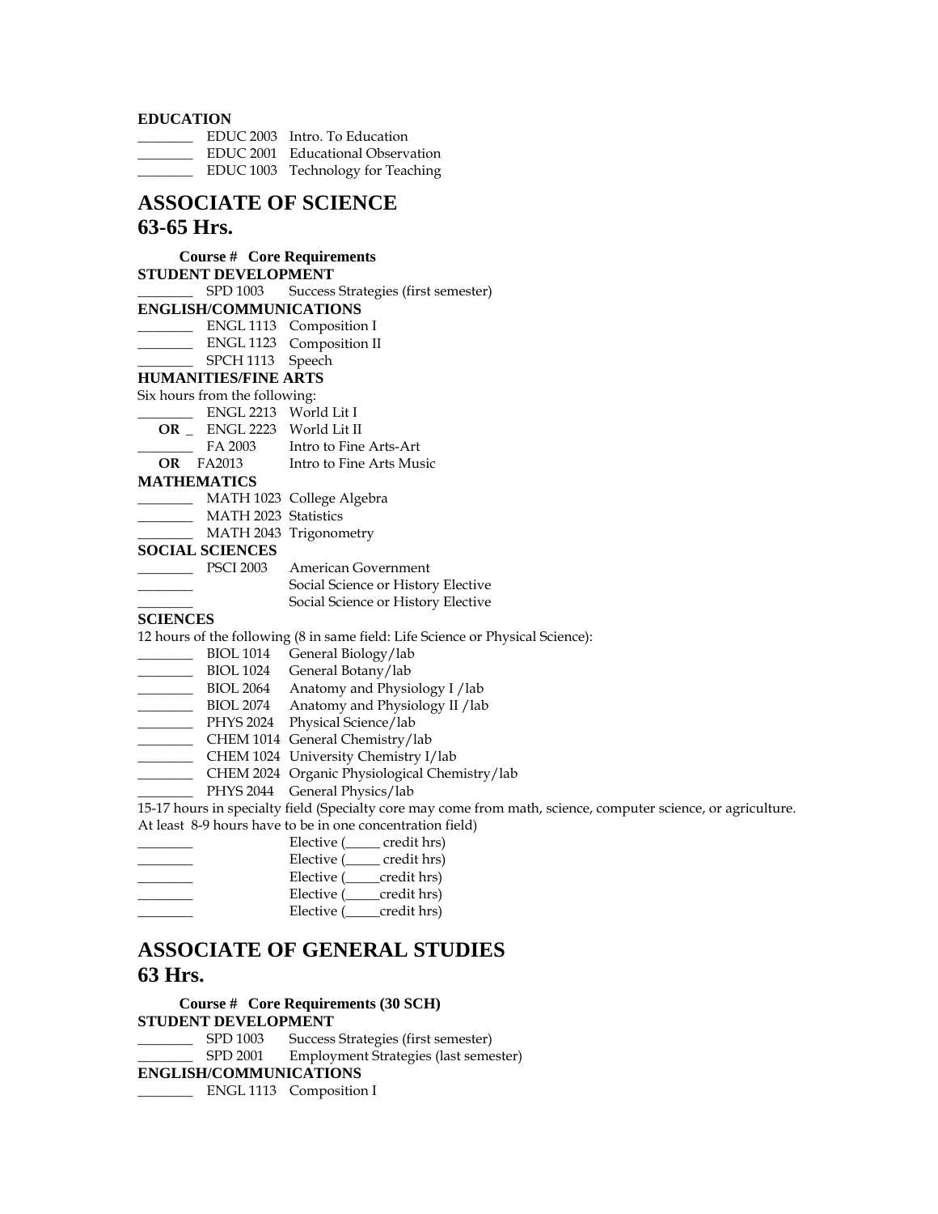**EDUCATION**

_______ EDUC 2003 Intro. To Education
_______ EDUC 2001 Educational Observation
_______ EDUC 1003 Technology for Teaching

## ASSOCIATE OF SCIENCE
## 63-65 Hrs.

**Course # Core Requirements**

**STUDENT DEVELOPMENT**

_______ SPD 1003 Success Strategies (first semester)

**ENGLISH/COMMUNICATIONS**

_______ ENGL 1113 Composition I
_______ ENGL 1123 Composition II
_______ SPCH 1113 Speech

**HUMANITIES/FINE ARTS**

Six hours from the following:

_______ ENGL 2213 World Lit I
**OR** _ ENGL 2223 World Lit II
_______ FA 2003 Intro to Fine Arts-Art
**OR** FA2013 Intro to Fine Arts Music

**MATHEMATICS**

_______ MATH 1023 College Algebra
_______ MATH 2023 Statistics
_______ MATH 2043 Trigonometry

**SOCIAL SCIENCES**

_______ PSCI 2003 American Government
_______ Social Science or History Elective
_______ Social Science or History Elective

**SCIENCES**

12 hours of the following (8 in same field: Life Science or Physical Science):

_______ BIOL 1014 General Biology/lab
_______ BIOL 1024 General Botany/lab
_______ BIOL 2064 Anatomy and Physiology I /lab
_______ BIOL 2074 Anatomy and Physiology II /lab
_______ PHYS 2024 Physical Science/lab
_______ CHEM 1014 General Chemistry/lab
_______ CHEM 1024 University Chemistry I/lab
_______ CHEM 2024 Organic Physiological Chemistry/lab
_______ PHYS 2044 General Physics/lab

15-17 hours in specialty field (Specialty core may come from math, science, computer science, or agriculture. At least 8-9 hours have to be in one concentration field)

_______ Elective (_____ credit hrs)
_______ Elective (_____ credit hrs)
_______ Elective (_____credit hrs)
_______ Elective (_____credit hrs)
_______ Elective (_____credit hrs)

## ASSOCIATE OF GENERAL STUDIES
## 63 Hrs.

**Course # Core Requirements (30 SCH)**

**STUDENT DEVELOPMENT**

_______ SPD 1003 Success Strategies (first semester)
_______ SPD 2001 Employment Strategies (last semester)

**ENGLISH/COMMUNICATIONS**

_______ ENGL 1113 Composition I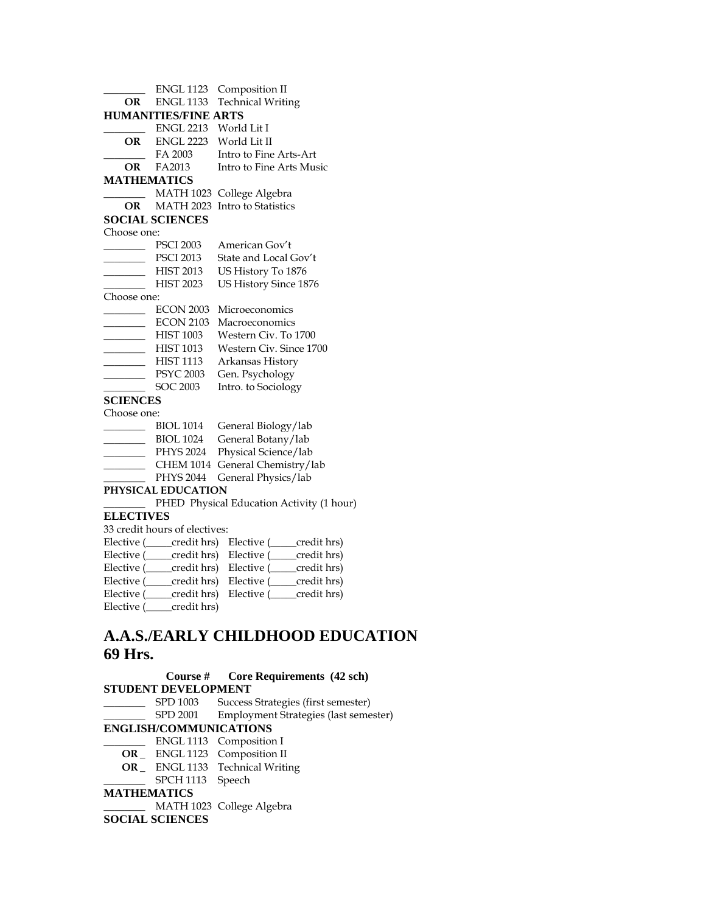________ ENGL 1123 Composition II
**OR** ENGL 1133 Technical Writing

**HUMANITIES/FINE ARTS**

________ ENGL 2213 World Lit I
**OR** ENGL 2223 World Lit II
________ FA 2003 Intro to Fine Arts-Art
**OR** FA2013 Intro to Fine Arts Music

**MATHEMATICS**

________ MATH 1023 College Algebra
**OR** MATH 2023 Intro to Statistics

**SOCIAL SCIENCES**

Choose one:

________ PSCI 2003 American Gov't
________ PSCI 2013 State and Local Gov't
________ HIST 2013 US History To 1876
________ HIST 2023 US History Since 1876

Choose one:

________ ECON 2003 Microeconomics
________ ECON 2103 Macroeconomics
________ HIST 1003 Western Civ. To 1700
________ HIST 1013 Western Civ. Since 1700
________ HIST 1113 Arkansas History
________ PSYC 2003 Gen. Psychology
________ SOC 2003 Intro. to Sociology

**SCIENCES**

Choose one:

________ BIOL 1014 General Biology/lab
________ BIOL 1024 General Botany/lab
________ PHYS 2024 Physical Science/lab
________ CHEM 1014 General Chemistry/lab
________ PHYS 2044 General Physics/lab

**PHYSICAL EDUCATION**

________ PHED Physical Education Activity (1 hour)

**ELECTIVES**

33 credit hours of electives:

Elective (_____credit hrs) Elective (_____credit hrs)
Elective (_____credit hrs) Elective (_____credit hrs)
Elective (_____credit hrs) Elective (_____credit hrs)
Elective (_____credit hrs) Elective (_____credit hrs)
Elective (_____credit hrs) Elective (_____credit hrs)
Elective (_____credit hrs)

## A.A.S./EARLY CHILDHOOD EDUCATION 69 Hrs.

**Course # Core Requirements (42 sch)**

**STUDENT DEVELOPMENT**

________ SPD 1003 Success Strategies (first semester)
________ SPD 2001 Employment Strategies (last semester)

**ENGLISH/COMMUNICATIONS**

________ ENGL 1113 Composition I
**OR** _ ENGL 1123 Composition II
**OR** _ ENGL 1133 Technical Writing
________ SPCH 1113 Speech

**MATHEMATICS**

________ MATH 1023 College Algebra

**SOCIAL SCIENCES**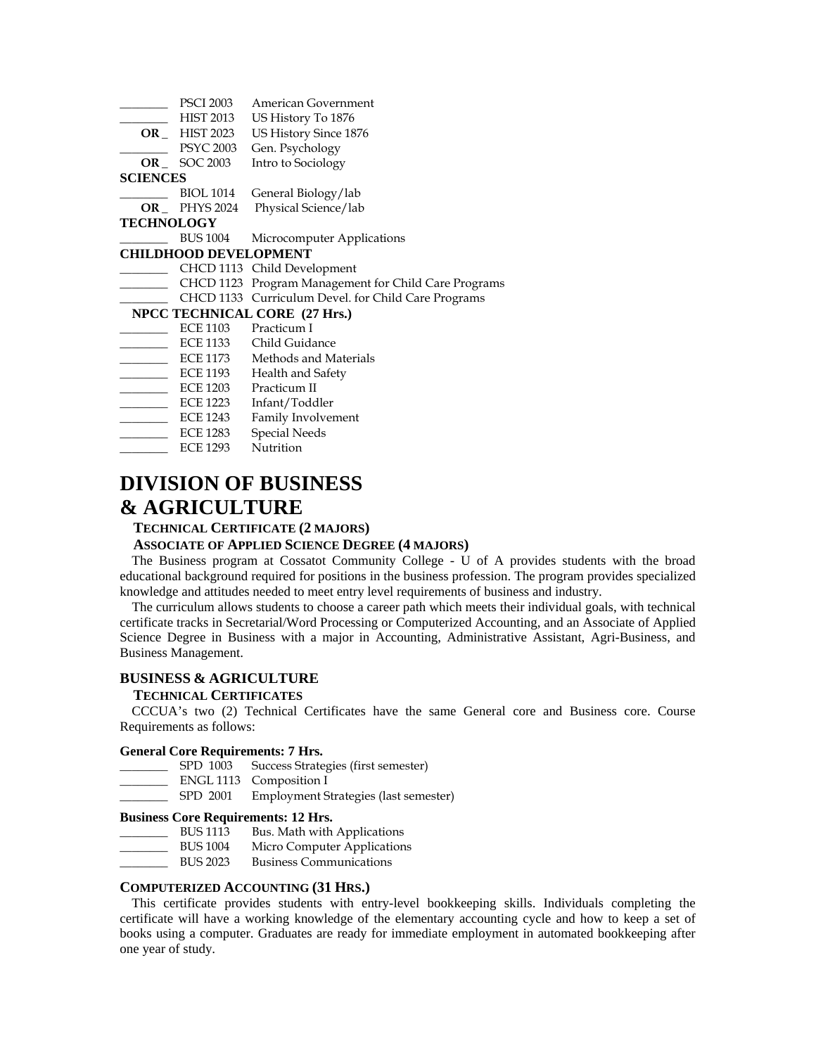_______ PSCI 2003 American Government
_______ HIST 2013 US History To 1876
**OR** _ HIST 2023 US History Since 1876
_______ PSYC 2003 Gen. Psychology
**OR** _ SOC 2003 Intro to Sociology

**SCIENCES**

_______ BIOL 1014 General Biology/lab
**OR** _ PHYS 2024 Physical Science/lab

**TECHNOLOGY**

_______ BUS 1004 Microcomputer Applications

**CHILDHOOD DEVELOPMENT**

_______ CHCD 1113 Child Development
_______ CHCD 1123 Program Management for Child Care Programs
_______ CHCD 1133 Curriculum Devel. for Child Care Programs

**NPCC TECHNICAL CORE (27 Hrs.)**

_______ ECE 1103 Practicum I
_______ ECE 1133 Child Guidance
_______ ECE 1173 Methods and Materials
_______ ECE 1193 Health and Safety
_______ ECE 1203 Practicum II
_______ ECE 1223 Infant/Toddler
_______ ECE 1243 Family Involvement
_______ ECE 1283 Special Needs
_______ ECE 1293 Nutrition

# DIVISION OF BUSINESS & AGRICULTURE

**TECHNICAL CERTIFICATE (2 MAJORS)**

**ASSOCIATE OF APPLIED SCIENCE DEGREE (4 MAJORS)**

The Business program at Cossatot Community College - U of A provides students with the broad educational background required for positions in the business profession. The program provides specialized knowledge and attitudes needed to meet entry level requirements of business and industry.

The curriculum allows students to choose a career path which meets their individual goals, with technical certificate tracks in Secretarial/Word Processing or Computerized Accounting, and an Associate of Applied Science Degree in Business with a major in Accounting, Administrative Assistant, Agri-Business, and Business Management.

### BUSINESS & AGRICULTURE

**TECHNICAL CERTIFICATES**

CCCUA's two (2) Technical Certificates have the same General core and Business core. Course Requirements as follows:

**General Core Requirements: 7 Hrs.**

_______ SPD 1003 Success Strategies (first semester)
_______ ENGL 1113 Composition I
_______ SPD 2001 Employment Strategies (last semester)

**Business Core Requirements: 12 Hrs.**

_______ BUS 1113 Bus. Math with Applications
_______ BUS 1004 Micro Computer Applications
_______ BUS 2023 Business Communications

**COMPUTERIZED ACCOUNTING (31 HRS.)**

This certificate provides students with entry-level bookkeeping skills. Individuals completing the certificate will have a working knowledge of the elementary accounting cycle and how to keep a set of books using a computer. Graduates are ready for immediate employment in automated bookkeeping after one year of study.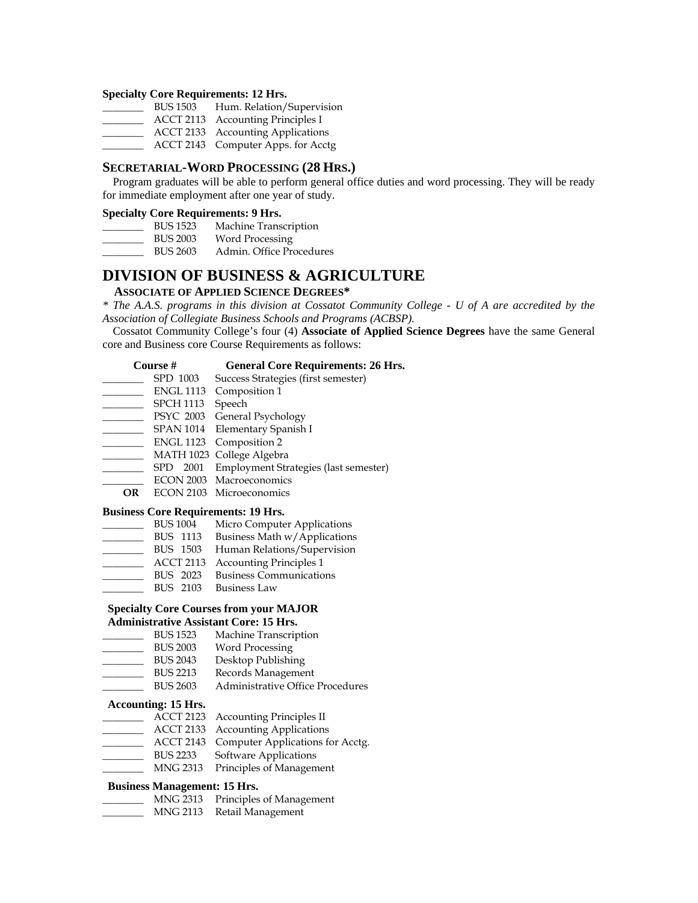**Specialty Core Requirements: 12 Hrs.**

| | | |
|---|---|---|
| _______ | BUS 1503 | Hum. Relation/Supervision |
| _______ | ACCT 2113 | Accounting Principles I |
| _______ | ACCT 2133 | Accounting Applications |
| _______ | ACCT 2143 | Computer Apps. for Acctg |

### SECRETARIAL-WORD PROCESSING (28 HRS.)

Program graduates will be able to perform general office duties and word processing. They will be ready for immediate employment after one year of study.

**Specialty Core Requirements: 9 Hrs.**

| | | |
|---|---|---|
| _______ | BUS 1523 | Machine Transcription |
| _______ | BUS 2003 | Word Processing |
| _______ | BUS 2603 | Admin. Office Procedures |

## DIVISION OF BUSINESS & AGRICULTURE

### ASSOCIATE OF APPLIED SCIENCE DEGREES*

*\* The A.A.S. programs in this division at Cossatot Community College - U of A are accredited by the Association of Collegiate Business Schools and Programs (ACBSP).*

Cossatot Community College's four (4) **Associate of Applied Science Degrees** have the same General core and Business core Course Requirements as follows:

| | **Course #** | **General Core Requirements: 26 Hrs.** |
|---|---|---|
| _______ | SPD 1003 | Success Strategies (first semester) |
| _______ | ENGL 1113 | Composition 1 |
| _______ | SPCH 1113 | Speech |
| _______ | PSYC 2003 | General Psychology |
| _______ | SPAN 1014 | Elementary Spanish I |
| _______ | ENGL 1123 | Composition 2 |
| _______ | MATH 1023 | College Algebra |
| _______ | SPD 2001 | Employment Strategies (last semester) |
| _______ | ECON 2003 | Macroeconomics |
| **OR** | ECON 2103 | Microeconomics |

**Business Core Requirements: 19 Hrs.**

| | | |
|---|---|---|
| _______ | BUS 1004 | Micro Computer Applications |
| _______ | BUS 1113 | Business Math w/Applications |
| _______ | BUS 1503 | Human Relations/Supervision |
| _______ | ACCT 2113 | Accounting Principles 1 |
| _______ | BUS 2023 | Business Communications |
| _______ | BUS 2103 | Business Law |

**Specialty Core Courses from your MAJOR**

**Administrative Assistant Core: 15 Hrs.**

| | | |
|---|---|---|
| _______ | BUS 1523 | Machine Transcription |
| _______ | BUS 2003 | Word Processing |
| _______ | BUS 2043 | Desktop Publishing |
| _______ | BUS 2213 | Records Management |
| _______ | BUS 2603 | Administrative Office Procedures |

**Accounting: 15 Hrs.**

| | | |
|---|---|---|
| _______ | ACCT 2123 | Accounting Principles II |
| _______ | ACCT 2133 | Accounting Applications |
| _______ | ACCT 2143 | Computer Applications for Acctg. |
| _______ | BUS 2233 | Software Applications |
| _______ | MNG 2313 | Principles of Management |

**Business Management: 15 Hrs.**

| | | |
|---|---|---|
| _______ | MNG 2313 | Principles of Management |
| _______ | MNG 2113 | Retail Management |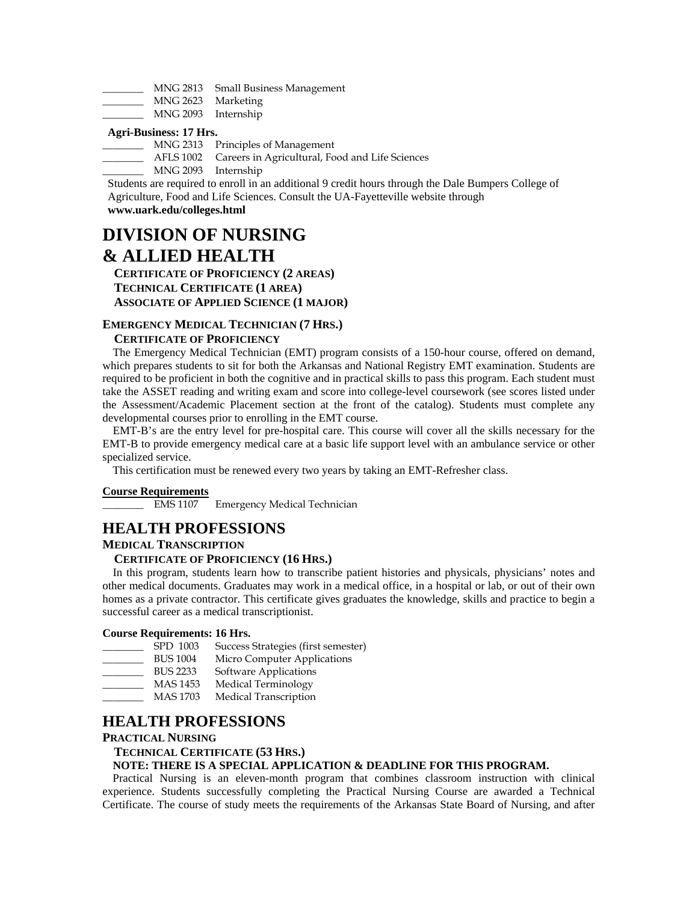_______ MNG 2813 Small Business Management
_______ MNG 2623 Marketing
_______ MNG 2093 Internship

**Agri-Business: 17 Hrs.**

_______ MNG 2313 Principles of Management
_______ AFLS 1002 Careers in Agricultural, Food and Life Sciences
_______ MNG 2093 Internship

Students are required to enroll in an additional 9 credit hours through the Dale Bumpers College of Agriculture, Food and Life Sciences. Consult the UA-Fayetteville website through **www.uark.edu/colleges.html**

# DIVISION OF NURSING & ALLIED HEALTH

**CERTIFICATE OF PROFICIENCY (2 AREAS)**
**TECHNICAL CERTIFICATE (1 AREA)**
**ASSOCIATE OF APPLIED SCIENCE (1 MAJOR)**

### EMERGENCY MEDICAL TECHNICIAN (7 HRS.)

**CERTIFICATE OF PROFICIENCY**

The Emergency Medical Technician (EMT) program consists of a 150-hour course, offered on demand, which prepares students to sit for both the Arkansas and National Registry EMT examination. Students are required to be proficient in both the cognitive and in practical skills to pass this program. Each student must take the ASSET reading and writing exam and score into college-level coursework (see scores listed under the Assessment/Academic Placement section at the front of the catalog). Students must complete any developmental courses prior to enrolling in the EMT course.

EMT-B's are the entry level for pre-hospital care. This course will cover all the skills necessary for the EMT-B to provide emergency medical care at a basic life support level with an ambulance service or other specialized service.

This certification must be renewed every two years by taking an EMT-Refresher class.

**Course Requirements**

_______ EMS 1107 Emergency Medical Technician

## HEALTH PROFESSIONS

### MEDICAL TRANSCRIPTION

**CERTIFICATE OF PROFICIENCY (16 HRS.)**

In this program, students learn how to transcribe patient histories and physicals, physicians' notes and other medical documents. Graduates may work in a medical office, in a hospital or lab, or out of their own homes as a private contractor. This certificate gives graduates the knowledge, skills and practice to begin a successful career as a medical transcriptionist.

**Course Requirements: 16 Hrs.**

_______ SPD 1003 Success Strategies (first semester)
_______ BUS 1004 Micro Computer Applications
_______ BUS 2233 Software Applications
_______ MAS 1453 Medical Terminology
_______ MAS 1703 Medical Transcription

## HEALTH PROFESSIONS

### PRACTICAL NURSING

**TECHNICAL CERTIFICATE (53 HRS.)**

**NOTE: THERE IS A SPECIAL APPLICATION & DEADLINE FOR THIS PROGRAM.**

Practical Nursing is an eleven-month program that combines classroom instruction with clinical experience. Students successfully completing the Practical Nursing Course are awarded a Technical Certificate. The course of study meets the requirements of the Arkansas State Board of Nursing, and after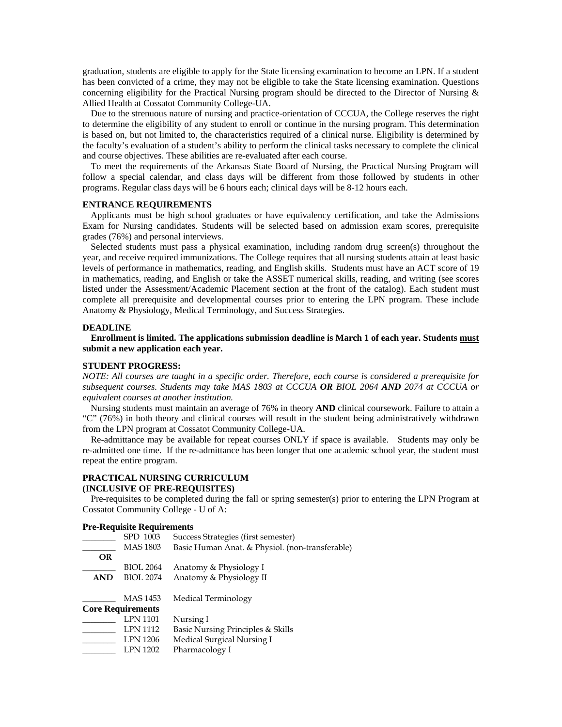graduation, students are eligible to apply for the State licensing examination to become an LPN. If a student has been convicted of a crime, they may not be eligible to take the State licensing examination. Questions concerning eligibility for the Practical Nursing program should be directed to the Director of Nursing & Allied Health at Cossatot Community College-UA.

Due to the strenuous nature of nursing and practice-orientation of CCCUA, the College reserves the right to determine the eligibility of any student to enroll or continue in the nursing program. This determination is based on, but not limited to, the characteristics required of a clinical nurse. Eligibility is determined by the faculty's evaluation of a student's ability to perform the clinical tasks necessary to complete the clinical and course objectives. These abilities are re-evaluated after each course.

To meet the requirements of the Arkansas State Board of Nursing, the Practical Nursing Program will follow a special calendar, and class days will be different from those followed by students in other programs. Regular class days will be 6 hours each; clinical days will be 8-12 hours each.

### ENTRANCE REQUIREMENTS

Applicants must be high school graduates or have equivalency certification, and take the Admissions Exam for Nursing candidates. Students will be selected based on admission exam scores, prerequisite grades (76%) and personal interviews.

Selected students must pass a physical examination, including random drug screen(s) throughout the year, and receive required immunizations. The College requires that all nursing students attain at least basic levels of performance in mathematics, reading, and English skills. Students must have an ACT score of 19 in mathematics, reading, and English or take the ASSET numerical skills, reading, and writing (see scores listed under the Assessment/Academic Placement section at the front of the catalog). Each student must complete all prerequisite and developmental courses prior to entering the LPN program. These include Anatomy & Physiology, Medical Terminology, and Success Strategies.

### DEADLINE

**Enrollment is limited. The applications submission deadline is March 1 of each year. Students must submit a new application each year.**

### STUDENT PROGRESS:

*NOTE: All courses are taught in a specific order. Therefore, each course is considered a prerequisite for subsequent courses. Students may take MAS 1803 at CCCUA* ***OR*** *BIOL 2064* ***AND*** *2074 at CCCUA or equivalent courses at another institution.*

Nursing students must maintain an average of 76% in theory **AND** clinical coursework. Failure to attain a "C" (76%) in both theory and clinical courses will result in the student being administratively withdrawn from the LPN program at Cossatot Community College-UA.

Re-admittance may be available for repeat courses ONLY if space is available. Students may only be re-admitted one time. If the re-admittance has been longer that one academic school year, the student must repeat the entire program.

### PRACTICAL NURSING CURRICULUM
### (INCLUSIVE OF PRE-REQUISITES)

Pre-requisites to be completed during the fall or spring semester(s) prior to entering the LPN Program at Cossatot Community College - U of A:

**Pre-Requisite Requirements**

| | | |
|---|---|---|
| _______ | SPD 1003 | Success Strategies (first semester) |
| _______ | MAS 1803 | Basic Human Anat. & Physiol. (non-transferable) |
| **OR** | | |
| _______ | BIOL 2064 | Anatomy & Physiology I |
| **AND** | BIOL 2074 | Anatomy & Physiology II |
| _______ | MAS 1453 | Medical Terminology |

**Core Requirements**

| | | |
|---|---|---|
| _______ | LPN 1101 | Nursing I |
| _______ | LPN 1112 | Basic Nursing Principles & Skills |
| _______ | LPN 1206 | Medical Surgical Nursing I |
| _______ | LPN 1202 | Pharmacology I |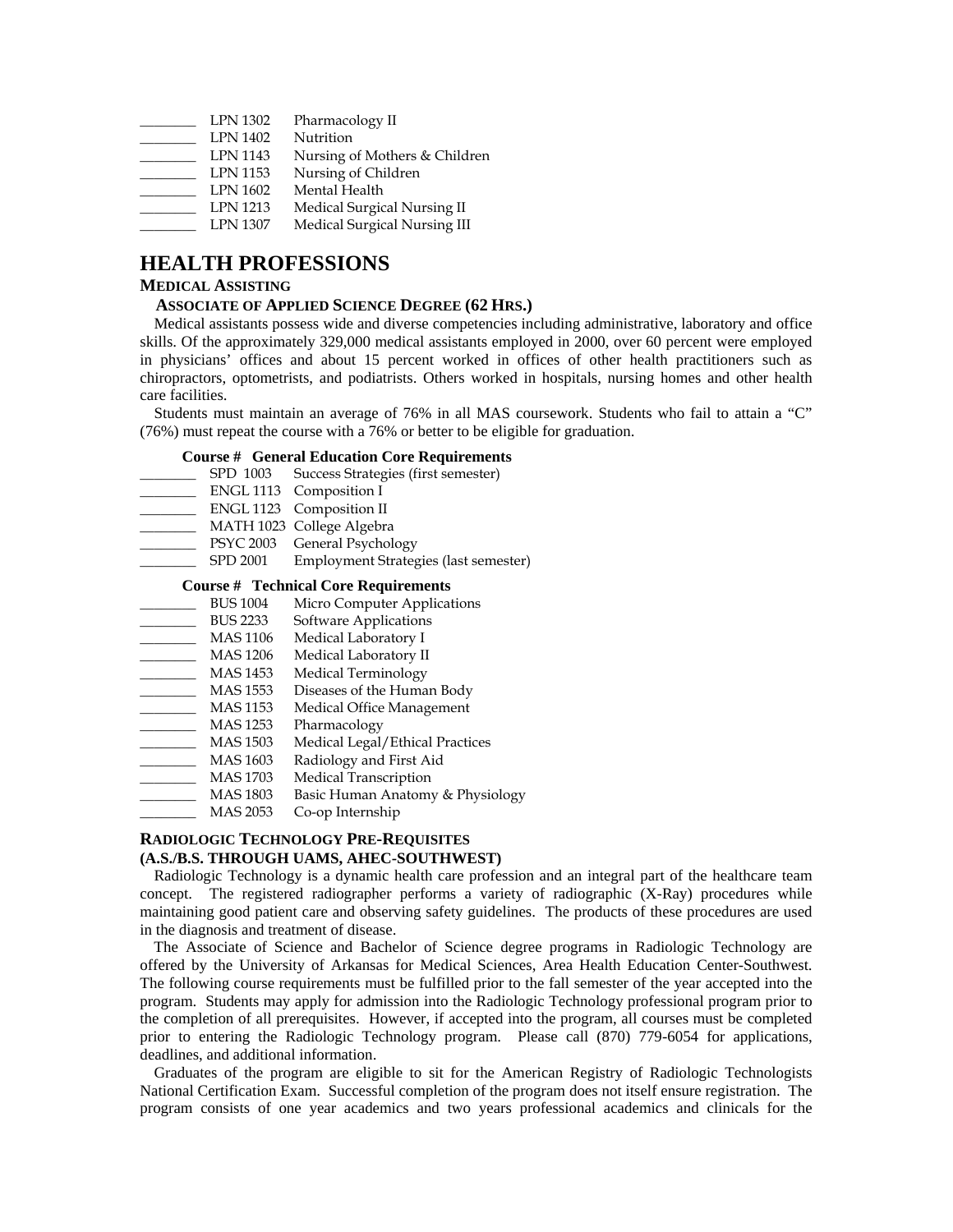_______ LPN 1302 Pharmacology II
_______ LPN 1402 Nutrition
_______ LPN 1143 Nursing of Mothers & Children
_______ LPN 1153 Nursing of Children
_______ LPN 1602 Mental Health
_______ LPN 1213 Medical Surgical Nursing II
_______ LPN 1307 Medical Surgical Nursing III

# HEALTH PROFESSIONS

## MEDICAL ASSISTING

### ASSOCIATE OF APPLIED SCIENCE DEGREE (62 HRS.)

Medical assistants possess wide and diverse competencies including administrative, laboratory and office skills. Of the approximately 329,000 medical assistants employed in 2000, over 60 percent were employed in physicians' offices and about 15 percent worked in offices of other health practitioners such as chiropractors, optometrists, and podiatrists. Others worked in hospitals, nursing homes and other health care facilities.

Students must maintain an average of 76% in all MAS coursework. Students who fail to attain a "C" (76%) must repeat the course with a 76% or better to be eligible for graduation.

**Course # General Education Core Requirements**

_______ SPD 1003 Success Strategies (first semester)
_______ ENGL 1113 Composition I
_______ ENGL 1123 Composition II
_______ MATH 1023 College Algebra
_______ PSYC 2003 General Psychology
_______ SPD 2001 Employment Strategies (last semester)

**Course # Technical Core Requirements**

_______ BUS 1004 Micro Computer Applications
_______ BUS 2233 Software Applications
_______ MAS 1106 Medical Laboratory I
_______ MAS 1206 Medical Laboratory II
_______ MAS 1453 Medical Terminology
_______ MAS 1553 Diseases of the Human Body
_______ MAS 1153 Medical Office Management
_______ MAS 1253 Pharmacology
_______ MAS 1503 Medical Legal/Ethical Practices
_______ MAS 1603 Radiology and First Aid
_______ MAS 1703 Medical Transcription
_______ MAS 1803 Basic Human Anatomy & Physiology
_______ MAS 2053 Co-op Internship

## RADIOLOGIC TECHNOLOGY PRE-REQUISITES
### (A.S./B.S. THROUGH UAMS, AHEC-SOUTHWEST)

Radiologic Technology is a dynamic health care profession and an integral part of the healthcare team concept. The registered radiographer performs a variety of radiographic (X-Ray) procedures while maintaining good patient care and observing safety guidelines. The products of these procedures are used in the diagnosis and treatment of disease.

The Associate of Science and Bachelor of Science degree programs in Radiologic Technology are offered by the University of Arkansas for Medical Sciences, Area Health Education Center-Southwest. The following course requirements must be fulfilled prior to the fall semester of the year accepted into the program. Students may apply for admission into the Radiologic Technology professional program prior to the completion of all prerequisites. However, if accepted into the program, all courses must be completed prior to entering the Radiologic Technology program. Please call (870) 779-6054 for applications, deadlines, and additional information.

Graduates of the program are eligible to sit for the American Registry of Radiologic Technologists National Certification Exam. Successful completion of the program does not itself ensure registration. The program consists of one year academics and two years professional academics and clinicals for the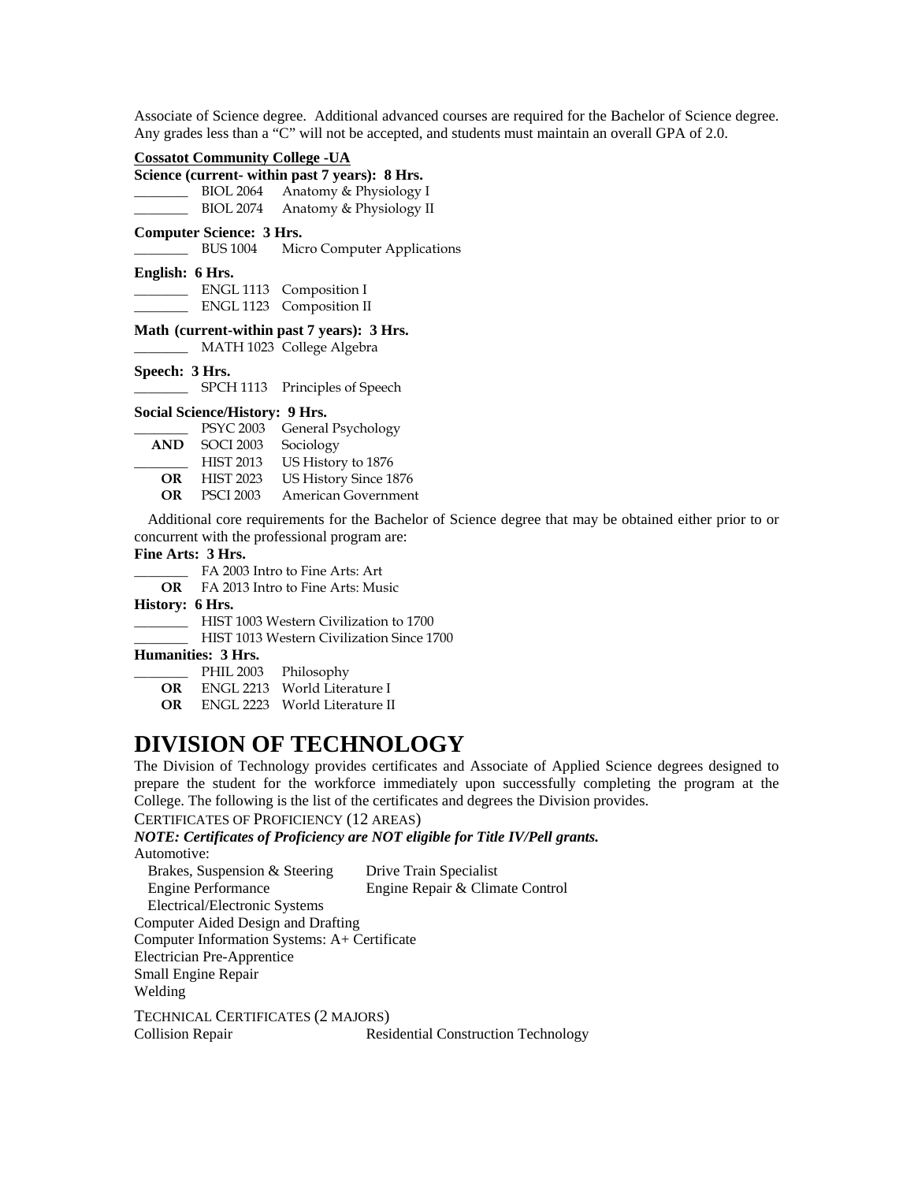Associate of Science degree. Additional advanced courses are required for the Bachelor of Science degree. Any grades less than a "C" will not be accepted, and students must maintain an overall GPA of 2.0.

**Cossatot Community College -UA**

**Science (current- within past 7 years): 8 Hrs.**

_______ BIOL 2064 Anatomy & Physiology I
_______ BIOL 2074 Anatomy & Physiology II

**Computer Science: 3 Hrs.**

_______ BUS 1004 Micro Computer Applications

**English: 6 Hrs.**

_______ ENGL 1113 Composition I
_______ ENGL 1123 Composition II

**Math (current-within past 7 years): 3 Hrs.**

_______ MATH 1023 College Algebra

**Speech: 3 Hrs.**

_______ SPCH 1113 Principles of Speech

**Social Science/History: 9 Hrs.**

_______ PSYC 2003 General Psychology
**AND** SOCI 2003 Sociology
_______ HIST 2013 US History to 1876
**OR** HIST 2023 US History Since 1876
**OR** PSCI 2003 American Government

Additional core requirements for the Bachelor of Science degree that may be obtained either prior to or concurrent with the professional program are:

**Fine Arts: 3 Hrs.**

_______ FA 2003 Intro to Fine Arts: Art
**OR** FA 2013 Intro to Fine Arts: Music

**History: 6 Hrs.**

_______ HIST 1003 Western Civilization to 1700
_______ HIST 1013 Western Civilization Since 1700

**Humanities: 3 Hrs.**

_______ PHIL 2003 Philosophy
**OR** ENGL 2213 World Literature I
**OR** ENGL 2223 World Literature II

# DIVISION OF TECHNOLOGY

The Division of Technology provides certificates and Associate of Applied Science degrees designed to prepare the student for the workforce immediately upon successfully completing the program at the College. The following is the list of the certificates and degrees the Division provides.

CERTIFICATES OF PROFICIENCY (12 AREAS)

***NOTE: Certificates of Proficiency are NOT eligible for Title IV/Pell grants.***

Automotive:

- Brakes, Suspension & Steering
- Engine Performance
- Electrical/Electronic Systems
- Drive Train Specialist
- Engine Repair & Climate Control

Computer Aided Design and Drafting
Computer Information Systems: A+ Certificate
Electrician Pre-Apprentice
Small Engine Repair
Welding

TECHNICAL CERTIFICATES (2 MAJORS)

Collision Repair
Residential Construction Technology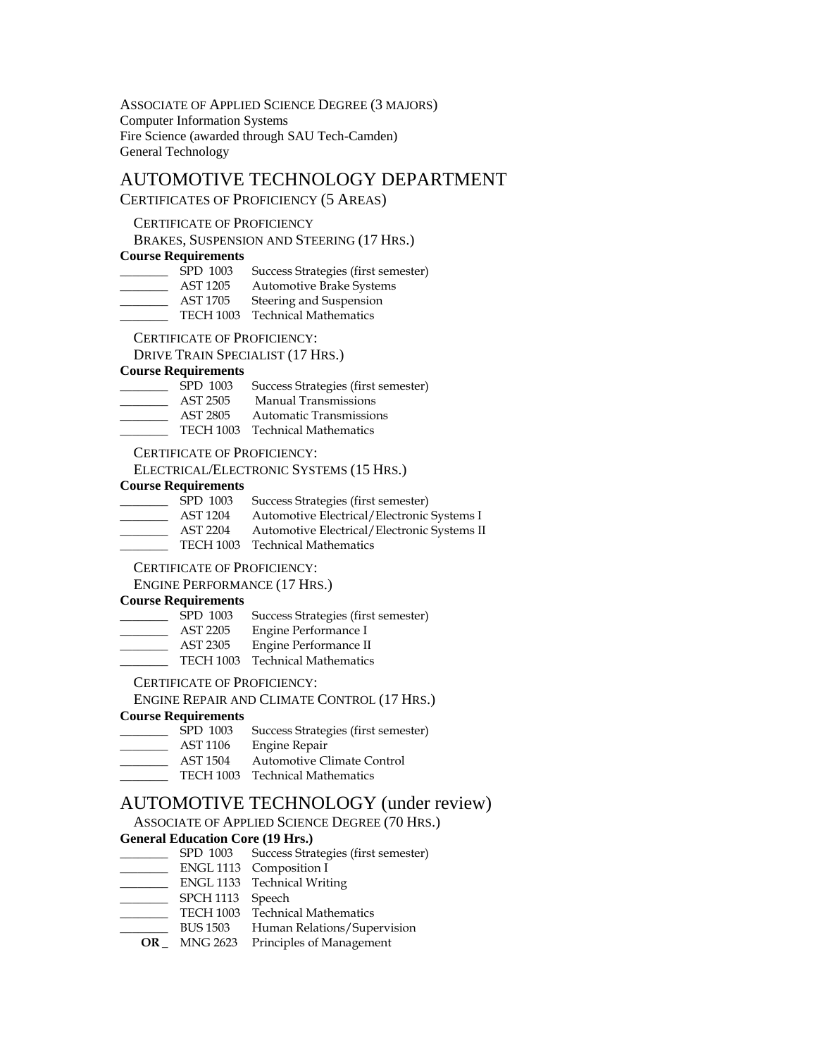Associate of Applied Science Degree (3 majors)
Computer Information Systems
Fire Science (awarded through SAU Tech-Camden)
General Technology

# AUTOMOTIVE TECHNOLOGY DEPARTMENT

Certificates of Proficiency (5 Areas)

Certificate of Proficiency
Brakes, Suspension and Steering (17 Hrs.)

**Course Requirements**

_______ SPD 1003 Success Strategies (first semester)
_______ AST 1205 Automotive Brake Systems
_______ AST 1705 Steering and Suspension
_______ TECH 1003 Technical Mathematics

Certificate of Proficiency:
Drive Train Specialist (17 Hrs.)

**Course Requirements**

_______ SPD 1003 Success Strategies (first semester)
_______ AST 2505 Manual Transmissions
_______ AST 2805 Automatic Transmissions
_______ TECH 1003 Technical Mathematics

Certificate of Proficiency:
Electrical/Electronic Systems (15 Hrs.)

**Course Requirements**

_______ SPD 1003 Success Strategies (first semester)
_______ AST 1204 Automotive Electrical/Electronic Systems I
_______ AST 2204 Automotive Electrical/Electronic Systems II
_______ TECH 1003 Technical Mathematics

Certificate of Proficiency:
Engine Performance (17 Hrs.)

**Course Requirements**

_______ SPD 1003 Success Strategies (first semester)
_______ AST 2205 Engine Performance I
_______ AST 2305 Engine Performance II
_______ TECH 1003 Technical Mathematics

Certificate of Proficiency:
Engine Repair and Climate Control (17 Hrs.)

**Course Requirements**

_______ SPD 1003 Success Strategies (first semester)
_______ AST 1106 Engine Repair
_______ AST 1504 Automotive Climate Control
_______ TECH 1003 Technical Mathematics

# AUTOMOTIVE TECHNOLOGY (under review)

Associate of Applied Science Degree (70 Hrs.)

**General Education Core (19 Hrs.)**

_______ SPD 1003 Success Strategies (first semester)
_______ ENGL 1113 Composition I
_______ ENGL 1133 Technical Writing
_______ SPCH 1113 Speech
_______ TECH 1003 Technical Mathematics
_______ BUS 1503 Human Relations/Supervision
**OR** _ MNG 2623 Principles of Management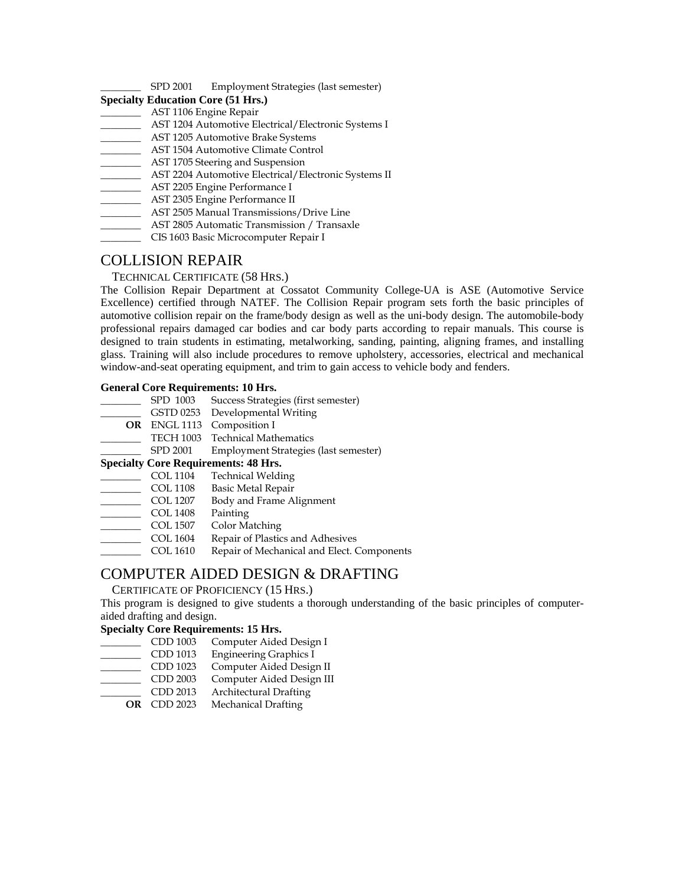_______ SPD 2001 Employment Strategies (last semester)

**Specialty Education Core (51 Hrs.)**

_______ AST 1106 Engine Repair
_______ AST 1204 Automotive Electrical/Electronic Systems I
_______ AST 1205 Automotive Brake Systems
_______ AST 1504 Automotive Climate Control
_______ AST 1705 Steering and Suspension
_______ AST 2204 Automotive Electrical/Electronic Systems II
_______ AST 2205 Engine Performance I
_______ AST 2305 Engine Performance II
_______ AST 2505 Manual Transmissions/Drive Line
_______ AST 2805 Automatic Transmission / Transaxle
_______ CIS 1603 Basic Microcomputer Repair I

# COLLISION REPAIR

TECHNICAL CERTIFICATE (58 HRS.)

The Collision Repair Department at Cossatot Community College-UA is ASE (Automotive Service Excellence) certified through NATEF. The Collision Repair program sets forth the basic principles of automotive collision repair on the frame/body design as well as the uni-body design. The automobile-body professional repairs damaged car bodies and car body parts according to repair manuals. This course is designed to train students in estimating, metalworking, sanding, painting, aligning frames, and installing glass. Training will also include procedures to remove upholstery, accessories, electrical and mechanical window-and-seat operating equipment, and trim to gain access to vehicle body and fenders.

**General Core Requirements: 10 Hrs.**

_______ SPD 1003 Success Strategies (first semester)
_______ GSTD 0253 Developmental Writing
**OR** ENGL 1113 Composition I
_______ TECH 1003 Technical Mathematics
_______ SPD 2001 Employment Strategies (last semester)

**Specialty Core Requirements: 48 Hrs.**

_______ COL 1104 Technical Welding
_______ COL 1108 Basic Metal Repair
_______ COL 1207 Body and Frame Alignment
_______ COL 1408 Painting
_______ COL 1507 Color Matching
_______ COL 1604 Repair of Plastics and Adhesives
_______ COL 1610 Repair of Mechanical and Elect. Components

# COMPUTER AIDED DESIGN & DRAFTING

CERTIFICATE OF PROFICIENCY (15 HRS.)

This program is designed to give students a thorough understanding of the basic principles of computer-aided drafting and design.

**Specialty Core Requirements: 15 Hrs.**

_______ CDD 1003 Computer Aided Design I
_______ CDD 1013 Engineering Graphics I
_______ CDD 1023 Computer Aided Design II
_______ CDD 2003 Computer Aided Design III
_______ CDD 2013 Architectural Drafting
**OR** CDD 2023 Mechanical Drafting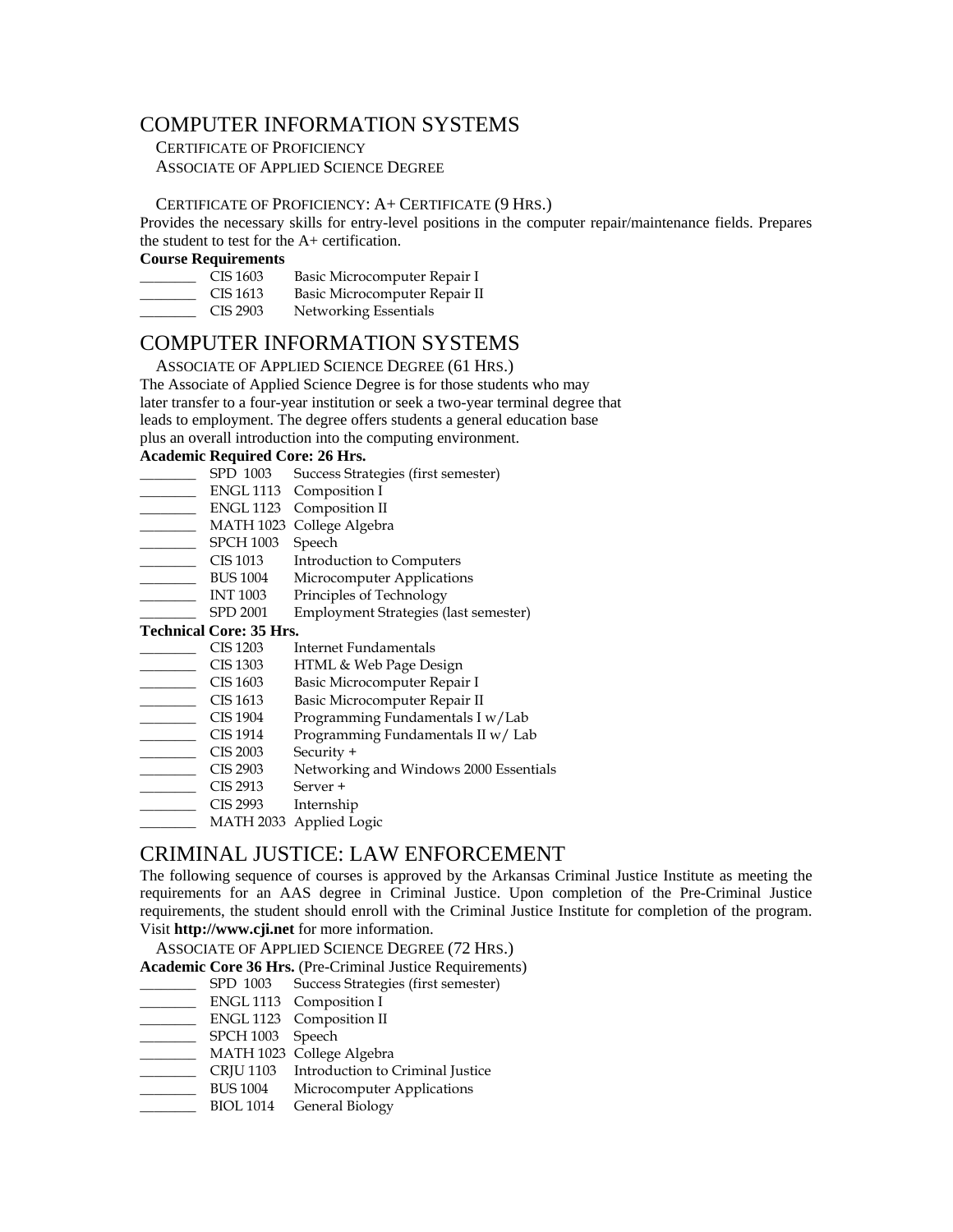# COMPUTER INFORMATION SYSTEMS

CERTIFICATE OF PROFICIENCY
ASSOCIATE OF APPLIED SCIENCE DEGREE

CERTIFICATE OF PROFICIENCY: A+ CERTIFICATE (9 HRS.)

Provides the necessary skills for entry-level positions in the computer repair/maintenance fields. Prepares the student to test for the A+ certification.

**Course Requirements**

_______ CIS 1603 Basic Microcomputer Repair I
_______ CIS 1613 Basic Microcomputer Repair II
_______ CIS 2903 Networking Essentials

# COMPUTER INFORMATION SYSTEMS

ASSOCIATE OF APPLIED SCIENCE DEGREE (61 HRS.)

The Associate of Applied Science Degree is for those students who may later transfer to a four-year institution or seek a two-year terminal degree that leads to employment. The degree offers students a general education base plus an overall introduction into the computing environment.

**Academic Required Core: 26 Hrs.**

_______ SPD 1003 Success Strategies (first semester)
_______ ENGL 1113 Composition I
_______ ENGL 1123 Composition II
_______ MATH 1023 College Algebra
_______ SPCH 1003 Speech
_______ CIS 1013 Introduction to Computers
_______ BUS 1004 Microcomputer Applications
_______ INT 1003 Principles of Technology
_______ SPD 2001 Employment Strategies (last semester)

**Technical Core: 35 Hrs.**

_______ CIS 1203 Internet Fundamentals
_______ CIS 1303 HTML & Web Page Design
_______ CIS 1603 Basic Microcomputer Repair I
_______ CIS 1613 Basic Microcomputer Repair II
_______ CIS 1904 Programming Fundamentals I w/Lab
_______ CIS 1914 Programming Fundamentals II w/ Lab
_______ CIS 2003 Security +
_______ CIS 2903 Networking and Windows 2000 Essentials
_______ CIS 2913 Server +
_______ CIS 2993 Internship
_______ MATH 2033 Applied Logic

# CRIMINAL JUSTICE: LAW ENFORCEMENT

The following sequence of courses is approved by the Arkansas Criminal Justice Institute as meeting the requirements for an AAS degree in Criminal Justice. Upon completion of the Pre-Criminal Justice requirements, the student should enroll with the Criminal Justice Institute for completion of the program. Visit **http://www.cji.net** for more information.

ASSOCIATE OF APPLIED SCIENCE DEGREE (72 HRS.)

**Academic Core 36 Hrs.** (Pre-Criminal Justice Requirements)

_______ SPD 1003 Success Strategies (first semester)
_______ ENGL 1113 Composition I
_______ ENGL 1123 Composition II
_______ SPCH 1003 Speech
_______ MATH 1023 College Algebra
_______ CRJU 1103 Introduction to Criminal Justice
_______ BUS 1004 Microcomputer Applications
_______ BIOL 1014 General Biology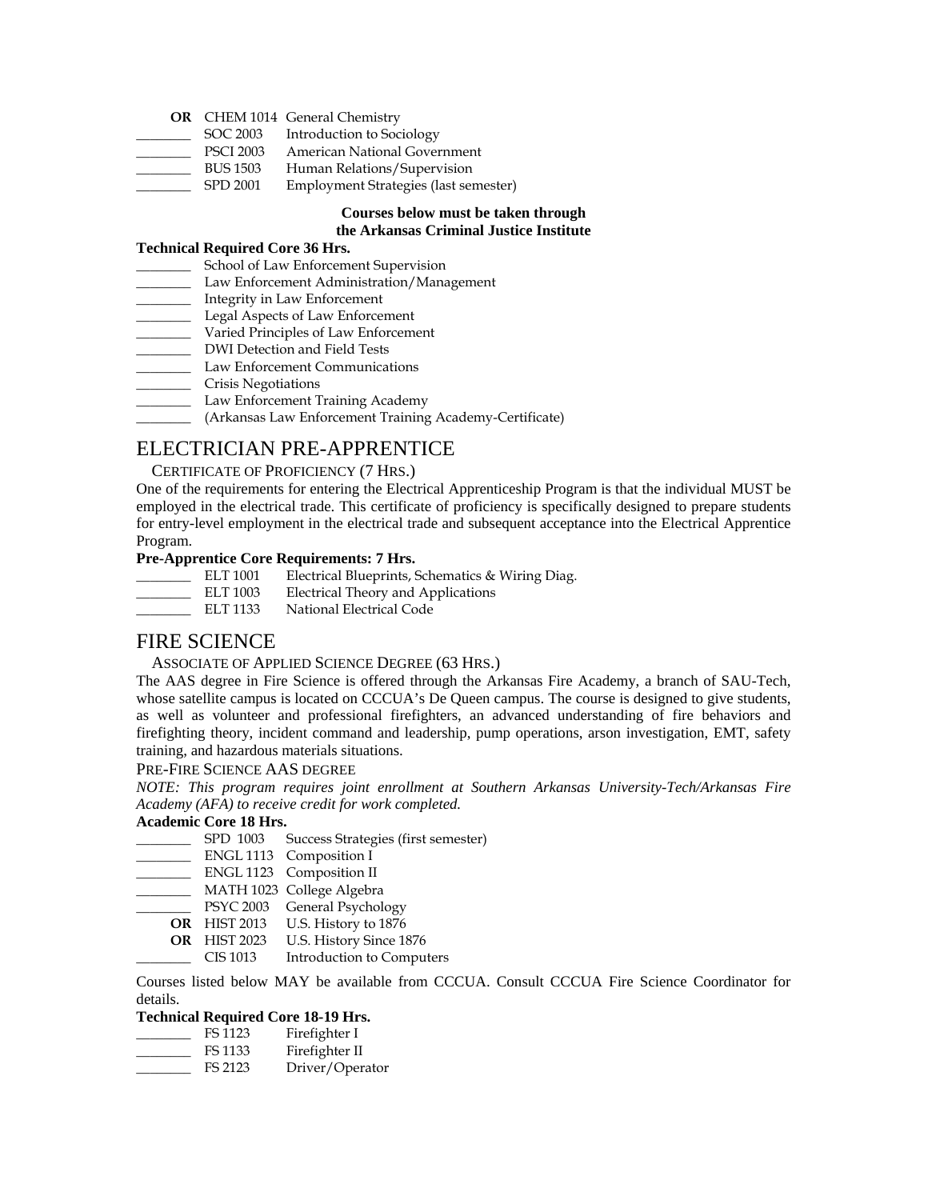**OR** CHEM 1014 General Chemistry
_______ SOC 2003 Introduction to Sociology
_______ PSCI 2003 American National Government
_______ BUS 1503 Human Relations/Supervision
_______ SPD 2001 Employment Strategies (last semester)

**Courses below must be taken through the Arkansas Criminal Justice Institute**

**Technical Required Core 36 Hrs.**

_______ School of Law Enforcement Supervision
_______ Law Enforcement Administration/Management
_______ Integrity in Law Enforcement
_______ Legal Aspects of Law Enforcement
_______ Varied Principles of Law Enforcement
_______ DWI Detection and Field Tests
_______ Law Enforcement Communications
_______ Crisis Negotiations
_______ Law Enforcement Training Academy
_______ (Arkansas Law Enforcement Training Academy-Certificate)

# ELECTRICIAN PRE-APPRENTICE

## CERTIFICATE OF PROFICIENCY (7 HRS.)

One of the requirements for entering the Electrical Apprenticeship Program is that the individual MUST be employed in the electrical trade. This certificate of proficiency is specifically designed to prepare students for entry-level employment in the electrical trade and subsequent acceptance into the Electrical Apprentice Program.

**Pre-Apprentice Core Requirements: 7 Hrs.**

_______ ELT 1001 Electrical Blueprints, Schematics & Wiring Diag.
_______ ELT 1003 Electrical Theory and Applications
_______ ELT 1133 National Electrical Code

# FIRE SCIENCE

## ASSOCIATE OF APPLIED SCIENCE DEGREE (63 HRS.)

The AAS degree in Fire Science is offered through the Arkansas Fire Academy, a branch of SAU-Tech, whose satellite campus is located on CCCUA's De Queen campus. The course is designed to give students, as well as volunteer and professional firefighters, an advanced understanding of fire behaviors and firefighting theory, incident command and leadership, pump operations, arson investigation, EMT, safety training, and hazardous materials situations.

PRE-FIRE SCIENCE AAS DEGREE

*NOTE: This program requires joint enrollment at Southern Arkansas University-Tech/Arkansas Fire Academy (AFA) to receive credit for work completed.*

**Academic Core 18 Hrs.**

_______ SPD 1003 Success Strategies (first semester)
_______ ENGL 1113 Composition I
_______ ENGL 1123 Composition II
_______ MATH 1023 College Algebra
_______ PSYC 2003 General Psychology
**OR** HIST 2013 U.S. History to 1876
**OR** HIST 2023 U.S. History Since 1876
_______ CIS 1013 Introduction to Computers

Courses listed below MAY be available from CCCUA. Consult CCCUA Fire Science Coordinator for details.

**Technical Required Core 18-19 Hrs.**

_______ FS 1123 Firefighter I
_______ FS 1133 Firefighter II
_______ FS 2123 Driver/Operator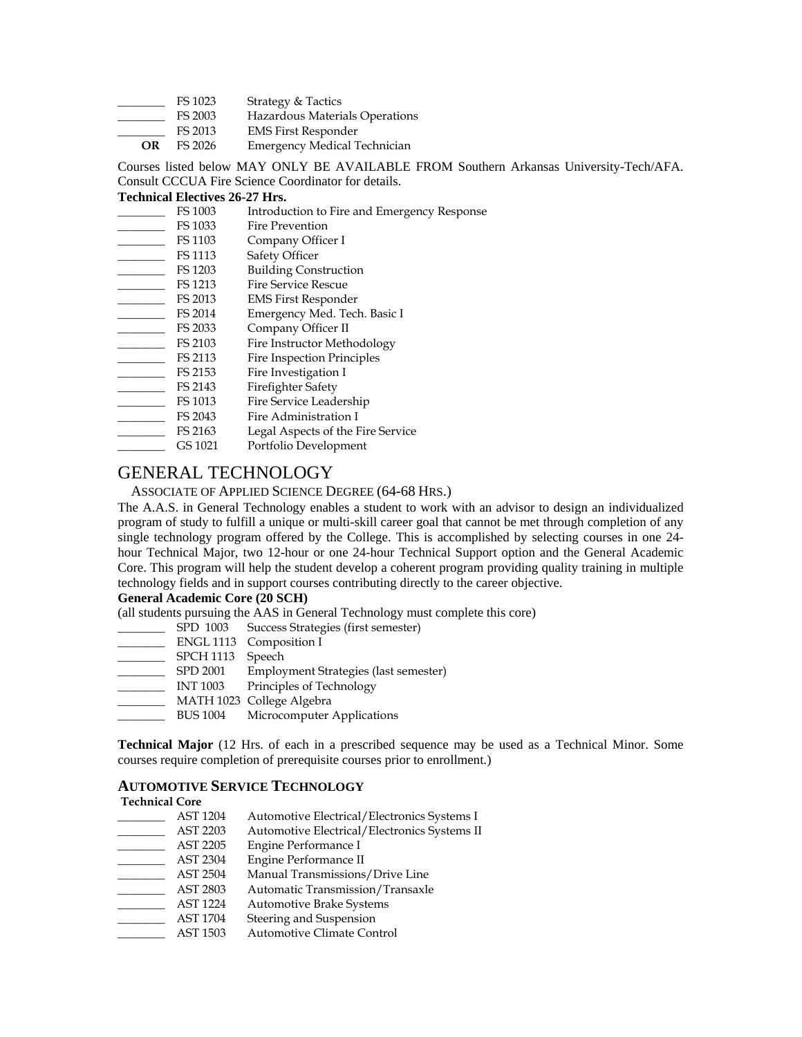_______ FS 1023 Strategy & Tactics
_______ FS 2003 Hazardous Materials Operations
_______ FS 2013 EMS First Responder
**OR** FS 2026 Emergency Medical Technician

Courses listed below MAY ONLY BE AVAILABLE FROM Southern Arkansas University-Tech/AFA. Consult CCCUA Fire Science Coordinator for details.

**Technical Electives 26-27 Hrs.**

_______ FS 1003 Introduction to Fire and Emergency Response
_______ FS 1033 Fire Prevention
_______ FS 1103 Company Officer I
_______ FS 1113 Safety Officer
_______ FS 1203 Building Construction
_______ FS 1213 Fire Service Rescue
_______ FS 2013 EMS First Responder
_______ FS 2014 Emergency Med. Tech. Basic I
_______ FS 2033 Company Officer II
_______ FS 2103 Fire Instructor Methodology
_______ FS 2113 Fire Inspection Principles
_______ FS 2153 Fire Investigation I
_______ FS 2143 Firefighter Safety
_______ FS 1013 Fire Service Leadership
_______ FS 2043 Fire Administration I
_______ FS 2163 Legal Aspects of the Fire Service
_______ GS 1021 Portfolio Development

# GENERAL TECHNOLOGY

ASSOCIATE OF APPLIED SCIENCE DEGREE (64-68 HRS.)

The A.A.S. in General Technology enables a student to work with an advisor to design an individualized program of study to fulfill a unique or multi-skill career goal that cannot be met through completion of any single technology program offered by the College. This is accomplished by selecting courses in one 24-hour Technical Major, two 12-hour or one 24-hour Technical Support option and the General Academic Core. This program will help the student develop a coherent program providing quality training in multiple technology fields and in support courses contributing directly to the career objective.

**General Academic Core (20 SCH)**

(all students pursuing the AAS in General Technology must complete this core)

_______ SPD 1003 Success Strategies (first semester)
_______ ENGL 1113 Composition I
_______ SPCH 1113 Speech
_______ SPD 2001 Employment Strategies (last semester)
_______ INT 1003 Principles of Technology
_______ MATH 1023 College Algebra
_______ BUS 1004 Microcomputer Applications

**Technical Major** (12 Hrs. of each in a prescribed sequence may be used as a Technical Minor. Some courses require completion of prerequisite courses prior to enrollment.)

## AUTOMOTIVE SERVICE TECHNOLOGY

**Technical Core**

_______ AST 1204 Automotive Electrical/Electronics Systems I
_______ AST 2203 Automotive Electrical/Electronics Systems II
_______ AST 2205 Engine Performance I
_______ AST 2304 Engine Performance II
_______ AST 2504 Manual Transmissions/Drive Line
_______ AST 2803 Automatic Transmission/Transaxle
_______ AST 1224 Automotive Brake Systems
_______ AST 1704 Steering and Suspension
_______ AST 1503 Automotive Climate Control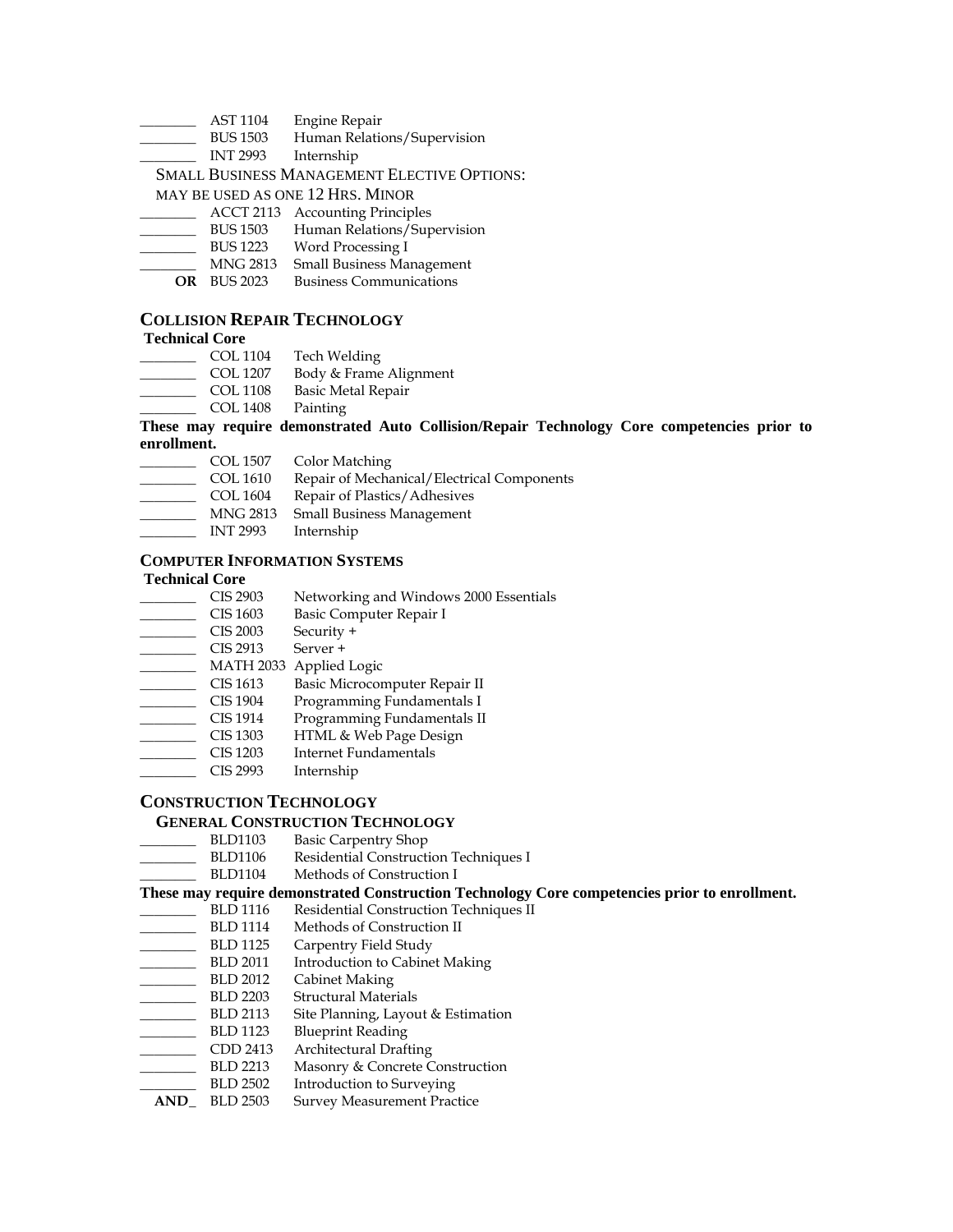_______ AST 1104 Engine Repair
_______ BUS 1503 Human Relations/Supervision
_______ INT 2993 Internship

SMALL BUSINESS MANAGEMENT ELECTIVE OPTIONS:
MAY BE USED AS ONE 12 HRS. MINOR

_______ ACCT 2113 Accounting Principles
_______ BUS 1503 Human Relations/Supervision
_______ BUS 1223 Word Processing I
_______ MNG 2813 Small Business Management
**OR** BUS 2023 Business Communications

### COLLISION REPAIR TECHNOLOGY

**Technical Core**

_______ COL 1104 Tech Welding
_______ COL 1207 Body & Frame Alignment
_______ COL 1108 Basic Metal Repair
_______ COL 1408 Painting

**These may require demonstrated Auto Collision/Repair Technology Core competencies prior to enrollment.**

_______ COL 1507 Color Matching
_______ COL 1610 Repair of Mechanical/Electrical Components
_______ COL 1604 Repair of Plastics/Adhesives
_______ MNG 2813 Small Business Management
_______ INT 2993 Internship

### COMPUTER INFORMATION SYSTEMS

**Technical Core**

_______ CIS 2903 Networking and Windows 2000 Essentials
_______ CIS 1603 Basic Computer Repair I
_______ CIS 2003 Security +
_______ CIS 2913 Server +
_______ MATH 2033 Applied Logic
_______ CIS 1613 Basic Microcomputer Repair II
_______ CIS 1904 Programming Fundamentals I
_______ CIS 1914 Programming Fundamentals II
_______ CIS 1303 HTML & Web Page Design
_______ CIS 1203 Internet Fundamentals
_______ CIS 2993 Internship

### CONSTRUCTION TECHNOLOGY

#### GENERAL CONSTRUCTION TECHNOLOGY

_______ BLD1103 Basic Carpentry Shop
_______ BLD1106 Residential Construction Techniques I
_______ BLD1104 Methods of Construction I

**These may require demonstrated Construction Technology Core competencies prior to enrollment.**

_______ BLD 1116 Residential Construction Techniques II
_______ BLD 1114 Methods of Construction II
_______ BLD 1125 Carpentry Field Study
_______ BLD 2011 Introduction to Cabinet Making
_______ BLD 2012 Cabinet Making
_______ BLD 2203 Structural Materials
_______ BLD 2113 Site Planning, Layout & Estimation
_______ BLD 1123 Blueprint Reading
_______ CDD 2413 Architectural Drafting
_______ BLD 2213 Masonry & Concrete Construction
_______ BLD 2502 Introduction to Surveying
**AND_** BLD 2503 Survey Measurement Practice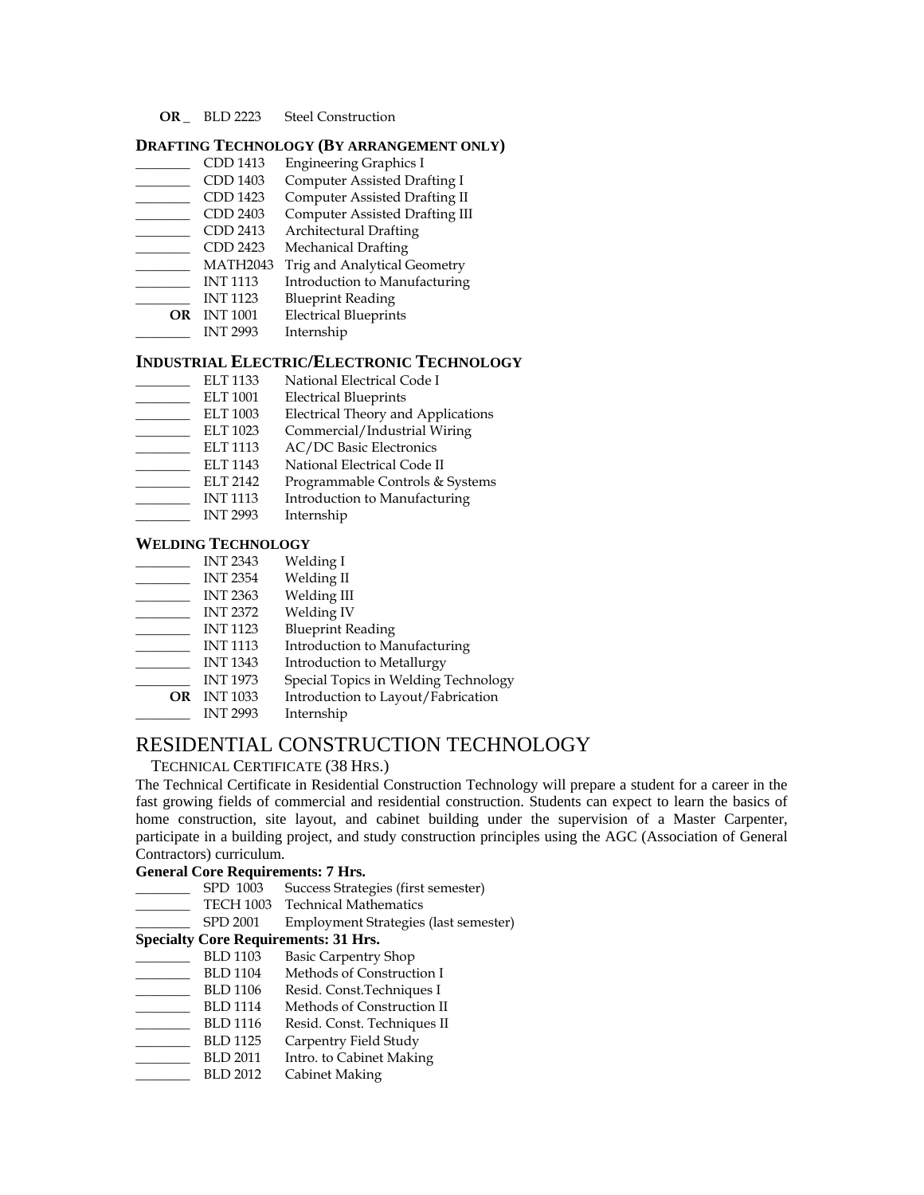**OR** _ BLD 2223 Steel Construction

### DRAFTING TECHNOLOGY (BY ARRANGEMENT ONLY)

- _______ CDD 1413 Engineering Graphics I
- _______ CDD 1403 Computer Assisted Drafting I
- _______ CDD 1423 Computer Assisted Drafting II
- _______ CDD 2403 Computer Assisted Drafting III
- _______ CDD 2413 Architectural Drafting
- _______ CDD 2423 Mechanical Drafting
- _______ MATH2043 Trig and Analytical Geometry
- _______ INT 1113 Introduction to Manufacturing
- _______ INT 1123 Blueprint Reading
- **OR** INT 1001 Electrical Blueprints
- _______ INT 2993 Internship

### INDUSTRIAL ELECTRIC/ELECTRONIC TECHNOLOGY

- _______ ELT 1133 National Electrical Code I
- _______ ELT 1001 Electrical Blueprints
- _______ ELT 1003 Electrical Theory and Applications
- _______ ELT 1023 Commercial/Industrial Wiring
- _______ ELT 1113 AC/DC Basic Electronics
- _______ ELT 1143 National Electrical Code II
- _______ ELT 2142 Programmable Controls & Systems
- _______ INT 1113 Introduction to Manufacturing
- _______ INT 2993 Internship

### WELDING TECHNOLOGY

- _______ INT 2343 Welding I
- _______ INT 2354 Welding II
- _______ INT 2363 Welding III
- _______ INT 2372 Welding IV
- _______ INT 1123 Blueprint Reading
- _______ INT 1113 Introduction to Manufacturing
- _______ INT 1343 Introduction to Metallurgy
- _______ INT 1973 Special Topics in Welding Technology
- **OR** INT 1033 Introduction to Layout/Fabrication
- _______ INT 2993 Internship

# RESIDENTIAL CONSTRUCTION TECHNOLOGY

TECHNICAL CERTIFICATE (38 HRS.)

The Technical Certificate in Residential Construction Technology will prepare a student for a career in the fast growing fields of commercial and residential construction. Students can expect to learn the basics of home construction, site layout, and cabinet building under the supervision of a Master Carpenter, participate in a building project, and study construction principles using the AGC (Association of General Contractors) curriculum.

**General Core Requirements: 7 Hrs.**

- _______ SPD 1003 Success Strategies (first semester)
- _______ TECH 1003 Technical Mathematics
- _______ SPD 2001 Employment Strategies (last semester)

**Specialty Core Requirements: 31 Hrs.**

- _______ BLD 1103 Basic Carpentry Shop
- _______ BLD 1104 Methods of Construction I
- _______ BLD 1106 Resid. Const.Techniques I
- _______ BLD 1114 Methods of Construction II
- _______ BLD 1116 Resid. Const. Techniques II
- _______ BLD 1125 Carpentry Field Study
- _______ BLD 2011 Intro. to Cabinet Making
- _______ BLD 2012 Cabinet Making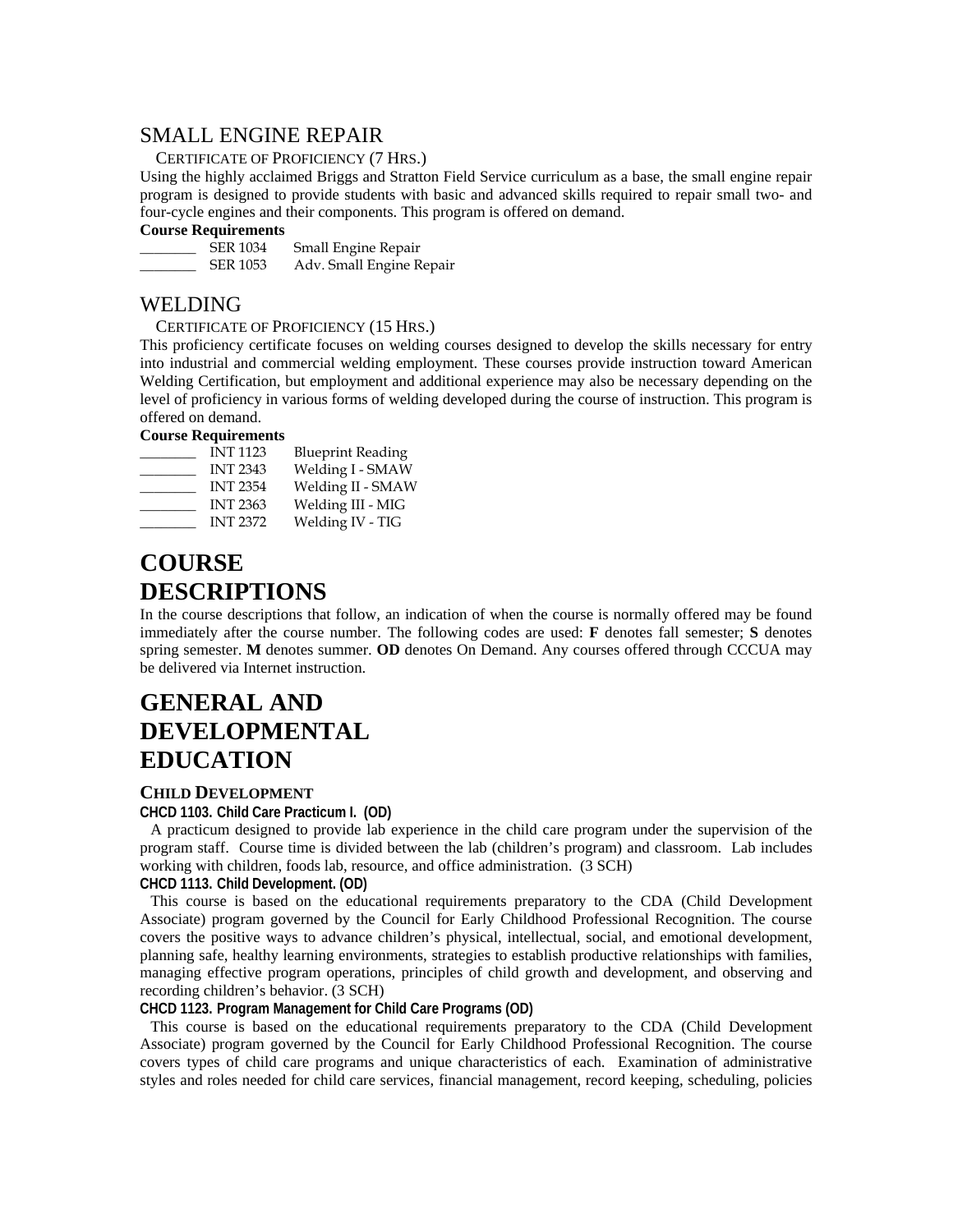## SMALL ENGINE REPAIR

CERTIFICATE OF PROFICIENCY (7 HRS.)

Using the highly acclaimed Briggs and Stratton Field Service curriculum as a base, the small engine repair program is designed to provide students with basic and advanced skills required to repair small two- and four-cycle engines and their components. This program is offered on demand.

**Course Requirements**

_______ SER 1034 Small Engine Repair
_______ SER 1053 Adv. Small Engine Repair

## WELDING

CERTIFICATE OF PROFICIENCY (15 HRS.)

This proficiency certificate focuses on welding courses designed to develop the skills necessary for entry into industrial and commercial welding employment. These courses provide instruction toward American Welding Certification, but employment and additional experience may also be necessary depending on the level of proficiency in various forms of welding developed during the course of instruction. This program is offered on demand.

**Course Requirements**

_______ INT 1123 Blueprint Reading
_______ INT 2343 Welding I - SMAW
_______ INT 2354 Welding II - SMAW
_______ INT 2363 Welding III - MIG
_______ INT 2372 Welding IV - TIG

# COURSE DESCRIPTIONS

In the course descriptions that follow, an indication of when the course is normally offered may be found immediately after the course number. The following codes are used: **F** denotes fall semester; **S** denotes spring semester. **M** denotes summer. **OD** denotes On Demand. Any courses offered through CCCUA may be delivered via Internet instruction.

# GENERAL AND DEVELOPMENTAL EDUCATION

### CHILD DEVELOPMENT

**CHCD 1103. Child Care Practicum I. (OD)**

A practicum designed to provide lab experience in the child care program under the supervision of the program staff. Course time is divided between the lab (children's program) and classroom. Lab includes working with children, foods lab, resource, and office administration. (3 SCH)

**CHCD 1113. Child Development. (OD)**

This course is based on the educational requirements preparatory to the CDA (Child Development Associate) program governed by the Council for Early Childhood Professional Recognition. The course covers the positive ways to advance children's physical, intellectual, social, and emotional development, planning safe, healthy learning environments, strategies to establish productive relationships with families, managing effective program operations, principles of child growth and development, and observing and recording children's behavior. (3 SCH)

**CHCD 1123. Program Management for Child Care Programs (OD)**

This course is based on the educational requirements preparatory to the CDA (Child Development Associate) program governed by the Council for Early Childhood Professional Recognition. The course covers types of child care programs and unique characteristics of each. Examination of administrative styles and roles needed for child care services, financial management, record keeping, scheduling, policies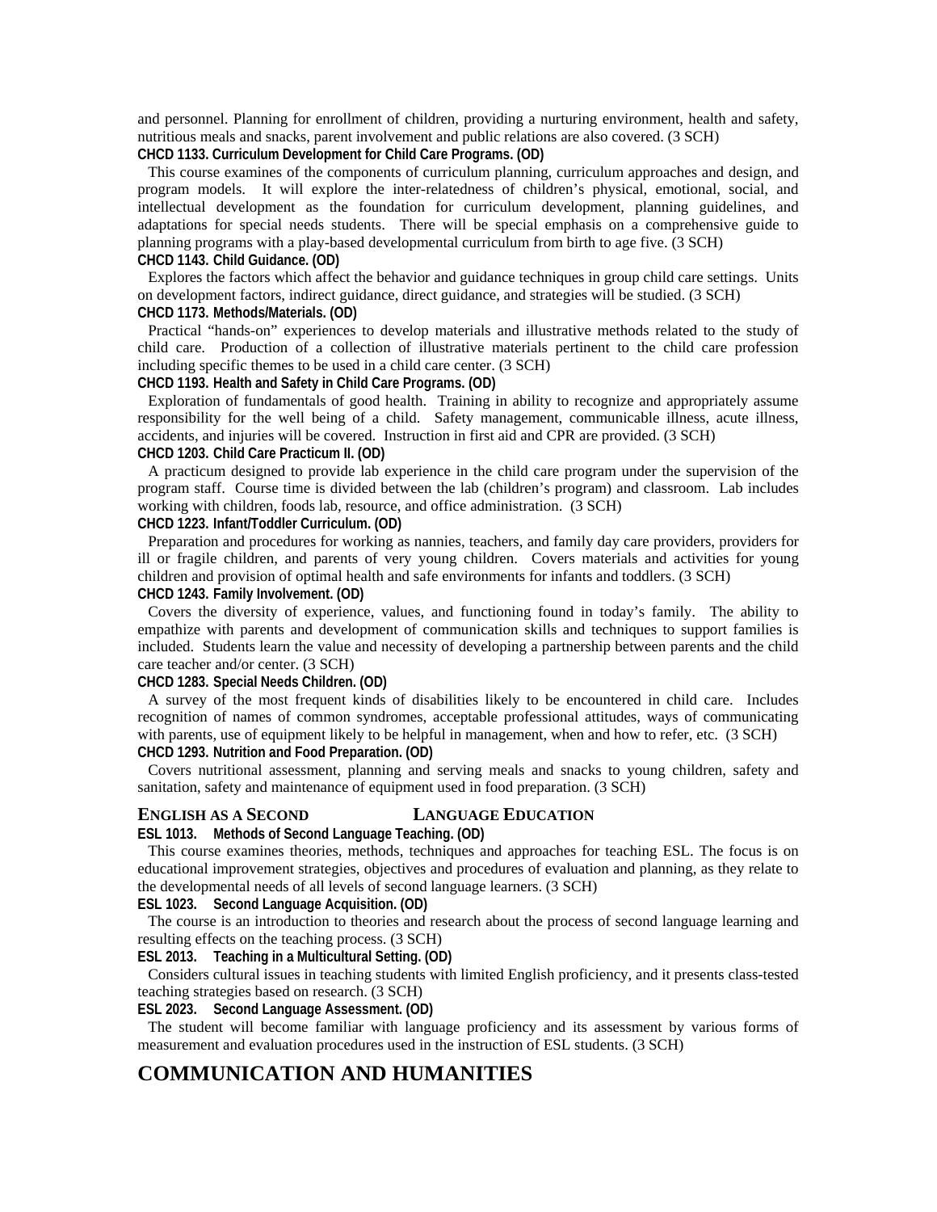and personnel. Planning for enrollment of children, providing a nurturing environment, health and safety, nutritious meals and snacks, parent involvement and public relations are also covered. (3 SCH)

**CHCD 1133. Curriculum Development for Child Care Programs. (OD)**

This course examines of the components of curriculum planning, curriculum approaches and design, and program models. It will explore the inter-relatedness of children's physical, emotional, social, and intellectual development as the foundation for curriculum development, planning guidelines, and adaptations for special needs students. There will be special emphasis on a comprehensive guide to planning programs with a play-based developmental curriculum from birth to age five. (3 SCH)

**CHCD 1143. Child Guidance. (OD)**

Explores the factors which affect the behavior and guidance techniques in group child care settings. Units on development factors, indirect guidance, direct guidance, and strategies will be studied. (3 SCH)

**CHCD 1173. Methods/Materials. (OD)**

Practical "hands-on" experiences to develop materials and illustrative methods related to the study of child care. Production of a collection of illustrative materials pertinent to the child care profession including specific themes to be used in a child care center. (3 SCH)

**CHCD 1193. Health and Safety in Child Care Programs. (OD)**

Exploration of fundamentals of good health. Training in ability to recognize and appropriately assume responsibility for the well being of a child. Safety management, communicable illness, acute illness, accidents, and injuries will be covered. Instruction in first aid and CPR are provided. (3 SCH)

**CHCD 1203. Child Care Practicum II. (OD)**

A practicum designed to provide lab experience in the child care program under the supervision of the program staff. Course time is divided between the lab (children's program) and classroom. Lab includes working with children, foods lab, resource, and office administration. (3 SCH)

**CHCD 1223. Infant/Toddler Curriculum. (OD)**

Preparation and procedures for working as nannies, teachers, and family day care providers, providers for ill or fragile children, and parents of very young children. Covers materials and activities for young children and provision of optimal health and safe environments for infants and toddlers. (3 SCH)

**CHCD 1243. Family Involvement. (OD)**

Covers the diversity of experience, values, and functioning found in today's family. The ability to empathize with parents and development of communication skills and techniques to support families is included. Students learn the value and necessity of developing a partnership between parents and the child care teacher and/or center. (3 SCH)

**CHCD 1283. Special Needs Children. (OD)**

A survey of the most frequent kinds of disabilities likely to be encountered in child care. Includes recognition of names of common syndromes, acceptable professional attitudes, ways of communicating with parents, use of equipment likely to be helpful in management, when and how to refer, etc. (3 SCH)

**CHCD 1293. Nutrition and Food Preparation. (OD)**

Covers nutritional assessment, planning and serving meals and snacks to young children, safety and sanitation, safety and maintenance of equipment used in food preparation. (3 SCH)

### English as a Second Language Education

**ESL 1013. Methods of Second Language Teaching. (OD)**

This course examines theories, methods, techniques and approaches for teaching ESL. The focus is on educational improvement strategies, objectives and procedures of evaluation and planning, as they relate to the developmental needs of all levels of second language learners. (3 SCH)

**ESL 1023. Second Language Acquisition. (OD)**

The course is an introduction to theories and research about the process of second language learning and resulting effects on the teaching process. (3 SCH)

**ESL 2013. Teaching in a Multicultural Setting. (OD)**

Considers cultural issues in teaching students with limited English proficiency, and it presents class-tested teaching strategies based on research. (3 SCH)

**ESL 2023. Second Language Assessment. (OD)**

The student will become familiar with language proficiency and its assessment by various forms of measurement and evaluation procedures used in the instruction of ESL students. (3 SCH)

## COMMUNICATION AND HUMANITIES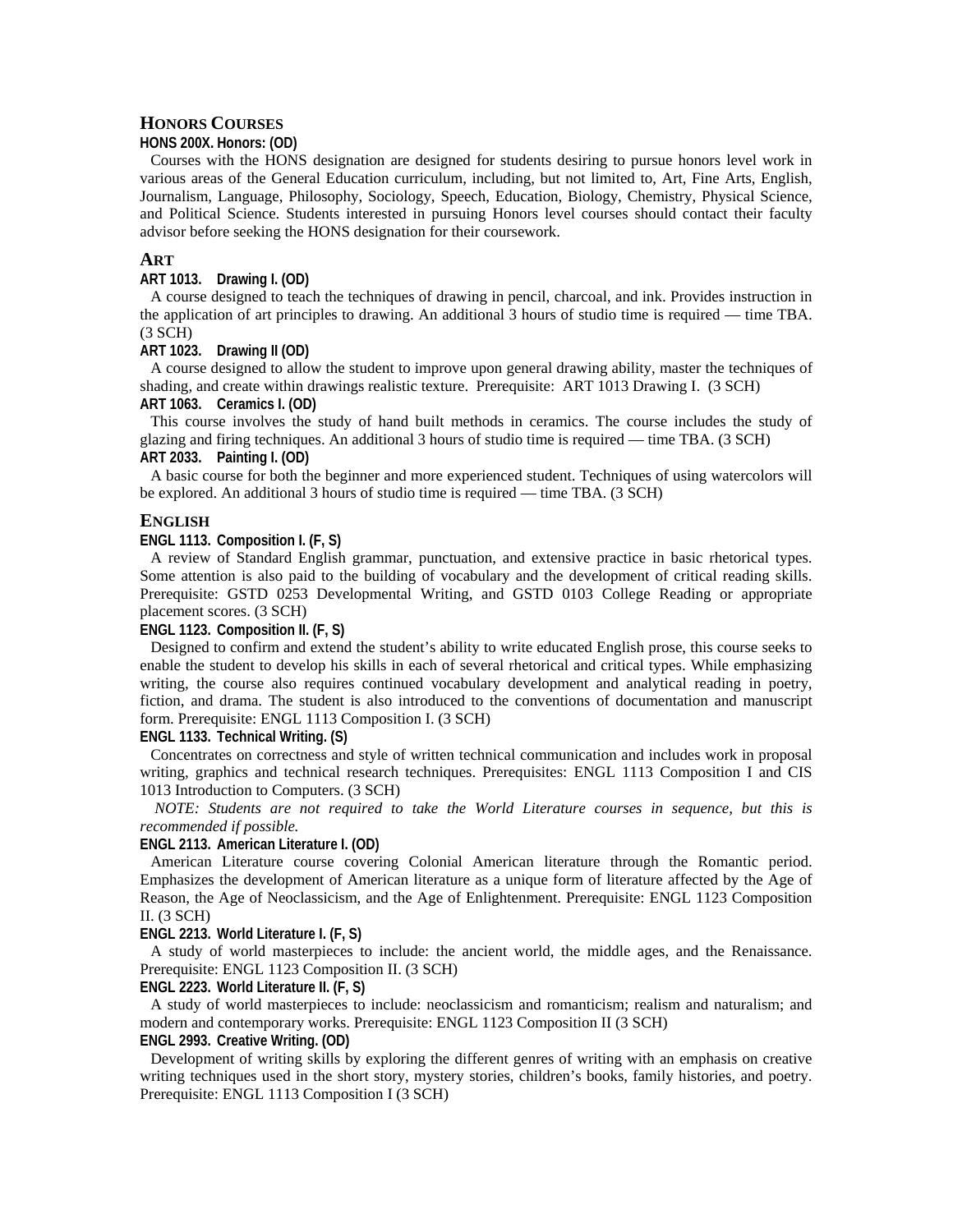## HONORS COURSES

**HONS 200X. Honors: (OD)**

Courses with the HONS designation are designed for students desiring to pursue honors level work in various areas of the General Education curriculum, including, but not limited to, Art, Fine Arts, English, Journalism, Language, Philosophy, Sociology, Speech, Education, Biology, Chemistry, Physical Science, and Political Science. Students interested in pursuing Honors level courses should contact their faculty advisor before seeking the HONS designation for their coursework.

## ART

**ART 1013. Drawing I. (OD)**

A course designed to teach the techniques of drawing in pencil, charcoal, and ink. Provides instruction in the application of art principles to drawing. An additional 3 hours of studio time is required — time TBA. (3 SCH)

**ART 1023. Drawing II (OD)**

A course designed to allow the student to improve upon general drawing ability, master the techniques of shading, and create within drawings realistic texture. Prerequisite: ART 1013 Drawing I. (3 SCH)

**ART 1063. Ceramics I. (OD)**

This course involves the study of hand built methods in ceramics. The course includes the study of glazing and firing techniques. An additional 3 hours of studio time is required — time TBA. (3 SCH)

**ART 2033. Painting I. (OD)**

A basic course for both the beginner and more experienced student. Techniques of using watercolors will be explored. An additional 3 hours of studio time is required — time TBA. (3 SCH)

## ENGLISH

**ENGL 1113. Composition I. (F, S)**

A review of Standard English grammar, punctuation, and extensive practice in basic rhetorical types. Some attention is also paid to the building of vocabulary and the development of critical reading skills. Prerequisite: GSTD 0253 Developmental Writing, and GSTD 0103 College Reading or appropriate placement scores. (3 SCH)

**ENGL 1123. Composition II. (F, S)**

Designed to confirm and extend the student's ability to write educated English prose, this course seeks to enable the student to develop his skills in each of several rhetorical and critical types. While emphasizing writing, the course also requires continued vocabulary development and analytical reading in poetry, fiction, and drama. The student is also introduced to the conventions of documentation and manuscript form. Prerequisite: ENGL 1113 Composition I. (3 SCH)

**ENGL 1133. Technical Writing. (S)**

Concentrates on correctness and style of written technical communication and includes work in proposal writing, graphics and technical research techniques. Prerequisites: ENGL 1113 Composition I and CIS 1013 Introduction to Computers. (3 SCH)

*NOTE: Students are not required to take the World Literature courses in sequence, but this is recommended if possible.*

**ENGL 2113. American Literature I. (OD)**

American Literature course covering Colonial American literature through the Romantic period. Emphasizes the development of American literature as a unique form of literature affected by the Age of Reason, the Age of Neoclassicism, and the Age of Enlightenment. Prerequisite: ENGL 1123 Composition II. (3 SCH)

**ENGL 2213. World Literature I. (F, S)**

A study of world masterpieces to include: the ancient world, the middle ages, and the Renaissance. Prerequisite: ENGL 1123 Composition II. (3 SCH)

**ENGL 2223. World Literature II. (F, S)**

A study of world masterpieces to include: neoclassicism and romanticism; realism and naturalism; and modern and contemporary works. Prerequisite: ENGL 1123 Composition II (3 SCH)

**ENGL 2993. Creative Writing. (OD)**

Development of writing skills by exploring the different genres of writing with an emphasis on creative writing techniques used in the short story, mystery stories, children's books, family histories, and poetry. Prerequisite: ENGL 1113 Composition I (3 SCH)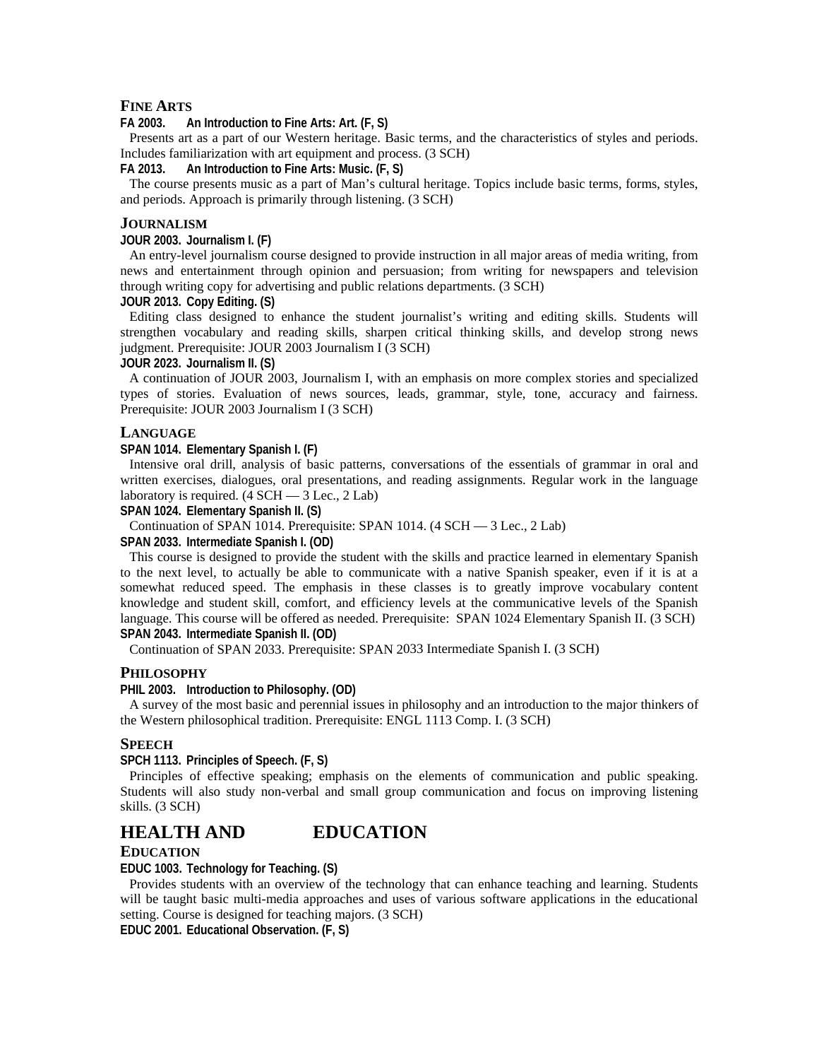### FINE ARTS

**FA 2003. An Introduction to Fine Arts: Art. (F, S)**

Presents art as a part of our Western heritage. Basic terms, and the characteristics of styles and periods. Includes familiarization with art equipment and process. (3 SCH)

**FA 2013. An Introduction to Fine Arts: Music. (F, S)**

The course presents music as a part of Man's cultural heritage. Topics include basic terms, forms, styles, and periods. Approach is primarily through listening. (3 SCH)

### JOURNALISM

**JOUR 2003. Journalism I. (F)**

An entry-level journalism course designed to provide instruction in all major areas of media writing, from news and entertainment through opinion and persuasion; from writing for newspapers and television through writing copy for advertising and public relations departments. (3 SCH)

**JOUR 2013. Copy Editing. (S)**

Editing class designed to enhance the student journalist's writing and editing skills. Students will strengthen vocabulary and reading skills, sharpen critical thinking skills, and develop strong news judgment. Prerequisite: JOUR 2003 Journalism I (3 SCH)

**JOUR 2023. Journalism II. (S)**

A continuation of JOUR 2003, Journalism I, with an emphasis on more complex stories and specialized types of stories. Evaluation of news sources, leads, grammar, style, tone, accuracy and fairness. Prerequisite: JOUR 2003 Journalism I (3 SCH)

### LANGUAGE

**SPAN 1014. Elementary Spanish I. (F)**

Intensive oral drill, analysis of basic patterns, conversations of the essentials of grammar in oral and written exercises, dialogues, oral presentations, and reading assignments. Regular work in the language laboratory is required. (4 SCH — 3 Lec., 2 Lab)

**SPAN 1024. Elementary Spanish II. (S)**

Continuation of SPAN 1014. Prerequisite: SPAN 1014. (4 SCH — 3 Lec., 2 Lab)

**SPAN 2033. Intermediate Spanish I. (OD)**

This course is designed to provide the student with the skills and practice learned in elementary Spanish to the next level, to actually be able to communicate with a native Spanish speaker, even if it is at a somewhat reduced speed. The emphasis in these classes is to greatly improve vocabulary content knowledge and student skill, comfort, and efficiency levels at the communicative levels of the Spanish language. This course will be offered as needed. Prerequisite: SPAN 1024 Elementary Spanish II. (3 SCH)

**SPAN 2043. Intermediate Spanish II. (OD)**

Continuation of SPAN 2033. Prerequisite: SPAN 2033 Intermediate Spanish I. (3 SCH)

### PHILOSOPHY

**PHIL 2003. Introduction to Philosophy. (OD)**

A survey of the most basic and perennial issues in philosophy and an introduction to the major thinkers of the Western philosophical tradition. Prerequisite: ENGL 1113 Comp. I. (3 SCH)

### SPEECH

**SPCH 1113. Principles of Speech. (F, S)**

Principles of effective speaking; emphasis on the elements of communication and public speaking. Students will also study non-verbal and small group communication and focus on improving listening skills. (3 SCH)

## HEALTH AND EDUCATION

### EDUCATION

**EDUC 1003. Technology for Teaching. (S)**

Provides students with an overview of the technology that can enhance teaching and learning. Students will be taught basic multi-media approaches and uses of various software applications in the educational setting. Course is designed for teaching majors. (3 SCH)

**EDUC 2001. Educational Observation. (F, S)**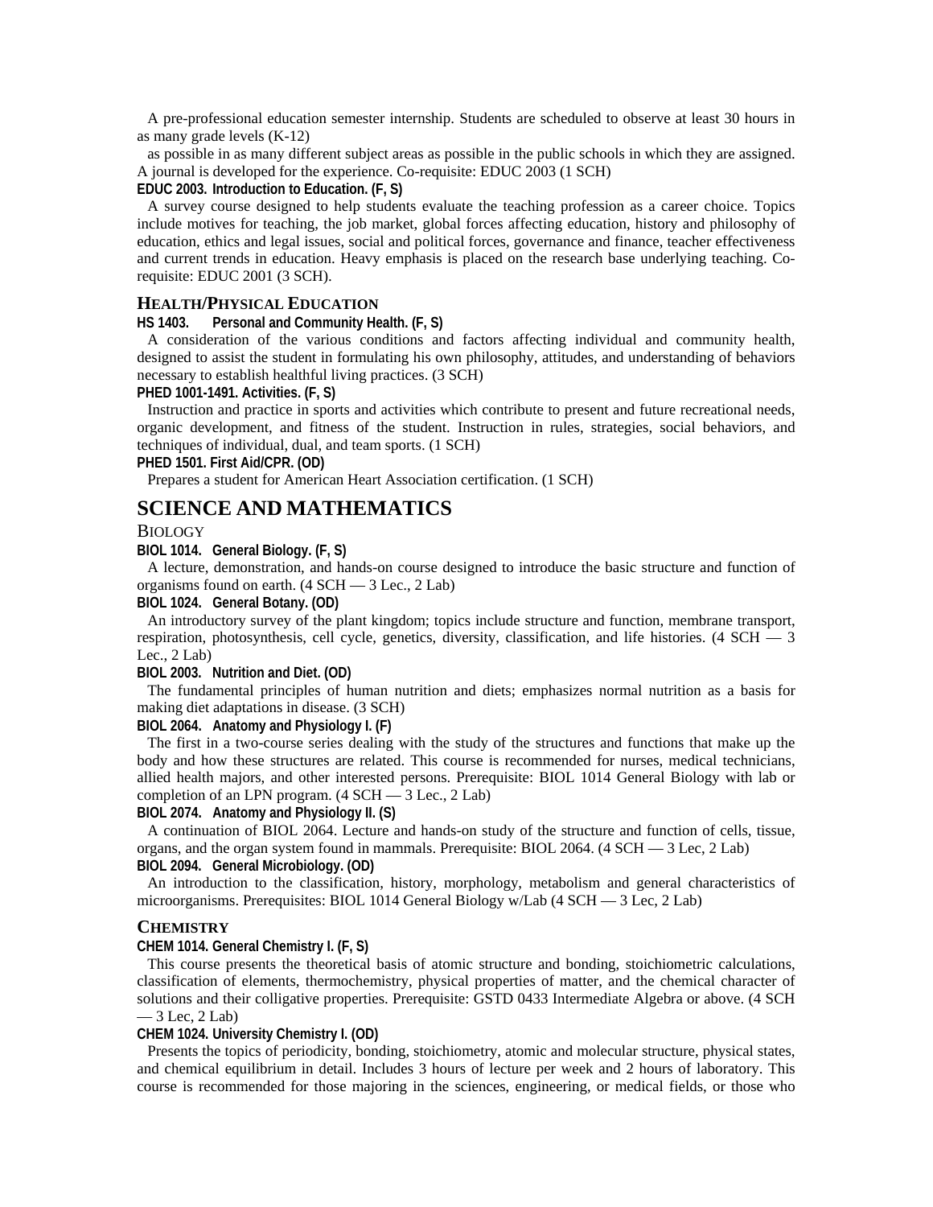A pre-professional education semester internship. Students are scheduled to observe at least 30 hours in as many grade levels (K-12)

as possible in as many different subject areas as possible in the public schools in which they are assigned. A journal is developed for the experience. Co-requisite: EDUC 2003 (1 SCH)

**EDUC 2003. Introduction to Education. (F, S)**

A survey course designed to help students evaluate the teaching profession as a career choice. Topics include motives for teaching, the job market, global forces affecting education, history and philosophy of education, ethics and legal issues, social and political forces, governance and finance, teacher effectiveness and current trends in education. Heavy emphasis is placed on the research base underlying teaching. Co-requisite: EDUC 2001 (3 SCH).

### HEALTH/PHYSICAL EDUCATION

**HS 1403. Personal and Community Health. (F, S)**

A consideration of the various conditions and factors affecting individual and community health, designed to assist the student in formulating his own philosophy, attitudes, and understanding of behaviors necessary to establish healthful living practices. (3 SCH)

**PHED 1001-1491. Activities. (F, S)**

Instruction and practice in sports and activities which contribute to present and future recreational needs, organic development, and fitness of the student. Instruction in rules, strategies, social behaviors, and techniques of individual, dual, and team sports. (1 SCH)

**PHED 1501. First Aid/CPR. (OD)**

Prepares a student for American Heart Association certification. (1 SCH)

## SCIENCE AND MATHEMATICS

### BIOLOGY

**BIOL 1014. General Biology. (F, S)**

A lecture, demonstration, and hands-on course designed to introduce the basic structure and function of organisms found on earth. (4 SCH — 3 Lec., 2 Lab)

**BIOL 1024. General Botany. (OD)**

An introductory survey of the plant kingdom; topics include structure and function, membrane transport, respiration, photosynthesis, cell cycle, genetics, diversity, classification, and life histories. (4 SCH — 3 Lec., 2 Lab)

**BIOL 2003. Nutrition and Diet. (OD)**

The fundamental principles of human nutrition and diets; emphasizes normal nutrition as a basis for making diet adaptations in disease. (3 SCH)

**BIOL 2064. Anatomy and Physiology I. (F)**

The first in a two-course series dealing with the study of the structures and functions that make up the body and how these structures are related. This course is recommended for nurses, medical technicians, allied health majors, and other interested persons. Prerequisite: BIOL 1014 General Biology with lab or completion of an LPN program. (4 SCH — 3 Lec., 2 Lab)

**BIOL 2074. Anatomy and Physiology II. (S)**

A continuation of BIOL 2064. Lecture and hands-on study of the structure and function of cells, tissue, organs, and the organ system found in mammals. Prerequisite: BIOL 2064. (4 SCH — 3 Lec, 2 Lab)

**BIOL 2094. General Microbiology. (OD)**

An introduction to the classification, history, morphology, metabolism and general characteristics of microorganisms. Prerequisites: BIOL 1014 General Biology w/Lab (4 SCH — 3 Lec, 2 Lab)

### CHEMISTRY

**CHEM 1014. General Chemistry I. (F, S)**

This course presents the theoretical basis of atomic structure and bonding, stoichiometric calculations, classification of elements, thermochemistry, physical properties of matter, and the chemical character of solutions and their colligative properties. Prerequisite: GSTD 0433 Intermediate Algebra or above. (4 SCH — 3 Lec, 2 Lab)

**CHEM 1024. University Chemistry I. (OD)**

Presents the topics of periodicity, bonding, stoichiometry, atomic and molecular structure, physical states, and chemical equilibrium in detail. Includes 3 hours of lecture per week and 2 hours of laboratory. This course is recommended for those majoring in the sciences, engineering, or medical fields, or those who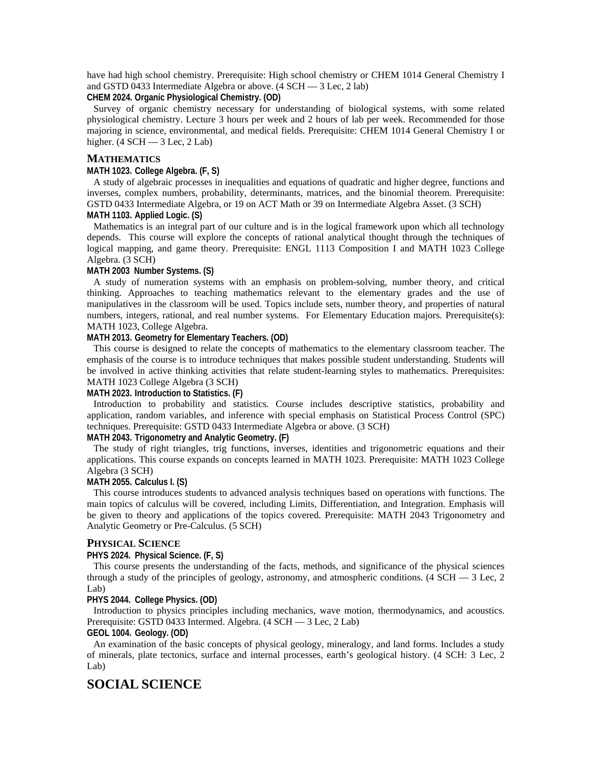have had high school chemistry. Prerequisite: High school chemistry or CHEM 1014 General Chemistry I and GSTD 0433 Intermediate Algebra or above. (4 SCH — 3 Lec, 2 lab)

**CHEM 2024. Organic Physiological Chemistry. (OD)**

Survey of organic chemistry necessary for understanding of biological systems, with some related physiological chemistry. Lecture 3 hours per week and 2 hours of lab per week. Recommended for those majoring in science, environmental, and medical fields. Prerequisite: CHEM 1014 General Chemistry I or higher. (4 SCH — 3 Lec, 2 Lab)

## MATHEMATICS

**MATH 1023. College Algebra. (F, S)**

A study of algebraic processes in inequalities and equations of quadratic and higher degree, functions and inverses, complex numbers, probability, determinants, matrices, and the binomial theorem. Prerequisite: GSTD 0433 Intermediate Algebra, or 19 on ACT Math or 39 on Intermediate Algebra Asset. (3 SCH)

**MATH 1103. Applied Logic. (S)**

Mathematics is an integral part of our culture and is in the logical framework upon which all technology depends. This course will explore the concepts of rational analytical thought through the techniques of logical mapping, and game theory. Prerequisite: ENGL 1113 Composition I and MATH 1023 College Algebra. (3 SCH)

**MATH 2003 Number Systems. (S)**

A study of numeration systems with an emphasis on problem-solving, number theory, and critical thinking. Approaches to teaching mathematics relevant to the elementary grades and the use of manipulatives in the classroom will be used. Topics include sets, number theory, and properties of natural numbers, integers, rational, and real number systems. For Elementary Education majors. Prerequisite(s): MATH 1023, College Algebra.

**MATH 2013. Geometry for Elementary Teachers. (OD)**

This course is designed to relate the concepts of mathematics to the elementary classroom teacher. The emphasis of the course is to introduce techniques that makes possible student understanding. Students will be involved in active thinking activities that relate student-learning styles to mathematics. Prerequisites: MATH 1023 College Algebra (3 SCH)

**MATH 2023. Introduction to Statistics. (F)**

Introduction to probability and statistics. Course includes descriptive statistics, probability and application, random variables, and inference with special emphasis on Statistical Process Control (SPC) techniques. Prerequisite: GSTD 0433 Intermediate Algebra or above. (3 SCH)

**MATH 2043. Trigonometry and Analytic Geometry. (F)**

The study of right triangles, trig functions, inverses, identities and trigonometric equations and their applications. This course expands on concepts learned in MATH 1023. Prerequisite: MATH 1023 College Algebra (3 SCH)

**MATH 2055. Calculus I. (S)**

This course introduces students to advanced analysis techniques based on operations with functions. The main topics of calculus will be covered, including Limits, Differentiation, and Integration. Emphasis will be given to theory and applications of the topics covered. Prerequisite: MATH 2043 Trigonometry and Analytic Geometry or Pre-Calculus. (5 SCH)

## PHYSICAL SCIENCE

**PHYS 2024. Physical Science. (F, S)**

This course presents the understanding of the facts, methods, and significance of the physical sciences through a study of the principles of geology, astronomy, and atmospheric conditions. (4 SCH — 3 Lec, 2 Lab)

**PHYS 2044. College Physics. (OD)**

Introduction to physics principles including mechanics, wave motion, thermodynamics, and acoustics. Prerequisite: GSTD 0433 Intermed. Algebra. (4 SCH — 3 Lec, 2 Lab)

**GEOL 1004. Geology. (OD)**

An examination of the basic concepts of physical geology, mineralogy, and land forms. Includes a study of minerals, plate tectonics, surface and internal processes, earth's geological history. (4 SCH: 3 Lec, 2 Lab)

# SOCIAL SCIENCE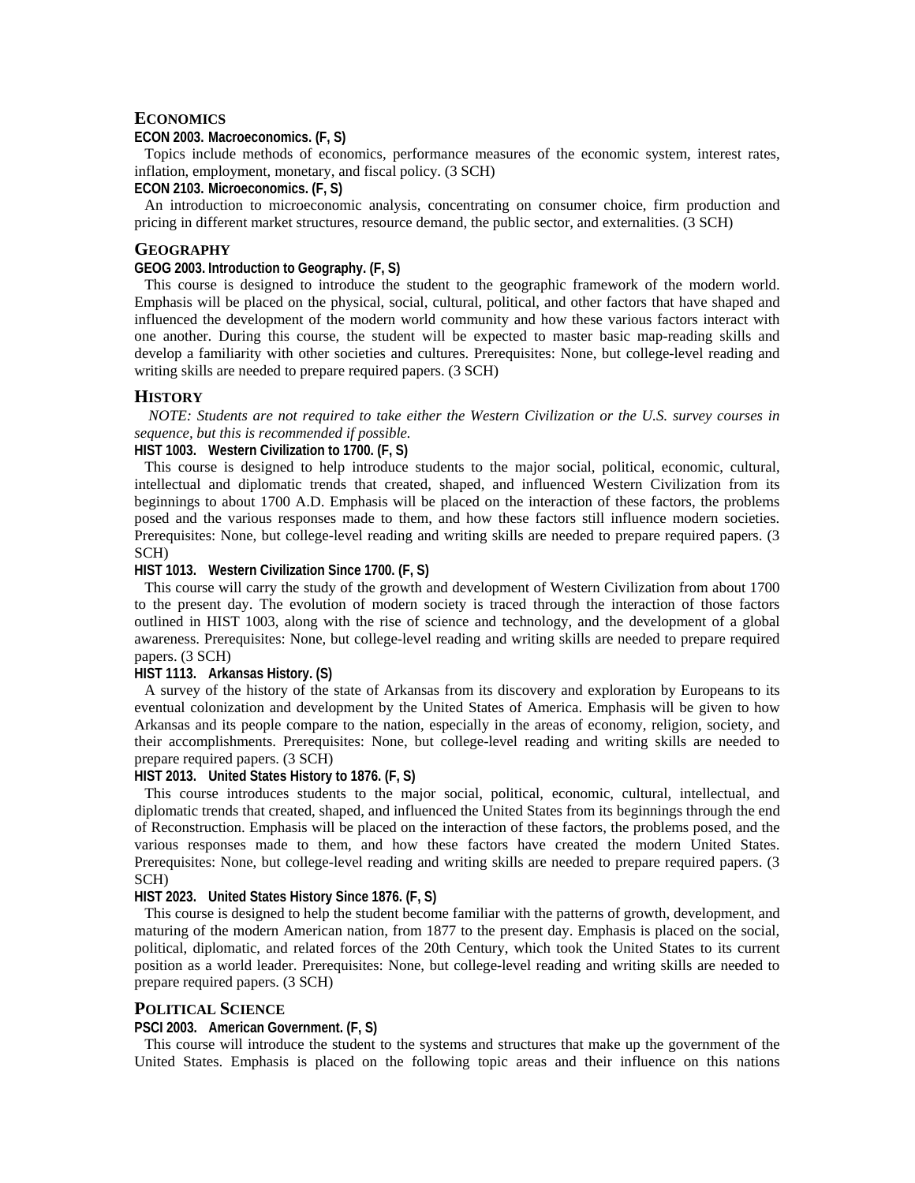## ECONOMICS

**ECON 2003. Macroeconomics. (F, S)**

Topics include methods of economics, performance measures of the economic system, interest rates, inflation, employment, monetary, and fiscal policy. (3 SCH)

**ECON 2103. Microeconomics. (F, S)**

An introduction to microeconomic analysis, concentrating on consumer choice, firm production and pricing in different market structures, resource demand, the public sector, and externalities. (3 SCH)

## GEOGRAPHY

**GEOG 2003. Introduction to Geography. (F, S)**

This course is designed to introduce the student to the geographic framework of the modern world. Emphasis will be placed on the physical, social, cultural, political, and other factors that have shaped and influenced the development of the modern world community and how these various factors interact with one another. During this course, the student will be expected to master basic map-reading skills and develop a familiarity with other societies and cultures. Prerequisites: None, but college-level reading and writing skills are needed to prepare required papers. (3 SCH)

## HISTORY

*NOTE: Students are not required to take either the Western Civilization or the U.S. survey courses in sequence, but this is recommended if possible.*

**HIST 1003. Western Civilization to 1700. (F, S)**

This course is designed to help introduce students to the major social, political, economic, cultural, intellectual and diplomatic trends that created, shaped, and influenced Western Civilization from its beginnings to about 1700 A.D. Emphasis will be placed on the interaction of these factors, the problems posed and the various responses made to them, and how these factors still influence modern societies. Prerequisites: None, but college-level reading and writing skills are needed to prepare required papers. (3 SCH)

**HIST 1013. Western Civilization Since 1700. (F, S)**

This course will carry the study of the growth and development of Western Civilization from about 1700 to the present day. The evolution of modern society is traced through the interaction of those factors outlined in HIST 1003, along with the rise of science and technology, and the development of a global awareness. Prerequisites: None, but college-level reading and writing skills are needed to prepare required papers. (3 SCH)

**HIST 1113. Arkansas History. (S)**

A survey of the history of the state of Arkansas from its discovery and exploration by Europeans to its eventual colonization and development by the United States of America. Emphasis will be given to how Arkansas and its people compare to the nation, especially in the areas of economy, religion, society, and their accomplishments. Prerequisites: None, but college-level reading and writing skills are needed to prepare required papers. (3 SCH)

**HIST 2013. United States History to 1876. (F, S)**

This course introduces students to the major social, political, economic, cultural, intellectual, and diplomatic trends that created, shaped, and influenced the United States from its beginnings through the end of Reconstruction. Emphasis will be placed on the interaction of these factors, the problems posed, and the various responses made to them, and how these factors have created the modern United States. Prerequisites: None, but college-level reading and writing skills are needed to prepare required papers. (3 SCH)

**HIST 2023. United States History Since 1876. (F, S)**

This course is designed to help the student become familiar with the patterns of growth, development, and maturing of the modern American nation, from 1877 to the present day. Emphasis is placed on the social, political, diplomatic, and related forces of the 20th Century, which took the United States to its current position as a world leader. Prerequisites: None, but college-level reading and writing skills are needed to prepare required papers. (3 SCH)

## POLITICAL SCIENCE

**PSCI 2003. American Government. (F, S)**

This course will introduce the student to the systems and structures that make up the government of the United States. Emphasis is placed on the following topic areas and their influence on this nations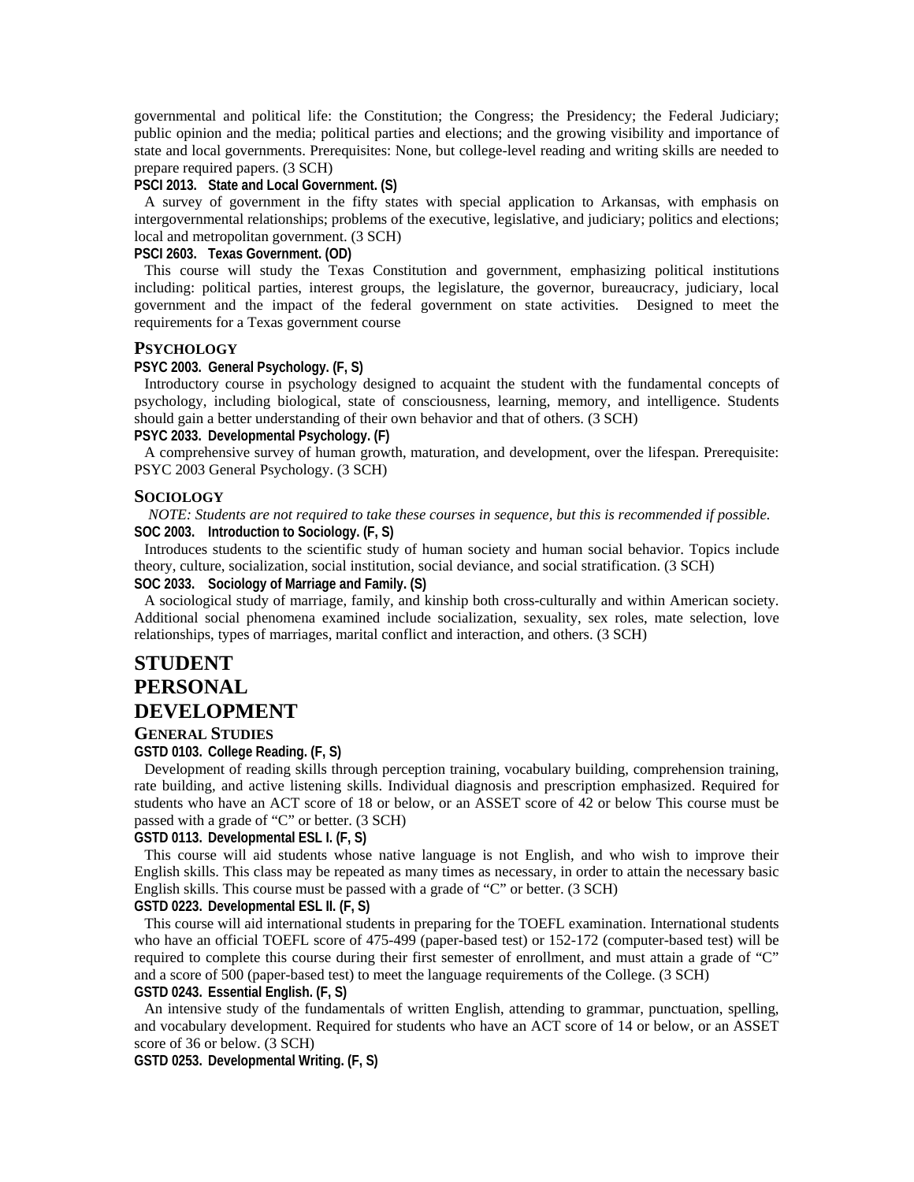governmental and political life: the Constitution; the Congress; the Presidency; the Federal Judiciary; public opinion and the media; political parties and elections; and the growing visibility and importance of state and local governments. Prerequisites: None, but college-level reading and writing skills are needed to prepare required papers. (3 SCH)

**PSCI 2013. State and Local Government. (S)**

A survey of government in the fifty states with special application to Arkansas, with emphasis on intergovernmental relationships; problems of the executive, legislative, and judiciary; politics and elections; local and metropolitan government. (3 SCH)

**PSCI 2603. Texas Government. (OD)**

This course will study the Texas Constitution and government, emphasizing political institutions including: political parties, interest groups, the legislature, the governor, bureaucracy, judiciary, local government and the impact of the federal government on state activities. Designed to meet the requirements for a Texas government course

### PSYCHOLOGY

**PSYC 2003. General Psychology. (F, S)**

Introductory course in psychology designed to acquaint the student with the fundamental concepts of psychology, including biological, state of consciousness, learning, memory, and intelligence. Students should gain a better understanding of their own behavior and that of others. (3 SCH)

**PSYC 2033. Developmental Psychology. (F)**

A comprehensive survey of human growth, maturation, and development, over the lifespan. Prerequisite: PSYC 2003 General Psychology. (3 SCH)

### SOCIOLOGY

*NOTE: Students are not required to take these courses in sequence, but this is recommended if possible.*

**SOC 2003. Introduction to Sociology. (F, S)**

Introduces students to the scientific study of human society and human social behavior. Topics include theory, culture, socialization, social institution, social deviance, and social stratification. (3 SCH)

**SOC 2033. Sociology of Marriage and Family. (S)**

A sociological study of marriage, family, and kinship both cross-culturally and within American society. Additional social phenomena examined include socialization, sexuality, sex roles, mate selection, love relationships, types of marriages, marital conflict and interaction, and others. (3 SCH)

## STUDENT PERSONAL DEVELOPMENT

### GENERAL STUDIES

**GSTD 0103. College Reading. (F, S)**

Development of reading skills through perception training, vocabulary building, comprehension training, rate building, and active listening skills. Individual diagnosis and prescription emphasized. Required for students who have an ACT score of 18 or below, or an ASSET score of 42 or below This course must be passed with a grade of "C" or better. (3 SCH)

**GSTD 0113. Developmental ESL I. (F, S)**

This course will aid students whose native language is not English, and who wish to improve their English skills. This class may be repeated as many times as necessary, in order to attain the necessary basic English skills. This course must be passed with a grade of "C" or better. (3 SCH)

**GSTD 0223. Developmental ESL II. (F, S)**

This course will aid international students in preparing for the TOEFL examination. International students who have an official TOEFL score of 475-499 (paper-based test) or 152-172 (computer-based test) will be required to complete this course during their first semester of enrollment, and must attain a grade of "C" and a score of 500 (paper-based test) to meet the language requirements of the College. (3 SCH)

**GSTD 0243. Essential English. (F, S)**

An intensive study of the fundamentals of written English, attending to grammar, punctuation, spelling, and vocabulary development. Required for students who have an ACT score of 14 or below, or an ASSET score of 36 or below. (3 SCH)

**GSTD 0253. Developmental Writing. (F, S)**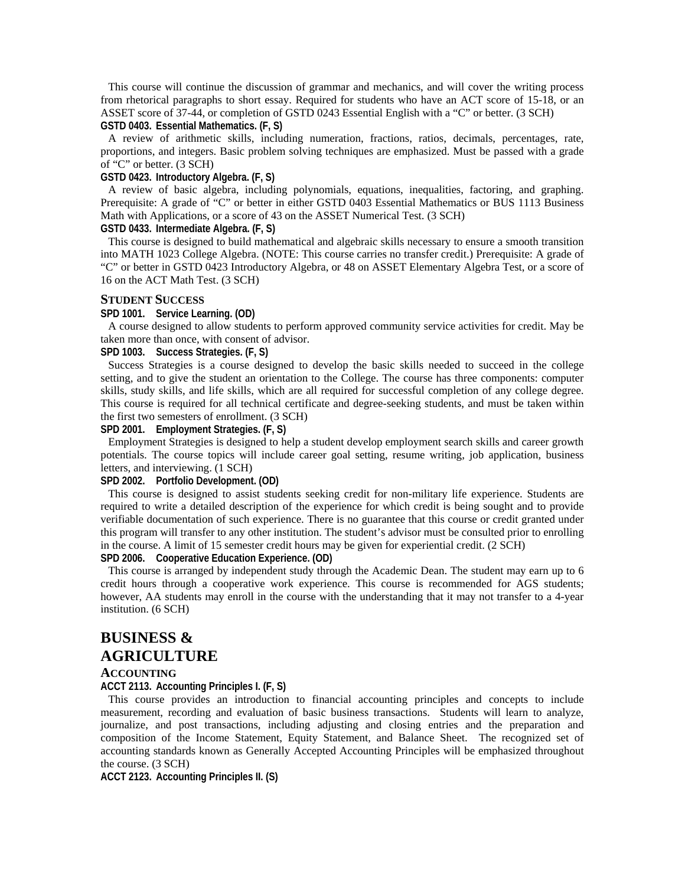This course will continue the discussion of grammar and mechanics, and will cover the writing process from rhetorical paragraphs to short essay. Required for students who have an ACT score of 15-18, or an ASSET score of 37-44, or completion of GSTD 0243 Essential English with a "C" or better. (3 SCH)

**GSTD 0403. Essential Mathematics. (F, S)**

A review of arithmetic skills, including numeration, fractions, ratios, decimals, percentages, rate, proportions, and integers. Basic problem solving techniques are emphasized. Must be passed with a grade of "C" or better. (3 SCH)

**GSTD 0423. Introductory Algebra. (F, S)**

A review of basic algebra, including polynomials, equations, inequalities, factoring, and graphing. Prerequisite: A grade of "C" or better in either GSTD 0403 Essential Mathematics or BUS 1113 Business Math with Applications, or a score of 43 on the ASSET Numerical Test. (3 SCH)

**GSTD 0433. Intermediate Algebra. (F, S)**

This course is designed to build mathematical and algebraic skills necessary to ensure a smooth transition into MATH 1023 College Algebra. (NOTE: This course carries no transfer credit.) Prerequisite: A grade of "C" or better in GSTD 0423 Introductory Algebra, or 48 on ASSET Elementary Algebra Test, or a score of 16 on the ACT Math Test. (3 SCH)

### STUDENT SUCCESS

**SPD 1001. Service Learning. (OD)**

A course designed to allow students to perform approved community service activities for credit. May be taken more than once, with consent of advisor.

**SPD 1003. Success Strategies. (F, S)**

Success Strategies is a course designed to develop the basic skills needed to succeed in the college setting, and to give the student an orientation to the College. The course has three components: computer skills, study skills, and life skills, which are all required for successful completion of any college degree. This course is required for all technical certificate and degree-seeking students, and must be taken within the first two semesters of enrollment. (3 SCH)

**SPD 2001. Employment Strategies. (F, S)**

Employment Strategies is designed to help a student develop employment search skills and career growth potentials. The course topics will include career goal setting, resume writing, job application, business letters, and interviewing. (1 SCH)

**SPD 2002. Portfolio Development. (OD)**

This course is designed to assist students seeking credit for non-military life experience. Students are required to write a detailed description of the experience for which credit is being sought and to provide verifiable documentation of such experience. There is no guarantee that this course or credit granted under this program will transfer to any other institution. The student's advisor must be consulted prior to enrolling in the course. A limit of 15 semester credit hours may be given for experiential credit. (2 SCH)

**SPD 2006. Cooperative Education Experience. (OD)**

This course is arranged by independent study through the Academic Dean. The student may earn up to 6 credit hours through a cooperative work experience. This course is recommended for AGS students; however, AA students may enroll in the course with the understanding that it may not transfer to a 4-year institution. (6 SCH)

## BUSINESS & AGRICULTURE

### ACCOUNTING

**ACCT 2113. Accounting Principles I. (F, S)**

This course provides an introduction to financial accounting principles and concepts to include measurement, recording and evaluation of basic business transactions. Students will learn to analyze, journalize, and post transactions, including adjusting and closing entries and the preparation and composition of the Income Statement, Equity Statement, and Balance Sheet. The recognized set of accounting standards known as Generally Accepted Accounting Principles will be emphasized throughout the course. (3 SCH)

**ACCT 2123. Accounting Principles II. (S)**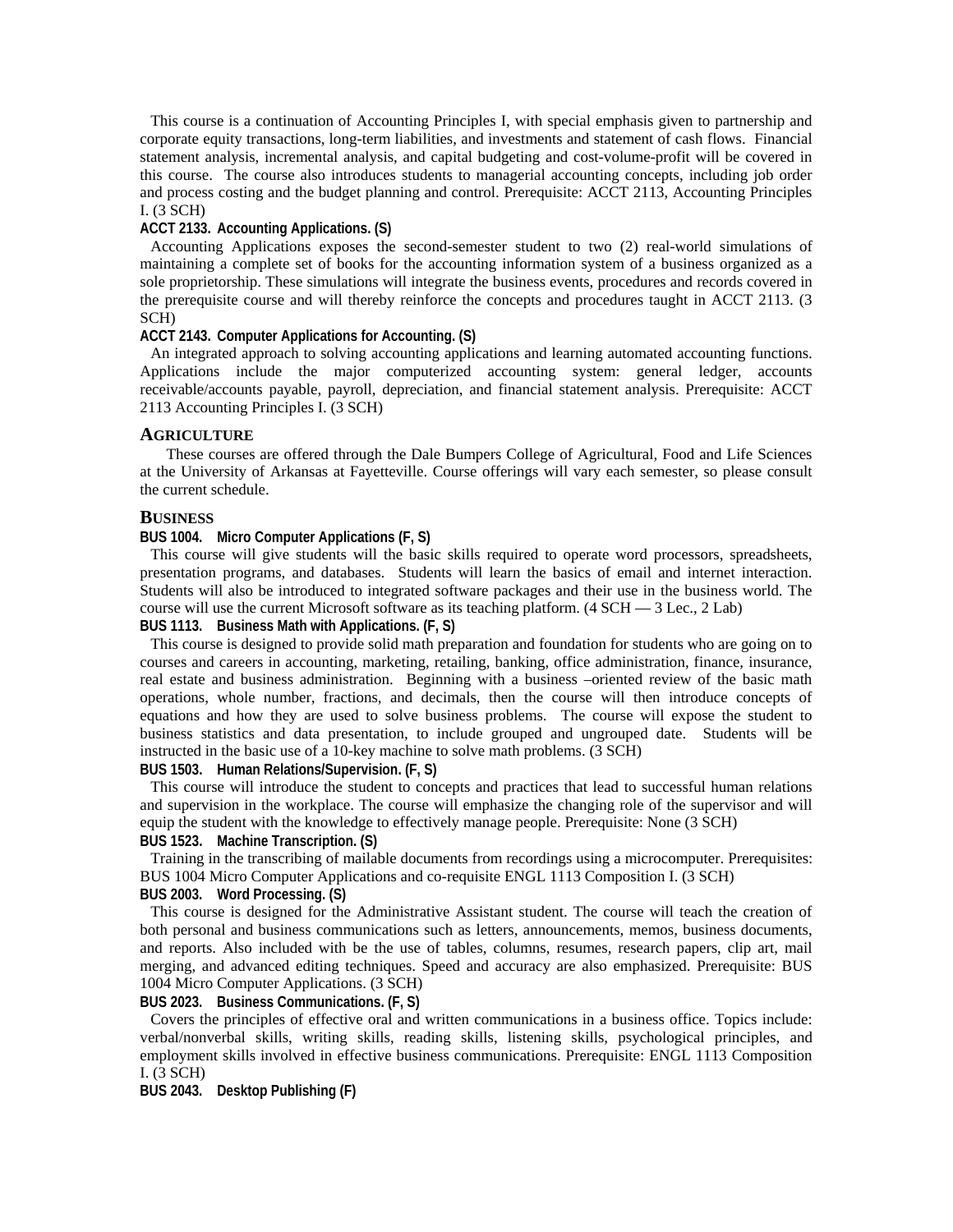This course is a continuation of Accounting Principles I, with special emphasis given to partnership and corporate equity transactions, long-term liabilities, and investments and statement of cash flows. Financial statement analysis, incremental analysis, and capital budgeting and cost-volume-profit will be covered in this course. The course also introduces students to managerial accounting concepts, including job order and process costing and the budget planning and control. Prerequisite: ACCT 2113, Accounting Principles I. (3 SCH)

**ACCT 2133. Accounting Applications. (S)**

Accounting Applications exposes the second-semester student to two (2) real-world simulations of maintaining a complete set of books for the accounting information system of a business organized as a sole proprietorship. These simulations will integrate the business events, procedures and records covered in the prerequisite course and will thereby reinforce the concepts and procedures taught in ACCT 2113. (3 SCH)

**ACCT 2143. Computer Applications for Accounting. (S)**

An integrated approach to solving accounting applications and learning automated accounting functions. Applications include the major computerized accounting system: general ledger, accounts receivable/accounts payable, payroll, depreciation, and financial statement analysis. Prerequisite: ACCT 2113 Accounting Principles I. (3 SCH)

## AGRICULTURE

These courses are offered through the Dale Bumpers College of Agricultural, Food and Life Sciences at the University of Arkansas at Fayetteville. Course offerings will vary each semester, so please consult the current schedule.

## BUSINESS

**BUS 1004. Micro Computer Applications (F, S)**

This course will give students will the basic skills required to operate word processors, spreadsheets, presentation programs, and databases. Students will learn the basics of email and internet interaction. Students will also be introduced to integrated software packages and their use in the business world. The course will use the current Microsoft software as its teaching platform. (4 SCH — 3 Lec., 2 Lab)

**BUS 1113. Business Math with Applications. (F, S)**

This course is designed to provide solid math preparation and foundation for students who are going on to courses and careers in accounting, marketing, retailing, banking, office administration, finance, insurance, real estate and business administration. Beginning with a business –oriented review of the basic math operations, whole number, fractions, and decimals, then the course will then introduce concepts of equations and how they are used to solve business problems. The course will expose the student to business statistics and data presentation, to include grouped and ungrouped date. Students will be instructed in the basic use of a 10-key machine to solve math problems. (3 SCH)

**BUS 1503. Human Relations/Supervision. (F, S)**

This course will introduce the student to concepts and practices that lead to successful human relations and supervision in the workplace. The course will emphasize the changing role of the supervisor and will equip the student with the knowledge to effectively manage people. Prerequisite: None (3 SCH)

**BUS 1523. Machine Transcription. (S)**

Training in the transcribing of mailable documents from recordings using a microcomputer. Prerequisites: BUS 1004 Micro Computer Applications and co-requisite ENGL 1113 Composition I. (3 SCH)

**BUS 2003. Word Processing. (S)**

This course is designed for the Administrative Assistant student. The course will teach the creation of both personal and business communications such as letters, announcements, memos, business documents, and reports. Also included with be the use of tables, columns, resumes, research papers, clip art, mail merging, and advanced editing techniques. Speed and accuracy are also emphasized. Prerequisite: BUS 1004 Micro Computer Applications. (3 SCH)

**BUS 2023. Business Communications. (F, S)**

Covers the principles of effective oral and written communications in a business office. Topics include: verbal/nonverbal skills, writing skills, reading skills, listening skills, psychological principles, and employment skills involved in effective business communications. Prerequisite: ENGL 1113 Composition I. (3 SCH)

**BUS 2043. Desktop Publishing (F)**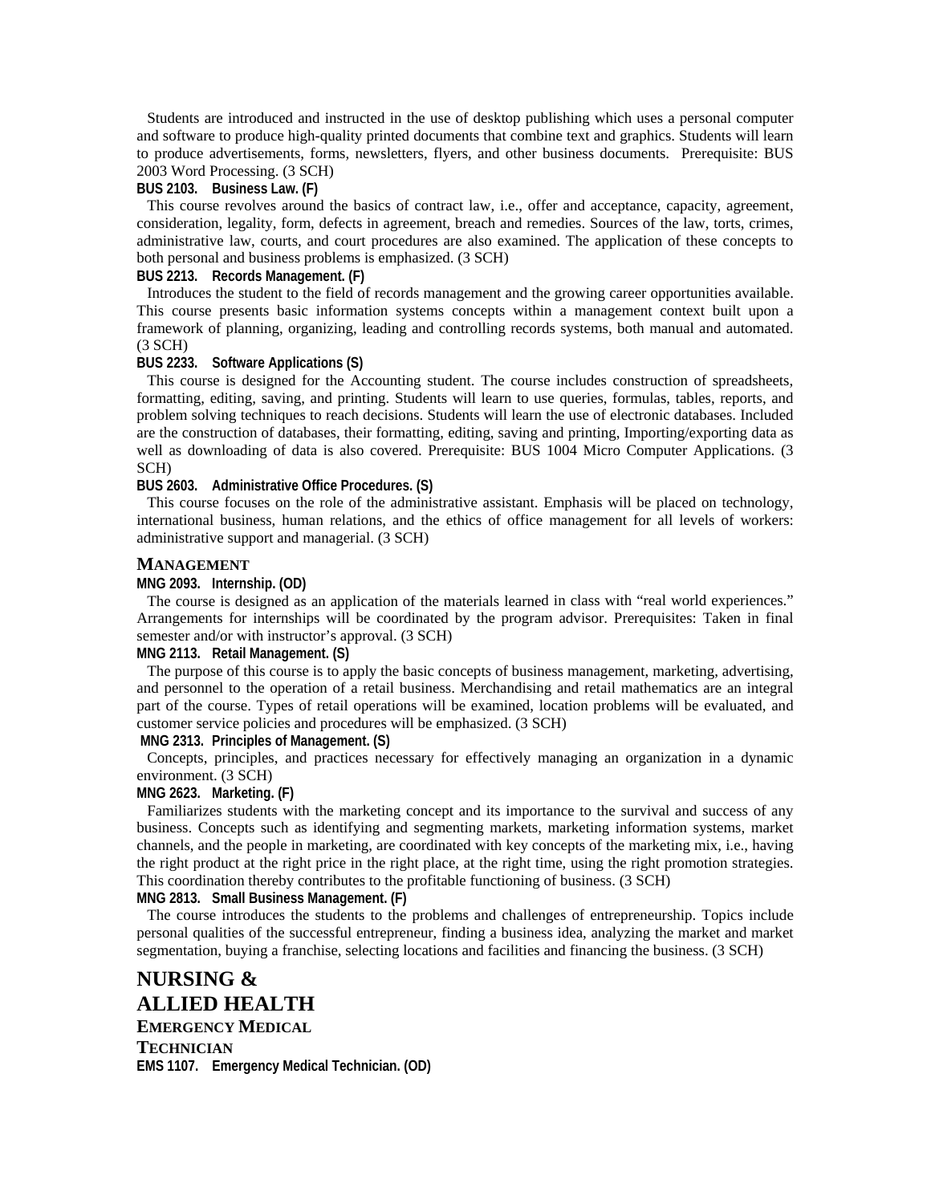Students are introduced and instructed in the use of desktop publishing which uses a personal computer and software to produce high-quality printed documents that combine text and graphics. Students will learn to produce advertisements, forms, newsletters, flyers, and other business documents. Prerequisite: BUS 2003 Word Processing. (3 SCH)

**BUS 2103. Business Law. (F)**

This course revolves around the basics of contract law, i.e., offer and acceptance, capacity, agreement, consideration, legality, form, defects in agreement, breach and remedies. Sources of the law, torts, crimes, administrative law, courts, and court procedures are also examined. The application of these concepts to both personal and business problems is emphasized. (3 SCH)

**BUS 2213. Records Management. (F)**

Introduces the student to the field of records management and the growing career opportunities available. This course presents basic information systems concepts within a management context built upon a framework of planning, organizing, leading and controlling records systems, both manual and automated. (3 SCH)

**BUS 2233. Software Applications (S)**

This course is designed for the Accounting student. The course includes construction of spreadsheets, formatting, editing, saving, and printing. Students will learn to use queries, formulas, tables, reports, and problem solving techniques to reach decisions. Students will learn the use of electronic databases. Included are the construction of databases, their formatting, editing, saving and printing, Importing/exporting data as well as downloading of data is also covered. Prerequisite: BUS 1004 Micro Computer Applications. (3 SCH)

**BUS 2603. Administrative Office Procedures. (S)**

This course focuses on the role of the administrative assistant. Emphasis will be placed on technology, international business, human relations, and the ethics of office management for all levels of workers: administrative support and managerial. (3 SCH)

### MANAGEMENT

**MNG 2093. Internship. (OD)**

The course is designed as an application of the materials learned in class with "real world experiences." Arrangements for internships will be coordinated by the program advisor. Prerequisites: Taken in final semester and/or with instructor's approval. (3 SCH)

**MNG 2113. Retail Management. (S)**

The purpose of this course is to apply the basic concepts of business management, marketing, advertising, and personnel to the operation of a retail business. Merchandising and retail mathematics are an integral part of the course. Types of retail operations will be examined, location problems will be evaluated, and customer service policies and procedures will be emphasized. (3 SCH)

**MNG 2313. Principles of Management. (S)**

Concepts, principles, and practices necessary for effectively managing an organization in a dynamic environment. (3 SCH)

**MNG 2623. Marketing. (F)**

Familiarizes students with the marketing concept and its importance to the survival and success of any business. Concepts such as identifying and segmenting markets, marketing information systems, market channels, and the people in marketing, are coordinated with key concepts of the marketing mix, i.e., having the right product at the right price in the right place, at the right time, using the right promotion strategies. This coordination thereby contributes to the profitable functioning of business. (3 SCH)

**MNG 2813. Small Business Management. (F)**

The course introduces the students to the problems and challenges of entrepreneurship. Topics include personal qualities of the successful entrepreneur, finding a business idea, analyzing the market and market segmentation, buying a franchise, selecting locations and facilities and financing the business. (3 SCH)

## NURSING & ALLIED HEALTH

### EMERGENCY MEDICAL TECHNICIAN

**EMS 1107. Emergency Medical Technician. (OD)**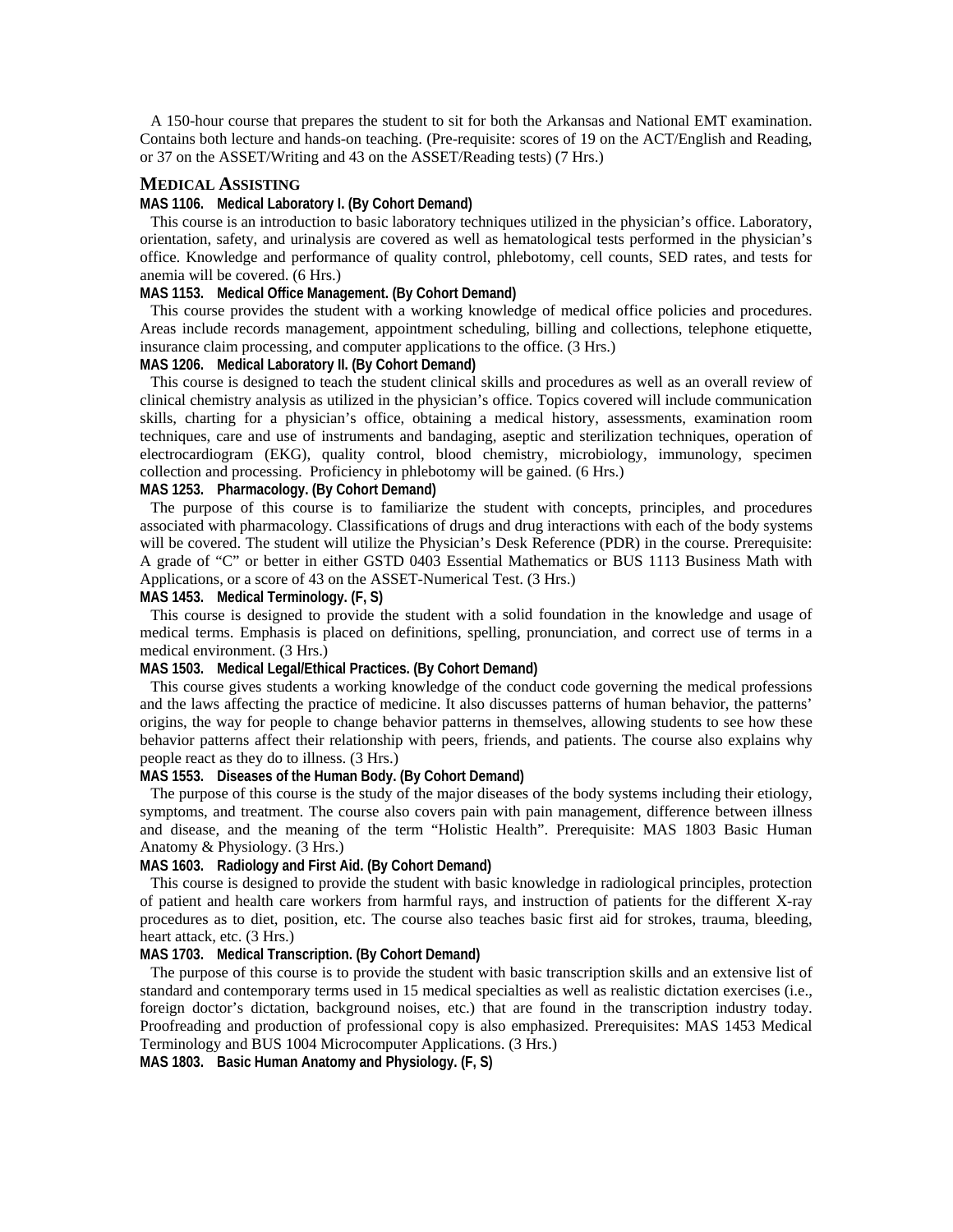A 150-hour course that prepares the student to sit for both the Arkansas and National EMT examination. Contains both lecture and hands-on teaching. (Pre-requisite: scores of 19 on the ACT/English and Reading, or 37 on the ASSET/Writing and 43 on the ASSET/Reading tests) (7 Hrs.)

## Medical Assisting

**MAS 1106. Medical Laboratory I. (By Cohort Demand)**

This course is an introduction to basic laboratory techniques utilized in the physician's office. Laboratory, orientation, safety, and urinalysis are covered as well as hematological tests performed in the physician's office. Knowledge and performance of quality control, phlebotomy, cell counts, SED rates, and tests for anemia will be covered. (6 Hrs.)

**MAS 1153. Medical Office Management. (By Cohort Demand)**

This course provides the student with a working knowledge of medical office policies and procedures. Areas include records management, appointment scheduling, billing and collections, telephone etiquette, insurance claim processing, and computer applications to the office. (3 Hrs.)

**MAS 1206. Medical Laboratory II. (By Cohort Demand)**

This course is designed to teach the student clinical skills and procedures as well as an overall review of clinical chemistry analysis as utilized in the physician's office. Topics covered will include communication skills, charting for a physician's office, obtaining a medical history, assessments, examination room techniques, care and use of instruments and bandaging, aseptic and sterilization techniques, operation of electrocardiogram (EKG), quality control, blood chemistry, microbiology, immunology, specimen collection and processing. Proficiency in phlebotomy will be gained. (6 Hrs.)

**MAS 1253. Pharmacology. (By Cohort Demand)**

The purpose of this course is to familiarize the student with concepts, principles, and procedures associated with pharmacology. Classifications of drugs and drug interactions with each of the body systems will be covered. The student will utilize the Physician's Desk Reference (PDR) in the course. Prerequisite: A grade of "C" or better in either GSTD 0403 Essential Mathematics or BUS 1113 Business Math with Applications, or a score of 43 on the ASSET-Numerical Test. (3 Hrs.)

**MAS 1453. Medical Terminology. (F, S)**

This course is designed to provide the student with a solid foundation in the knowledge and usage of medical terms. Emphasis is placed on definitions, spelling, pronunciation, and correct use of terms in a medical environment. (3 Hrs.)

**MAS 1503. Medical Legal/Ethical Practices. (By Cohort Demand)**

This course gives students a working knowledge of the conduct code governing the medical professions and the laws affecting the practice of medicine. It also discusses patterns of human behavior, the patterns' origins, the way for people to change behavior patterns in themselves, allowing students to see how these behavior patterns affect their relationship with peers, friends, and patients. The course also explains why people react as they do to illness. (3 Hrs.)

**MAS 1553. Diseases of the Human Body. (By Cohort Demand)**

The purpose of this course is the study of the major diseases of the body systems including their etiology, symptoms, and treatment. The course also covers pain with pain management, difference between illness and disease, and the meaning of the term "Holistic Health". Prerequisite: MAS 1803 Basic Human Anatomy & Physiology. (3 Hrs.)

**MAS 1603. Radiology and First Aid. (By Cohort Demand)**

This course is designed to provide the student with basic knowledge in radiological principles, protection of patient and health care workers from harmful rays, and instruction of patients for the different X-ray procedures as to diet, position, etc. The course also teaches basic first aid for strokes, trauma, bleeding, heart attack, etc. (3 Hrs.)

**MAS 1703. Medical Transcription. (By Cohort Demand)**

The purpose of this course is to provide the student with basic transcription skills and an extensive list of standard and contemporary terms used in 15 medical specialties as well as realistic dictation exercises (i.e., foreign doctor's dictation, background noises, etc.) that are found in the transcription industry today. Proofreading and production of professional copy is also emphasized. Prerequisites: MAS 1453 Medical Terminology and BUS 1004 Microcomputer Applications. (3 Hrs.)

**MAS 1803. Basic Human Anatomy and Physiology. (F, S)**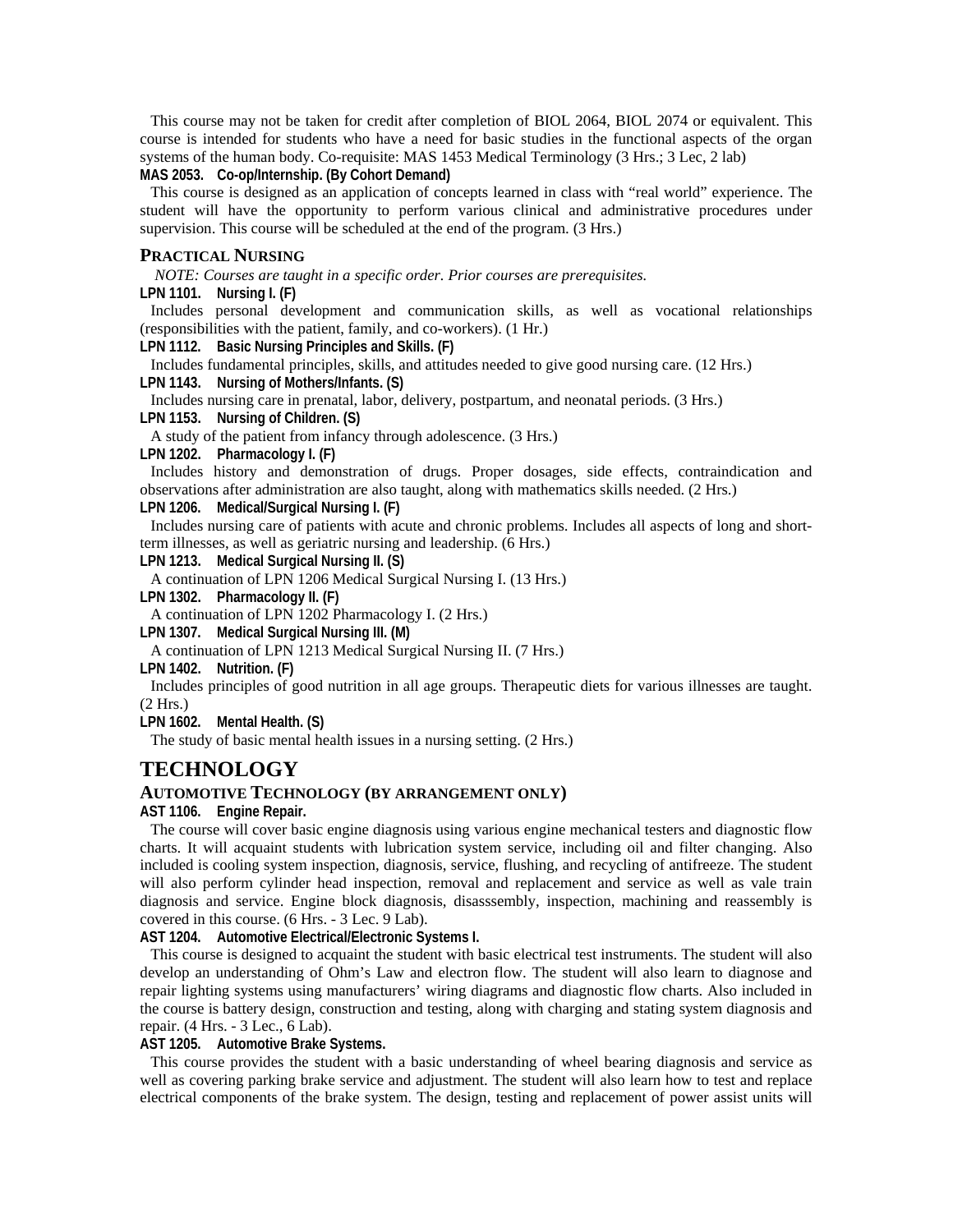This course may not be taken for credit after completion of BIOL 2064, BIOL 2074 or equivalent. This course is intended for students who have a need for basic studies in the functional aspects of the organ systems of the human body. Co-requisite: MAS 1453 Medical Terminology (3 Hrs.; 3 Lec, 2 lab)

**MAS 2053. Co-op/Internship. (By Cohort Demand)**

This course is designed as an application of concepts learned in class with "real world" experience. The student will have the opportunity to perform various clinical and administrative procedures under supervision. This course will be scheduled at the end of the program. (3 Hrs.)

### PRACTICAL NURSING

*NOTE: Courses are taught in a specific order. Prior courses are prerequisites.*

**LPN 1101. Nursing I. (F)**

Includes personal development and communication skills, as well as vocational relationships (responsibilities with the patient, family, and co-workers). (1 Hr.)

**LPN 1112. Basic Nursing Principles and Skills. (F)**

Includes fundamental principles, skills, and attitudes needed to give good nursing care. (12 Hrs.)

**LPN 1143. Nursing of Mothers/Infants. (S)**

Includes nursing care in prenatal, labor, delivery, postpartum, and neonatal periods. (3 Hrs.)

**LPN 1153. Nursing of Children. (S)**

A study of the patient from infancy through adolescence. (3 Hrs.)

**LPN 1202. Pharmacology I. (F)**

Includes history and demonstration of drugs. Proper dosages, side effects, contraindication and observations after administration are also taught, along with mathematics skills needed. (2 Hrs.)

**LPN 1206. Medical/Surgical Nursing I. (F)**

Includes nursing care of patients with acute and chronic problems. Includes all aspects of long and short-term illnesses, as well as geriatric nursing and leadership. (6 Hrs.)

**LPN 1213. Medical Surgical Nursing II. (S)**

A continuation of LPN 1206 Medical Surgical Nursing I. (13 Hrs.)

**LPN 1302. Pharmacology II. (F)**

A continuation of LPN 1202 Pharmacology I. (2 Hrs.)

**LPN 1307. Medical Surgical Nursing III. (M)**

A continuation of LPN 1213 Medical Surgical Nursing II. (7 Hrs.)

**LPN 1402. Nutrition. (F)**

Includes principles of good nutrition in all age groups. Therapeutic diets for various illnesses are taught. (2 Hrs.)

**LPN 1602. Mental Health. (S)**

The study of basic mental health issues in a nursing setting. (2 Hrs.)

## TECHNOLOGY

### AUTOMOTIVE TECHNOLOGY (BY ARRANGEMENT ONLY)

**AST 1106. Engine Repair.**

The course will cover basic engine diagnosis using various engine mechanical testers and diagnostic flow charts. It will acquaint students with lubrication system service, including oil and filter changing. Also included is cooling system inspection, diagnosis, service, flushing, and recycling of antifreeze. The student will also perform cylinder head inspection, removal and replacement and service as well as vale train diagnosis and service. Engine block diagnosis, disasssembly, inspection, machining and reassembly is covered in this course. (6 Hrs. - 3 Lec. 9 Lab).

**AST 1204. Automotive Electrical/Electronic Systems I.**

This course is designed to acquaint the student with basic electrical test instruments. The student will also develop an understanding of Ohm's Law and electron flow. The student will also learn to diagnose and repair lighting systems using manufacturers' wiring diagrams and diagnostic flow charts. Also included in the course is battery design, construction and testing, along with charging and stating system diagnosis and repair. (4 Hrs. - 3 Lec., 6 Lab).

**AST 1205. Automotive Brake Systems.**

This course provides the student with a basic understanding of wheel bearing diagnosis and service as well as covering parking brake service and adjustment. The student will also learn how to test and replace electrical components of the brake system. The design, testing and replacement of power assist units will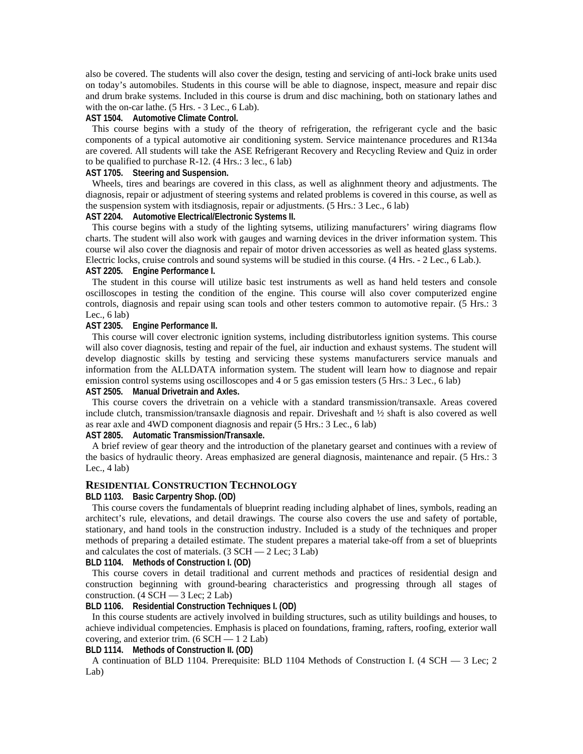also be covered. The students will also cover the design, testing and servicing of anti-lock brake units used on today's automobiles. Students in this course will be able to diagnose, inspect, measure and repair disc and drum brake systems. Included in this course is drum and disc machining, both on stationary lathes and with the on-car lathe. (5 Hrs. - 3 Lec., 6 Lab).

**AST 1504. Automotive Climate Control.**

This course begins with a study of the theory of refrigeration, the refrigerant cycle and the basic components of a typical automotive air conditioning system. Service maintenance procedures and R134a are covered. All students will take the ASE Refrigerant Recovery and Recycling Review and Quiz in order to be qualified to purchase R-12. (4 Hrs.: 3 lec., 6 lab)

**AST 1705. Steering and Suspension.**

Wheels, tires and bearings are covered in this class, as well as alighnment theory and adjustments. The diagnosis, repair or adjustment of steering systems and related problems is covered in this course, as well as the suspension system with itsdiagnosis, repair or adjustments. (5 Hrs.: 3 Lec., 6 lab)

**AST 2204. Automotive Electrical/Electronic Systems II.**

This course begins with a study of the lighting sytsems, utilizing manufacturers' wiring diagrams flow charts. The student will also work with gauges and warning devices in the driver information system. This course wil also cover the diagnosis and repair of motor driven accessories as well as heated glass systems. Electric locks, cruise controls and sound systems will be studied in this course. (4 Hrs. - 2 Lec., 6 Lab.).

**AST 2205. Engine Performance I.**

The student in this course will utilize basic test instruments as well as hand held testers and console oscilloscopes in testing the condition of the engine. This course will also cover computerized engine controls, diagnosis and repair using scan tools and other testers common to automotive repair. (5 Hrs.: 3 Lec., 6 lab)

**AST 2305. Engine Performance II.**

This course will cover electronic ignition systems, including distributorless ignition systems. This course will also cover diagnosis, testing and repair of the fuel, air induction and exhaust systems. The student will develop diagnostic skills by testing and servicing these systems manufacturers service manuals and information from the ALLDATA information system. The student will learn how to diagnose and repair emission control systems using oscilloscopes and 4 or 5 gas emission testers (5 Hrs.: 3 Lec., 6 lab)

**AST 2505. Manual Drivetrain and Axles.**

This course covers the drivetrain on a vehicle with a standard transmission/transaxle. Areas covered include clutch, transmission/transaxle diagnosis and repair. Driveshaft and ½ shaft is also covered as well as rear axle and 4WD component diagnosis and repair (5 Hrs.: 3 Lec., 6 lab)

**AST 2805. Automatic Transmission/Transaxle.**

A brief review of gear theory and the introduction of the planetary gearset and continues with a review of the basics of hydraulic theory. Areas emphasized are general diagnosis, maintenance and repair. (5 Hrs.: 3 Lec., 4 lab)

## RESIDENTIAL CONSTRUCTION TECHNOLOGY

**BLD 1103. Basic Carpentry Shop. (OD)**

This course covers the fundamentals of blueprint reading including alphabet of lines, symbols, reading an architect's rule, elevations, and detail drawings. The course also covers the use and safety of portable, stationary, and hand tools in the construction industry. Included is a study of the techniques and proper methods of preparing a detailed estimate. The student prepares a material take-off from a set of blueprints and calculates the cost of materials. (3 SCH — 2 Lec; 3 Lab)

**BLD 1104. Methods of Construction I. (OD)**

This course covers in detail traditional and current methods and practices of residential design and construction beginning with ground-bearing characteristics and progressing through all stages of construction. (4 SCH — 3 Lec; 2 Lab)

**BLD 1106. Residential Construction Techniques I. (OD)**

In this course students are actively involved in building structures, such as utility buildings and houses, to achieve individual competencies. Emphasis is placed on foundations, framing, rafters, roofing, exterior wall covering, and exterior trim. (6 SCH — 1 2 Lab)

**BLD 1114. Methods of Construction II. (OD)**

A continuation of BLD 1104. Prerequisite: BLD 1104 Methods of Construction I. (4 SCH — 3 Lec; 2 Lab)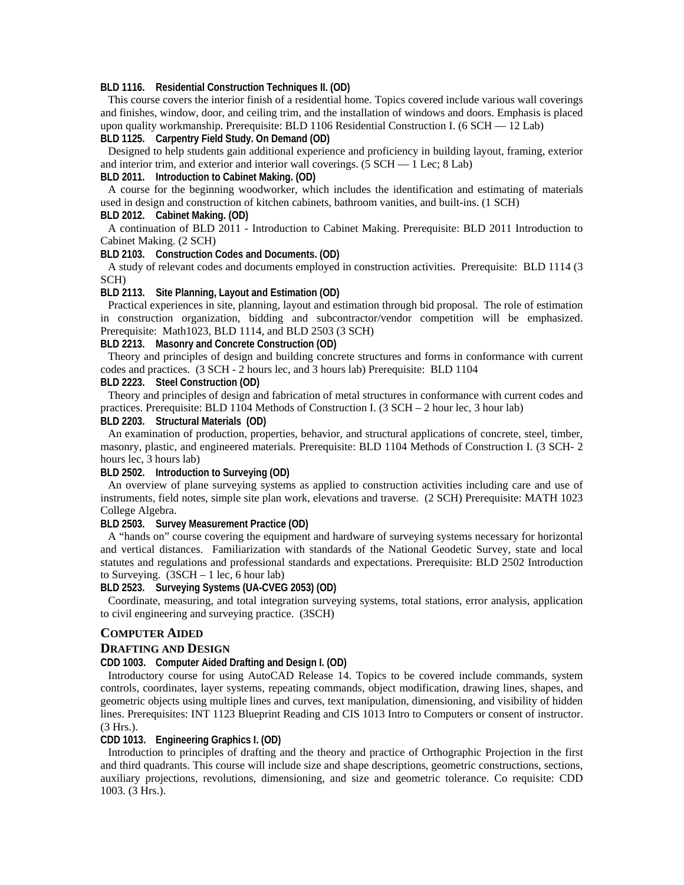**BLD 1116. Residential Construction Techniques II. (OD)**

This course covers the interior finish of a residential home. Topics covered include various wall coverings and finishes, window, door, and ceiling trim, and the installation of windows and doors. Emphasis is placed upon quality workmanship. Prerequisite: BLD 1106 Residential Construction I. (6 SCH — 12 Lab)

**BLD 1125. Carpentry Field Study. On Demand (OD)**

Designed to help students gain additional experience and proficiency in building layout, framing, exterior and interior trim, and exterior and interior wall coverings. (5 SCH — 1 Lec; 8 Lab)

**BLD 2011. Introduction to Cabinet Making. (OD)**

A course for the beginning woodworker, which includes the identification and estimating of materials used in design and construction of kitchen cabinets, bathroom vanities, and built-ins. (1 SCH)

**BLD 2012. Cabinet Making. (OD)**

A continuation of BLD 2011 - Introduction to Cabinet Making. Prerequisite: BLD 2011 Introduction to Cabinet Making. (2 SCH)

**BLD 2103. Construction Codes and Documents. (OD)**

A study of relevant codes and documents employed in construction activities. Prerequisite: BLD 1114 (3 SCH)

**BLD 2113. Site Planning, Layout and Estimation (OD)**

Practical experiences in site, planning, layout and estimation through bid proposal. The role of estimation in construction organization, bidding and subcontractor/vendor competition will be emphasized. Prerequisite: Math1023, BLD 1114, and BLD 2503 (3 SCH)

**BLD 2213. Masonry and Concrete Construction (OD)**

Theory and principles of design and building concrete structures and forms in conformance with current codes and practices. (3 SCH - 2 hours lec, and 3 hours lab) Prerequisite: BLD 1104

**BLD 2223. Steel Construction (OD)**

Theory and principles of design and fabrication of metal structures in conformance with current codes and practices. Prerequisite: BLD 1104 Methods of Construction I. (3 SCH – 2 hour lec, 3 hour lab)

**BLD 2203. Structural Materials (OD)**

An examination of production, properties, behavior, and structural applications of concrete, steel, timber, masonry, plastic, and engineered materials. Prerequisite: BLD 1104 Methods of Construction I. (3 SCH- 2 hours lec, 3 hours lab)

**BLD 2502. Introduction to Surveying (OD)**

An overview of plane surveying systems as applied to construction activities including care and use of instruments, field notes, simple site plan work, elevations and traverse. (2 SCH) Prerequisite: MATH 1023 College Algebra.

**BLD 2503. Survey Measurement Practice (OD)**

A "hands on" course covering the equipment and hardware of surveying systems necessary for horizontal and vertical distances. Familiarization with standards of the National Geodetic Survey, state and local statutes and regulations and professional standards and expectations. Prerequisite: BLD 2502 Introduction to Surveying. (3SCH – 1 lec, 6 hour lab)

**BLD 2523. Surveying Systems (UA-CVEG 2053) (OD)**

Coordinate, measuring, and total integration surveying systems, total stations, error analysis, application to civil engineering and surveying practice. (3SCH)

## COMPUTER AIDED DRAFTING AND DESIGN

**CDD 1003. Computer Aided Drafting and Design I. (OD)**

Introductory course for using AutoCAD Release 14. Topics to be covered include commands, system controls, coordinates, layer systems, repeating commands, object modification, drawing lines, shapes, and geometric objects using multiple lines and curves, text manipulation, dimensioning, and visibility of hidden lines. Prerequisites: INT 1123 Blueprint Reading and CIS 1013 Intro to Computers or consent of instructor. (3 Hrs.).

**CDD 1013. Engineering Graphics I. (OD)**

Introduction to principles of drafting and the theory and practice of Orthographic Projection in the first and third quadrants. This course will include size and shape descriptions, geometric constructions, sections, auxiliary projections, revolutions, dimensioning, and size and geometric tolerance. Co requisite: CDD 1003. (3 Hrs.).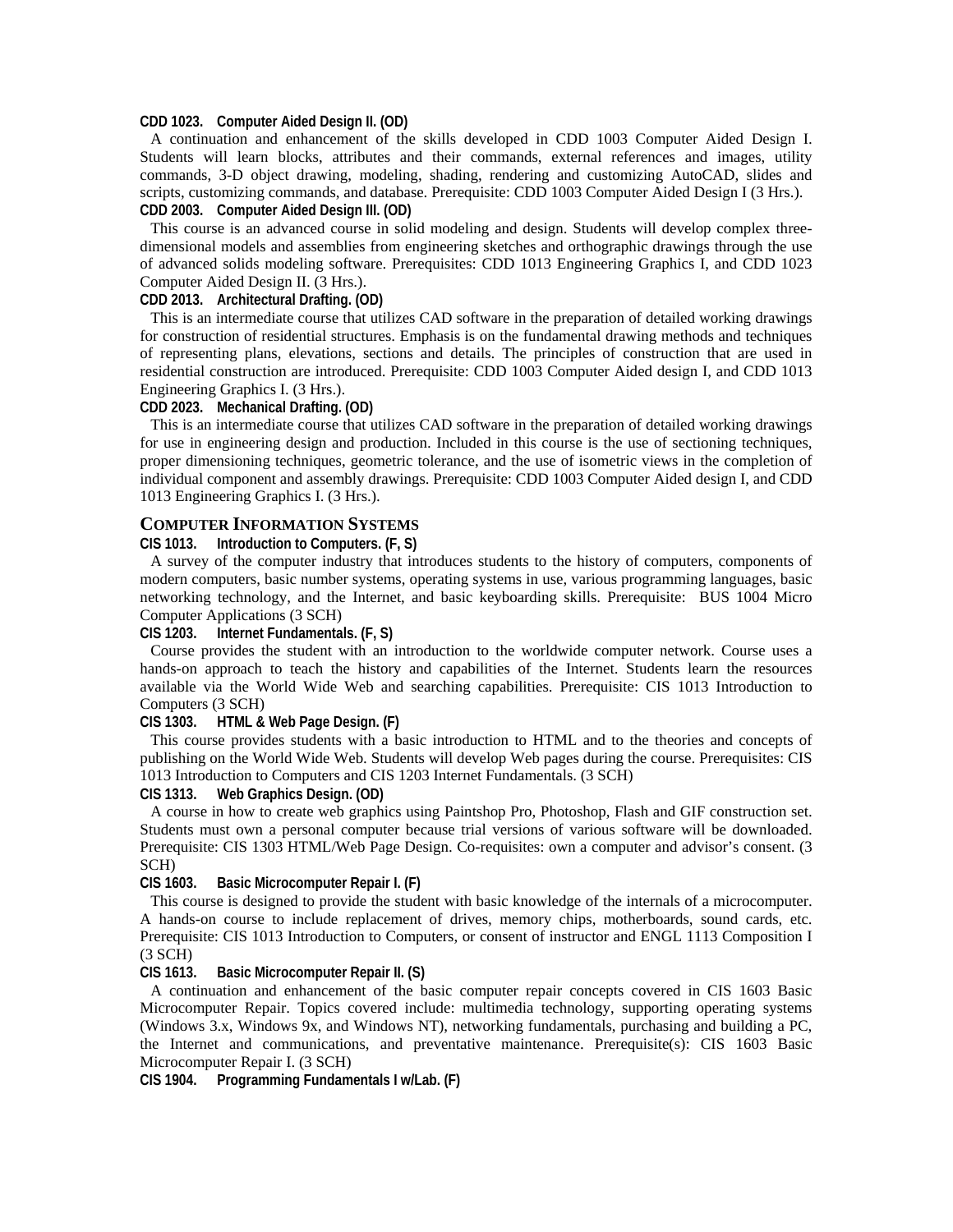**CDD 1023. Computer Aided Design II. (OD)**

A continuation and enhancement of the skills developed in CDD 1003 Computer Aided Design I. Students will learn blocks, attributes and their commands, external references and images, utility commands, 3-D object drawing, modeling, shading, rendering and customizing AutoCAD, slides and scripts, customizing commands, and database. Prerequisite: CDD 1003 Computer Aided Design I (3 Hrs.).

**CDD 2003. Computer Aided Design III. (OD)**

This course is an advanced course in solid modeling and design. Students will develop complex three-dimensional models and assemblies from engineering sketches and orthographic drawings through the use of advanced solids modeling software. Prerequisites: CDD 1013 Engineering Graphics I, and CDD 1023 Computer Aided Design II. (3 Hrs.).

**CDD 2013. Architectural Drafting. (OD)**

This is an intermediate course that utilizes CAD software in the preparation of detailed working drawings for construction of residential structures. Emphasis is on the fundamental drawing methods and techniques of representing plans, elevations, sections and details. The principles of construction that are used in residential construction are introduced. Prerequisite: CDD 1003 Computer Aided design I, and CDD 1013 Engineering Graphics I. (3 Hrs.).

**CDD 2023. Mechanical Drafting. (OD)**

This is an intermediate course that utilizes CAD software in the preparation of detailed working drawings for use in engineering design and production. Included in this course is the use of sectioning techniques, proper dimensioning techniques, geometric tolerance, and the use of isometric views in the completion of individual component and assembly drawings. Prerequisite: CDD 1003 Computer Aided design I, and CDD 1013 Engineering Graphics I. (3 Hrs.).

## COMPUTER INFORMATION SYSTEMS

**CIS 1013. Introduction to Computers. (F, S)**

A survey of the computer industry that introduces students to the history of computers, components of modern computers, basic number systems, operating systems in use, various programming languages, basic networking technology, and the Internet, and basic keyboarding skills. Prerequisite: BUS 1004 Micro Computer Applications (3 SCH)

**CIS 1203. Internet Fundamentals. (F, S)**

Course provides the student with an introduction to the worldwide computer network. Course uses a hands-on approach to teach the history and capabilities of the Internet. Students learn the resources available via the World Wide Web and searching capabilities. Prerequisite: CIS 1013 Introduction to Computers (3 SCH)

**CIS 1303. HTML & Web Page Design. (F)**

This course provides students with a basic introduction to HTML and to the theories and concepts of publishing on the World Wide Web. Students will develop Web pages during the course. Prerequisites: CIS 1013 Introduction to Computers and CIS 1203 Internet Fundamentals. (3 SCH)

**CIS 1313. Web Graphics Design. (OD)**

A course in how to create web graphics using Paintshop Pro, Photoshop, Flash and GIF construction set. Students must own a personal computer because trial versions of various software will be downloaded. Prerequisite: CIS 1303 HTML/Web Page Design. Co-requisites: own a computer and advisor's consent. (3 SCH)

**CIS 1603. Basic Microcomputer Repair I. (F)**

This course is designed to provide the student with basic knowledge of the internals of a microcomputer. A hands-on course to include replacement of drives, memory chips, motherboards, sound cards, etc. Prerequisite: CIS 1013 Introduction to Computers, or consent of instructor and ENGL 1113 Composition I (3 SCH)

**CIS 1613. Basic Microcomputer Repair II. (S)**

A continuation and enhancement of the basic computer repair concepts covered in CIS 1603 Basic Microcomputer Repair. Topics covered include: multimedia technology, supporting operating systems (Windows 3.x, Windows 9x, and Windows NT), networking fundamentals, purchasing and building a PC, the Internet and communications, and preventative maintenance. Prerequisite(s): CIS 1603 Basic Microcomputer Repair I. (3 SCH)

**CIS 1904. Programming Fundamentals I w/Lab. (F)**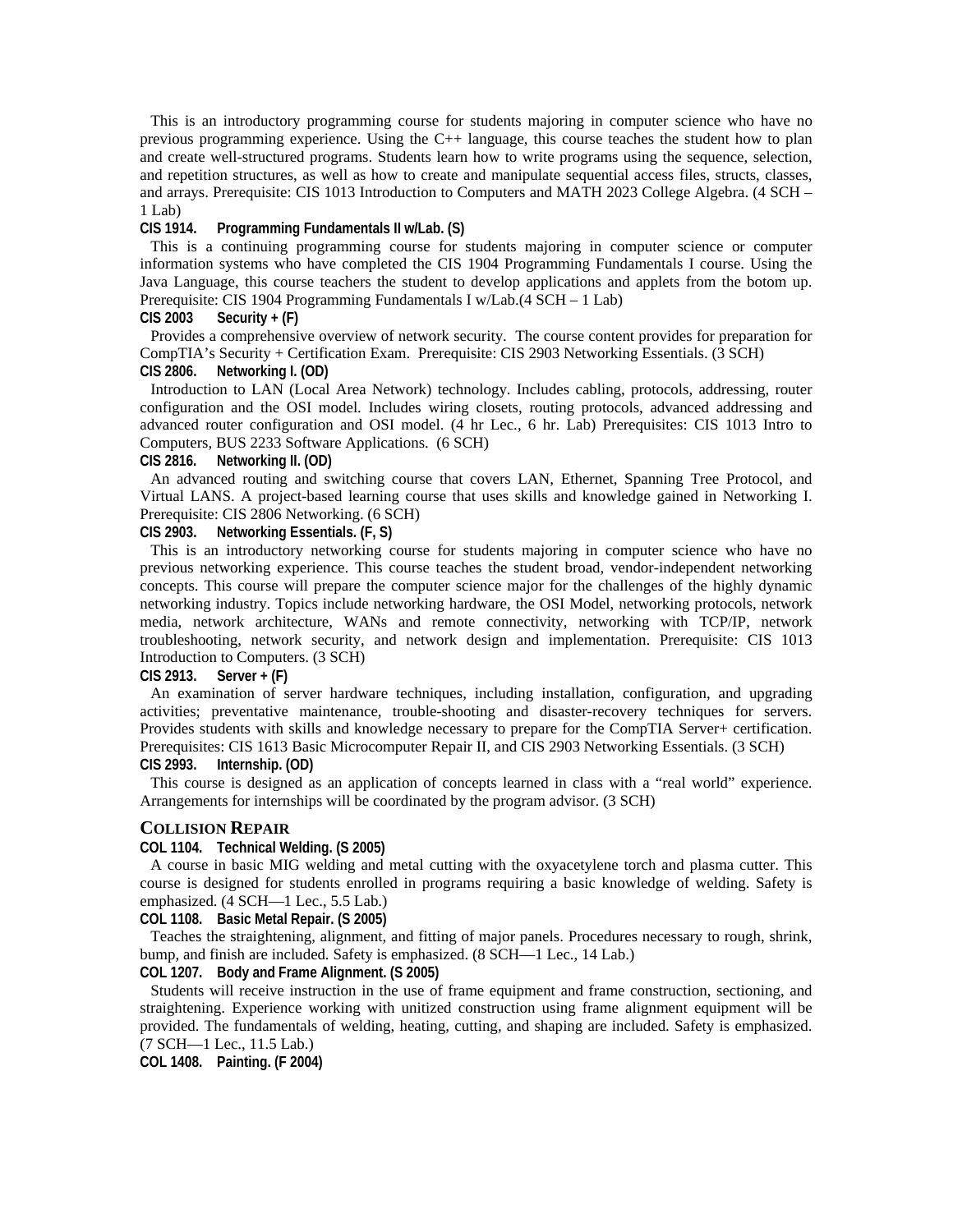This is an introductory programming course for students majoring in computer science who have no previous programming experience. Using the C++ language, this course teaches the student how to plan and create well-structured programs. Students learn how to write programs using the sequence, selection, and repetition structures, as well as how to create and manipulate sequential access files, structs, classes, and arrays. Prerequisite: CIS 1013 Introduction to Computers and MATH 2023 College Algebra. (4 SCH – 1 Lab)

**CIS 1914. Programming Fundamentals II w/Lab. (S)**

This is a continuing programming course for students majoring in computer science or computer information systems who have completed the CIS 1904 Programming Fundamentals I course. Using the Java Language, this course teachers the student to develop applications and applets from the botom up. Prerequisite: CIS 1904 Programming Fundamentals I w/Lab.(4 SCH – 1 Lab)

**CIS 2003 Security + (F)**

Provides a comprehensive overview of network security. The course content provides for preparation for CompTIA's Security + Certification Exam. Prerequisite: CIS 2903 Networking Essentials. (3 SCH)

**CIS 2806. Networking I. (OD)**

Introduction to LAN (Local Area Network) technology. Includes cabling, protocols, addressing, router configuration and the OSI model. Includes wiring closets, routing protocols, advanced addressing and advanced router configuration and OSI model. (4 hr Lec., 6 hr. Lab) Prerequisites: CIS 1013 Intro to Computers, BUS 2233 Software Applications. (6 SCH)

**CIS 2816. Networking II. (OD)**

An advanced routing and switching course that covers LAN, Ethernet, Spanning Tree Protocol, and Virtual LANS. A project-based learning course that uses skills and knowledge gained in Networking I. Prerequisite: CIS 2806 Networking. (6 SCH)

**CIS 2903. Networking Essentials. (F, S)**

This is an introductory networking course for students majoring in computer science who have no previous networking experience. This course teaches the student broad, vendor-independent networking concepts. This course will prepare the computer science major for the challenges of the highly dynamic networking industry. Topics include networking hardware, the OSI Model, networking protocols, network media, network architecture, WANs and remote connectivity, networking with TCP/IP, network troubleshooting, network security, and network design and implementation. Prerequisite: CIS 1013 Introduction to Computers. (3 SCH)

**CIS 2913. Server + (F)**

An examination of server hardware techniques, including installation, configuration, and upgrading activities; preventative maintenance, trouble-shooting and disaster-recovery techniques for servers. Provides students with skills and knowledge necessary to prepare for the CompTIA Server+ certification. Prerequisites: CIS 1613 Basic Microcomputer Repair II, and CIS 2903 Networking Essentials. (3 SCH)

**CIS 2993. Internship. (OD)**

This course is designed as an application of concepts learned in class with a "real world" experience. Arrangements for internships will be coordinated by the program advisor. (3 SCH)

## COLLISION REPAIR

**COL 1104. Technical Welding. (S 2005)**

A course in basic MIG welding and metal cutting with the oxyacetylene torch and plasma cutter. This course is designed for students enrolled in programs requiring a basic knowledge of welding. Safety is emphasized. (4 SCH—1 Lec., 5.5 Lab.)

**COL 1108. Basic Metal Repair. (S 2005)**

Teaches the straightening, alignment, and fitting of major panels. Procedures necessary to rough, shrink, bump, and finish are included. Safety is emphasized. (8 SCH—1 Lec., 14 Lab.)

**COL 1207. Body and Frame Alignment. (S 2005)**

Students will receive instruction in the use of frame equipment and frame construction, sectioning, and straightening. Experience working with unitized construction using frame alignment equipment will be provided. The fundamentals of welding, heating, cutting, and shaping are included. Safety is emphasized. (7 SCH—1 Lec., 11.5 Lab.)

**COL 1408. Painting. (F 2004)**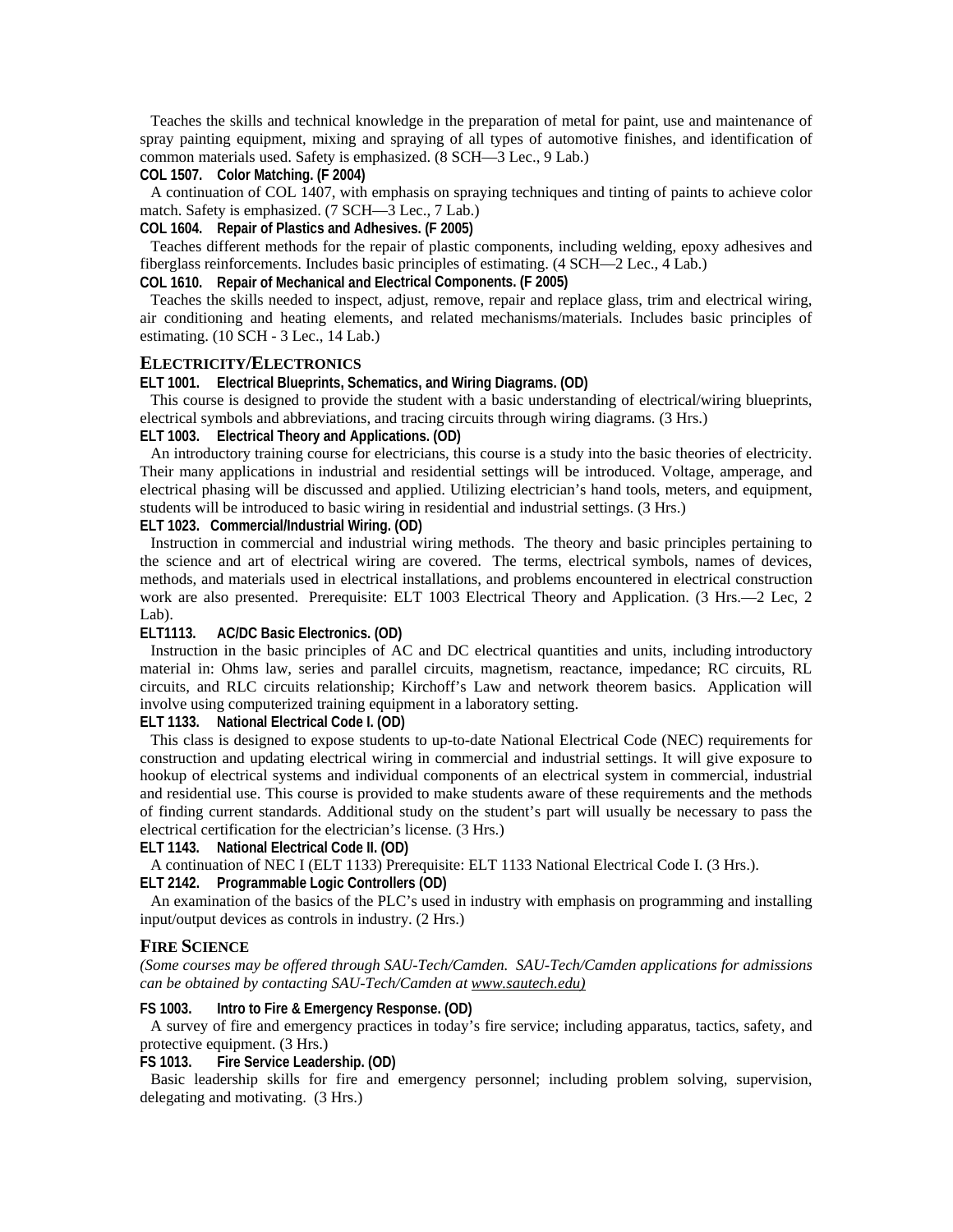Teaches the skills and technical knowledge in the preparation of metal for paint, use and maintenance of spray painting equipment, mixing and spraying of all types of automotive finishes, and identification of common materials used. Safety is emphasized. (8 SCH—3 Lec., 9 Lab.)

**COL 1507. Color Matching. (F 2004)**

A continuation of COL 1407, with emphasis on spraying techniques and tinting of paints to achieve color match. Safety is emphasized. (7 SCH—3 Lec., 7 Lab.)

**COL 1604. Repair of Plastics and Adhesives. (F 2005)**

Teaches different methods for the repair of plastic components, including welding, epoxy adhesives and fiberglass reinforcements. Includes basic principles of estimating. (4 SCH—2 Lec., 4 Lab.)

**COL 1610. Repair of Mechanical and Electrical Components. (F 2005)**

Teaches the skills needed to inspect, adjust, remove, repair and replace glass, trim and electrical wiring, air conditioning and heating elements, and related mechanisms/materials. Includes basic principles of estimating. (10 SCH - 3 Lec., 14 Lab.)

## Electricity/Electronics

**ELT 1001. Electrical Blueprints, Schematics, and Wiring Diagrams. (OD)**

This course is designed to provide the student with a basic understanding of electrical/wiring blueprints, electrical symbols and abbreviations, and tracing circuits through wiring diagrams. (3 Hrs.)

**ELT 1003. Electrical Theory and Applications. (OD)**

An introductory training course for electricians, this course is a study into the basic theories of electricity. Their many applications in industrial and residential settings will be introduced. Voltage, amperage, and electrical phasing will be discussed and applied. Utilizing electrician's hand tools, meters, and equipment, students will be introduced to basic wiring in residential and industrial settings. (3 Hrs.)

**ELT 1023. Commercial/Industrial Wiring. (OD)**

Instruction in commercial and industrial wiring methods. The theory and basic principles pertaining to the science and art of electrical wiring are covered. The terms, electrical symbols, names of devices, methods, and materials used in electrical installations, and problems encountered in electrical construction work are also presented. Prerequisite: ELT 1003 Electrical Theory and Application. (3 Hrs.—2 Lec, 2 Lab).

**ELT1113. AC/DC Basic Electronics. (OD)**

Instruction in the basic principles of AC and DC electrical quantities and units, including introductory material in: Ohms law, series and parallel circuits, magnetism, reactance, impedance; RC circuits, RL circuits, and RLC circuits relationship; Kirchoff's Law and network theorem basics. Application will involve using computerized training equipment in a laboratory setting.

**ELT 1133. National Electrical Code I. (OD)**

This class is designed to expose students to up-to-date National Electrical Code (NEC) requirements for construction and updating electrical wiring in commercial and industrial settings. It will give exposure to hookup of electrical systems and individual components of an electrical system in commercial, industrial and residential use. This course is provided to make students aware of these requirements and the methods of finding current standards. Additional study on the student's part will usually be necessary to pass the electrical certification for the electrician's license. (3 Hrs.)

**ELT 1143. National Electrical Code II. (OD)**

A continuation of NEC I (ELT 1133) Prerequisite: ELT 1133 National Electrical Code I. (3 Hrs.).

**ELT 2142. Programmable Logic Controllers (OD)**

An examination of the basics of the PLC's used in industry with emphasis on programming and installing input/output devices as controls in industry. (2 Hrs.)

## Fire Science

*(Some courses may be offered through SAU-Tech/Camden. SAU-Tech/Camden applications for admissions can be obtained by contacting SAU-Tech/Camden at www.sautech.edu)*

**FS 1003. Intro to Fire & Emergency Response. (OD)**

A survey of fire and emergency practices in today's fire service; including apparatus, tactics, safety, and protective equipment. (3 Hrs.)

**FS 1013. Fire Service Leadership. (OD)**

Basic leadership skills for fire and emergency personnel; including problem solving, supervision, delegating and motivating. (3 Hrs.)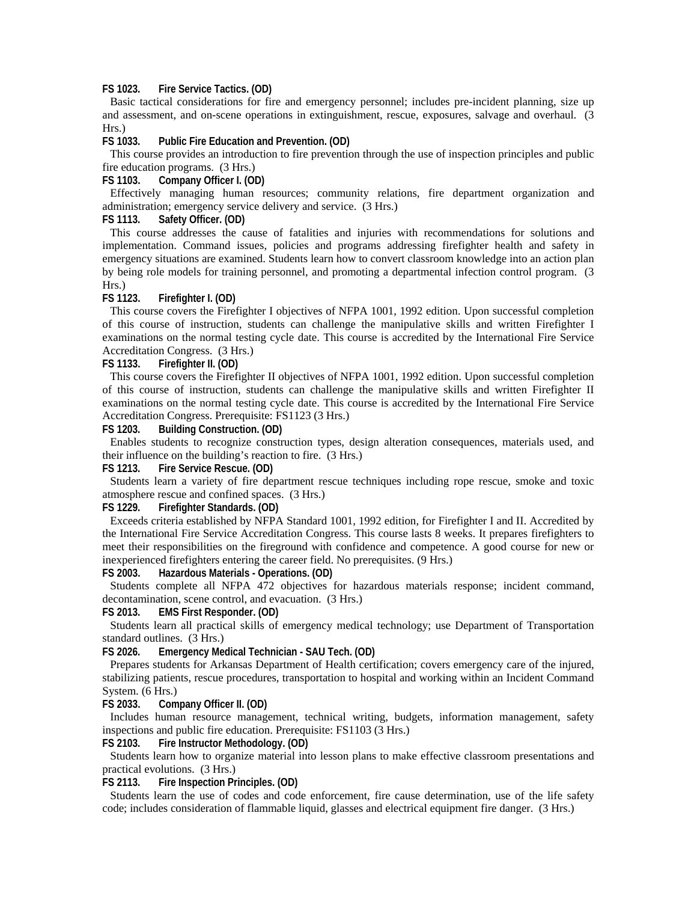**FS 1023. Fire Service Tactics. (OD)**

Basic tactical considerations for fire and emergency personnel; includes pre-incident planning, size up and assessment, and on-scene operations in extinguishment, rescue, exposures, salvage and overhaul. (3 Hrs.)

**FS 1033. Public Fire Education and Prevention. (OD)**

This course provides an introduction to fire prevention through the use of inspection principles and public fire education programs. (3 Hrs.)

**FS 1103. Company Officer I. (OD)**

Effectively managing human resources; community relations, fire department organization and administration; emergency service delivery and service. (3 Hrs.)

**FS 1113. Safety Officer. (OD)**

This course addresses the cause of fatalities and injuries with recommendations for solutions and implementation. Command issues, policies and programs addressing firefighter health and safety in emergency situations are examined. Students learn how to convert classroom knowledge into an action plan by being role models for training personnel, and promoting a departmental infection control program. (3 Hrs.)

**FS 1123. Firefighter I. (OD)**

This course covers the Firefighter I objectives of NFPA 1001, 1992 edition. Upon successful completion of this course of instruction, students can challenge the manipulative skills and written Firefighter I examinations on the normal testing cycle date. This course is accredited by the International Fire Service Accreditation Congress. (3 Hrs.)

**FS 1133. Firefighter II. (OD)**

This course covers the Firefighter II objectives of NFPA 1001, 1992 edition. Upon successful completion of this course of instruction, students can challenge the manipulative skills and written Firefighter II examinations on the normal testing cycle date. This course is accredited by the International Fire Service Accreditation Congress. Prerequisite: FS1123 (3 Hrs.)

**FS 1203. Building Construction. (OD)**

Enables students to recognize construction types, design alteration consequences, materials used, and their influence on the building's reaction to fire. (3 Hrs.)

**FS 1213. Fire Service Rescue. (OD)**

Students learn a variety of fire department rescue techniques including rope rescue, smoke and toxic atmosphere rescue and confined spaces. (3 Hrs.)

**FS 1229. Firefighter Standards. (OD)**

Exceeds criteria established by NFPA Standard 1001, 1992 edition, for Firefighter I and II. Accredited by the International Fire Service Accreditation Congress. This course lasts 8 weeks. It prepares firefighters to meet their responsibilities on the fireground with confidence and competence. A good course for new or inexperienced firefighters entering the career field. No prerequisites. (9 Hrs.)

**FS 2003. Hazardous Materials - Operations. (OD)**

Students complete all NFPA 472 objectives for hazardous materials response; incident command, decontamination, scene control, and evacuation. (3 Hrs.)

**FS 2013. EMS First Responder. (OD)**

Students learn all practical skills of emergency medical technology; use Department of Transportation standard outlines. (3 Hrs.)

**FS 2026. Emergency Medical Technician - SAU Tech. (OD)**

Prepares students for Arkansas Department of Health certification; covers emergency care of the injured, stabilizing patients, rescue procedures, transportation to hospital and working within an Incident Command System. (6 Hrs.)

**FS 2033. Company Officer II. (OD)**

Includes human resource management, technical writing, budgets, information management, safety inspections and public fire education. Prerequisite: FS1103 (3 Hrs.)

**FS 2103. Fire Instructor Methodology. (OD)**

Students learn how to organize material into lesson plans to make effective classroom presentations and practical evolutions. (3 Hrs.)

**FS 2113. Fire Inspection Principles. (OD)**

Students learn the use of codes and code enforcement, fire cause determination, use of the life safety code; includes consideration of flammable liquid, glasses and electrical equipment fire danger. (3 Hrs.)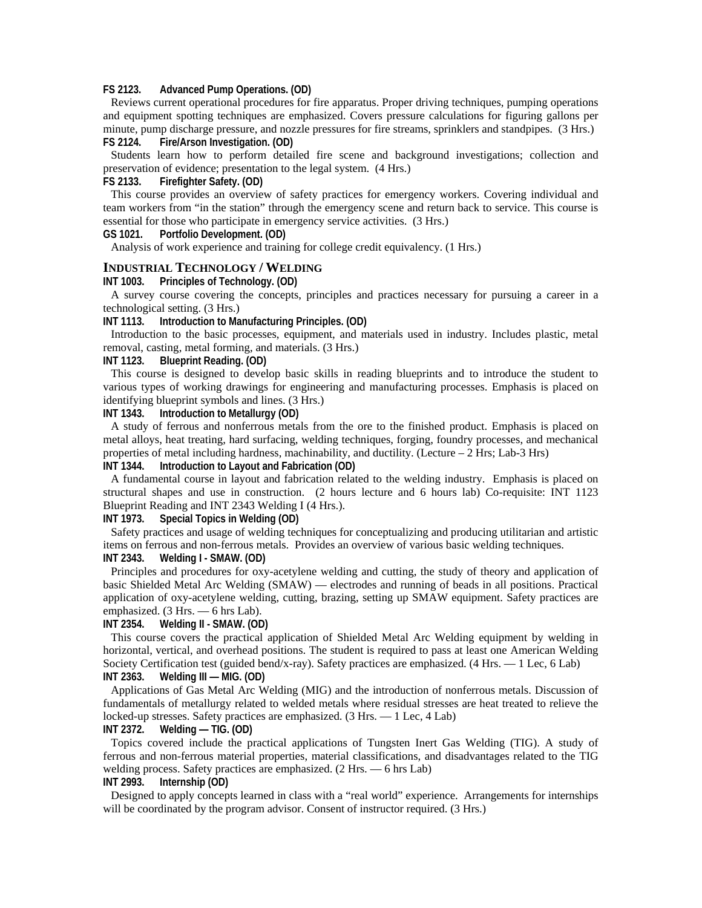**FS 2123. Advanced Pump Operations. (OD)**

Reviews current operational procedures for fire apparatus. Proper driving techniques, pumping operations and equipment spotting techniques are emphasized. Covers pressure calculations for figuring gallons per minute, pump discharge pressure, and nozzle pressures for fire streams, sprinklers and standpipes. (3 Hrs.)

**FS 2124. Fire/Arson Investigation. (OD)**

Students learn how to perform detailed fire scene and background investigations; collection and preservation of evidence; presentation to the legal system. (4 Hrs.)

**FS 2133. Firefighter Safety. (OD)**

This course provides an overview of safety practices for emergency workers. Covering individual and team workers from "in the station" through the emergency scene and return back to service. This course is essential for those who participate in emergency service activities. (3 Hrs.)

**GS 1021. Portfolio Development. (OD)**

Analysis of work experience and training for college credit equivalency. (1 Hrs.)

## INDUSTRIAL TECHNOLOGY / WELDING

**INT 1003. Principles of Technology. (OD)**

A survey course covering the concepts, principles and practices necessary for pursuing a career in a technological setting. (3 Hrs.)

**INT 1113. Introduction to Manufacturing Principles. (OD)**

Introduction to the basic processes, equipment, and materials used in industry. Includes plastic, metal removal, casting, metal forming, and materials. (3 Hrs.)

**INT 1123. Blueprint Reading. (OD)**

This course is designed to develop basic skills in reading blueprints and to introduce the student to various types of working drawings for engineering and manufacturing processes. Emphasis is placed on identifying blueprint symbols and lines. (3 Hrs.)

**INT 1343. Introduction to Metallurgy (OD)**

A study of ferrous and nonferrous metals from the ore to the finished product. Emphasis is placed on metal alloys, heat treating, hard surfacing, welding techniques, forging, foundry processes, and mechanical properties of metal including hardness, machinability, and ductility. (Lecture – 2 Hrs; Lab-3 Hrs)

**INT 1344. Introduction to Layout and Fabrication (OD)**

A fundamental course in layout and fabrication related to the welding industry. Emphasis is placed on structural shapes and use in construction. (2 hours lecture and 6 hours lab) Co-requisite: INT 1123 Blueprint Reading and INT 2343 Welding I (4 Hrs.).

**INT 1973. Special Topics in Welding (OD)**

Safety practices and usage of welding techniques for conceptualizing and producing utilitarian and artistic items on ferrous and non-ferrous metals. Provides an overview of various basic welding techniques.

**INT 2343. Welding I - SMAW. (OD)**

Principles and procedures for oxy-acetylene welding and cutting, the study of theory and application of basic Shielded Metal Arc Welding (SMAW) — electrodes and running of beads in all positions. Practical application of oxy-acetylene welding, cutting, brazing, setting up SMAW equipment. Safety practices are emphasized. (3 Hrs. — 6 hrs Lab).

**INT 2354. Welding II - SMAW. (OD)**

This course covers the practical application of Shielded Metal Arc Welding equipment by welding in horizontal, vertical, and overhead positions. The student is required to pass at least one American Welding Society Certification test (guided bend/x-ray). Safety practices are emphasized. (4 Hrs. — 1 Lec, 6 Lab)

**INT 2363. Welding III — MIG. (OD)**

Applications of Gas Metal Arc Welding (MIG) and the introduction of nonferrous metals. Discussion of fundamentals of metallurgy related to welded metals where residual stresses are heat treated to relieve the locked-up stresses. Safety practices are emphasized. (3 Hrs. — 1 Lec, 4 Lab)

**INT 2372. Welding — TIG. (OD)**

Topics covered include the practical applications of Tungsten Inert Gas Welding (TIG). A study of ferrous and non-ferrous material properties, material classifications, and disadvantages related to the TIG welding process. Safety practices are emphasized. (2 Hrs. — 6 hrs Lab)

**INT 2993. Internship (OD)**

Designed to apply concepts learned in class with a "real world" experience. Arrangements for internships will be coordinated by the program advisor. Consent of instructor required. (3 Hrs.)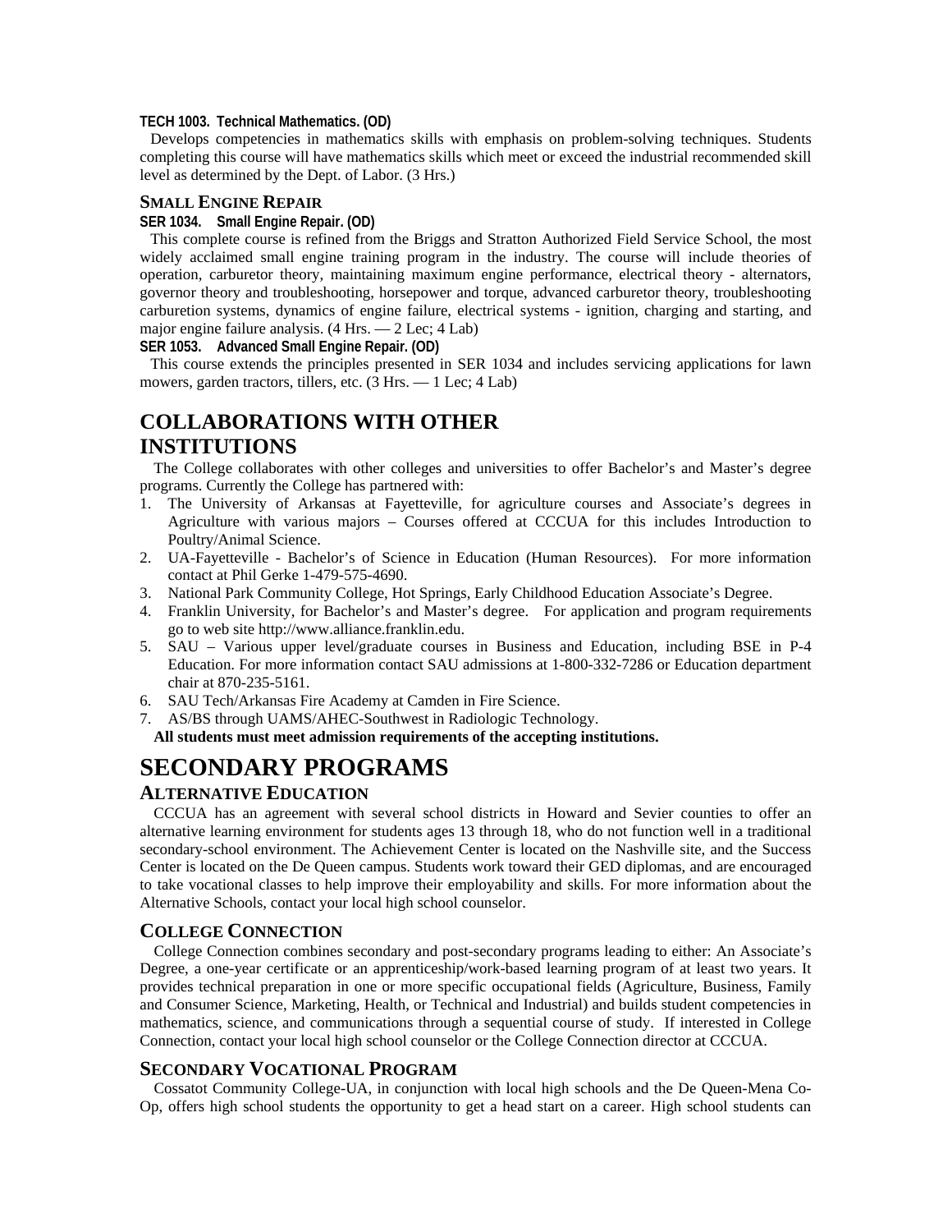**TECH 1003. Technical Mathematics. (OD)**

Develops competencies in mathematics skills with emphasis on problem-solving techniques. Students completing this course will have mathematics skills which meet or exceed the industrial recommended skill level as determined by the Dept. of Labor. (3 Hrs.)

### SMALL ENGINE REPAIR

**SER 1034. Small Engine Repair. (OD)**

This complete course is refined from the Briggs and Stratton Authorized Field Service School, the most widely acclaimed small engine training program in the industry. The course will include theories of operation, carburetor theory, maintaining maximum engine performance, electrical theory - alternators, governor theory and troubleshooting, horsepower and torque, advanced carburetor theory, troubleshooting carburetion systems, dynamics of engine failure, electrical systems - ignition, charging and starting, and major engine failure analysis. (4 Hrs. — 2 Lec; 4 Lab)

**SER 1053. Advanced Small Engine Repair. (OD)**

This course extends the principles presented in SER 1034 and includes servicing applications for lawn mowers, garden tractors, tillers, etc. (3 Hrs. — 1 Lec; 4 Lab)

## COLLABORATIONS WITH OTHER INSTITUTIONS

The College collaborates with other colleges and universities to offer Bachelor's and Master's degree programs. Currently the College has partnered with:

1. The University of Arkansas at Fayetteville, for agriculture courses and Associate's degrees in Agriculture with various majors – Courses offered at CCCUA for this includes Introduction to Poultry/Animal Science.
2. UA-Fayetteville - Bachelor's of Science in Education (Human Resources). For more information contact at Phil Gerke 1-479-575-4690.
3. National Park Community College, Hot Springs, Early Childhood Education Associate's Degree.
4. Franklin University, for Bachelor's and Master's degree. For application and program requirements go to web site http://www.alliance.franklin.edu.
5. SAU – Various upper level/graduate courses in Business and Education, including BSE in P-4 Education. For more information contact SAU admissions at 1-800-332-7286 or Education department chair at 870-235-5161.
6. SAU Tech/Arkansas Fire Academy at Camden in Fire Science.
7. AS/BS through UAMS/AHEC-Southwest in Radiologic Technology.

**All students must meet admission requirements of the accepting institutions.**

# SECONDARY PROGRAMS

### ALTERNATIVE EDUCATION

CCCUA has an agreement with several school districts in Howard and Sevier counties to offer an alternative learning environment for students ages 13 through 18, who do not function well in a traditional secondary-school environment. The Achievement Center is located on the Nashville site, and the Success Center is located on the De Queen campus. Students work toward their GED diplomas, and are encouraged to take vocational classes to help improve their employability and skills. For more information about the Alternative Schools, contact your local high school counselor.

### COLLEGE CONNECTION

College Connection combines secondary and post-secondary programs leading to either: An Associate's Degree, a one-year certificate or an apprenticeship/work-based learning program of at least two years. It provides technical preparation in one or more specific occupational fields (Agriculture, Business, Family and Consumer Science, Marketing, Health, or Technical and Industrial) and builds student competencies in mathematics, science, and communications through a sequential course of study. If interested in College Connection, contact your local high school counselor or the College Connection director at CCCUA.

### SECONDARY VOCATIONAL PROGRAM

Cossatot Community College-UA, in conjunction with local high schools and the De Queen-Mena Co-Op, offers high school students the opportunity to get a head start on a career. High school students can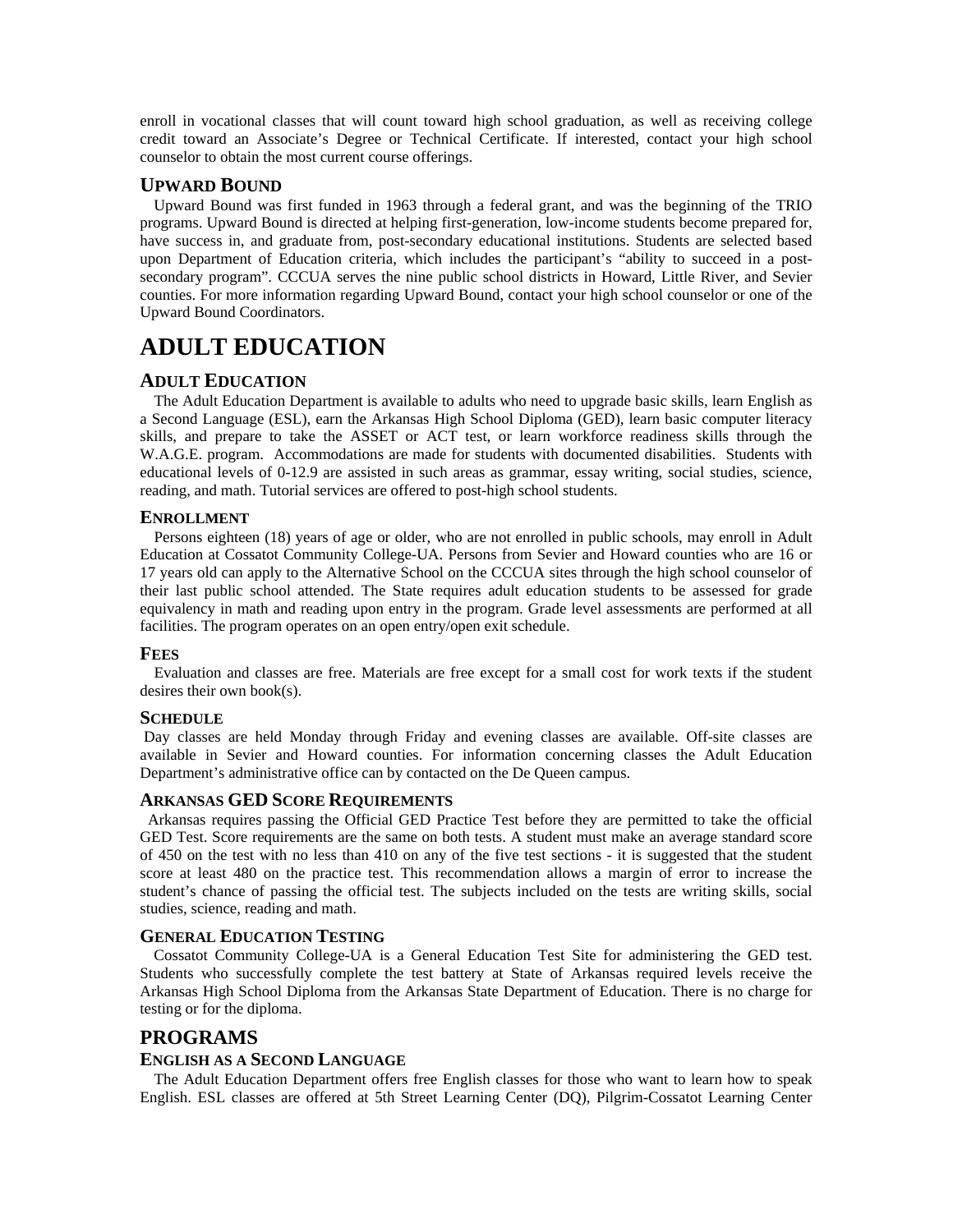enroll in vocational classes that will count toward high school graduation, as well as receiving college credit toward an Associate's Degree or Technical Certificate. If interested, contact your high school counselor to obtain the most current course offerings.

### UPWARD BOUND

Upward Bound was first funded in 1963 through a federal grant, and was the beginning of the TRIO programs. Upward Bound is directed at helping first-generation, low-income students become prepared for, have success in, and graduate from, post-secondary educational institutions. Students are selected based upon Department of Education criteria, which includes the participant's "ability to succeed in a post-secondary program". CCCUA serves the nine public school districts in Howard, Little River, and Sevier counties. For more information regarding Upward Bound, contact your high school counselor or one of the Upward Bound Coordinators.

# ADULT EDUCATION

### ADULT EDUCATION

The Adult Education Department is available to adults who need to upgrade basic skills, learn English as a Second Language (ESL), earn the Arkansas High School Diploma (GED), learn basic computer literacy skills, and prepare to take the ASSET or ACT test, or learn workforce readiness skills through the W.A.G.E. program. Accommodations are made for students with documented disabilities. Students with educational levels of 0-12.9 are assisted in such areas as grammar, essay writing, social studies, science, reading, and math. Tutorial services are offered to post-high school students.

#### ENROLLMENT

Persons eighteen (18) years of age or older, who are not enrolled in public schools, may enroll in Adult Education at Cossatot Community College-UA. Persons from Sevier and Howard counties who are 16 or 17 years old can apply to the Alternative School on the CCCUA sites through the high school counselor of their last public school attended. The State requires adult education students to be assessed for grade equivalency in math and reading upon entry in the program. Grade level assessments are performed at all facilities. The program operates on an open entry/open exit schedule.

#### FEES

Evaluation and classes are free. Materials are free except for a small cost for work texts if the student desires their own book(s).

#### SCHEDULE

Day classes are held Monday through Friday and evening classes are available. Off-site classes are available in Sevier and Howard counties. For information concerning classes the Adult Education Department's administrative office can by contacted on the De Queen campus.

#### ARKANSAS GED SCORE REQUIREMENTS

Arkansas requires passing the Official GED Practice Test before they are permitted to take the official GED Test. Score requirements are the same on both tests. A student must make an average standard score of 450 on the test with no less than 410 on any of the five test sections - it is suggested that the student score at least 480 on the practice test. This recommendation allows a margin of error to increase the student's chance of passing the official test. The subjects included on the tests are writing skills, social studies, science, reading and math.

#### GENERAL EDUCATION TESTING

Cossatot Community College-UA is a General Education Test Site for administering the GED test. Students who successfully complete the test battery at State of Arkansas required levels receive the Arkansas High School Diploma from the Arkansas State Department of Education. There is no charge for testing or for the diploma.

## PROGRAMS

#### ENGLISH AS A SECOND LANGUAGE

The Adult Education Department offers free English classes for those who want to learn how to speak English. ESL classes are offered at 5th Street Learning Center (DQ), Pilgrim-Cossatot Learning Center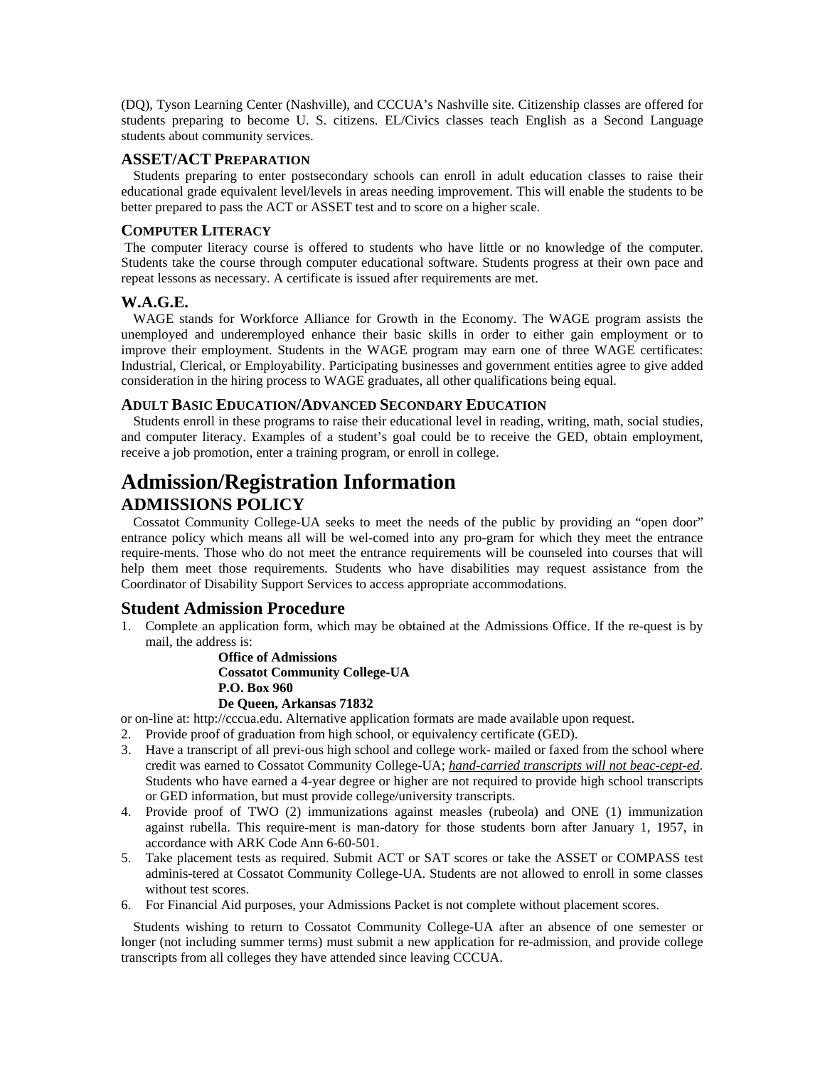(DQ), Tyson Learning Center (Nashville), and CCCUA's Nashville site. Citizenship classes are offered for students preparing to become U. S. citizens. EL/Civics classes teach English as a Second Language students about community services.

### ASSET/ACT PREPARATION

Students preparing to enter postsecondary schools can enroll in adult education classes to raise their educational grade equivalent level/levels in areas needing improvement. This will enable the students to be better prepared to pass the ACT or ASSET test and to score on a higher scale.

### COMPUTER LITERACY

The computer literacy course is offered to students who have little or no knowledge of the computer. Students take the course through computer educational software. Students progress at their own pace and repeat lessons as necessary. A certificate is issued after requirements are met.

### W.A.G.E.

WAGE stands for Workforce Alliance for Growth in the Economy. The WAGE program assists the unemployed and underemployed enhance their basic skills in order to either gain employment or to improve their employment. Students in the WAGE program may earn one of three WAGE certificates: Industrial, Clerical, or Employability. Participating businesses and government entities agree to give added consideration in the hiring process to WAGE graduates, all other qualifications being equal.

### ADULT BASIC EDUCATION/ADVANCED SECONDARY EDUCATION

Students enroll in these programs to raise their educational level in reading, writing, math, social studies, and computer literacy. Examples of a student's goal could be to receive the GED, obtain employment, receive a job promotion, enter a training program, or enroll in college.

# Admission/Registration Information

## ADMISSIONS POLICY

Cossatot Community College-UA seeks to meet the needs of the public by providing an "open door" entrance policy which means all will be wel-comed into any pro-gram for which they meet the entrance require-ments. Those who do not meet the entrance requirements will be counseled into courses that will help them meet those requirements. Students who have disabilities may request assistance from the Coordinator of Disability Support Services to access appropriate accommodations.

## Student Admission Procedure

1. Complete an application form, which may be obtained at the Admissions Office. If the re-quest is by mail, the address is:

   **Office of Admissions**
   **Cossatot Community College-UA**
   **P.O. Box 960**
   **De Queen, Arkansas 71832**

or on-line at: http://cccua.edu. Alternative application formats are made available upon request.

2. Provide proof of graduation from high school, or equivalency certificate (GED).
3. Have a transcript of all previ-ous high school and college work- mailed or faxed from the school where credit was earned to Cossatot Community College-UA; *hand-carried transcripts will not beac-cept-ed*. Students who have earned a 4-year degree or higher are not required to provide high school transcripts or GED information, but must provide college/university transcripts.
4. Provide proof of TWO (2) immunizations against measles (rubeola) and ONE (1) immunization against rubella. This require-ment is man-datory for those students born after January 1, 1957, in accordance with ARK Code Ann 6-60-501.
5. Take placement tests as required. Submit ACT or SAT scores or take the ASSET or COMPASS test adminis-tered at Cossatot Community College-UA. Students are not allowed to enroll in some classes without test scores.
6. For Financial Aid purposes, your Admissions Packet is not complete without placement scores.

Students wishing to return to Cossatot Community College-UA after an absence of one semester or longer (not including summer terms) must submit a new application for re-admission, and provide college transcripts from all colleges they have attended since leaving CCCUA.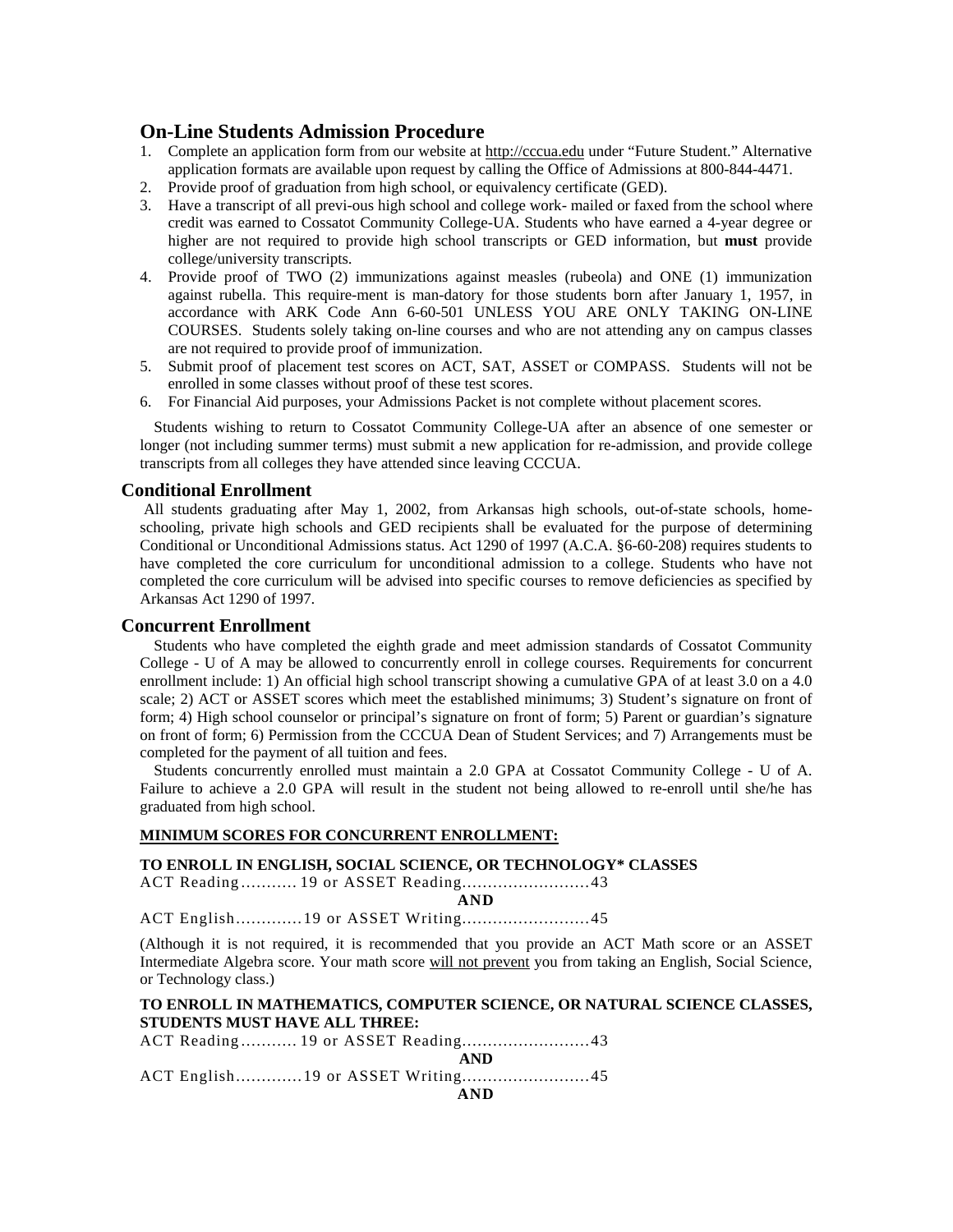## On-Line Students Admission Procedure

1. Complete an application form from our website at http://cccua.edu under "Future Student." Alternative application formats are available upon request by calling the Office of Admissions at 800-844-4471.
2. Provide proof of graduation from high school, or equivalency certificate (GED).
3. Have a transcript of all previ-ous high school and college work- mailed or faxed from the school where credit was earned to Cossatot Community College-UA. Students who have earned a 4-year degree or higher are not required to provide high school transcripts or GED information, but **must** provide college/university transcripts.
4. Provide proof of TWO (2) immunizations against measles (rubeola) and ONE (1) immunization against rubella. This require-ment is man-datory for those students born after January 1, 1957, in accordance with ARK Code Ann 6-60-501 UNLESS YOU ARE ONLY TAKING ON-LINE COURSES. Students solely taking on-line courses and who are not attending any on campus classes are not required to provide proof of immunization.
5. Submit proof of placement test scores on ACT, SAT, ASSET or COMPASS. Students will not be enrolled in some classes without proof of these test scores.
6. For Financial Aid purposes, your Admissions Packet is not complete without placement scores.

Students wishing to return to Cossatot Community College-UA after an absence of one semester or longer (not including summer terms) must submit a new application for re-admission, and provide college transcripts from all colleges they have attended since leaving CCCUA.

## Conditional Enrollment

All students graduating after May 1, 2002, from Arkansas high schools, out-of-state schools, home-schooling, private high schools and GED recipients shall be evaluated for the purpose of determining Conditional or Unconditional Admissions status. Act 1290 of 1997 (A.C.A. §6-60-208) requires students to have completed the core curriculum for unconditional admission to a college. Students who have not completed the core curriculum will be advised into specific courses to remove deficiencies as specified by Arkansas Act 1290 of 1997.

## Concurrent Enrollment

Students who have completed the eighth grade and meet admission standards of Cossatot Community College - U of A may be allowed to concurrently enroll in college courses. Requirements for concurrent enrollment include: 1) An official high school transcript showing a cumulative GPA of at least 3.0 on a 4.0 scale; 2) ACT or ASSET scores which meet the established minimums; 3) Student's signature on front of form; 4) High school counselor or principal's signature on front of form; 5) Parent or guardian's signature on front of form; 6) Permission from the CCCUA Dean of Student Services; and 7) Arrangements must be completed for the payment of all tuition and fees.

Students concurrently enrolled must maintain a 2.0 GPA at Cossatot Community College - U of A. Failure to achieve a 2.0 GPA will result in the student not being allowed to re-enroll until she/he has graduated from high school.

**MINIMUM SCORES FOR CONCURRENT ENROLLMENT:**

**TO ENROLL IN ENGLISH, SOCIAL SCIENCE, OR TECHNOLOGY* CLASSES**

ACT Reading........... 19 or ASSET Reading.........................43

**AND**

ACT English.............19 or ASSET Writing.........................45

(Although it is not required, it is recommended that you provide an ACT Math score or an ASSET Intermediate Algebra score. Your math score will not prevent you from taking an English, Social Science, or Technology class.)

**TO ENROLL IN MATHEMATICS, COMPUTER SCIENCE, OR NATURAL SCIENCE CLASSES, STUDENTS MUST HAVE ALL THREE:**

ACT Reading........... 19 or ASSET Reading.........................43

**AND**

ACT English.............19 or ASSET Writing.........................45

**AND**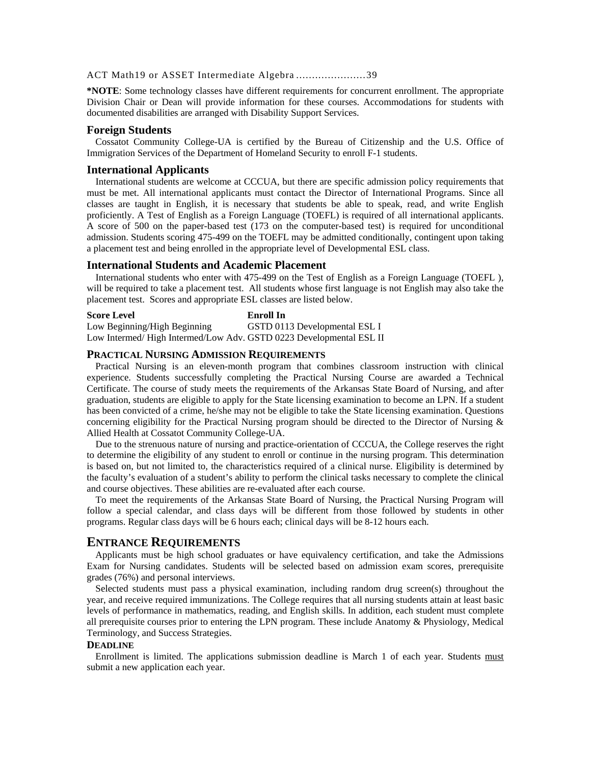ACT Math19 or ASSET Intermediate Algebra ......................39

**\*NOTE**: Some technology classes have different requirements for concurrent enrollment. The appropriate Division Chair or Dean will provide information for these courses. Accommodations for students with documented disabilities are arranged with Disability Support Services.

### Foreign Students

Cossatot Community College-UA is certified by the Bureau of Citizenship and the U.S. Office of Immigration Services of the Department of Homeland Security to enroll F-1 students.

### International Applicants

International students are welcome at CCCUA, but there are specific admission policy requirements that must be met. All international applicants must contact the Director of International Programs. Since all classes are taught in English, it is necessary that students be able to speak, read, and write English proficiently. A Test of English as a Foreign Language (TOEFL) is required of all international applicants. A score of 500 on the paper-based test (173 on the computer-based test) is required for unconditional admission. Students scoring 475-499 on the TOEFL may be admitted conditionally, contingent upon taking a placement test and being enrolled in the appropriate level of Developmental ESL class.

### International Students and Academic Placement

International students who enter with 475-499 on the Test of English as a Foreign Language (TOEFL ), will be required to take a placement test. All students whose first language is not English may also take the placement test. Scores and appropriate ESL classes are listed below.

| Score Level | Enroll In |
|---|---|
| Low Beginning/High Beginning | GSTD 0113 Developmental ESL I |
| Low Intermed/ High Intermed/Low Adv. | GSTD 0223 Developmental ESL II |

### PRACTICAL NURSING ADMISSION REQUIREMENTS

Practical Nursing is an eleven-month program that combines classroom instruction with clinical experience. Students successfully completing the Practical Nursing Course are awarded a Technical Certificate. The course of study meets the requirements of the Arkansas State Board of Nursing, and after graduation, students are eligible to apply for the State licensing examination to become an LPN. If a student has been convicted of a crime, he/she may not be eligible to take the State licensing examination. Questions concerning eligibility for the Practical Nursing program should be directed to the Director of Nursing & Allied Health at Cossatot Community College-UA.

Due to the strenuous nature of nursing and practice-orientation of CCCUA, the College reserves the right to determine the eligibility of any student to enroll or continue in the nursing program. This determination is based on, but not limited to, the characteristics required of a clinical nurse. Eligibility is determined by the faculty's evaluation of a student's ability to perform the clinical tasks necessary to complete the clinical and course objectives. These abilities are re-evaluated after each course.

To meet the requirements of the Arkansas State Board of Nursing, the Practical Nursing Program will follow a special calendar, and class days will be different from those followed by students in other programs. Regular class days will be 6 hours each; clinical days will be 8-12 hours each.

## ENTRANCE REQUIREMENTS

Applicants must be high school graduates or have equivalency certification, and take the Admissions Exam for Nursing candidates. Students will be selected based on admission exam scores, prerequisite grades (76%) and personal interviews.

Selected students must pass a physical examination, including random drug screen(s) throughout the year, and receive required immunizations. The College requires that all nursing students attain at least basic levels of performance in mathematics, reading, and English skills. In addition, each student must complete all prerequisite courses prior to entering the LPN program. These include Anatomy & Physiology, Medical Terminology, and Success Strategies.

#### DEADLINE

Enrollment is limited. The applications submission deadline is March 1 of each year. Students must submit a new application each year.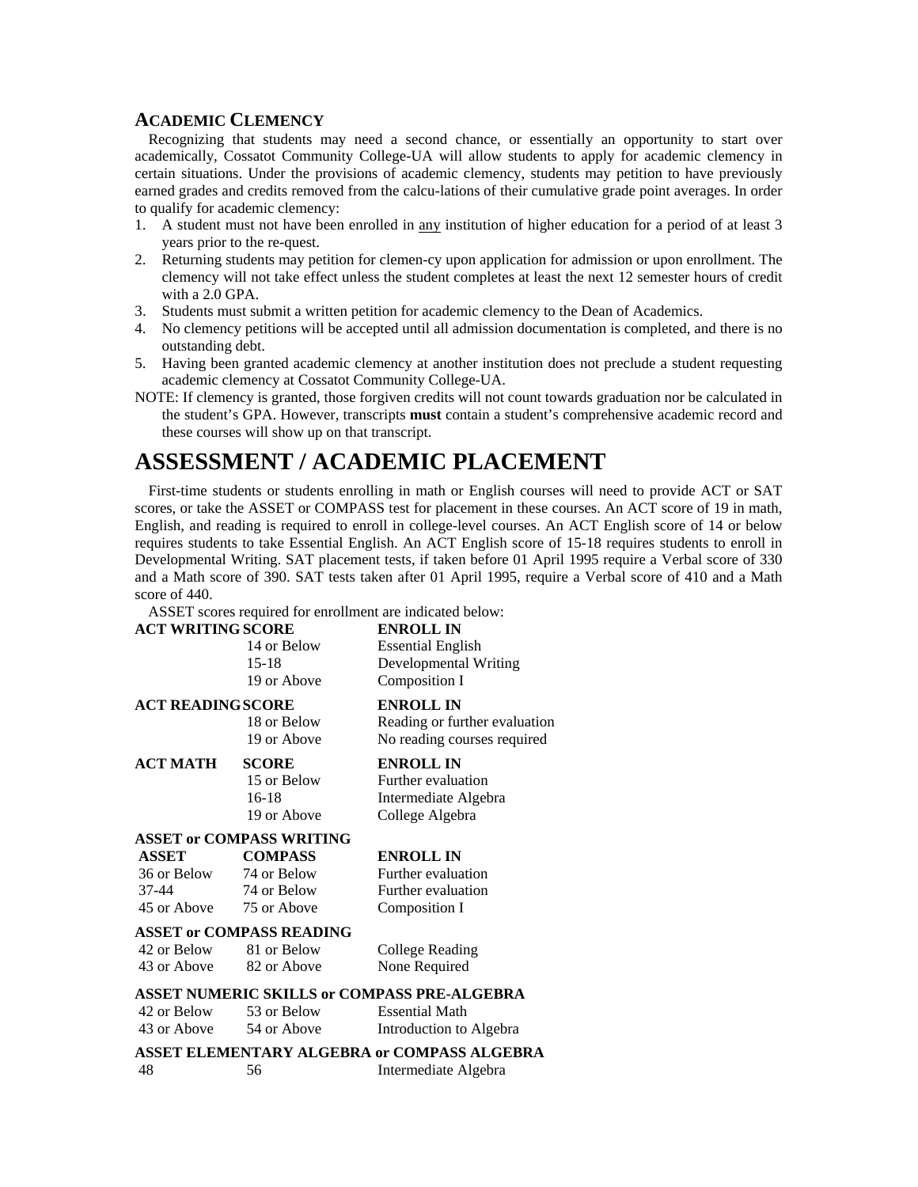### ACADEMIC CLEMENCY

Recognizing that students may need a second chance, or essentially an opportunity to start over academically, Cossatot Community College-UA will allow students to apply for academic clemency in certain situations. Under the provisions of academic clemency, students may petition to have previously earned grades and credits removed from the calcu-lations of their cumulative grade point averages. In order to qualify for academic clemency:

1. A student must not have been enrolled in any institution of higher education for a period of at least 3 years prior to the re-quest.
2. Returning students may petition for clemen-cy upon application for admission or upon enrollment. The clemency will not take effect unless the student completes at least the next 12 semester hours of credit with a 2.0 GPA.
3. Students must submit a written petition for academic clemency to the Dean of Academics.
4. No clemency petitions will be accepted until all admission documentation is completed, and there is no outstanding debt.
5. Having been granted academic clemency at another institution does not preclude a student requesting academic clemency at Cossatot Community College-UA.

NOTE: If clemency is granted, those forgiven credits will not count towards graduation nor be calculated in the student's GPA. However, transcripts **must** contain a student's comprehensive academic record and these courses will show up on that transcript.

# ASSESSMENT / ACADEMIC PLACEMENT

First-time students or students enrolling in math or English courses will need to provide ACT or SAT scores, or take the ASSET or COMPASS test for placement in these courses. An ACT score of 19 in math, English, and reading is required to enroll in college-level courses. An ACT English score of 14 or below requires students to take Essential English. An ACT English score of 15-18 requires students to enroll in Developmental Writing. SAT placement tests, if taken before 01 April 1995 require a Verbal score of 330 and a Math score of 390. SAT tests taken after 01 April 1995, require a Verbal score of 410 and a Math score of 440.

ASSET scores required for enrollment are indicated below:

| ACT WRITING | SCORE | ENROLL IN |
|---|---|---|
| | 14 or Below | Essential English |
| | 15-18 | Developmental Writing |
| | 19 or Above | Composition I |

| ACT READING | SCORE | ENROLL IN |
|---|---|---|
| | 18 or Below | Reading or further evaluation |
| | 19 or Above | No reading courses required |

| ACT MATH | SCORE | ENROLL IN |
|---|---|---|
| | 15 or Below | Further evaluation |
| | 16-18 | Intermediate Algebra |
| | 19 or Above | College Algebra |

**ASSET or COMPASS WRITING**

| ASSET | COMPASS | ENROLL IN |
|---|---|---|
| 36 or Below | 74 or Below | Further evaluation |
| 37-44 | 74 or Below | Further evaluation |
| 45 or Above | 75 or Above | Composition I |

**ASSET or COMPASS READING**

| ASSET | COMPASS | ENROLL IN |
|---|---|---|
| 42 or Below | 81 or Below | College Reading |
| 43 or Above | 82 or Above | None Required |

**ASSET NUMERIC SKILLS or COMPASS PRE-ALGEBRA**

| ASSET | COMPASS | ENROLL IN |
|---|---|---|
| 42 or Below | 53 or Below | Essential Math |
| 43 or Above | 54 or Above | Introduction to Algebra |

**ASSET ELEMENTARY ALGEBRA or COMPASS ALGEBRA**

| ASSET | COMPASS | ENROLL IN |
|---|---|---|
| 48 | 56 | Intermediate Algebra |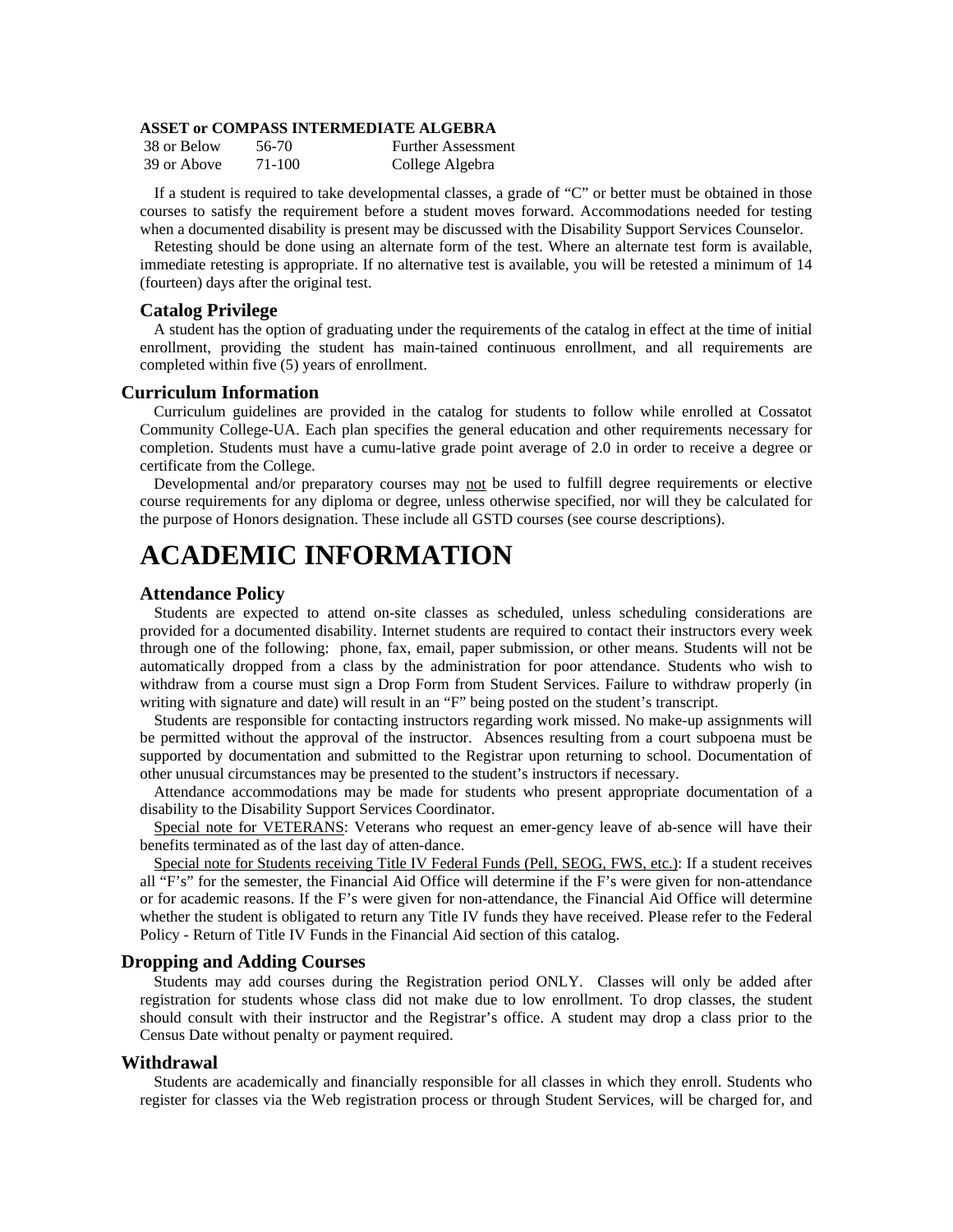**ASSET or COMPASS INTERMEDIATE ALGEBRA**

| | | |
|---|---|---|
| 38 or Below | 56-70 | Further Assessment |
| 39 or Above | 71-100 | College Algebra |

If a student is required to take developmental classes, a grade of "C" or better must be obtained in those courses to satisfy the requirement before a student moves forward. Accommodations needed for testing when a documented disability is present may be discussed with the Disability Support Services Counselor.

Retesting should be done using an alternate form of the test. Where an alternate test form is available, immediate retesting is appropriate. If no alternative test is available, you will be retested a minimum of 14 (fourteen) days after the original test.

### Catalog Privilege

A student has the option of graduating under the requirements of the catalog in effect at the time of initial enrollment, providing the student has main-tained continuous enrollment, and all requirements are completed within five (5) years of enrollment.

## Curriculum Information

Curriculum guidelines are provided in the catalog for students to follow while enrolled at Cossatot Community College-UA. Each plan specifies the general education and other requirements necessary for completion. Students must have a cumu-lative grade point average of 2.0 in order to receive a degree or certificate from the College.

Developmental and/or preparatory courses may <u>not</u> be used to fulfill degree requirements or elective course requirements for any diploma or degree, unless otherwise specified, nor will they be calculated for the purpose of Honors designation. These include all GSTD courses (see course descriptions).

# ACADEMIC INFORMATION

### Attendance Policy

Students are expected to attend on-site classes as scheduled, unless scheduling considerations are provided for a documented disability. Internet students are required to contact their instructors every week through one of the following: phone, fax, email, paper submission, or other means. Students will not be automatically dropped from a class by the administration for poor attendance. Students who wish to withdraw from a course must sign a Drop Form from Student Services. Failure to withdraw properly (in writing with signature and date) will result in an "F" being posted on the student's transcript.

Students are responsible for contacting instructors regarding work missed. No make-up assignments will be permitted without the approval of the instructor. Absences resulting from a court subpoena must be supported by documentation and submitted to the Registrar upon returning to school. Documentation of other unusual circumstances may be presented to the student's instructors if necessary.

Attendance accommodations may be made for students who present appropriate documentation of a disability to the Disability Support Services Coordinator.

<u>Special note for VETERANS</u>: Veterans who request an emer-gency leave of ab-sence will have their benefits terminated as of the last day of atten-dance.

<u>Special note for Students receiving Title IV Federal Funds (Pell, SEOG, FWS, etc.)</u>: If a student receives all "F's" for the semester, the Financial Aid Office will determine if the F's were given for non-attendance or for academic reasons. If the F's were given for non-attendance, the Financial Aid Office will determine whether the student is obligated to return any Title IV funds they have received. Please refer to the Federal Policy - Return of Title IV Funds in the Financial Aid section of this catalog.

## Dropping and Adding Courses

Students may add courses during the Registration period ONLY. Classes will only be added after registration for students whose class did not make due to low enrollment. To drop classes, the student should consult with their instructor and the Registrar's office. A student may drop a class prior to the Census Date without penalty or payment required.

## Withdrawal

Students are academically and financially responsible for all classes in which they enroll. Students who register for classes via the Web registration process or through Student Services, will be charged for, and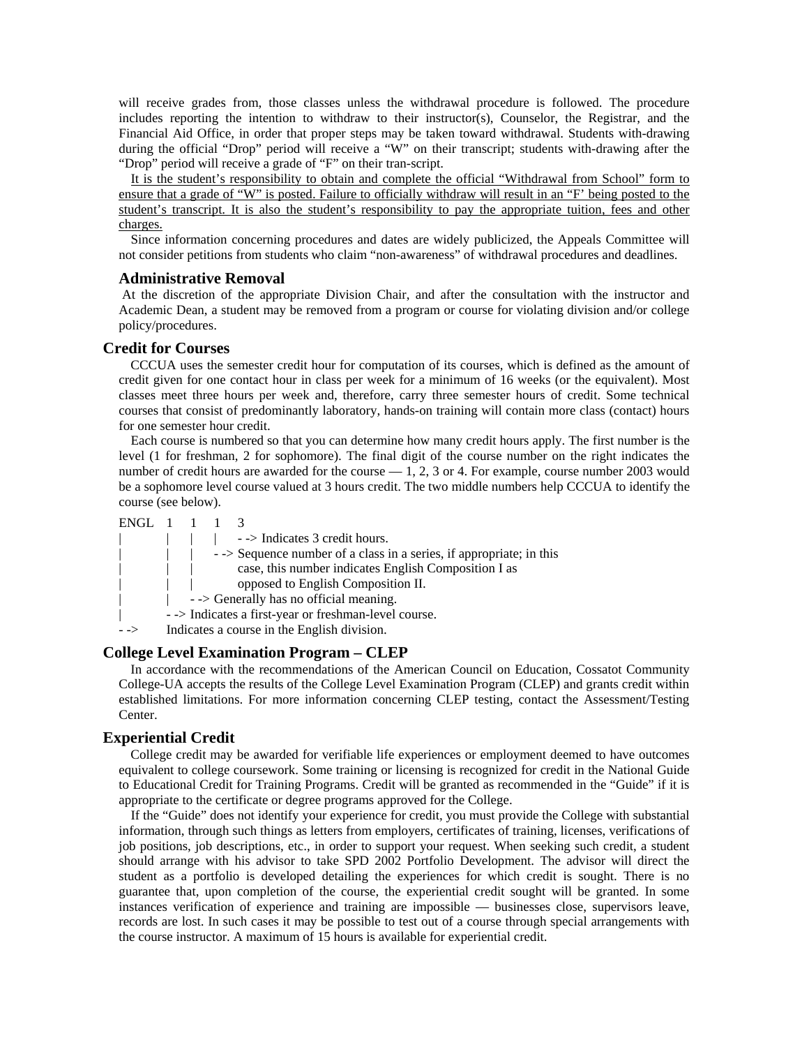will receive grades from, those classes unless the withdrawal procedure is followed. The procedure includes reporting the intention to withdraw to their instructor(s), Counselor, the Registrar, and the Financial Aid Office, in order that proper steps may be taken toward withdrawal. Students with-drawing during the official "Drop" period will receive a "W" on their transcript; students with-drawing after the "Drop" period will receive a grade of "F" on their tran-script.

<u>It is the student's responsibility to obtain and complete the official "Withdrawal from School" form to ensure that a grade of "W" is posted. Failure to officially withdraw will result in an "F' being posted to the student's transcript. It is also the student's responsibility to pay the appropriate tuition, fees and other charges.</u>

Since information concerning procedures and dates are widely publicized, the Appeals Committee will not consider petitions from students who claim "non-awareness" of withdrawal procedures and deadlines.

### Administrative Removal

At the discretion of the appropriate Division Chair, and after the consultation with the instructor and Academic Dean, a student may be removed from a program or course for violating division and/or college policy/procedures.

## Credit for Courses

CCCUA uses the semester credit hour for computation of its courses, which is defined as the amount of credit given for one contact hour in class per week for a minimum of 16 weeks (or the equivalent). Most classes meet three hours per week and, therefore, carry three semester hours of credit. Some technical courses that consist of predominantly laboratory, hands-on training will contain more class (contact) hours for one semester hour credit.

Each course is numbered so that you can determine how many credit hours apply. The first number is the level (1 for freshman, 2 for sophomore). The final digit of the course number on the right indicates the number of credit hours are awarded for the course — 1, 2, 3 or 4. For example, course number 2003 would be a sophomore level course valued at 3 hours credit. The two middle numbers help CCCUA to identify the course (see below).

```
ENGL  1   1   1   3
|     |   |   |   - -> Indicates 3 credit hours.
|     |   |   - -> Sequence number of a class in a series, if appropriate; in this
|     |   |        case, this number indicates English Composition I as
|     |   |        opposed to English Composition II.
|     |   - -> Generally has no official meaning.
|     - -> Indicates a first-year or freshman-level course.
- ->  Indicates a course in the English division.
```

## College Level Examination Program – CLEP

In accordance with the recommendations of the American Council on Education, Cossatot Community College-UA accepts the results of the College Level Examination Program (CLEP) and grants credit within established limitations. For more information concerning CLEP testing, contact the Assessment/Testing Center.

## Experiential Credit

College credit may be awarded for verifiable life experiences or employment deemed to have outcomes equivalent to college coursework. Some training or licensing is recognized for credit in the National Guide to Educational Credit for Training Programs. Credit will be granted as recommended in the "Guide" if it is appropriate to the certificate or degree programs approved for the College.

If the "Guide" does not identify your experience for credit, you must provide the College with substantial information, through such things as letters from employers, certificates of training, licenses, verifications of job positions, job descriptions, etc., in order to support your request. When seeking such credit, a student should arrange with his advisor to take SPD 2002 Portfolio Development. The advisor will direct the student as a portfolio is developed detailing the experiences for which credit is sought. There is no guarantee that, upon completion of the course, the experiential credit sought will be granted. In some instances verification of experience and training are impossible — businesses close, supervisors leave, records are lost. In such cases it may be possible to test out of a course through special arrangements with the course instructor. A maximum of 15 hours is available for experiential credit.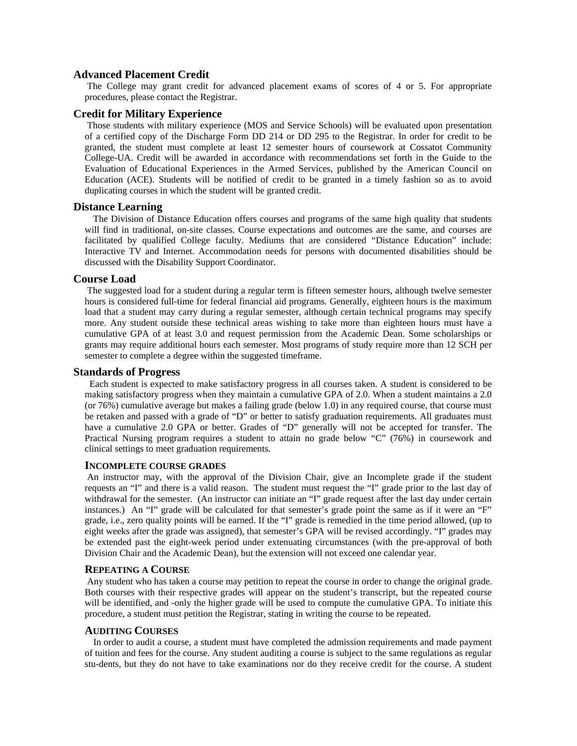## Advanced Placement Credit

The College may grant credit for advanced placement exams of scores of 4 or 5. For appropriate procedures, please contact the Registrar.

## Credit for Military Experience

Those students with military experience (MOS and Service Schools) will be evaluated upon presentation of a certified copy of the Discharge Form DD 214 or DD 295 to the Registrar. In order for credit to be granted, the student must complete at least 12 semester hours of coursework at Cossatot Community College-UA. Credit will be awarded in accordance with recommendations set forth in the Guide to the Evaluation of Educational Experiences in the Armed Services, published by the American Council on Education (ACE). Students will be notified of credit to be granted in a timely fashion so as to avoid duplicating courses in which the student will be granted credit.

## Distance Learning

The Division of Distance Education offers courses and programs of the same high quality that students will find in traditional, on-site classes. Course expectations and outcomes are the same, and courses are facilitated by qualified College faculty. Mediums that are considered "Distance Education" include: Interactive TV and Internet. Accommodation needs for persons with documented disabilities should be discussed with the Disability Support Coordinator.

## Course Load

The suggested load for a student during a regular term is fifteen semester hours, although twelve semester hours is considered full-time for federal financial aid programs. Generally, eighteen hours is the maximum load that a student may carry during a regular semester, although certain technical programs may specify more. Any student outside these technical areas wishing to take more than eighteen hours must have a cumulative GPA of at least 3.0 and request permission from the Academic Dean. Some scholarships or grants may require additional hours each semester. Most programs of study require more than 12 SCH per semester to complete a degree within the suggested timeframe.

## Standards of Progress

Each student is expected to make satisfactory progress in all courses taken. A student is considered to be making satisfactory progress when they maintain a cumulative GPA of 2.0. When a student maintains a 2.0 (or 76%) cumulative average but makes a failing grade (below 1.0) in any required course, that course must be retaken and passed with a grade of "D" or better to satisfy graduation requirements. All graduates must have a cumulative 2.0 GPA or better. Grades of "D" generally will not be accepted for transfer. The Practical Nursing program requires a student to attain no grade below "C" (76%) in coursework and clinical settings to meet graduation requirements.

### INCOMPLETE COURSE GRADES

An instructor may, with the approval of the Division Chair, give an Incomplete grade if the student requests an "I" and there is a valid reason. The student must request the "I" grade prior to the last day of withdrawal for the semester. (An instructor can initiate an "I" grade request after the last day under certain instances.) An "I" grade will be calculated for that semester's grade point the same as if it were an "F" grade, i.e., zero quality points will be earned. If the "I" grade is remedied in the time period allowed, (up to eight weeks after the grade was assigned), that semester's GPA will be revised accordingly. "I" grades may be extended past the eight-week period under extenuating circumstances (with the pre-approval of both Division Chair and the Academic Dean), but the extension will not exceed one calendar year.

### REPEATING A COURSE

Any student who has taken a course may petition to repeat the course in order to change the original grade. Both courses with their respective grades will appear on the student's transcript, but the repeated course will be identified, and -only the higher grade will be used to compute the cumulative GPA. To initiate this procedure, a student must petition the Registrar, stating in writing the course to be repeated.

### AUDITING COURSES

In order to audit a course, a student must have completed the admission requirements and made payment of tuition and fees for the course. Any student auditing a course is subject to the same regulations as regular stu-dents, but they do not have to take examinations nor do they receive credit for the course. A student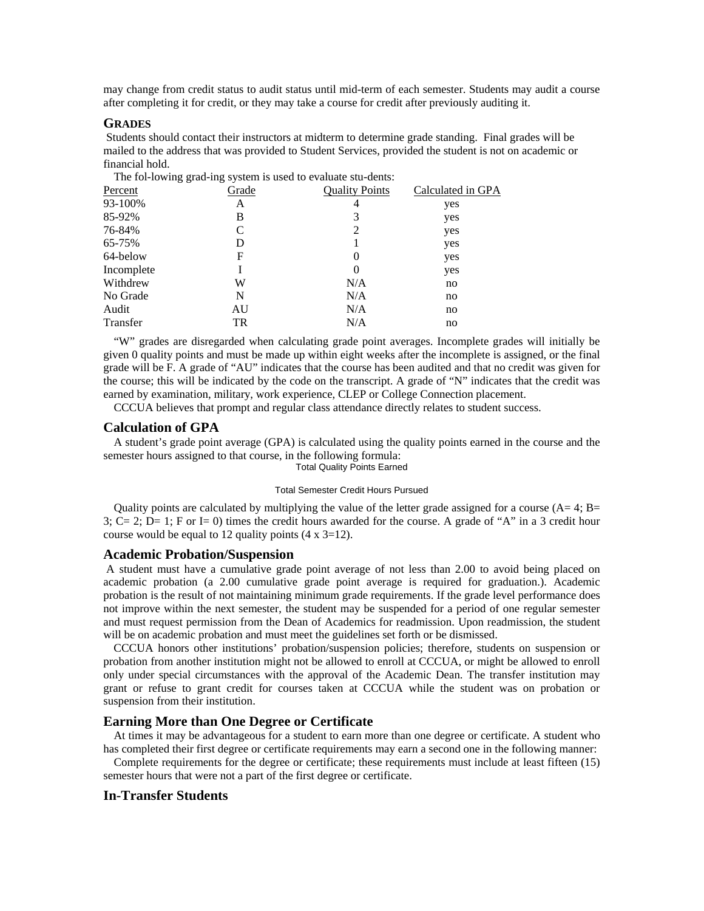may change from credit status to audit status until mid-term of each semester. Students may audit a course after completing it for credit, or they may take a course for credit after previously auditing it.

### GRADES

Students should contact their instructors at midterm to determine grade standing. Final grades will be mailed to the address that was provided to Student Services, provided the student is not on academic or financial hold.

The fol-lowing grad-ing system is used to evaluate stu-dents:

| Percent | Grade | Quality Points | Calculated in GPA |
|---|---|---|---|
| 93-100% | A | 4 | yes |
| 85-92% | B | 3 | yes |
| 76-84% | C | 2 | yes |
| 65-75% | D | 1 | yes |
| 64-below | F | 0 | yes |
| Incomplete | I | 0 | yes |
| Withdrew | W | N/A | no |
| No Grade | N | N/A | no |
| Audit | AU | N/A | no |
| Transfer | TR | N/A | no |

"W" grades are disregarded when calculating grade point averages. Incomplete grades will initially be given 0 quality points and must be made up within eight weeks after the incomplete is assigned, or the final grade will be F. A grade of "AU" indicates that the course has been audited and that no credit was given for the course; this will be indicated by the code on the transcript. A grade of "N" indicates that the credit was earned by examination, military, work experience, CLEP or College Connection placement.

CCCUA believes that prompt and regular class attendance directly relates to student success.

## Calculation of GPA

A student's grade point average (GPA) is calculated using the quality points earned in the course and the semester hours assigned to that course, in the following formula:

$$\frac{\text{Total Quality Points Earned}}{\text{Total Semester Credit Hours Pursued}}$$

Quality points are calculated by multiplying the value of the letter grade assigned for a course (A= 4; B= 3; C= 2; D= 1; F or I= 0) times the credit hours awarded for the course. A grade of "A" in a 3 credit hour course would be equal to 12 quality points (4 x 3=12).

## Academic Probation/Suspension

A student must have a cumulative grade point average of not less than 2.00 to avoid being placed on academic probation (a 2.00 cumulative grade point average is required for graduation.). Academic probation is the result of not maintaining minimum grade requirements. If the grade level performance does not improve within the next semester, the student may be suspended for a period of one regular semester and must request permission from the Dean of Academics for readmission. Upon readmission, the student will be on academic probation and must meet the guidelines set forth or be dismissed.

CCCUA honors other institutions' probation/suspension policies; therefore, students on suspension or probation from another institution might not be allowed to enroll at CCCUA, or might be allowed to enroll only under special circumstances with the approval of the Academic Dean. The transfer institution may grant or refuse to grant credit for courses taken at CCCUA while the student was on probation or suspension from their institution.

## Earning More than One Degree or Certificate

At times it may be advantageous for a student to earn more than one degree or certificate. A student who has completed their first degree or certificate requirements may earn a second one in the following manner:

Complete requirements for the degree or certificate; these requirements must include at least fifteen (15) semester hours that were not a part of the first degree or certificate.

## In-Transfer Students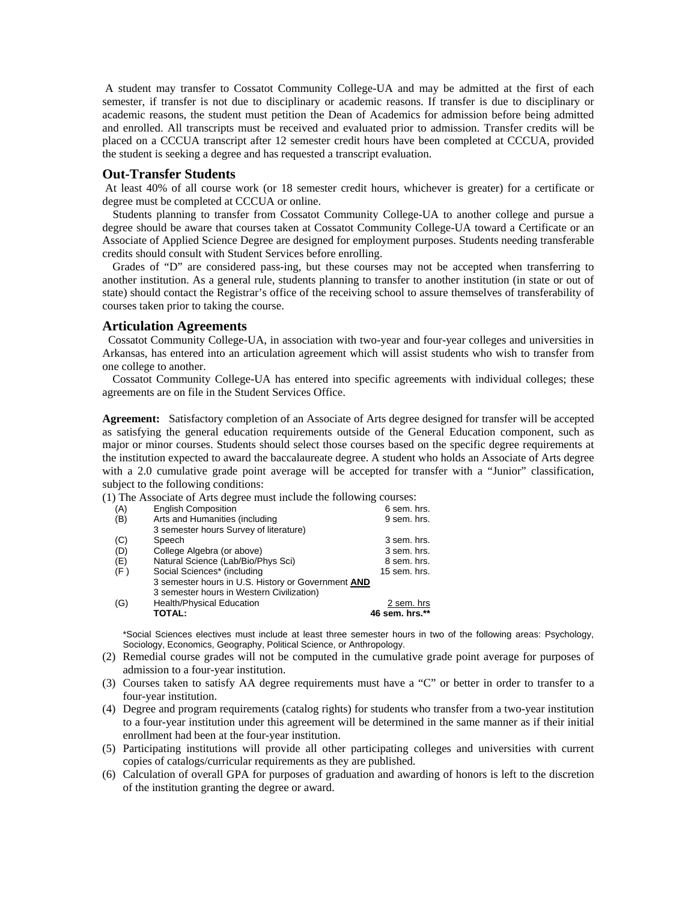A student may transfer to Cossatot Community College-UA and may be admitted at the first of each semester, if transfer is not due to disciplinary or academic reasons. If transfer is due to disciplinary or academic reasons, the student must petition the Dean of Academics for admission before being admitted and enrolled. All transcripts must be received and evaluated prior to admission. Transfer credits will be placed on a CCCUA transcript after 12 semester credit hours have been completed at CCCUA, provided the student is seeking a degree and has requested a transcript evaluation.

### Out-Transfer Students

At least 40% of all course work (or 18 semester credit hours, whichever is greater) for a certificate or degree must be completed at CCCUA or online.

Students planning to transfer from Cossatot Community College-UA to another college and pursue a degree should be aware that courses taken at Cossatot Community College-UA toward a Certificate or an Associate of Applied Science Degree are designed for employment purposes. Students needing transferable credits should consult with Student Services before enrolling.

Grades of "D" are considered pass-ing, but these courses may not be accepted when transferring to another institution. As a general rule, students planning to transfer to another institution (in state or out of state) should contact the Registrar's office of the receiving school to assure themselves of transferability of courses taken prior to taking the course.

### Articulation Agreements

Cossatot Community College-UA, in association with two-year and four-year colleges and universities in Arkansas, has entered into an articulation agreement which will assist students who wish to transfer from one college to another.

Cossatot Community College-UA has entered into specific agreements with individual colleges; these agreements are on file in the Student Services Office.

**Agreement:** Satisfactory completion of an Associate of Arts degree designed for transfer will be accepted as satisfying the general education requirements outside of the General Education component, such as major or minor courses. Students should select those courses based on the specific degree requirements at the institution expected to award the baccalaureate degree. A student who holds an Associate of Arts degree with a 2.0 cumulative grade point average will be accepted for transfer with a "Junior" classification, subject to the following conditions:

(1) The Associate of Arts degree must include the following courses:

| | | |
|---|---|---|
| (A) | English Composition | 6 sem. hrs. |
| (B) | Arts and Humanities (including 3 semester hours Survey of literature) | 9 sem. hrs. |
| (C) | Speech | 3 sem. hrs. |
| (D) | College Algebra (or above) | 3 sem. hrs. |
| (E) | Natural Science (Lab/Bio/Phys Sci) | 8 sem. hrs. |
| (F) | Social Sciences* (including 3 semester hours in U.S. History or Government **AND** 3 semester hours in Western Civilization) | 15 sem. hrs. |
| (G) | Health/Physical Education | 2 sem. hrs |
| | **TOTAL:** | **46 sem. hrs.\*\*** |

*Social Sciences electives must include at least three semester hours in two of the following areas: Psychology, Sociology, Economics, Geography, Political Science, or Anthropology.

(2) Remedial course grades will not be computed in the cumulative grade point average for purposes of admission to a four-year institution.

(3) Courses taken to satisfy AA degree requirements must have a "C" or better in order to transfer to a four-year institution.

(4) Degree and program requirements (catalog rights) for students who transfer from a two-year institution to a four-year institution under this agreement will be determined in the same manner as if their initial enrollment had been at the four-year institution.

(5) Participating institutions will provide all other participating colleges and universities with current copies of catalogs/curricular requirements as they are published.

(6) Calculation of overall GPA for purposes of graduation and awarding of honors is left to the discretion of the institution granting the degree or award.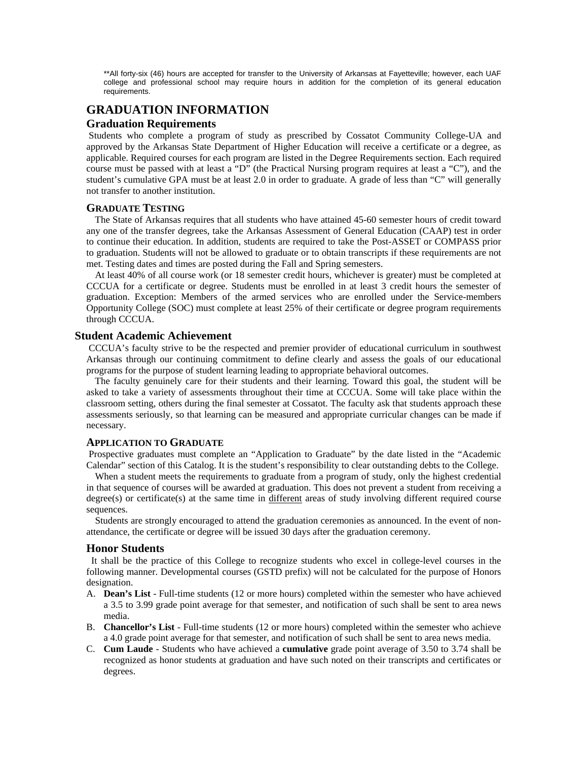**All forty-six (46) hours are accepted for transfer to the University of Arkansas at Fayetteville; however, each UAF college and professional school may require hours in addition for the completion of its general education requirements.

# GRADUATION INFORMATION

## Graduation Requirements

Students who complete a program of study as prescribed by Cossatot Community College-UA and approved by the Arkansas State Department of Higher Education will receive a certificate or a degree, as applicable. Required courses for each program are listed in the Degree Requirements section. Each required course must be passed with at least a "D" (the Practical Nursing program requires at least a "C"), and the student's cumulative GPA must be at least 2.0 in order to graduate. A grade of less than "C" will generally not transfer to another institution.

### GRADUATE TESTING

The State of Arkansas requires that all students who have attained 45-60 semester hours of credit toward any one of the transfer degrees, take the Arkansas Assessment of General Education (CAAP) test in order to continue their education. In addition, students are required to take the Post-ASSET or COMPASS prior to graduation. Students will not be allowed to graduate or to obtain transcripts if these requirements are not met. Testing dates and times are posted during the Fall and Spring semesters.

At least 40% of all course work (or 18 semester credit hours, whichever is greater) must be completed at CCCUA for a certificate or degree. Students must be enrolled in at least 3 credit hours the semester of graduation. Exception: Members of the armed services who are enrolled under the Service-members Opportunity College (SOC) must complete at least 25% of their certificate or degree program requirements through CCCUA.

## Student Academic Achievement

CCCUA's faculty strive to be the respected and premier provider of educational curriculum in southwest Arkansas through our continuing commitment to define clearly and assess the goals of our educational programs for the purpose of student learning leading to appropriate behavioral outcomes.

The faculty genuinely care for their students and their learning. Toward this goal, the student will be asked to take a variety of assessments throughout their time at CCCUA. Some will take place within the classroom setting, others during the final semester at Cossatot. The faculty ask that students approach these assessments seriously, so that learning can be measured and appropriate curricular changes can be made if necessary.

### APPLICATION TO GRADUATE

Prospective graduates must complete an "Application to Graduate" by the date listed in the "Academic Calendar" section of this Catalog. It is the student's responsibility to clear outstanding debts to the College.

When a student meets the requirements to graduate from a program of study, only the highest credential in that sequence of courses will be awarded at graduation. This does not prevent a student from receiving a degree(s) or certificate(s) at the same time in <u>different</u> areas of study involving different required course sequences.

Students are strongly encouraged to attend the graduation ceremonies as announced. In the event of non-attendance, the certificate or degree will be issued 30 days after the graduation ceremony.

## Honor Students

It shall be the practice of this College to recognize students who excel in college-level courses in the following manner. Developmental courses (GSTD prefix) will not be calculated for the purpose of Honors designation.

A. **Dean's List** - Full-time students (12 or more hours) completed within the semester who have achieved a 3.5 to 3.99 grade point average for that semester, and notification of such shall be sent to area news media.
B. **Chancellor's List** - Full-time students (12 or more hours) completed within the semester who achieve a 4.0 grade point average for that semester, and notification of such shall be sent to area news media.
C. **Cum Laude** - Students who have achieved a **cumulative** grade point average of 3.50 to 3.74 shall be recognized as honor students at graduation and have such noted on their transcripts and certificates or degrees.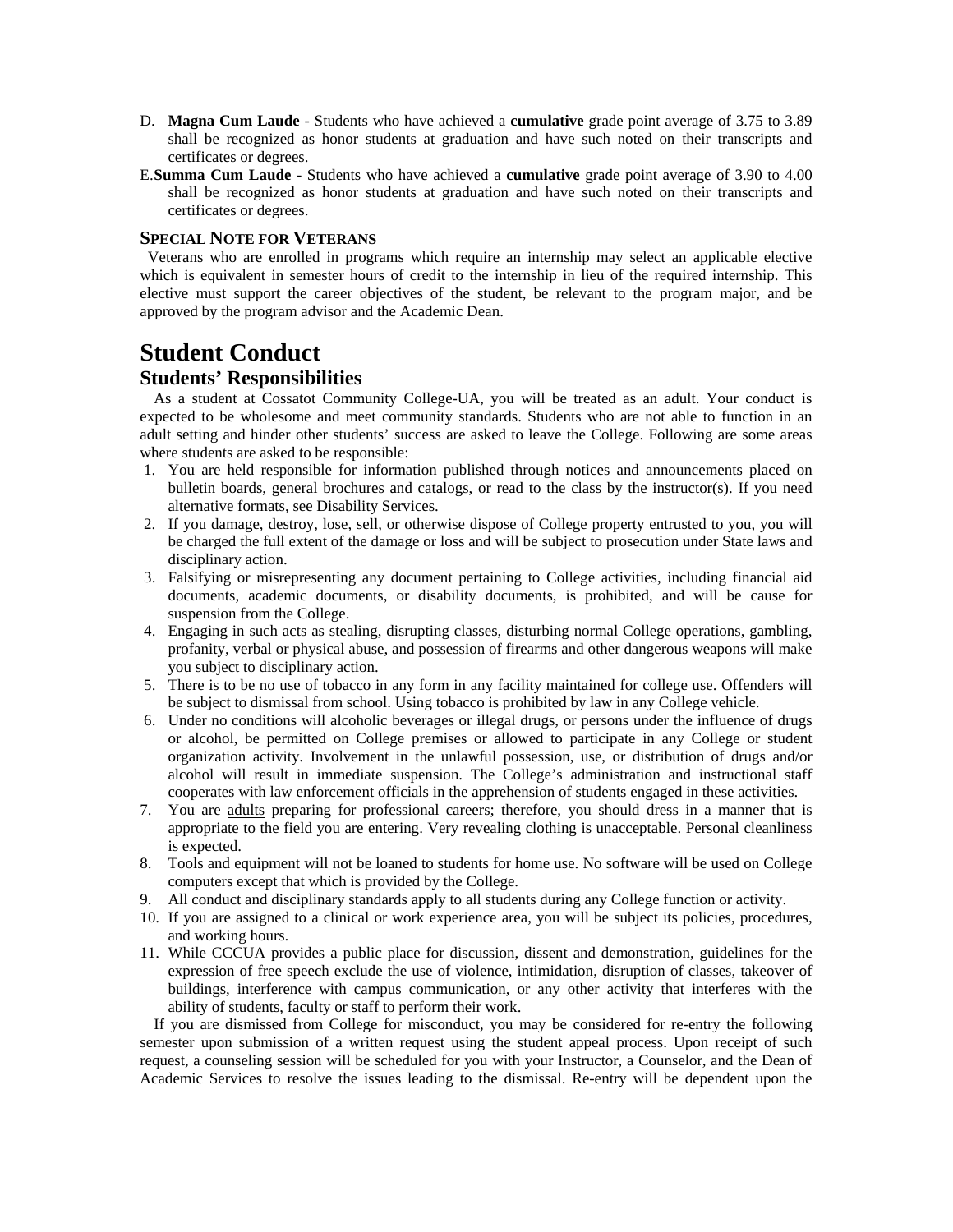D. **Magna Cum Laude** - Students who have achieved a **cumulative** grade point average of 3.75 to 3.89 shall be recognized as honor students at graduation and have such noted on their transcripts and certificates or degrees.

E. **Summa Cum Laude** - Students who have achieved a **cumulative** grade point average of 3.90 to 4.00 shall be recognized as honor students at graduation and have such noted on their transcripts and certificates or degrees.

### SPECIAL NOTE FOR VETERANS

Veterans who are enrolled in programs which require an internship may select an applicable elective which is equivalent in semester hours of credit to the internship in lieu of the required internship. This elective must support the career objectives of the student, be relevant to the program major, and be approved by the program advisor and the Academic Dean.

# Student Conduct

## Students' Responsibilities

As a student at Cossatot Community College-UA, you will be treated as an adult. Your conduct is expected to be wholesome and meet community standards. Students who are not able to function in an adult setting and hinder other students' success are asked to leave the College. Following are some areas where students are asked to be responsible:

1. You are held responsible for information published through notices and announcements placed on bulletin boards, general brochures and catalogs, or read to the class by the instructor(s). If you need alternative formats, see Disability Services.
2. If you damage, destroy, lose, sell, or otherwise dispose of College property entrusted to you, you will be charged the full extent of the damage or loss and will be subject to prosecution under State laws and disciplinary action.
3. Falsifying or misrepresenting any document pertaining to College activities, including financial aid documents, academic documents, or disability documents, is prohibited, and will be cause for suspension from the College.
4. Engaging in such acts as stealing, disrupting classes, disturbing normal College operations, gambling, profanity, verbal or physical abuse, and possession of firearms and other dangerous weapons will make you subject to disciplinary action.
5. There is to be no use of tobacco in any form in any facility maintained for college use. Offenders will be subject to dismissal from school. Using tobacco is prohibited by law in any College vehicle.
6. Under no conditions will alcoholic beverages or illegal drugs, or persons under the influence of drugs or alcohol, be permitted on College premises or allowed to participate in any College or student organization activity. Involvement in the unlawful possession, use, or distribution of drugs and/or alcohol will result in immediate suspension. The College's administration and instructional staff cooperates with law enforcement officials in the apprehension of students engaged in these activities.
7. You are <u>adults</u> preparing for professional careers; therefore, you should dress in a manner that is appropriate to the field you are entering. Very revealing clothing is unacceptable. Personal cleanliness is expected.
8. Tools and equipment will not be loaned to students for home use. No software will be used on College computers except that which is provided by the College.
9. All conduct and disciplinary standards apply to all students during any College function or activity.
10. If you are assigned to a clinical or work experience area, you will be subject its policies, procedures, and working hours.
11. While CCCUA provides a public place for discussion, dissent and demonstration, guidelines for the expression of free speech exclude the use of violence, intimidation, disruption of classes, takeover of buildings, interference with campus communication, or any other activity that interferes with the ability of students, faculty or staff to perform their work.

If you are dismissed from College for misconduct, you may be considered for re-entry the following semester upon submission of a written request using the student appeal process. Upon receipt of such request, a counseling session will be scheduled for you with your Instructor, a Counselor, and the Dean of Academic Services to resolve the issues leading to the dismissal. Re-entry will be dependent upon the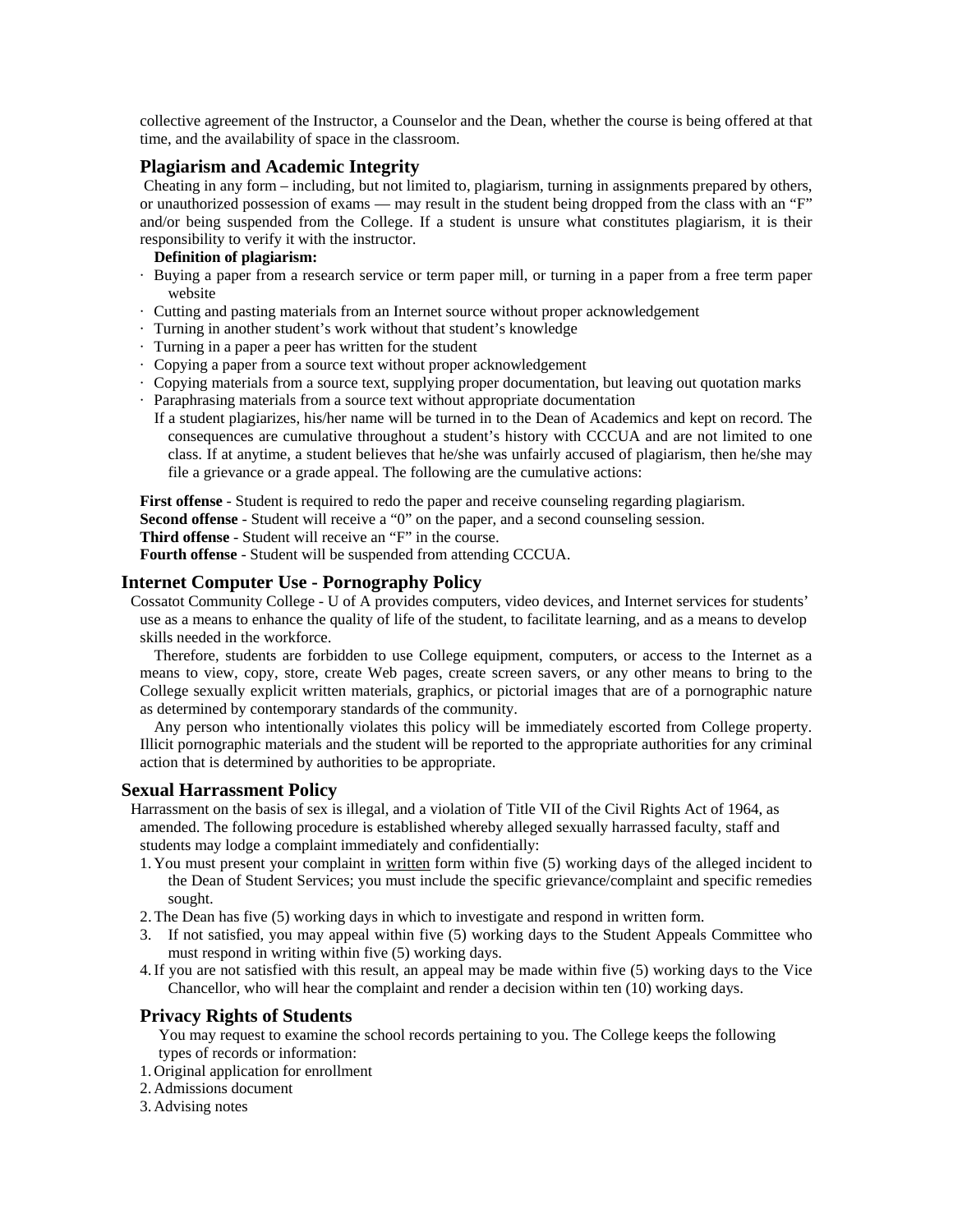collective agreement of the Instructor, a Counselor and the Dean, whether the course is being offered at that time, and the availability of space in the classroom.

### Plagiarism and Academic Integrity

Cheating in any form – including, but not limited to, plagiarism, turning in assignments prepared by others, or unauthorized possession of exams — may result in the student being dropped from the class with an "F" and/or being suspended from the College. If a student is unsure what constitutes plagiarism, it is their responsibility to verify it with the instructor.

**Definition of plagiarism:**

- Buying a paper from a research service or term paper mill, or turning in a paper from a free term paper website
- Cutting and pasting materials from an Internet source without proper acknowledgement
- Turning in another student's work without that student's knowledge
- Turning in a paper a peer has written for the student
- Copying a paper from a source text without proper acknowledgement
- Copying materials from a source text, supplying proper documentation, but leaving out quotation marks
- Paraphrasing materials from a source text without appropriate documentation

If a student plagiarizes, his/her name will be turned in to the Dean of Academics and kept on record. The consequences are cumulative throughout a student's history with CCCUA and are not limited to one class. If at anytime, a student believes that he/she was unfairly accused of plagiarism, then he/she may file a grievance or a grade appeal. The following are the cumulative actions:

**First offense** - Student is required to redo the paper and receive counseling regarding plagiarism.
**Second offense** - Student will receive a "0" on the paper, and a second counseling session.
**Third offense** - Student will receive an "F" in the course.
**Fourth offense** - Student will be suspended from attending CCCUA.

### Internet Computer Use - Pornography Policy

Cossatot Community College - U of A provides computers, video devices, and Internet services for students' use as a means to enhance the quality of life of the student, to facilitate learning, and as a means to develop skills needed in the workforce.

Therefore, students are forbidden to use College equipment, computers, or access to the Internet as a means to view, copy, store, create Web pages, create screen savers, or any other means to bring to the College sexually explicit written materials, graphics, or pictorial images that are of a pornographic nature as determined by contemporary standards of the community.

Any person who intentionally violates this policy will be immediately escorted from College property. Illicit pornographic materials and the student will be reported to the appropriate authorities for any criminal action that is determined by authorities to be appropriate.

### Sexual Harrassment Policy

Harrassment on the basis of sex is illegal, and a violation of Title VII of the Civil Rights Act of 1964, as amended. The following procedure is established whereby alleged sexually harrassed faculty, staff and students may lodge a complaint immediately and confidentially:

1. You must present your complaint in written form within five (5) working days of the alleged incident to the Dean of Student Services; you must include the specific grievance/complaint and specific remedies sought.
2. The Dean has five (5) working days in which to investigate and respond in written form.
3. If not satisfied, you may appeal within five (5) working days to the Student Appeals Committee who must respond in writing within five (5) working days.
4. If you are not satisfied with this result, an appeal may be made within five (5) working days to the Vice Chancellor, who will hear the complaint and render a decision within ten (10) working days.

### Privacy Rights of Students

You may request to examine the school records pertaining to you. The College keeps the following types of records or information:

1. Original application for enrollment
2. Admissions document
3. Advising notes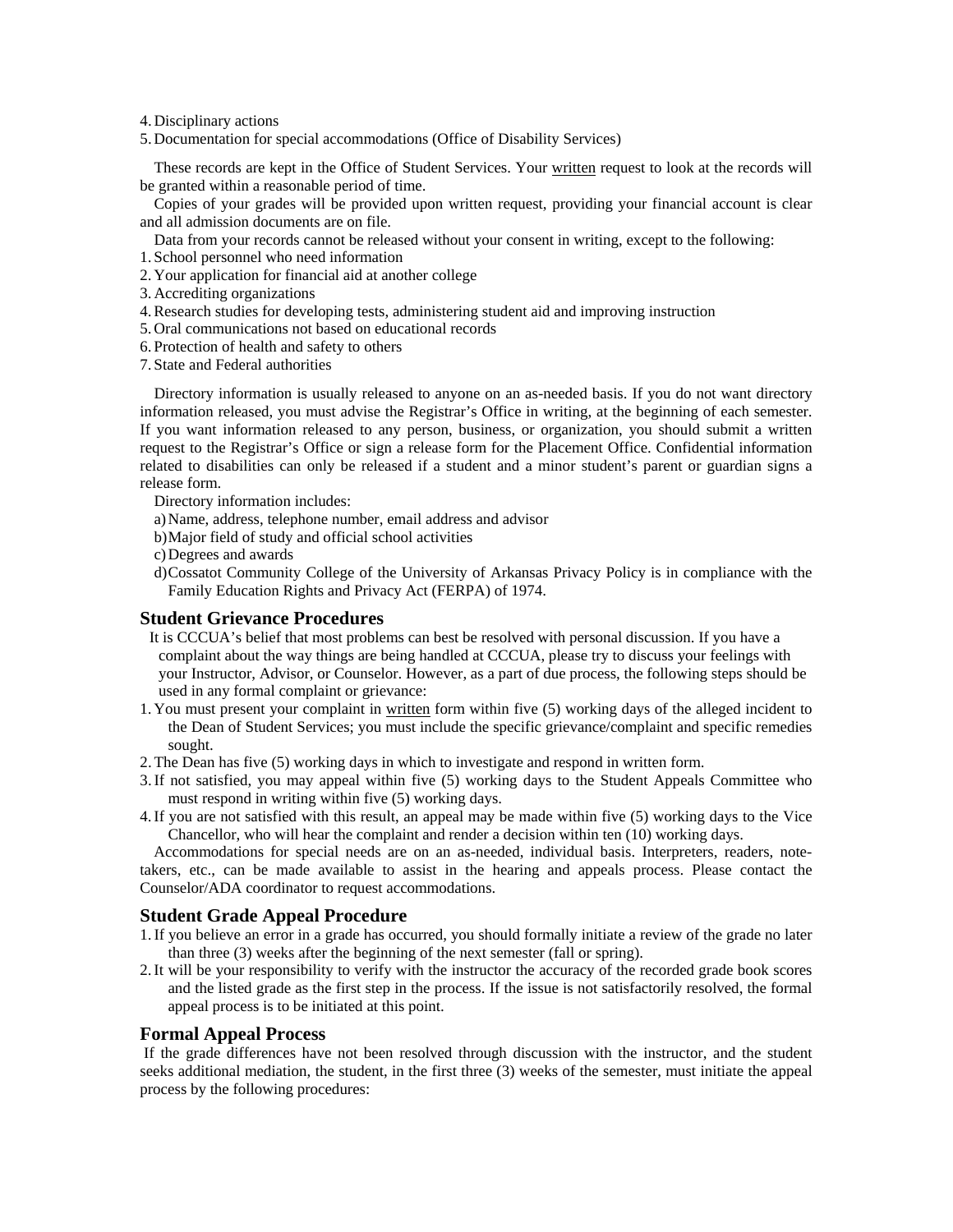4. Disciplinary actions
5. Documentation for special accommodations (Office of Disability Services)

These records are kept in the Office of Student Services. Your written request to look at the records will be granted within a reasonable period of time.

Copies of your grades will be provided upon written request, providing your financial account is clear and all admission documents are on file.

Data from your records cannot be released without your consent in writing, except to the following:

1. School personnel who need information
2. Your application for financial aid at another college
3. Accrediting organizations
4. Research studies for developing tests, administering student aid and improving instruction
5. Oral communications not based on educational records
6. Protection of health and safety to others
7. State and Federal authorities

Directory information is usually released to anyone on an as-needed basis. If you do not want directory information released, you must advise the Registrar's Office in writing, at the beginning of each semester. If you want information released to any person, business, or organization, you should submit a written request to the Registrar's Office or sign a release form for the Placement Office. Confidential information related to disabilities can only be released if a student and a minor student's parent or guardian signs a release form.

Directory information includes:

a) Name, address, telephone number, email address and advisor
b) Major field of study and official school activities
c) Degrees and awards
d) Cossatot Community College of the University of Arkansas Privacy Policy is in compliance with the Family Education Rights and Privacy Act (FERPA) of 1974.

### Student Grievance Procedures

It is CCCUA's belief that most problems can best be resolved with personal discussion. If you have a complaint about the way things are being handled at CCCUA, please try to discuss your feelings with your Instructor, Advisor, or Counselor. However, as a part of due process, the following steps should be used in any formal complaint or grievance:

1. You must present your complaint in written form within five (5) working days of the alleged incident to the Dean of Student Services; you must include the specific grievance/complaint and specific remedies sought.
2. The Dean has five (5) working days in which to investigate and respond in written form.
3. If not satisfied, you may appeal within five (5) working days to the Student Appeals Committee who must respond in writing within five (5) working days.
4. If you are not satisfied with this result, an appeal may be made within five (5) working days to the Vice Chancellor, who will hear the complaint and render a decision within ten (10) working days.

Accommodations for special needs are on an as-needed, individual basis. Interpreters, readers, note-takers, etc., can be made available to assist in the hearing and appeals process. Please contact the Counselor/ADA coordinator to request accommodations.

### Student Grade Appeal Procedure

1. If you believe an error in a grade has occurred, you should formally initiate a review of the grade no later than three (3) weeks after the beginning of the next semester (fall or spring).
2. It will be your responsibility to verify with the instructor the accuracy of the recorded grade book scores and the listed grade as the first step in the process. If the issue is not satisfactorily resolved, the formal appeal process is to be initiated at this point.

### Formal Appeal Process

If the grade differences have not been resolved through discussion with the instructor, and the student seeks additional mediation, the student, in the first three (3) weeks of the semester, must initiate the appeal process by the following procedures: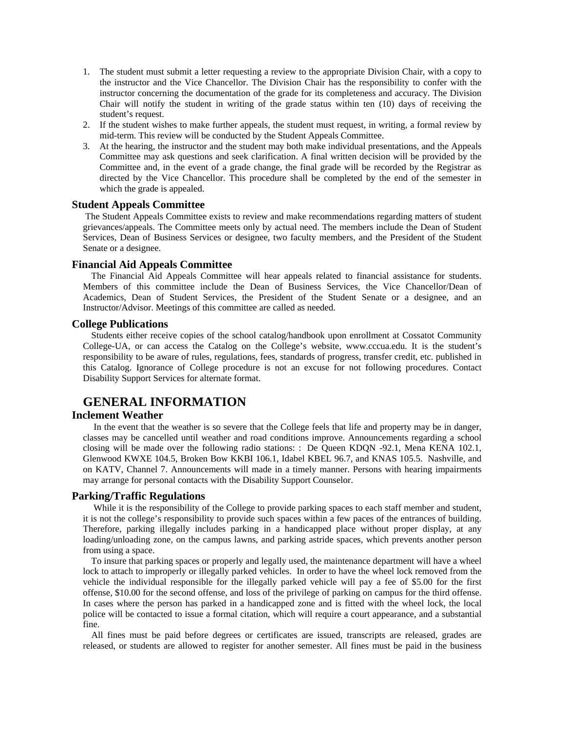1. The student must submit a letter requesting a review to the appropriate Division Chair, with a copy to the instructor and the Vice Chancellor. The Division Chair has the responsibility to confer with the instructor concerning the documentation of the grade for its completeness and accuracy. The Division Chair will notify the student in writing of the grade status within ten (10) days of receiving the student's request.
2. If the student wishes to make further appeals, the student must request, in writing, a formal review by mid-term. This review will be conducted by the Student Appeals Committee.
3. At the hearing, the instructor and the student may both make individual presentations, and the Appeals Committee may ask questions and seek clarification. A final written decision will be provided by the Committee and, in the event of a grade change, the final grade will be recorded by the Registrar as directed by the Vice Chancellor. This procedure shall be completed by the end of the semester in which the grade is appealed.

### Student Appeals Committee

The Student Appeals Committee exists to review and make recommendations regarding matters of student grievances/appeals. The Committee meets only by actual need. The members include the Dean of Student Services, Dean of Business Services or designee, two faculty members, and the President of the Student Senate or a designee.

### Financial Aid Appeals Committee

The Financial Aid Appeals Committee will hear appeals related to financial assistance for students. Members of this committee include the Dean of Business Services, the Vice Chancellor/Dean of Academics, Dean of Student Services, the President of the Student Senate or a designee, and an Instructor/Advisor. Meetings of this committee are called as needed.

### College Publications

Students either receive copies of the school catalog/handbook upon enrollment at Cossatot Community College-UA, or can access the Catalog on the College's website, www.cccua.edu. It is the student's responsibility to be aware of rules, regulations, fees, standards of progress, transfer credit, etc. published in this Catalog. Ignorance of College procedure is not an excuse for not following procedures. Contact Disability Support Services for alternate format.

## GENERAL INFORMATION

### Inclement Weather

In the event that the weather is so severe that the College feels that life and property may be in danger, classes may be cancelled until weather and road conditions improve. Announcements regarding a school closing will be made over the following radio stations: : De Queen KDQN -92.1, Mena KENA 102.1, Glenwood KWXE 104.5, Broken Bow KKBI 106.1, Idabel KBEL 96.7, and KNAS 105.5. Nashville, and on KATV, Channel 7. Announcements will made in a timely manner. Persons with hearing impairments may arrange for personal contacts with the Disability Support Counselor.

### Parking/Traffic Regulations

While it is the responsibility of the College to provide parking spaces to each staff member and student, it is not the college's responsibility to provide such spaces within a few paces of the entrances of building. Therefore, parking illegally includes parking in a handicapped place without proper display, at any loading/unloading zone, on the campus lawns, and parking astride spaces, which prevents another person from using a space.

To insure that parking spaces or properly and legally used, the maintenance department will have a wheel lock to attach to improperly or illegally parked vehicles. In order to have the wheel lock removed from the vehicle the individual responsible for the illegally parked vehicle will pay a fee of $5.00 for the first offense, $10.00 for the second offense, and loss of the privilege of parking on campus for the third offense. In cases where the person has parked in a handicapped zone and is fitted with the wheel lock, the local police will be contacted to issue a formal citation, which will require a court appearance, and a substantial fine.

All fines must be paid before degrees or certificates are issued, transcripts are released, grades are released, or students are allowed to register for another semester. All fines must be paid in the business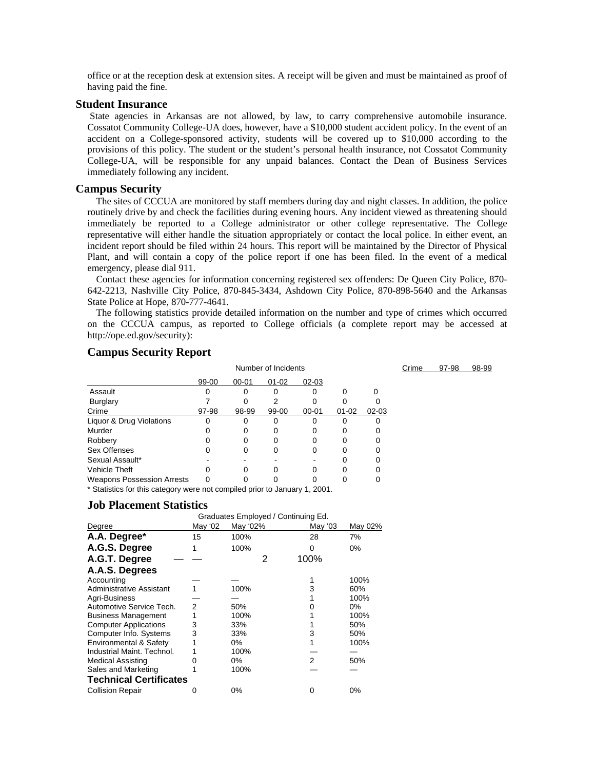office or at the reception desk at extension sites. A receipt will be given and must be maintained as proof of having paid the fine.

## Student Insurance

State agencies in Arkansas are not allowed, by law, to carry comprehensive automobile insurance. Cossatot Community College-UA does, however, have a $10,000 student accident policy. In the event of an accident on a College-sponsored activity, students will be covered up to $10,000 according to the provisions of this policy. The student or the student's personal health insurance, not Cossatot Community College-UA, will be responsible for any unpaid balances. Contact the Dean of Business Services immediately following any incident.

## Campus Security

The sites of CCCUA are monitored by staff members during day and night classes. In addition, the police routinely drive by and check the facilities during evening hours. Any incident viewed as threatening should immediately be reported to a College administrator or other college representative. The College representative will either handle the situation appropriately or contact the local police. In either event, an incident report should be filed within 24 hours. This report will be maintained by the Director of Physical Plant, and will contain a copy of the police report if one has been filed. In the event of a medical emergency, please dial 911.

Contact these agencies for information concerning registered sex offenders: De Queen City Police, 870-642-2213, Nashville City Police, 870-845-3434, Ashdown City Police, 870-898-5640 and the Arkansas State Police at Hope, 870-777-4641.

The following statistics provide detailed information on the number and type of crimes which occurred on the CCCUA campus, as reported to College officials (a complete report may be accessed at http://ope.ed.gov/security):

### Campus Security Report

| Crime | 97-98 | 98-99 | 99-00 | 00-01 | 01-02 | 02-03 |
|---|---|---|---|---|---|---|
| Assault | 0 | 0 | 0 | 0 | 0 | 0 |
| Burglary | 7 | 0 | 2 | 0 | 0 | 0 |
| Liquor & Drug Violations | 0 | 0 | 0 | 0 | 0 | 0 |
| Murder | 0 | 0 | 0 | 0 | 0 | 0 |
| Robbery | 0 | 0 | 0 | 0 | 0 | 0 |
| Sex Offenses | 0 | 0 | 0 | 0 | 0 | 0 |
| Sexual Assault* | - | - | - | - | 0 | 0 |
| Vehicle Theft | 0 | 0 | 0 | 0 | 0 | 0 |
| Weapons Possession Arrests | 0 | 0 | 0 | 0 | 0 | 0 |

\* Statistics for this category were not compiled prior to January 1, 2001.

### Job Placement Statistics

| Degree | Graduates Employed / Continuing Ed. May '02 | May '02% | May '03 | May 02% |
|---|---|---|---|---|
| **A.A. Degree*** | 15 | 100% | 28 | 7% |
| **A.G.S. Degree** | 1 | 100% | 0 | 0% |
| **A.G.T. Degree** | — | — | 2 | 100% |
| **A.A.S. Degrees** | | | | |
| Accounting | — | — | 1 | 100% |
| Administrative Assistant | 1 | 100% | 3 | 60% |
| Agri-Business | — | — | 1 | 100% |
| Automotive Service Tech. | 2 | 50% | 0 | 0% |
| Business Management | 1 | 100% | 1 | 100% |
| Computer Applications | 3 | 33% | 1 | 50% |
| Computer Info. Systems | 3 | 33% | 3 | 50% |
| Environmental & Safety | 1 | 0% | 1 | 100% |
| Industrial Maint. Technol. | 1 | 100% | — | — |
| Medical Assisting | 0 | 0% | 2 | 50% |
| Sales and Marketing | 1 | 100% | — | — |
| **Technical Certificates** | | | | |
| Collision Repair | 0 | 0% | 0 | 0% |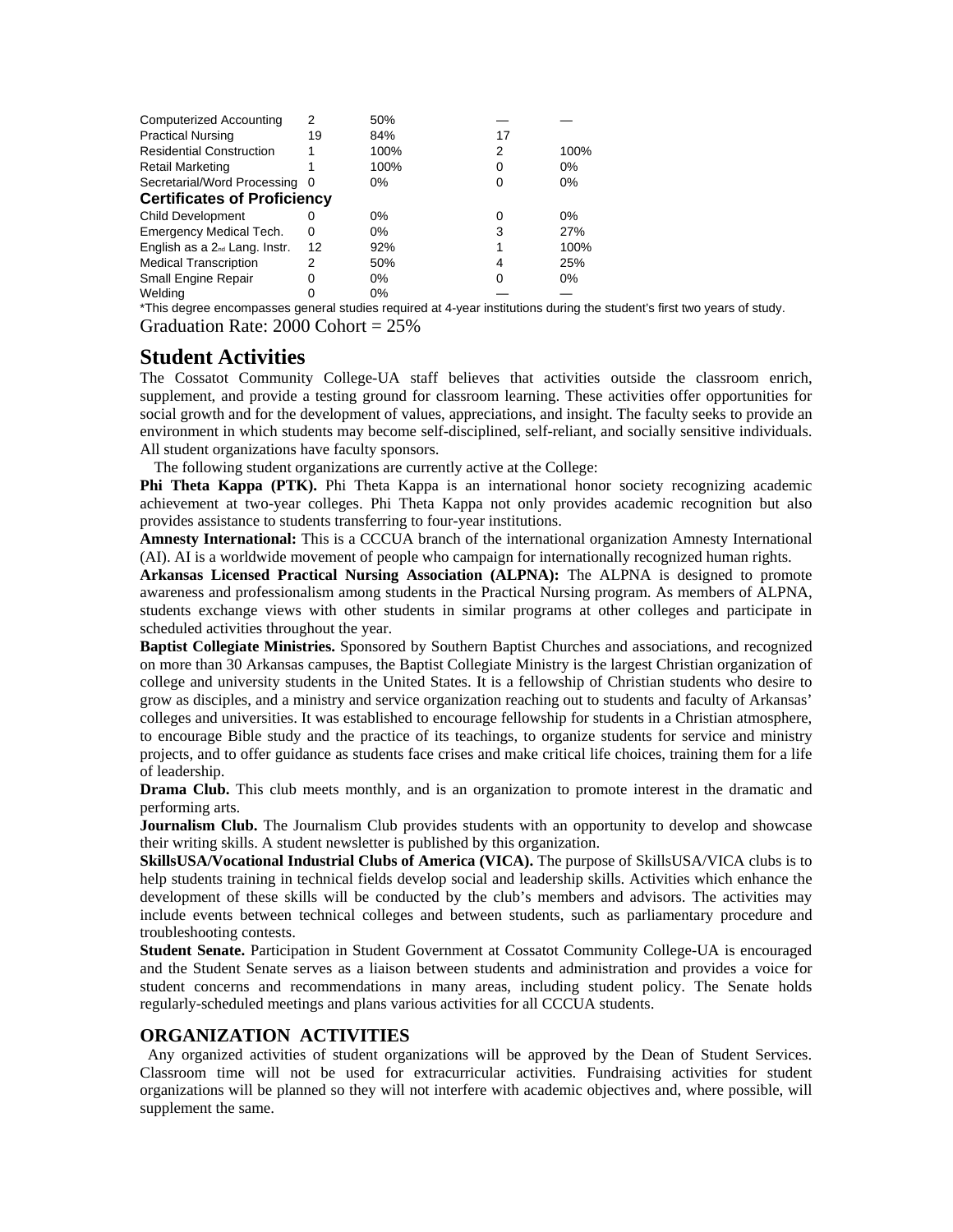| | | | | |
|---|---|---|---|---|
| Computerized Accounting | 2 | 50% | — | — |
| Practical Nursing | 19 | 84% | 17 | |
| Residential Construction | 1 | 100% | 2 | 100% |
| Retail Marketing | 1 | 100% | 0 | 0% |
| Secretarial/Word Processing | 0 | 0% | 0 | 0% |
| **Certificates of Proficiency** | | | | |
| Child Development | 0 | 0% | 0 | 0% |
| Emergency Medical Tech. | 0 | 0% | 3 | 27% |
| English as a 2nd Lang. Instr. | 12 | 92% | 1 | 100% |
| Medical Transcription | 2 | 50% | 4 | 25% |
| Small Engine Repair | 0 | 0% | 0 | 0% |
| Welding | 0 | 0% | — | — |

*This degree encompasses general studies required at 4-year institutions during the student's first two years of study.

Graduation Rate: 2000 Cohort = 25%

## Student Activities

The Cossatot Community College-UA staff believes that activities outside the classroom enrich, supplement, and provide a testing ground for classroom learning. These activities offer opportunities for social growth and for the development of values, appreciations, and insight. The faculty seeks to provide an environment in which students may become self-disciplined, self-reliant, and socially sensitive individuals. All student organizations have faculty sponsors.

The following student organizations are currently active at the College:

**Phi Theta Kappa (PTK).** Phi Theta Kappa is an international honor society recognizing academic achievement at two-year colleges. Phi Theta Kappa not only provides academic recognition but also provides assistance to students transferring to four-year institutions.

**Amnesty International:** This is a CCCUA branch of the international organization Amnesty International (AI). AI is a worldwide movement of people who campaign for internationally recognized human rights.

**Arkansas Licensed Practical Nursing Association (ALPNA):** The ALPNA is designed to promote awareness and professionalism among students in the Practical Nursing program. As members of ALPNA, students exchange views with other students in similar programs at other colleges and participate in scheduled activities throughout the year.

**Baptist Collegiate Ministries.** Sponsored by Southern Baptist Churches and associations, and recognized on more than 30 Arkansas campuses, the Baptist Collegiate Ministry is the largest Christian organization of college and university students in the United States. It is a fellowship of Christian students who desire to grow as disciples, and a ministry and service organization reaching out to students and faculty of Arkansas' colleges and universities. It was established to encourage fellowship for students in a Christian atmosphere, to encourage Bible study and the practice of its teachings, to organize students for service and ministry projects, and to offer guidance as students face crises and make critical life choices, training them for a life of leadership.

**Drama Club.** This club meets monthly, and is an organization to promote interest in the dramatic and performing arts.

**Journalism Club.** The Journalism Club provides students with an opportunity to develop and showcase their writing skills. A student newsletter is published by this organization.

**SkillsUSA/Vocational Industrial Clubs of America (VICA).** The purpose of SkillsUSA/VICA clubs is to help students training in technical fields develop social and leadership skills. Activities which enhance the development of these skills will be conducted by the club's members and advisors. The activities may include events between technical colleges and between students, such as parliamentary procedure and troubleshooting contests.

**Student Senate.** Participation in Student Government at Cossatot Community College-UA is encouraged and the Student Senate serves as a liaison between students and administration and provides a voice for student concerns and recommendations in many areas, including student policy. The Senate holds regularly-scheduled meetings and plans various activities for all CCCUA students.

### ORGANIZATION ACTIVITIES

Any organized activities of student organizations will be approved by the Dean of Student Services. Classroom time will not be used for extracurricular activities. Fundraising activities for student organizations will be planned so they will not interfere with academic objectives and, where possible, will supplement the same.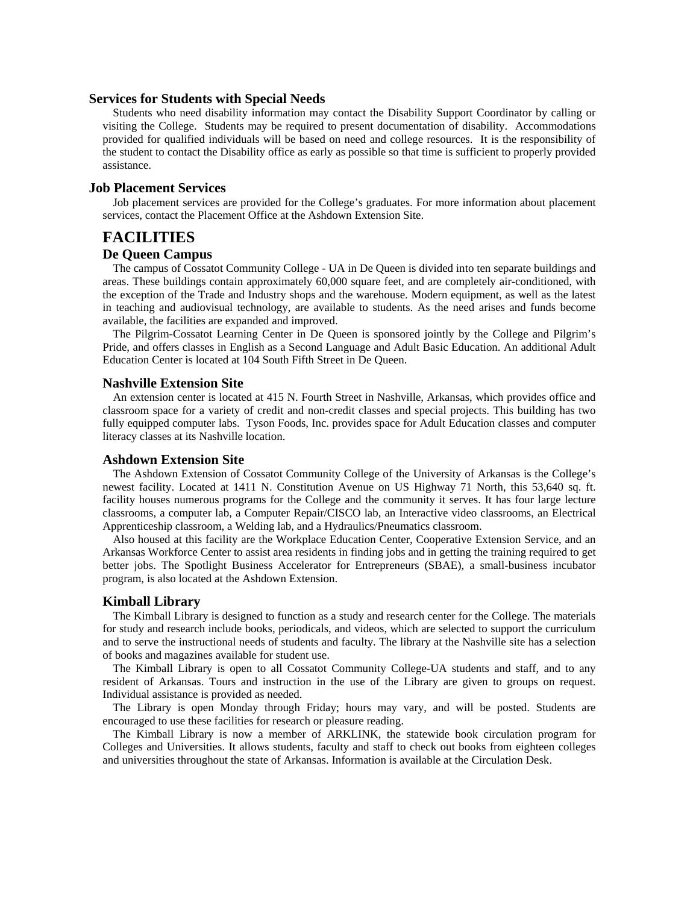### Services for Students with Special Needs

Students who need disability information may contact the Disability Support Coordinator by calling or visiting the College. Students may be required to present documentation of disability. Accommodations provided for qualified individuals will be based on need and college resources. It is the responsibility of the student to contact the Disability office as early as possible so that time is sufficient to properly provided assistance.

### Job Placement Services

Job placement services are provided for the College's graduates. For more information about placement services, contact the Placement Office at the Ashdown Extension Site.

## FACILITIES

### De Queen Campus

The campus of Cossatot Community College - UA in De Queen is divided into ten separate buildings and areas. These buildings contain approximately 60,000 square feet, and are completely air-conditioned, with the exception of the Trade and Industry shops and the warehouse. Modern equipment, as well as the latest in teaching and audiovisual technology, are available to students. As the need arises and funds become available, the facilities are expanded and improved.

The Pilgrim-Cossatot Learning Center in De Queen is sponsored jointly by the College and Pilgrim's Pride, and offers classes in English as a Second Language and Adult Basic Education. An additional Adult Education Center is located at 104 South Fifth Street in De Queen.

### Nashville Extension Site

An extension center is located at 415 N. Fourth Street in Nashville, Arkansas, which provides office and classroom space for a variety of credit and non-credit classes and special projects. This building has two fully equipped computer labs. Tyson Foods, Inc. provides space for Adult Education classes and computer literacy classes at its Nashville location.

### Ashdown Extension Site

The Ashdown Extension of Cossatot Community College of the University of Arkansas is the College's newest facility. Located at 1411 N. Constitution Avenue on US Highway 71 North, this 53,640 sq. ft. facility houses numerous programs for the College and the community it serves. It has four large lecture classrooms, a computer lab, a Computer Repair/CISCO lab, an Interactive video classrooms, an Electrical Apprenticeship classroom, a Welding lab, and a Hydraulics/Pneumatics classroom.

Also housed at this facility are the Workplace Education Center, Cooperative Extension Service, and an Arkansas Workforce Center to assist area residents in finding jobs and in getting the training required to get better jobs. The Spotlight Business Accelerator for Entrepreneurs (SBAE), a small-business incubator program, is also located at the Ashdown Extension.

### Kimball Library

The Kimball Library is designed to function as a study and research center for the College. The materials for study and research include books, periodicals, and videos, which are selected to support the curriculum and to serve the instructional needs of students and faculty. The library at the Nashville site has a selection of books and magazines available for student use.

The Kimball Library is open to all Cossatot Community College-UA students and staff, and to any resident of Arkansas. Tours and instruction in the use of the Library are given to groups on request. Individual assistance is provided as needed.

The Library is open Monday through Friday; hours may vary, and will be posted. Students are encouraged to use these facilities for research or pleasure reading.

The Kimball Library is now a member of ARKLINK, the statewide book circulation program for Colleges and Universities. It allows students, faculty and staff to check out books from eighteen colleges and universities throughout the state of Arkansas. Information is available at the Circulation Desk.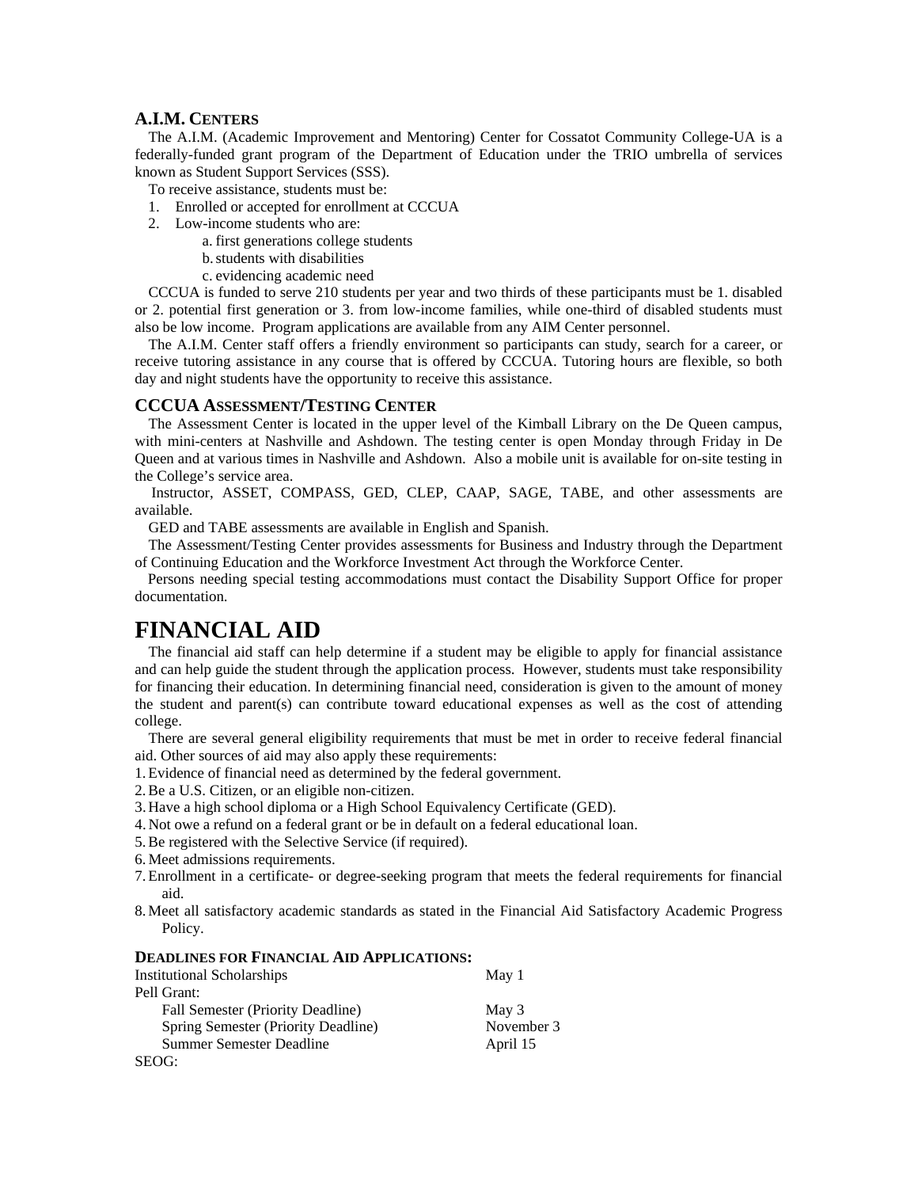### A.I.M. CENTERS

The A.I.M. (Academic Improvement and Mentoring) Center for Cossatot Community College-UA is a federally-funded grant program of the Department of Education under the TRIO umbrella of services known as Student Support Services (SSS).

To receive assistance, students must be:

1. Enrolled or accepted for enrollment at CCCUA
2. Low-income students who are:
   a. first generations college students
   b. students with disabilities
   c. evidencing academic need

CCCUA is funded to serve 210 students per year and two thirds of these participants must be 1. disabled or 2. potential first generation or 3. from low-income families, while one-third of disabled students must also be low income. Program applications are available from any AIM Center personnel.

The A.I.M. Center staff offers a friendly environment so participants can study, search for a career, or receive tutoring assistance in any course that is offered by CCCUA. Tutoring hours are flexible, so both day and night students have the opportunity to receive this assistance.

### CCCUA ASSESSMENT/TESTING CENTER

The Assessment Center is located in the upper level of the Kimball Library on the De Queen campus, with mini-centers at Nashville and Ashdown. The testing center is open Monday through Friday in De Queen and at various times in Nashville and Ashdown. Also a mobile unit is available for on-site testing in the College's service area.

Instructor, ASSET, COMPASS, GED, CLEP, CAAP, SAGE, TABE, and other assessments are available.

GED and TABE assessments are available in English and Spanish.

The Assessment/Testing Center provides assessments for Business and Industry through the Department of Continuing Education and the Workforce Investment Act through the Workforce Center.

Persons needing special testing accommodations must contact the Disability Support Office for proper documentation.

# FINANCIAL AID

The financial aid staff can help determine if a student may be eligible to apply for financial assistance and can help guide the student through the application process. However, students must take responsibility for financing their education. In determining financial need, consideration is given to the amount of money the student and parent(s) can contribute toward educational expenses as well as the cost of attending college.

There are several general eligibility requirements that must be met in order to receive federal financial aid. Other sources of aid may also apply these requirements:

1. Evidence of financial need as determined by the federal government.
2. Be a U.S. Citizen, or an eligible non-citizen.
3. Have a high school diploma or a High School Equivalency Certificate (GED).
4. Not owe a refund on a federal grant or be in default on a federal educational loan.
5. Be registered with the Selective Service (if required).
6. Meet admissions requirements.
7. Enrollment in a certificate- or degree-seeking program that meets the federal requirements for financial aid.
8. Meet all satisfactory academic standards as stated in the Financial Aid Satisfactory Academic Progress Policy.

#### DEADLINES FOR FINANCIAL AID APPLICATIONS:

| | |
|---|---|
| Institutional Scholarships | May 1 |
| Pell Grant: | |
| Fall Semester (Priority Deadline) | May 3 |
| Spring Semester (Priority Deadline) | November 3 |
| Summer Semester Deadline | April 15 |
| SEOG: | |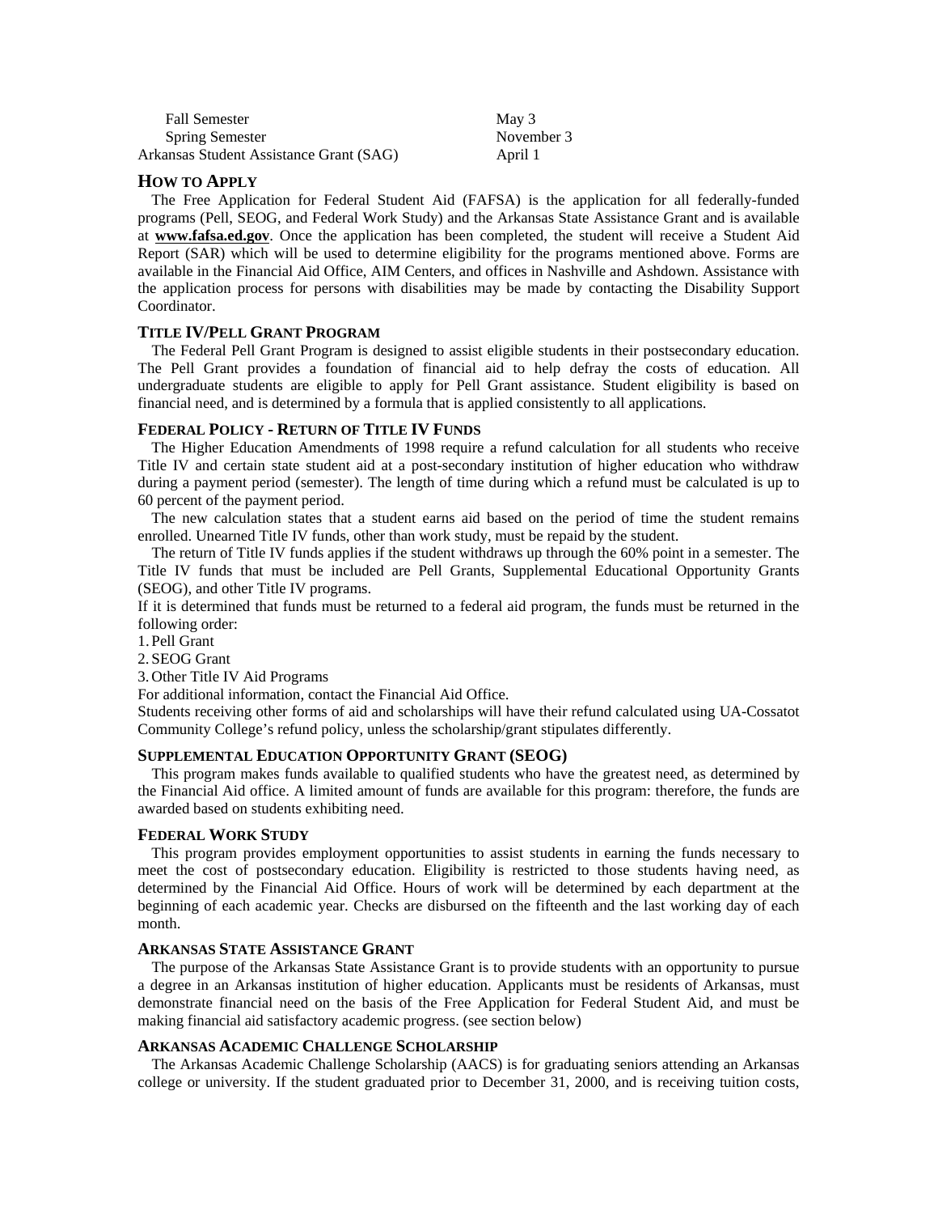| | |
|---|---|
| Fall Semester | May 3 |
| Spring Semester | November 3 |
| Arkansas Student Assistance Grant (SAG) | April 1 |

## HOW TO APPLY

The Free Application for Federal Student Aid (FAFSA) is the application for all federally-funded programs (Pell, SEOG, and Federal Work Study) and the Arkansas State Assistance Grant and is available at **www.fafsa.ed.gov**. Once the application has been completed, the student will receive a Student Aid Report (SAR) which will be used to determine eligibility for the programs mentioned above. Forms are available in the Financial Aid Office, AIM Centers, and offices in Nashville and Ashdown. Assistance with the application process for persons with disabilities may be made by contacting the Disability Support Coordinator.

### TITLE IV/PELL GRANT PROGRAM

The Federal Pell Grant Program is designed to assist eligible students in their postsecondary education. The Pell Grant provides a foundation of financial aid to help defray the costs of education. All undergraduate students are eligible to apply for Pell Grant assistance. Student eligibility is based on financial need, and is determined by a formula that is applied consistently to all applications.

### FEDERAL POLICY - RETURN OF TITLE IV FUNDS

The Higher Education Amendments of 1998 require a refund calculation for all students who receive Title IV and certain state student aid at a post-secondary institution of higher education who withdraw during a payment period (semester). The length of time during which a refund must be calculated is up to 60 percent of the payment period.

The new calculation states that a student earns aid based on the period of time the student remains enrolled. Unearned Title IV funds, other than work study, must be repaid by the student.

The return of Title IV funds applies if the student withdraws up through the 60% point in a semester. The Title IV funds that must be included are Pell Grants, Supplemental Educational Opportunity Grants (SEOG), and other Title IV programs.

If it is determined that funds must be returned to a federal aid program, the funds must be returned in the following order:

1. Pell Grant
2. SEOG Grant
3. Other Title IV Aid Programs

For additional information, contact the Financial Aid Office.

Students receiving other forms of aid and scholarships will have their refund calculated using UA-Cossatot Community College's refund policy, unless the scholarship/grant stipulates differently.

### SUPPLEMENTAL EDUCATION OPPORTUNITY GRANT (SEOG)

This program makes funds available to qualified students who have the greatest need, as determined by the Financial Aid office. A limited amount of funds are available for this program: therefore, the funds are awarded based on students exhibiting need.

### FEDERAL WORK STUDY

This program provides employment opportunities to assist students in earning the funds necessary to meet the cost of postsecondary education. Eligibility is restricted to those students having need, as determined by the Financial Aid Office. Hours of work will be determined by each department at the beginning of each academic year. Checks are disbursed on the fifteenth and the last working day of each month.

### ARKANSAS STATE ASSISTANCE GRANT

The purpose of the Arkansas State Assistance Grant is to provide students with an opportunity to pursue a degree in an Arkansas institution of higher education. Applicants must be residents of Arkansas, must demonstrate financial need on the basis of the Free Application for Federal Student Aid, and must be making financial aid satisfactory academic progress. (see section below)

### ARKANSAS ACADEMIC CHALLENGE SCHOLARSHIP

The Arkansas Academic Challenge Scholarship (AACS) is for graduating seniors attending an Arkansas college or university. If the student graduated prior to December 31, 2000, and is receiving tuition costs,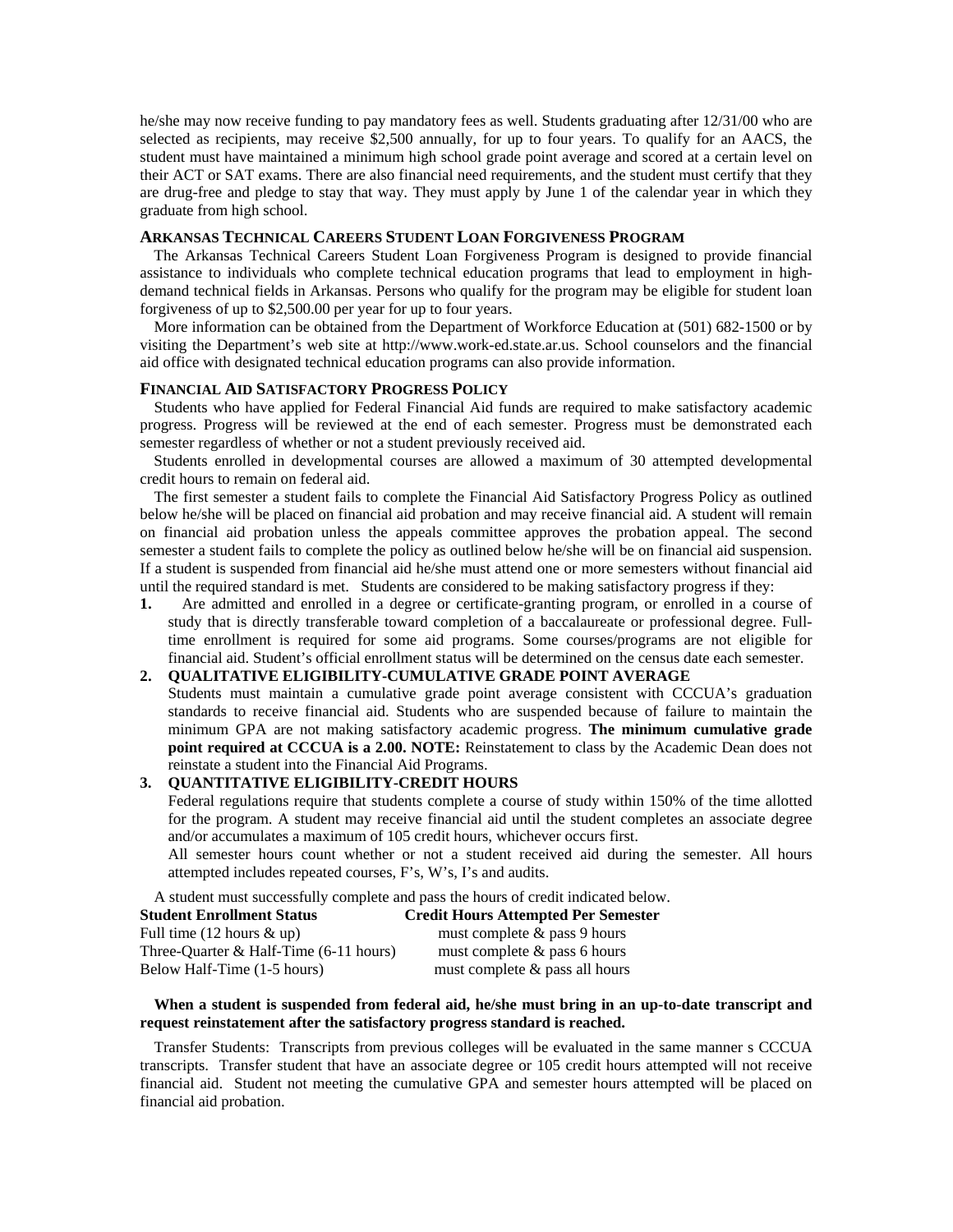he/she may now receive funding to pay mandatory fees as well. Students graduating after 12/31/00 who are selected as recipients, may receive $2,500 annually, for up to four years. To qualify for an AACS, the student must have maintained a minimum high school grade point average and scored at a certain level on their ACT or SAT exams. There are also financial need requirements, and the student must certify that they are drug-free and pledge to stay that way. They must apply by June 1 of the calendar year in which they graduate from high school.

### ARKANSAS TECHNICAL CAREERS STUDENT LOAN FORGIVENESS PROGRAM

The Arkansas Technical Careers Student Loan Forgiveness Program is designed to provide financial assistance to individuals who complete technical education programs that lead to employment in high-demand technical fields in Arkansas. Persons who qualify for the program may be eligible for student loan forgiveness of up to $2,500.00 per year for up to four years.

More information can be obtained from the Department of Workforce Education at (501) 682-1500 or by visiting the Department's web site at http://www.work-ed.state.ar.us. School counselors and the financial aid office with designated technical education programs can also provide information.

### FINANCIAL AID SATISFACTORY PROGRESS POLICY

Students who have applied for Federal Financial Aid funds are required to make satisfactory academic progress. Progress will be reviewed at the end of each semester. Progress must be demonstrated each semester regardless of whether or not a student previously received aid.

Students enrolled in developmental courses are allowed a maximum of 30 attempted developmental credit hours to remain on federal aid.

The first semester a student fails to complete the Financial Aid Satisfactory Progress Policy as outlined below he/she will be placed on financial aid probation and may receive financial aid. A student will remain on financial aid probation unless the appeals committee approves the probation appeal. The second semester a student fails to complete the policy as outlined below he/she will be on financial aid suspension. If a student is suspended from financial aid he/she must attend one or more semesters without financial aid until the required standard is met. Students are considered to be making satisfactory progress if they:

1. Are admitted and enrolled in a degree or certificate-granting program, or enrolled in a course of study that is directly transferable toward completion of a baccalaureate or professional degree. Full-time enrollment is required for some aid programs. Some courses/programs are not eligible for financial aid. Student's official enrollment status will be determined on the census date each semester.

2. **QUALITATIVE ELIGIBILITY-CUMULATIVE GRADE POINT AVERAGE**
   Students must maintain a cumulative grade point average consistent with CCCUA's graduation standards to receive financial aid. Students who are suspended because of failure to maintain the minimum GPA are not making satisfactory academic progress. **The minimum cumulative grade point required at CCCUA is a 2.00. NOTE:** Reinstatement to class by the Academic Dean does not reinstate a student into the Financial Aid Programs.

3. **QUANTITATIVE ELIGIBILITY-CREDIT HOURS**
   Federal regulations require that students complete a course of study within 150% of the time allotted for the program. A student may receive financial aid until the student completes an associate degree and/or accumulates a maximum of 105 credit hours, whichever occurs first.
   All semester hours count whether or not a student received aid during the semester. All hours attempted includes repeated courses, F's, W's, I's and audits.

A student must successfully complete and pass the hours of credit indicated below.

| Student Enrollment Status | Credit Hours Attempted Per Semester |
|---|---|
| Full time (12 hours & up) | must complete & pass 9 hours |
| Three-Quarter & Half-Time (6-11 hours) | must complete & pass 6 hours |
| Below Half-Time (1-5 hours) | must complete & pass all hours |

**When a student is suspended from federal aid, he/she must bring in an up-to-date transcript and request reinstatement after the satisfactory progress standard is reached.**

Transfer Students: Transcripts from previous colleges will be evaluated in the same manner s CCCUA transcripts. Transfer student that have an associate degree or 105 credit hours attempted will not receive financial aid. Student not meeting the cumulative GPA and semester hours attempted will be placed on financial aid probation.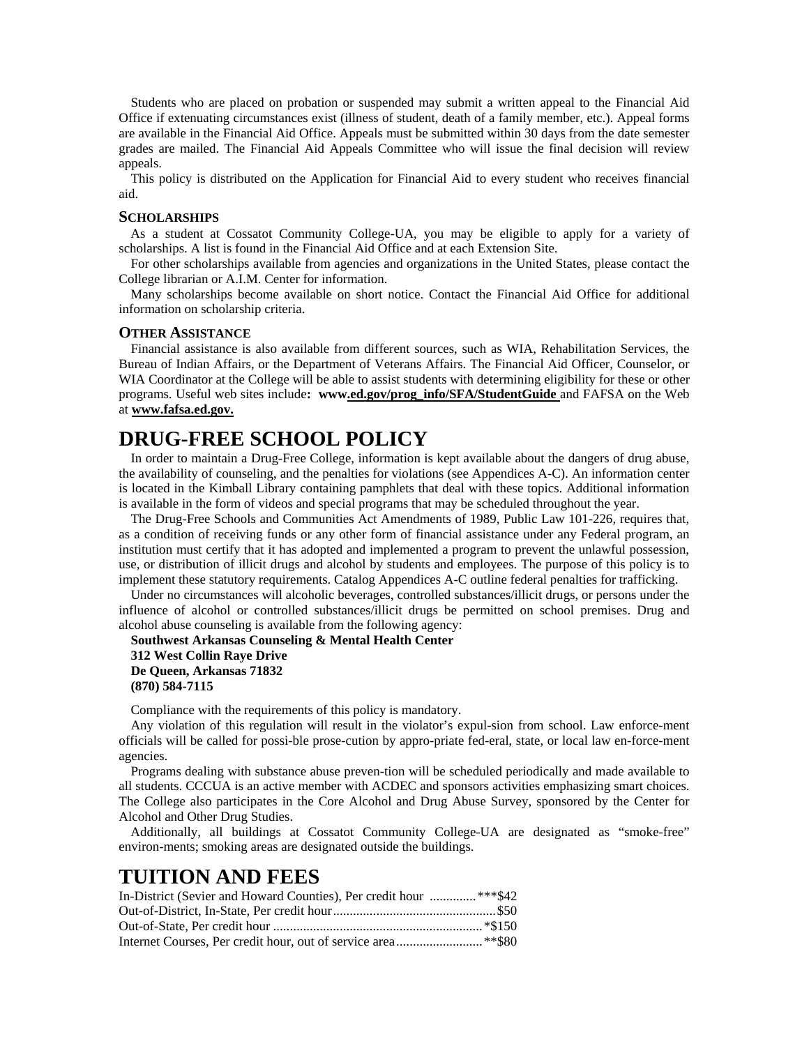Students who are placed on probation or suspended may submit a written appeal to the Financial Aid Office if extenuating circumstances exist (illness of student, death of a family member, etc.). Appeal forms are available in the Financial Aid Office. Appeals must be submitted within 30 days from the date semester grades are mailed. The Financial Aid Appeals Committee who will issue the final decision will review appeals.

This policy is distributed on the Application for Financial Aid to every student who receives financial aid.

### SCHOLARSHIPS

As a student at Cossatot Community College-UA, you may be eligible to apply for a variety of scholarships. A list is found in the Financial Aid Office and at each Extension Site.

For other scholarships available from agencies and organizations in the United States, please contact the College librarian or A.I.M. Center for information.

Many scholarships become available on short notice. Contact the Financial Aid Office for additional information on scholarship criteria.

### OTHER ASSISTANCE

Financial assistance is also available from different sources, such as WIA, Rehabilitation Services, the Bureau of Indian Affairs, or the Department of Veterans Affairs. The Financial Aid Officer, Counselor, or WIA Coordinator at the College will be able to assist students with determining eligibility for these or other programs. Useful web sites include**: www.ed.gov/prog_info/SFA/StudentGuide** and FAFSA on the Web at **www.fafsa.ed.gov.**

# DRUG-FREE SCHOOL POLICY

In order to maintain a Drug-Free College, information is kept available about the dangers of drug abuse, the availability of counseling, and the penalties for violations (see Appendices A-C). An information center is located in the Kimball Library containing pamphlets that deal with these topics. Additional information is available in the form of videos and special programs that may be scheduled throughout the year.

The Drug-Free Schools and Communities Act Amendments of 1989, Public Law 101-226, requires that, as a condition of receiving funds or any other form of financial assistance under any Federal program, an institution must certify that it has adopted and implemented a program to prevent the unlawful possession, use, or distribution of illicit drugs and alcohol by students and employees. The purpose of this policy is to implement these statutory requirements. Catalog Appendices A-C outline federal penalties for trafficking.

Under no circumstances will alcoholic beverages, controlled substances/illicit drugs, or persons under the influence of alcohol or controlled substances/illicit drugs be permitted on school premises. Drug and alcohol abuse counseling is available from the following agency:

**Southwest Arkansas Counseling & Mental Health Center**
**312 West Collin Raye Drive**
**De Queen, Arkansas 71832**
**(870) 584-7115**

Compliance with the requirements of this policy is mandatory.

Any violation of this regulation will result in the violator's expul-sion from school. Law enforce-ment officials will be called for possi-ble prose-cution by appro-priate fed-eral, state, or local law en-force-ment agencies.

Programs dealing with substance abuse preven-tion will be scheduled periodically and made available to all students. CCCUA is an active member with ACDEC and sponsors activities emphasizing smart choices. The College also participates in the Core Alcohol and Drug Abuse Survey, sponsored by the Center for Alcohol and Other Drug Studies.

Additionally, all buildings at Cossatot Community College-UA are designated as "smoke-free" environ-ments; smoking areas are designated outside the buildings.

# TUITION AND FEES

In-District (Sevier and Howard Counties), Per credit hour .............***$42
Out-of-District, In-State, Per credit hour................................................$50
Out-of-State, Per credit hour ..............................................................*$150
Internet Courses, Per credit hour, out of service area..........................**$80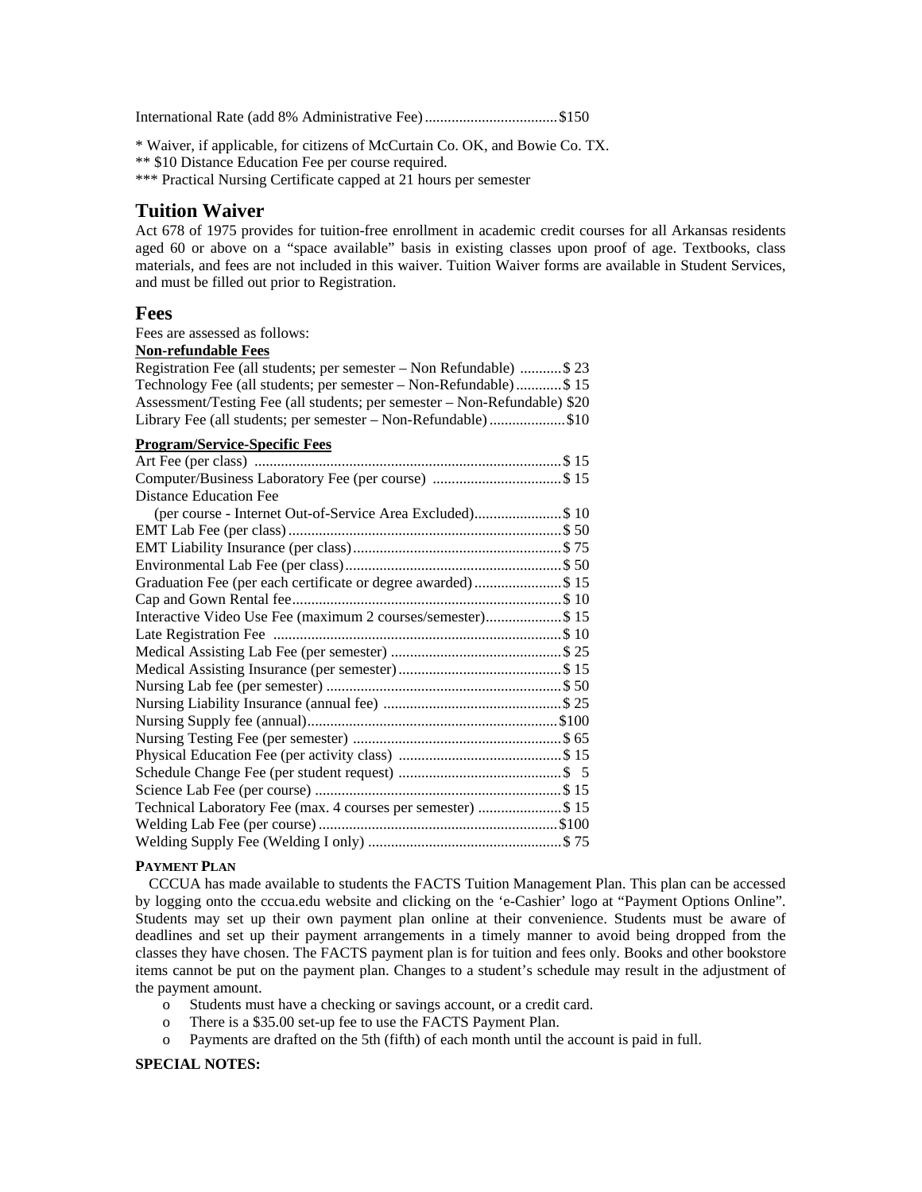International Rate (add 8% Administrative Fee)....................................$150

* Waiver, if applicable, for citizens of McCurtain Co. OK, and Bowie Co. TX.
** $10 Distance Education Fee per course required.
*** Practical Nursing Certificate capped at 21 hours per semester

## Tuition Waiver

Act 678 of 1975 provides for tuition-free enrollment in academic credit courses for all Arkansas residents aged 60 or above on a "space available" basis in existing classes upon proof of age. Textbooks, class materials, and fees are not included in this waiver. Tuition Waiver forms are available in Student Services, and must be filled out prior to Registration.

## Fees

Fees are assessed as follows:

**Non-refundable Fees**

Registration Fee (all students; per semester – Non Refundable) ...........$ 23
Technology Fee (all students; per semester – Non-Refundable)............$ 15
Assessment/Testing Fee (all students; per semester – Non-Refundable) $20
Library Fee (all students; per semester – Non-Refundable)....................$10

**Program/Service-Specific Fees**

Art Fee (per class) ................................................................................$ 15
Computer/Business Laboratory Fee (per course) ..................................$ 15
Distance Education Fee
(per course - Internet Out-of-Service Area Excluded).......................$ 10
EMT Lab Fee (per class)........................................................................$ 50
EMT Liability Insurance (per class).......................................................$ 75
Environmental Lab Fee (per class).........................................................$ 50
Graduation Fee (per each certificate or degree awarded).......................$ 15
Cap and Gown Rental fee.......................................................................$ 10
Interactive Video Use Fee (maximum 2 courses/semester)....................$ 15
Late Registration Fee ............................................................................$ 10
Medical Assisting Lab Fee (per semester) .............................................$ 25
Medical Assisting Insurance (per semester)...........................................$ 15
Nursing Lab fee (per semester) ..............................................................$ 50
Nursing Liability Insurance (annual fee) ...............................................$ 25
Nursing Supply fee (annual)..................................................................$100
Nursing Testing Fee (per semester) .......................................................$ 65
Physical Education Fee (per activity class) ...........................................$ 15
Schedule Change Fee (per student request) ...........................................$ 5
Science Lab Fee (per course) .................................................................$ 15
Technical Laboratory Fee (max. 4 courses per semester) ......................$ 15
Welding Lab Fee (per course)...............................................................$100
Welding Supply Fee (Welding I only) ...................................................$ 75

**PAYMENT PLAN**

CCCUA has made available to students the FACTS Tuition Management Plan. This plan can be accessed by logging onto the cccua.edu website and clicking on the 'e-Cashier' logo at "Payment Options Online". Students may set up their own payment plan online at their convenience. Students must be aware of deadlines and set up their payment arrangements in a timely manner to avoid being dropped from the classes they have chosen. The FACTS payment plan is for tuition and fees only. Books and other bookstore items cannot be put on the payment plan. Changes to a student's schedule may result in the adjustment of the payment amount.

- Students must have a checking or savings account, or a credit card.
- There is a $35.00 set-up fee to use the FACTS Payment Plan.
- Payments are drafted on the 5th (fifth) of each month until the account is paid in full.

**SPECIAL NOTES:**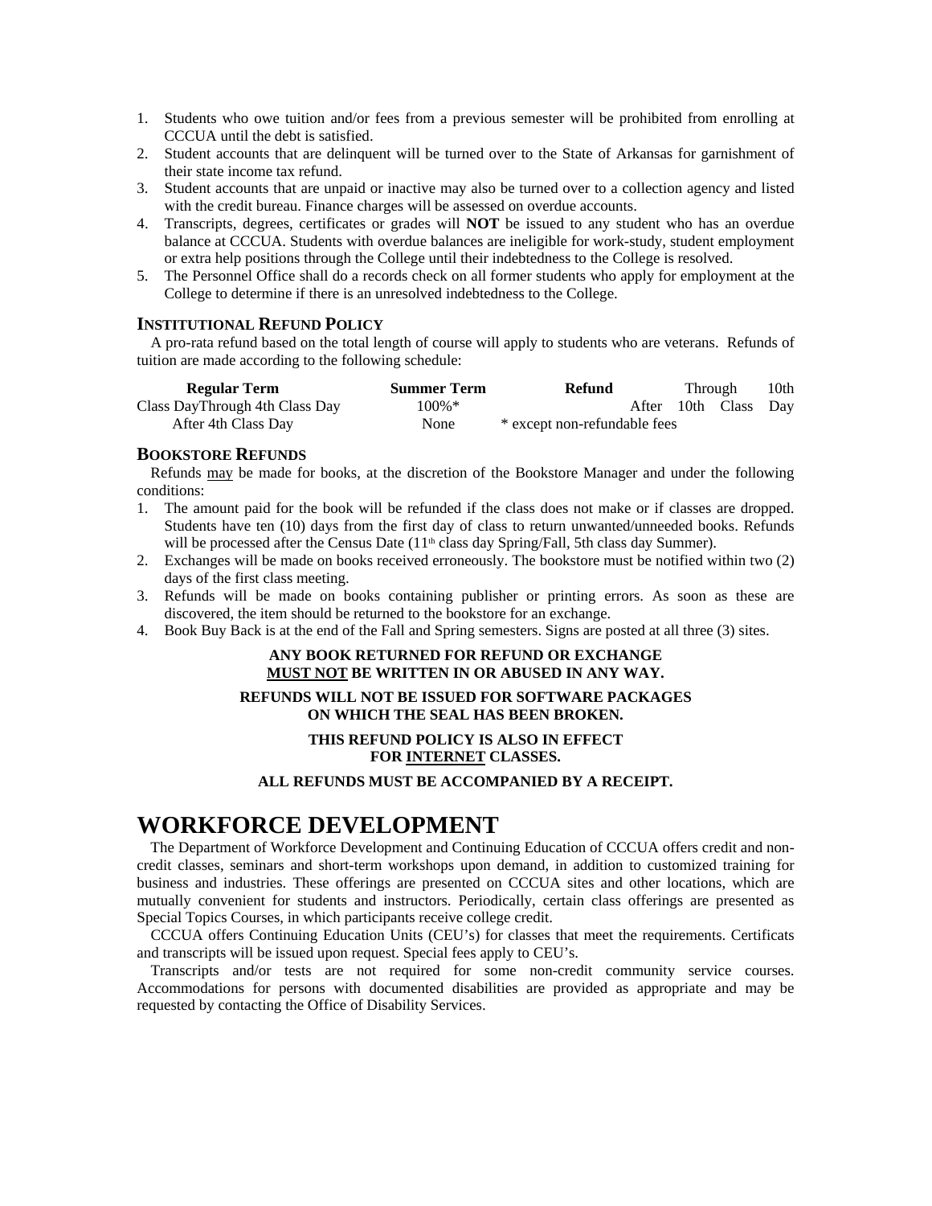1. Students who owe tuition and/or fees from a previous semester will be prohibited from enrolling at CCCUA until the debt is satisfied.
2. Student accounts that are delinquent will be turned over to the State of Arkansas for garnishment of their state income tax refund.
3. Student accounts that are unpaid or inactive may also be turned over to a collection agency and listed with the credit bureau. Finance charges will be assessed on overdue accounts.
4. Transcripts, degrees, certificates or grades will **NOT** be issued to any student who has an overdue balance at CCCUA. Students with overdue balances are ineligible for work-study, student employment or extra help positions through the College until their indebtedness to the College is resolved.
5. The Personnel Office shall do a records check on all former students who apply for employment at the College to determine if there is an unresolved indebtedness to the College.

### INSTITUTIONAL REFUND POLICY

A pro-rata refund based on the total length of course will apply to students who are veterans. Refunds of tuition are made according to the following schedule:

| Regular Term | Summer Term | Refund | Through 10th |
| --- | --- | --- | --- |
| Class DayThrough 4th Class Day | 100%* | | After 10th Class Day |
| After 4th Class Day | None | * except non-refundable fees | |

### BOOKSTORE REFUNDS

Refunds may be made for books, at the discretion of the Bookstore Manager and under the following conditions:

1. The amount paid for the book will be refunded if the class does not make or if classes are dropped. Students have ten (10) days from the first day of class to return unwanted/unneeded books. Refunds will be processed after the Census Date (11th class day Spring/Fall, 5th class day Summer).
2. Exchanges will be made on books received erroneously. The bookstore must be notified within two (2) days of the first class meeting.
3. Refunds will be made on books containing publisher or printing errors. As soon as these are discovered, the item should be returned to the bookstore for an exchange.
4. Book Buy Back is at the end of the Fall and Spring semesters. Signs are posted at all three (3) sites.

**ANY BOOK RETURNED FOR REFUND OR EXCHANGE MUST NOT BE WRITTEN IN OR ABUSED IN ANY WAY.**

**REFUNDS WILL NOT BE ISSUED FOR SOFTWARE PACKAGES ON WHICH THE SEAL HAS BEEN BROKEN.**

**THIS REFUND POLICY IS ALSO IN EFFECT FOR INTERNET CLASSES.**

**ALL REFUNDS MUST BE ACCOMPANIED BY A RECEIPT.**

# WORKFORCE DEVELOPMENT

The Department of Workforce Development and Continuing Education of CCCUA offers credit and non-credit classes, seminars and short-term workshops upon demand, in addition to customized training for business and industries. These offerings are presented on CCCUA sites and other locations, which are mutually convenient for students and instructors. Periodically, certain class offerings are presented as Special Topics Courses, in which participants receive college credit.

CCCUA offers Continuing Education Units (CEU's) for classes that meet the requirements. Certificats and transcripts will be issued upon request. Special fees apply to CEU's.

Transcripts and/or tests are not required for some non-credit community service courses. Accommodations for persons with documented disabilities are provided as appropriate and may be requested by contacting the Office of Disability Services.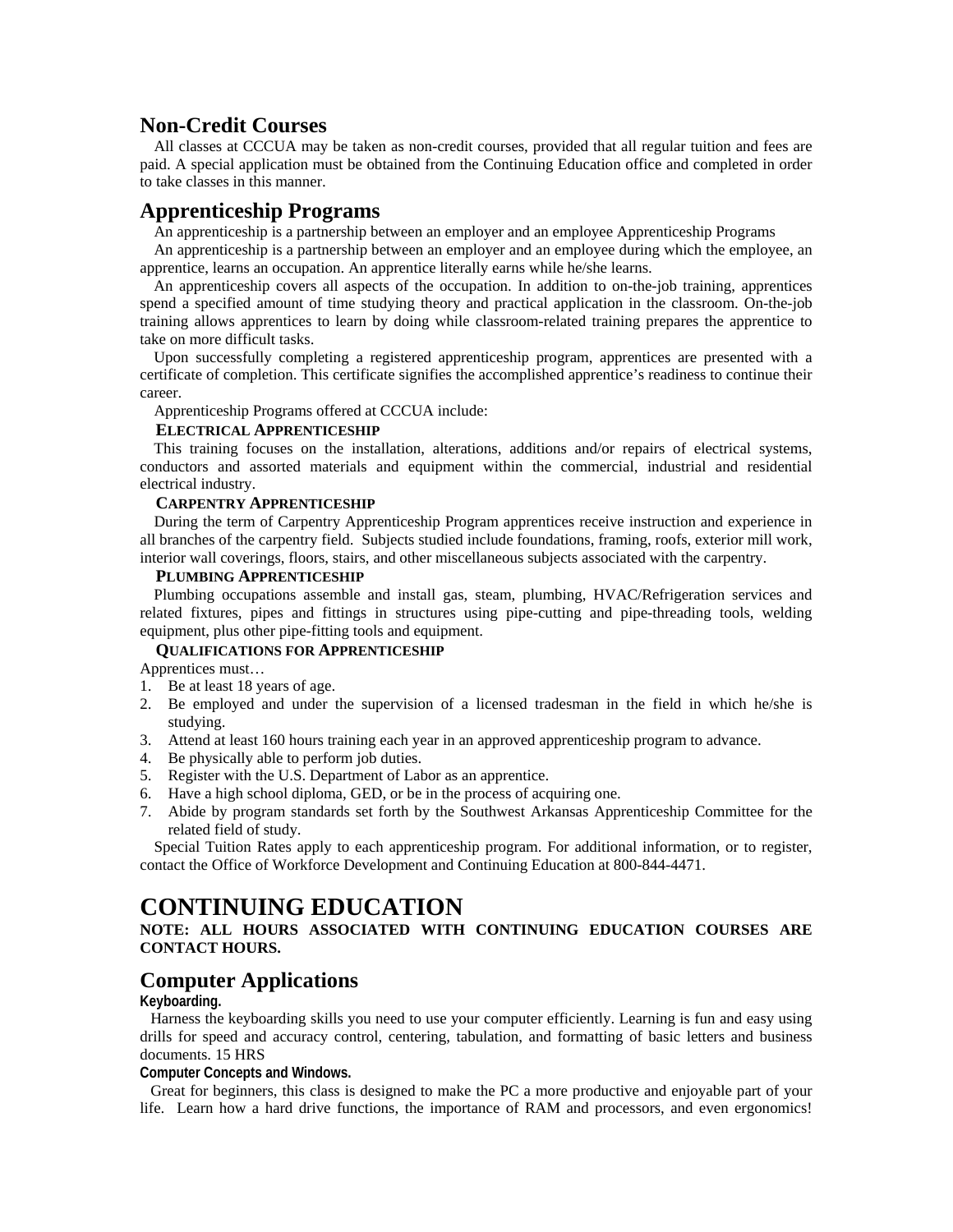## Non-Credit Courses

All classes at CCCUA may be taken as non-credit courses, provided that all regular tuition and fees are paid. A special application must be obtained from the Continuing Education office and completed in order to take classes in this manner.

## Apprenticeship Programs

An apprenticeship is a partnership between an employer and an employee Apprenticeship Programs

An apprenticeship is a partnership between an employer and an employee during which the employee, an apprentice, learns an occupation. An apprentice literally earns while he/she learns.

An apprenticeship covers all aspects of the occupation. In addition to on-the-job training, apprentices spend a specified amount of time studying theory and practical application in the classroom. On-the-job training allows apprentices to learn by doing while classroom-related training prepares the apprentice to take on more difficult tasks.

Upon successfully completing a registered apprenticeship program, apprentices are presented with a certificate of completion. This certificate signifies the accomplished apprentice's readiness to continue their career.

Apprenticeship Programs offered at CCCUA include:

#### ELECTRICAL APPRENTICESHIP

This training focuses on the installation, alterations, additions and/or repairs of electrical systems, conductors and assorted materials and equipment within the commercial, industrial and residential electrical industry.

#### CARPENTRY APPRENTICESHIP

During the term of Carpentry Apprenticeship Program apprentices receive instruction and experience in all branches of the carpentry field. Subjects studied include foundations, framing, roofs, exterior mill work, interior wall coverings, floors, stairs, and other miscellaneous subjects associated with the carpentry.

#### PLUMBING APPRENTICESHIP

Plumbing occupations assemble and install gas, steam, plumbing, HVAC/Refrigeration services and related fixtures, pipes and fittings in structures using pipe-cutting and pipe-threading tools, welding equipment, plus other pipe-fitting tools and equipment.

#### QUALIFICATIONS FOR APPRENTICESHIP

Apprentices must…

1. Be at least 18 years of age.
2. Be employed and under the supervision of a licensed tradesman in the field in which he/she is studying.
3. Attend at least 160 hours training each year in an approved apprenticeship program to advance.
4. Be physically able to perform job duties.
5. Register with the U.S. Department of Labor as an apprentice.
6. Have a high school diploma, GED, or be in the process of acquiring one.
7. Abide by program standards set forth by the Southwest Arkansas Apprenticeship Committee for the related field of study.

Special Tuition Rates apply to each apprenticeship program. For additional information, or to register, contact the Office of Workforce Development and Continuing Education at 800-844-4471.

# CONTINUING EDUCATION

**NOTE: ALL HOURS ASSOCIATED WITH CONTINUING EDUCATION COURSES ARE CONTACT HOURS.**

## Computer Applications

**Keyboarding.**

Harness the keyboarding skills you need to use your computer efficiently. Learning is fun and easy using drills for speed and accuracy control, centering, tabulation, and formatting of basic letters and business documents. 15 HRS

**Computer Concepts and Windows.**

Great for beginners, this class is designed to make the PC a more productive and enjoyable part of your life. Learn how a hard drive functions, the importance of RAM and processors, and even ergonomics!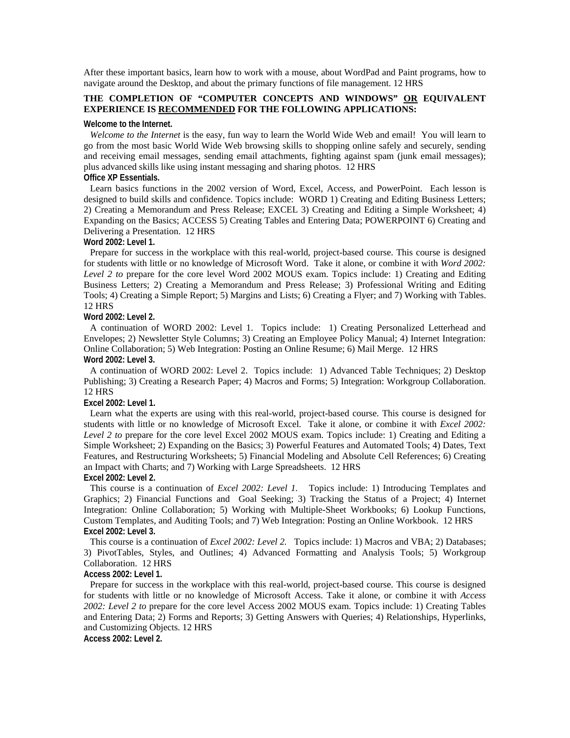After these important basics, learn how to work with a mouse, about WordPad and Paint programs, how to navigate around the Desktop, and about the primary functions of file management. 12 HRS

**THE COMPLETION OF "COMPUTER CONCEPTS AND WINDOWS" OR EQUIVALENT EXPERIENCE IS RECOMMENDED FOR THE FOLLOWING APPLICATIONS:**

**Welcome to the Internet.**

*Welcome to the Internet* is the easy, fun way to learn the World Wide Web and email! You will learn to go from the most basic World Wide Web browsing skills to shopping online safely and securely, sending and receiving email messages, sending email attachments, fighting against spam (junk email messages); plus advanced skills like using instant messaging and sharing photos. 12 HRS

**Office XP Essentials.**

Learn basics functions in the 2002 version of Word, Excel, Access, and PowerPoint. Each lesson is designed to build skills and confidence. Topics include: WORD 1) Creating and Editing Business Letters; 2) Creating a Memorandum and Press Release; EXCEL 3) Creating and Editing a Simple Worksheet; 4) Expanding on the Basics; ACCESS 5) Creating Tables and Entering Data; POWERPOINT 6) Creating and Delivering a Presentation. 12 HRS

**Word 2002: Level 1.**

Prepare for success in the workplace with this real-world, project-based course. This course is designed for students with little or no knowledge of Microsoft Word. Take it alone, or combine it with *Word 2002: Level 2 to* prepare for the core level Word 2002 MOUS exam. Topics include: 1) Creating and Editing Business Letters; 2) Creating a Memorandum and Press Release; 3) Professional Writing and Editing Tools; 4) Creating a Simple Report; 5) Margins and Lists; 6) Creating a Flyer; and 7) Working with Tables. 12 HRS

**Word 2002: Level 2.**

A continuation of WORD 2002: Level 1. Topics include: 1) Creating Personalized Letterhead and Envelopes; 2) Newsletter Style Columns; 3) Creating an Employee Policy Manual; 4) Internet Integration: Online Collaboration; 5) Web Integration: Posting an Online Resume; 6) Mail Merge. 12 HRS

**Word 2002: Level 3.**

A continuation of WORD 2002: Level 2. Topics include: 1) Advanced Table Techniques; 2) Desktop Publishing; 3) Creating a Research Paper; 4) Macros and Forms; 5) Integration: Workgroup Collaboration. 12 HRS

**Excel 2002: Level 1.**

Learn what the experts are using with this real-world, project-based course. This course is designed for students with little or no knowledge of Microsoft Excel. Take it alone, or combine it with *Excel 2002: Level 2 to* prepare for the core level Excel 2002 MOUS exam. Topics include: 1) Creating and Editing a Simple Worksheet; 2) Expanding on the Basics; 3) Powerful Features and Automated Tools; 4) Dates, Text Features, and Restructuring Worksheets; 5) Financial Modeling and Absolute Cell References; 6) Creating an Impact with Charts; and 7) Working with Large Spreadsheets. 12 HRS

**Excel 2002: Level 2.**

This course is a continuation of *Excel 2002: Level 1.* Topics include: 1) Introducing Templates and Graphics; 2) Financial Functions and Goal Seeking; 3) Tracking the Status of a Project; 4) Internet Integration: Online Collaboration; 5) Working with Multiple-Sheet Workbooks; 6) Lookup Functions, Custom Templates, and Auditing Tools; and 7) Web Integration: Posting an Online Workbook. 12 HRS

**Excel 2002: Level 3.**

This course is a continuation of *Excel 2002: Level 2.* Topics include: 1) Macros and VBA; 2) Databases; 3) PivotTables, Styles, and Outlines; 4) Advanced Formatting and Analysis Tools; 5) Workgroup Collaboration. 12 HRS

**Access 2002: Level 1.**

Prepare for success in the workplace with this real-world, project-based course. This course is designed for students with little or no knowledge of Microsoft Access. Take it alone, or combine it with *Access 2002: Level 2 to* prepare for the core level Access 2002 MOUS exam. Topics include: 1) Creating Tables and Entering Data; 2) Forms and Reports; 3) Getting Answers with Queries; 4) Relationships, Hyperlinks, and Customizing Objects. 12 HRS

**Access 2002: Level 2.**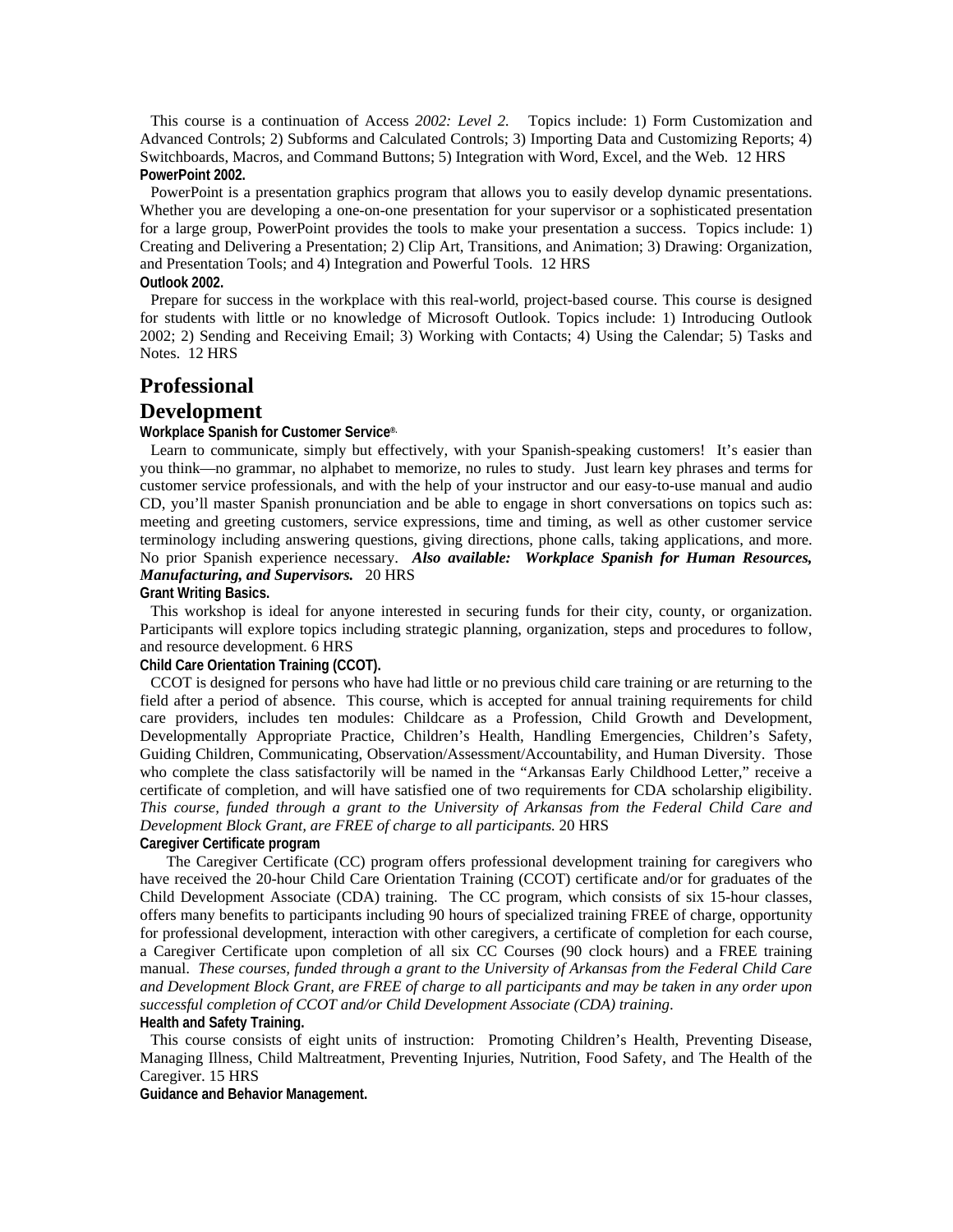This course is a continuation of Access *2002: Level 2.* Topics include: 1) Form Customization and Advanced Controls; 2) Subforms and Calculated Controls; 3) Importing Data and Customizing Reports; 4) Switchboards, Macros, and Command Buttons; 5) Integration with Word, Excel, and the Web. 12 HRS

**PowerPoint 2002.**

PowerPoint is a presentation graphics program that allows you to easily develop dynamic presentations. Whether you are developing a one-on-one presentation for your supervisor or a sophisticated presentation for a large group, PowerPoint provides the tools to make your presentation a success. Topics include: 1) Creating and Delivering a Presentation; 2) Clip Art, Transitions, and Animation; 3) Drawing: Organization, and Presentation Tools; and 4) Integration and Powerful Tools. 12 HRS

**Outlook 2002.**

Prepare for success in the workplace with this real-world, project-based course. This course is designed for students with little or no knowledge of Microsoft Outlook. Topics include: 1) Introducing Outlook 2002; 2) Sending and Receiving Email; 3) Working with Contacts; 4) Using the Calendar; 5) Tasks and Notes. 12 HRS

## Professional Development

**Workplace Spanish for Customer Service®.**

Learn to communicate, simply but effectively, with your Spanish-speaking customers! It's easier than you think—no grammar, no alphabet to memorize, no rules to study. Just learn key phrases and terms for customer service professionals, and with the help of your instructor and our easy-to-use manual and audio CD, you'll master Spanish pronunciation and be able to engage in short conversations on topics such as: meeting and greeting customers, service expressions, time and timing, as well as other customer service terminology including answering questions, giving directions, phone calls, taking applications, and more. No prior Spanish experience necessary. ***Also available: Workplace Spanish for Human Resources, Manufacturing, and Supervisors.*** 20 HRS

**Grant Writing Basics.**

This workshop is ideal for anyone interested in securing funds for their city, county, or organization. Participants will explore topics including strategic planning, organization, steps and procedures to follow, and resource development. 6 HRS

**Child Care Orientation Training (CCOT).**

CCOT is designed for persons who have had little or no previous child care training or are returning to the field after a period of absence. This course, which is accepted for annual training requirements for child care providers, includes ten modules: Childcare as a Profession, Child Growth and Development, Developmentally Appropriate Practice, Children's Health, Handling Emergencies, Children's Safety, Guiding Children, Communicating, Observation/Assessment/Accountability, and Human Diversity. Those who complete the class satisfactorily will be named in the "Arkansas Early Childhood Letter," receive a certificate of completion, and will have satisfied one of two requirements for CDA scholarship eligibility. *This course, funded through a grant to the University of Arkansas from the Federal Child Care and Development Block Grant, are FREE of charge to all participants.* 20 HRS

**Caregiver Certificate program**

The Caregiver Certificate (CC) program offers professional development training for caregivers who have received the 20-hour Child Care Orientation Training (CCOT) certificate and/or for graduates of the Child Development Associate (CDA) training. The CC program, which consists of six 15-hour classes, offers many benefits to participants including 90 hours of specialized training FREE of charge, opportunity for professional development, interaction with other caregivers, a certificate of completion for each course, a Caregiver Certificate upon completion of all six CC Courses (90 clock hours) and a FREE training manual. *These courses, funded through a grant to the University of Arkansas from the Federal Child Care and Development Block Grant, are FREE of charge to all participants and may be taken in any order upon successful completion of CCOT and/or Child Development Associate (CDA) training.*

**Health and Safety Training.**

This course consists of eight units of instruction: Promoting Children's Health, Preventing Disease, Managing Illness, Child Maltreatment, Preventing Injuries, Nutrition, Food Safety, and The Health of the Caregiver. 15 HRS

**Guidance and Behavior Management.**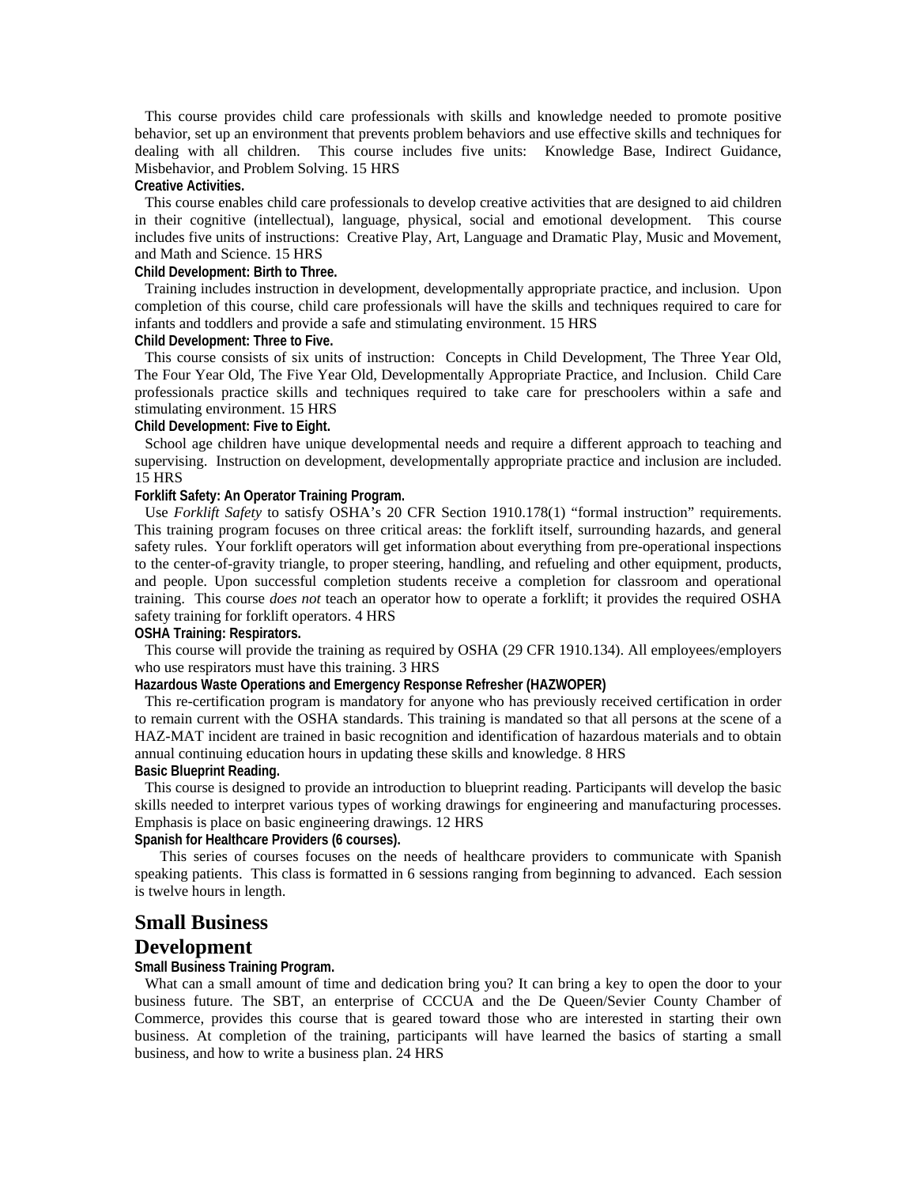This course provides child care professionals with skills and knowledge needed to promote positive behavior, set up an environment that prevents problem behaviors and use effective skills and techniques for dealing with all children. This course includes five units: Knowledge Base, Indirect Guidance, Misbehavior, and Problem Solving. 15 HRS

**Creative Activities.**

This course enables child care professionals to develop creative activities that are designed to aid children in their cognitive (intellectual), language, physical, social and emotional development. This course includes five units of instructions: Creative Play, Art, Language and Dramatic Play, Music and Movement, and Math and Science. 15 HRS

**Child Development: Birth to Three.**

Training includes instruction in development, developmentally appropriate practice, and inclusion. Upon completion of this course, child care professionals will have the skills and techniques required to care for infants and toddlers and provide a safe and stimulating environment. 15 HRS

**Child Development: Three to Five.**

This course consists of six units of instruction: Concepts in Child Development, The Three Year Old, The Four Year Old, The Five Year Old, Developmentally Appropriate Practice, and Inclusion. Child Care professionals practice skills and techniques required to take care for preschoolers within a safe and stimulating environment. 15 HRS

**Child Development: Five to Eight.**

School age children have unique developmental needs and require a different approach to teaching and supervising. Instruction on development, developmentally appropriate practice and inclusion are included. 15 HRS

**Forklift Safety: An Operator Training Program.**

Use *Forklift Safety* to satisfy OSHA's 20 CFR Section 1910.178(1) "formal instruction" requirements. This training program focuses on three critical areas: the forklift itself, surrounding hazards, and general safety rules. Your forklift operators will get information about everything from pre-operational inspections to the center-of-gravity triangle, to proper steering, handling, and refueling and other equipment, products, and people. Upon successful completion students receive a completion for classroom and operational training. This course *does not* teach an operator how to operate a forklift; it provides the required OSHA safety training for forklift operators. 4 HRS

**OSHA Training: Respirators.**

This course will provide the training as required by OSHA (29 CFR 1910.134). All employees/employers who use respirators must have this training. 3 HRS

**Hazardous Waste Operations and Emergency Response Refresher (HAZWOPER)**

This re-certification program is mandatory for anyone who has previously received certification in order to remain current with the OSHA standards. This training is mandated so that all persons at the scene of a HAZ-MAT incident are trained in basic recognition and identification of hazardous materials and to obtain annual continuing education hours in updating these skills and knowledge. 8 HRS

**Basic Blueprint Reading.**

This course is designed to provide an introduction to blueprint reading. Participants will develop the basic skills needed to interpret various types of working drawings for engineering and manufacturing processes. Emphasis is place on basic engineering drawings. 12 HRS

**Spanish for Healthcare Providers (6 courses).**

This series of courses focuses on the needs of healthcare providers to communicate with Spanish speaking patients. This class is formatted in 6 sessions ranging from beginning to advanced. Each session is twelve hours in length.

## Small Business Development

**Small Business Training Program.**

What can a small amount of time and dedication bring you? It can bring a key to open the door to your business future. The SBT, an enterprise of CCCUA and the De Queen/Sevier County Chamber of Commerce, provides this course that is geared toward those who are interested in starting their own business. At completion of the training, participants will have learned the basics of starting a small business, and how to write a business plan. 24 HRS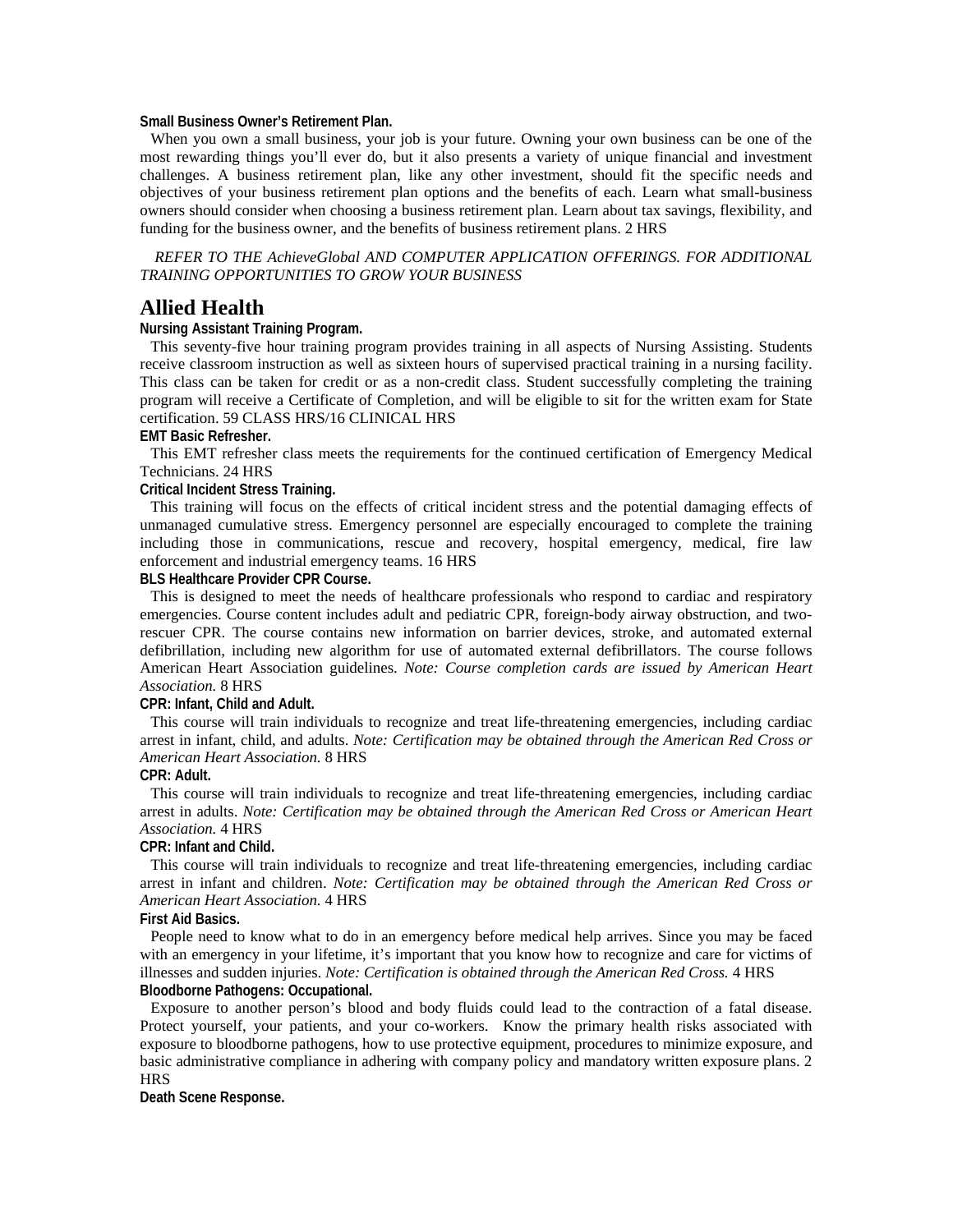**Small Business Owner's Retirement Plan.**

When you own a small business, your job is your future. Owning your own business can be one of the most rewarding things you'll ever do, but it also presents a variety of unique financial and investment challenges. A business retirement plan, like any other investment, should fit the specific needs and objectives of your business retirement plan options and the benefits of each. Learn what small-business owners should consider when choosing a business retirement plan. Learn about tax savings, flexibility, and funding for the business owner, and the benefits of business retirement plans. 2 HRS

*REFER TO THE AchieveGlobal AND COMPUTER APPLICATION OFFERINGS. FOR ADDITIONAL TRAINING OPPORTUNITIES TO GROW YOUR BUSINESS*

# Allied Health

**Nursing Assistant Training Program.**

This seventy-five hour training program provides training in all aspects of Nursing Assisting. Students receive classroom instruction as well as sixteen hours of supervised practical training in a nursing facility. This class can be taken for credit or as a non-credit class. Student successfully completing the training program will receive a Certificate of Completion, and will be eligible to sit for the written exam for State certification. 59 CLASS HRS/16 CLINICAL HRS

**EMT Basic Refresher.**

This EMT refresher class meets the requirements for the continued certification of Emergency Medical Technicians. 24 HRS

**Critical Incident Stress Training.**

This training will focus on the effects of critical incident stress and the potential damaging effects of unmanaged cumulative stress. Emergency personnel are especially encouraged to complete the training including those in communications, rescue and recovery, hospital emergency, medical, fire law enforcement and industrial emergency teams. 16 HRS

**BLS Healthcare Provider CPR Course.**

This is designed to meet the needs of healthcare professionals who respond to cardiac and respiratory emergencies. Course content includes adult and pediatric CPR, foreign-body airway obstruction, and two-rescuer CPR. The course contains new information on barrier devices, stroke, and automated external defibrillation, including new algorithm for use of automated external defibrillators. The course follows American Heart Association guidelines. *Note: Course completion cards are issued by American Heart Association.* 8 HRS

**CPR: Infant, Child and Adult.**

This course will train individuals to recognize and treat life-threatening emergencies, including cardiac arrest in infant, child, and adults. *Note: Certification may be obtained through the American Red Cross or American Heart Association.* 8 HRS

**CPR: Adult.**

This course will train individuals to recognize and treat life-threatening emergencies, including cardiac arrest in adults. *Note: Certification may be obtained through the American Red Cross or American Heart Association.* 4 HRS

**CPR: Infant and Child.**

This course will train individuals to recognize and treat life-threatening emergencies, including cardiac arrest in infant and children. *Note: Certification may be obtained through the American Red Cross or American Heart Association.* 4 HRS

**First Aid Basics.**

People need to know what to do in an emergency before medical help arrives. Since you may be faced with an emergency in your lifetime, it's important that you know how to recognize and care for victims of illnesses and sudden injuries. *Note: Certification is obtained through the American Red Cross.* 4 HRS

**Bloodborne Pathogens: Occupational.**

Exposure to another person's blood and body fluids could lead to the contraction of a fatal disease. Protect yourself, your patients, and your co-workers. Know the primary health risks associated with exposure to bloodborne pathogens, how to use protective equipment, procedures to minimize exposure, and basic administrative compliance in adhering with company policy and mandatory written exposure plans. 2 HRS

**Death Scene Response.**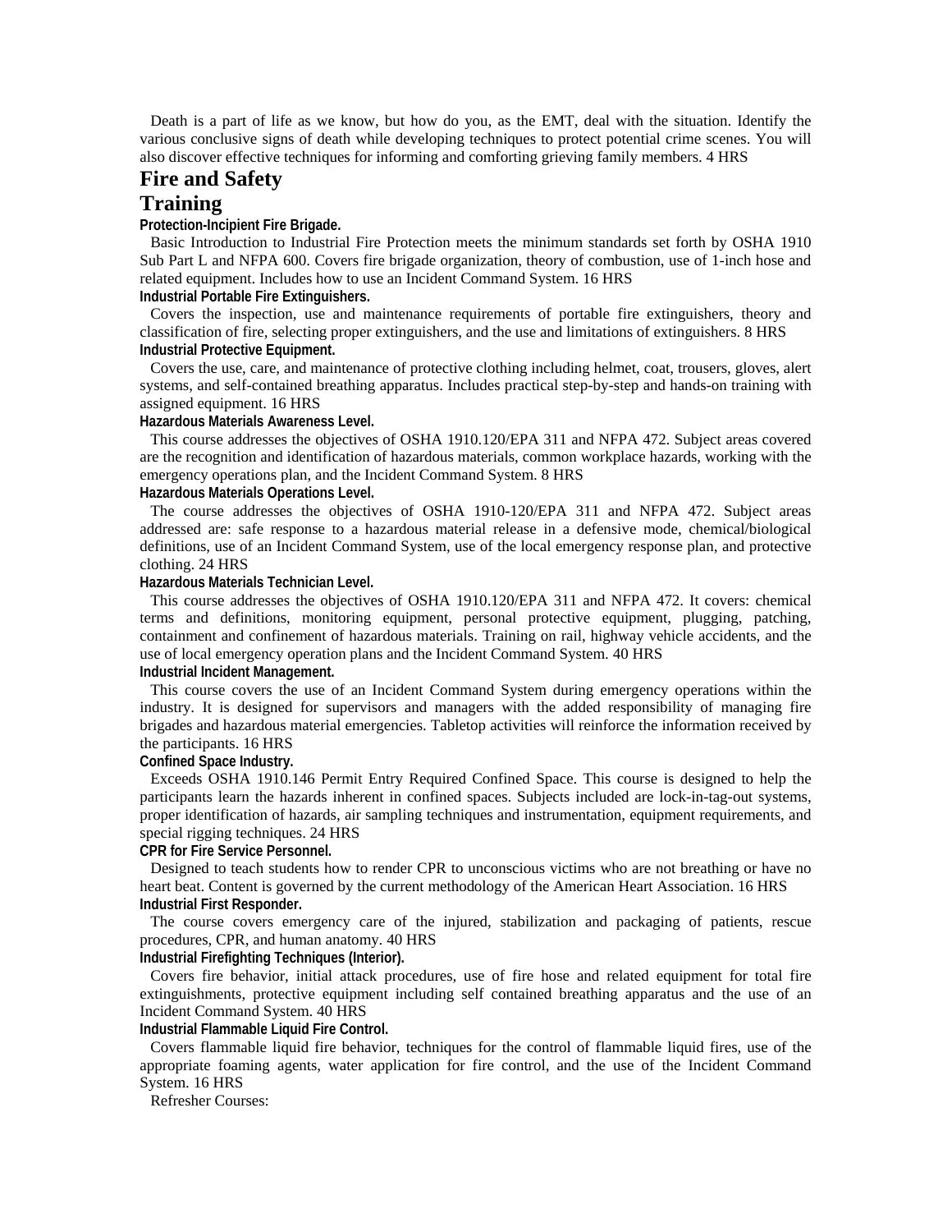Death is a part of life as we know, but how do you, as the EMT, deal with the situation. Identify the various conclusive signs of death while developing techniques to protect potential crime scenes. You will also discover effective techniques for informing and comforting grieving family members. 4 HRS

## Fire and Safety Training

**Protection-Incipient Fire Brigade.**

Basic Introduction to Industrial Fire Protection meets the minimum standards set forth by OSHA 1910 Sub Part L and NFPA 600. Covers fire brigade organization, theory of combustion, use of 1-inch hose and related equipment. Includes how to use an Incident Command System. 16 HRS

**Industrial Portable Fire Extinguishers.**

Covers the inspection, use and maintenance requirements of portable fire extinguishers, theory and classification of fire, selecting proper extinguishers, and the use and limitations of extinguishers. 8 HRS

**Industrial Protective Equipment.**

Covers the use, care, and maintenance of protective clothing including helmet, coat, trousers, gloves, alert systems, and self-contained breathing apparatus. Includes practical step-by-step and hands-on training with assigned equipment. 16 HRS

**Hazardous Materials Awareness Level.**

This course addresses the objectives of OSHA 1910.120/EPA 311 and NFPA 472. Subject areas covered are the recognition and identification of hazardous materials, common workplace hazards, working with the emergency operations plan, and the Incident Command System. 8 HRS

**Hazardous Materials Operations Level.**

The course addresses the objectives of OSHA 1910-120/EPA 311 and NFPA 472. Subject areas addressed are: safe response to a hazardous material release in a defensive mode, chemical/biological definitions, use of an Incident Command System, use of the local emergency response plan, and protective clothing. 24 HRS

**Hazardous Materials Technician Level.**

This course addresses the objectives of OSHA 1910.120/EPA 311 and NFPA 472. It covers: chemical terms and definitions, monitoring equipment, personal protective equipment, plugging, patching, containment and confinement of hazardous materials. Training on rail, highway vehicle accidents, and the use of local emergency operation plans and the Incident Command System. 40 HRS

**Industrial Incident Management.**

This course covers the use of an Incident Command System during emergency operations within the industry. It is designed for supervisors and managers with the added responsibility of managing fire brigades and hazardous material emergencies. Tabletop activities will reinforce the information received by the participants. 16 HRS

**Confined Space Industry.**

Exceeds OSHA 1910.146 Permit Entry Required Confined Space. This course is designed to help the participants learn the hazards inherent in confined spaces. Subjects included are lock-in-tag-out systems, proper identification of hazards, air sampling techniques and instrumentation, equipment requirements, and special rigging techniques. 24 HRS

**CPR for Fire Service Personnel.**

Designed to teach students how to render CPR to unconscious victims who are not breathing or have no heart beat. Content is governed by the current methodology of the American Heart Association. 16 HRS

**Industrial First Responder.**

The course covers emergency care of the injured, stabilization and packaging of patients, rescue procedures, CPR, and human anatomy. 40 HRS

**Industrial Firefighting Techniques (Interior).**

Covers fire behavior, initial attack procedures, use of fire hose and related equipment for total fire extinguishments, protective equipment including self contained breathing apparatus and the use of an Incident Command System. 40 HRS

**Industrial Flammable Liquid Fire Control.**

Covers flammable liquid fire behavior, techniques for the control of flammable liquid fires, use of the appropriate foaming agents, water application for fire control, and the use of the Incident Command System. 16 HRS

Refresher Courses: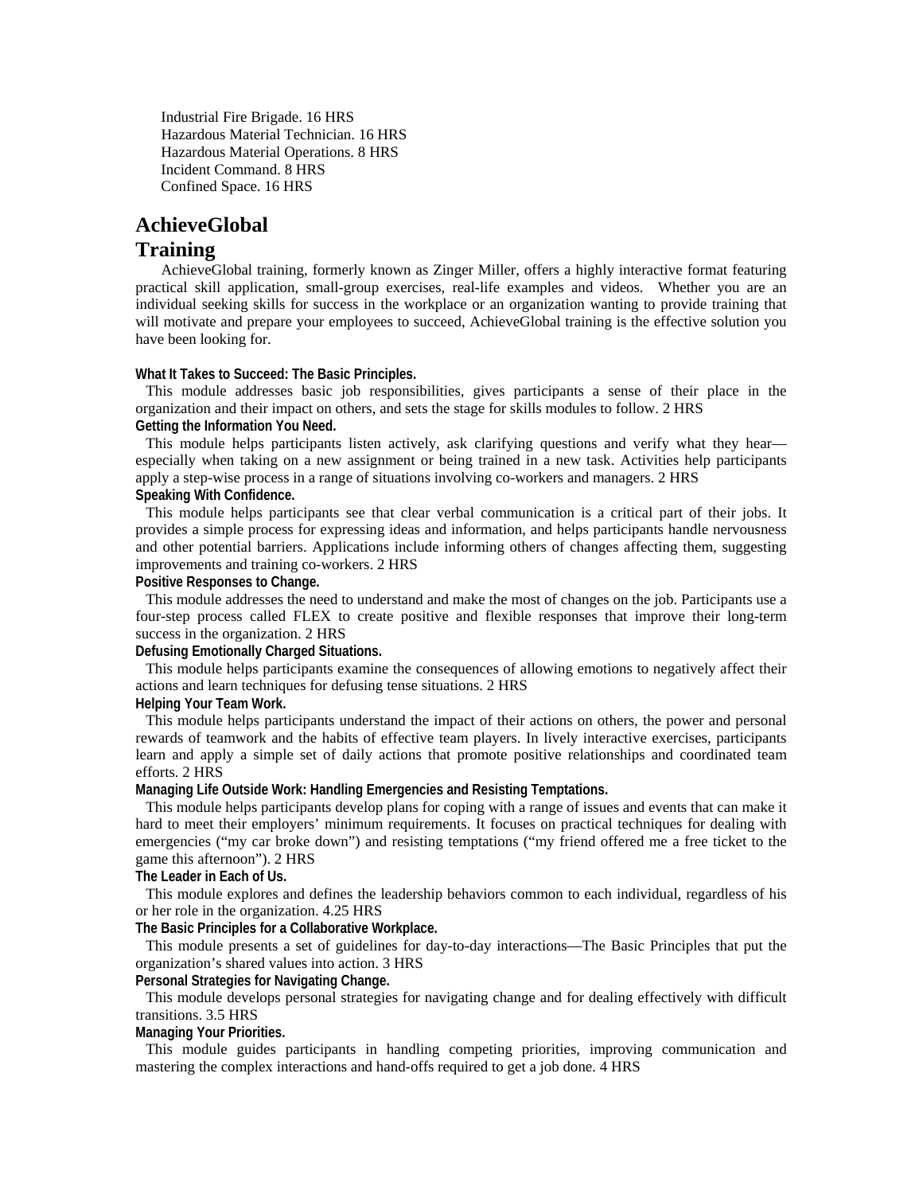Industrial Fire Brigade. 16 HRS
Hazardous Material Technician. 16 HRS
Hazardous Material Operations. 8 HRS
Incident Command. 8 HRS
Confined Space. 16 HRS

## AchieveGlobal Training

AchieveGlobal training, formerly known as Zinger Miller, offers a highly interactive format featuring practical skill application, small-group exercises, real-life examples and videos. Whether you are an individual seeking skills for success in the workplace or an organization wanting to provide training that will motivate and prepare your employees to succeed, AchieveGlobal training is the effective solution you have been looking for.

**What It Takes to Succeed: The Basic Principles.**

This module addresses basic job responsibilities, gives participants a sense of their place in the organization and their impact on others, and sets the stage for skills modules to follow. 2 HRS

**Getting the Information You Need.**

This module helps participants listen actively, ask clarifying questions and verify what they hear—especially when taking on a new assignment or being trained in a new task. Activities help participants apply a step-wise process in a range of situations involving co-workers and managers. 2 HRS

**Speaking With Confidence.**

This module helps participants see that clear verbal communication is a critical part of their jobs. It provides a simple process for expressing ideas and information, and helps participants handle nervousness and other potential barriers. Applications include informing others of changes affecting them, suggesting improvements and training co-workers. 2 HRS

**Positive Responses to Change.**

This module addresses the need to understand and make the most of changes on the job. Participants use a four-step process called FLEX to create positive and flexible responses that improve their long-term success in the organization. 2 HRS

**Defusing Emotionally Charged Situations.**

This module helps participants examine the consequences of allowing emotions to negatively affect their actions and learn techniques for defusing tense situations. 2 HRS

**Helping Your Team Work.**

This module helps participants understand the impact of their actions on others, the power and personal rewards of teamwork and the habits of effective team players. In lively interactive exercises, participants learn and apply a simple set of daily actions that promote positive relationships and coordinated team efforts. 2 HRS

**Managing Life Outside Work: Handling Emergencies and Resisting Temptations.**

This module helps participants develop plans for coping with a range of issues and events that can make it hard to meet their employers' minimum requirements. It focuses on practical techniques for dealing with emergencies ("my car broke down") and resisting temptations ("my friend offered me a free ticket to the game this afternoon"). 2 HRS

**The Leader in Each of Us.**

This module explores and defines the leadership behaviors common to each individual, regardless of his or her role in the organization. 4.25 HRS

**The Basic Principles for a Collaborative Workplace.**

This module presents a set of guidelines for day-to-day interactions—The Basic Principles that put the organization's shared values into action. 3 HRS

**Personal Strategies for Navigating Change.**

This module develops personal strategies for navigating change and for dealing effectively with difficult transitions. 3.5 HRS

**Managing Your Priorities.**

This module guides participants in handling competing priorities, improving communication and mastering the complex interactions and hand-offs required to get a job done. 4 HRS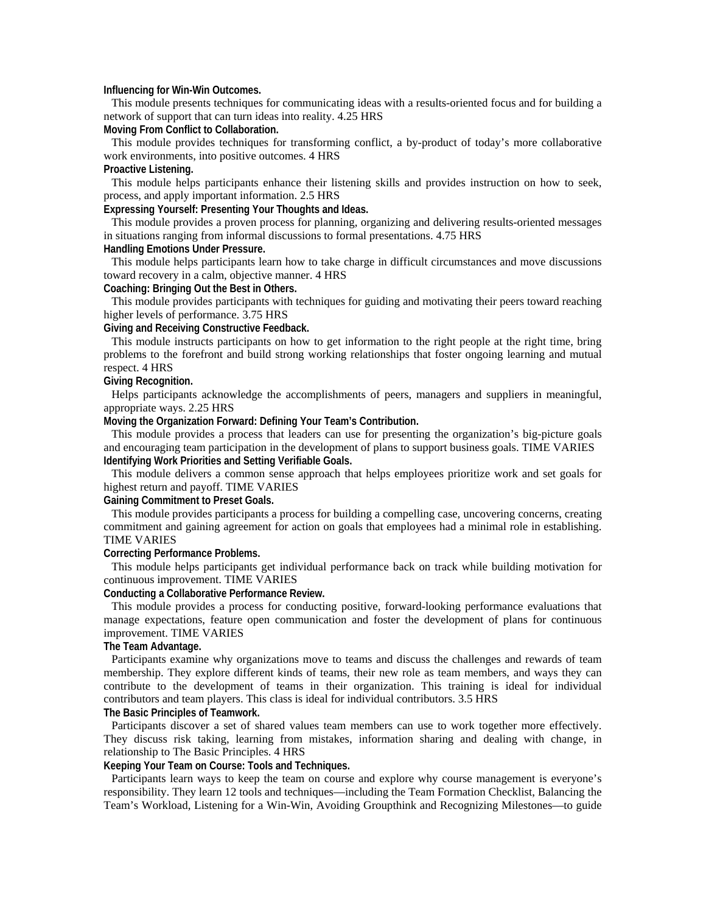**Influencing for Win-Win Outcomes.**

This module presents techniques for communicating ideas with a results-oriented focus and for building a network of support that can turn ideas into reality. 4.25 HRS

**Moving From Conflict to Collaboration.**

This module provides techniques for transforming conflict, a by-product of today's more collaborative work environments, into positive outcomes. 4 HRS

**Proactive Listening.**

This module helps participants enhance their listening skills and provides instruction on how to seek, process, and apply important information. 2.5 HRS

**Expressing Yourself: Presenting Your Thoughts and Ideas.**

This module provides a proven process for planning, organizing and delivering results-oriented messages in situations ranging from informal discussions to formal presentations. 4.75 HRS

**Handling Emotions Under Pressure.**

This module helps participants learn how to take charge in difficult circumstances and move discussions toward recovery in a calm, objective manner. 4 HRS

**Coaching: Bringing Out the Best in Others.**

This module provides participants with techniques for guiding and motivating their peers toward reaching higher levels of performance. 3.75 HRS

**Giving and Receiving Constructive Feedback.**

This module instructs participants on how to get information to the right people at the right time, bring problems to the forefront and build strong working relationships that foster ongoing learning and mutual respect. 4 HRS

**Giving Recognition.**

Helps participants acknowledge the accomplishments of peers, managers and suppliers in meaningful, appropriate ways. 2.25 HRS

**Moving the Organization Forward: Defining Your Team's Contribution.**

This module provides a process that leaders can use for presenting the organization's big-picture goals and encouraging team participation in the development of plans to support business goals. TIME VARIES

**Identifying Work Priorities and Setting Verifiable Goals.**

This module delivers a common sense approach that helps employees prioritize work and set goals for highest return and payoff. TIME VARIES

**Gaining Commitment to Preset Goals.**

This module provides participants a process for building a compelling case, uncovering concerns, creating commitment and gaining agreement for action on goals that employees had a minimal role in establishing. TIME VARIES

**Correcting Performance Problems.**

This module helps participants get individual performance back on track while building motivation for continuous improvement. TIME VARIES

**Conducting a Collaborative Performance Review.**

This module provides a process for conducting positive, forward-looking performance evaluations that manage expectations, feature open communication and foster the development of plans for continuous improvement. TIME VARIES

**The Team Advantage.**

Participants examine why organizations move to teams and discuss the challenges and rewards of team membership. They explore different kinds of teams, their new role as team members, and ways they can contribute to the development of teams in their organization. This training is ideal for individual contributors and team players. This class is ideal for individual contributors. 3.5 HRS

**The Basic Principles of Teamwork.**

Participants discover a set of shared values team members can use to work together more effectively. They discuss risk taking, learning from mistakes, information sharing and dealing with change, in relationship to The Basic Principles. 4 HRS

**Keeping Your Team on Course: Tools and Techniques.**

Participants learn ways to keep the team on course and explore why course management is everyone's responsibility. They learn 12 tools and techniques—including the Team Formation Checklist, Balancing the Team's Workload, Listening for a Win-Win, Avoiding Groupthink and Recognizing Milestones—to guide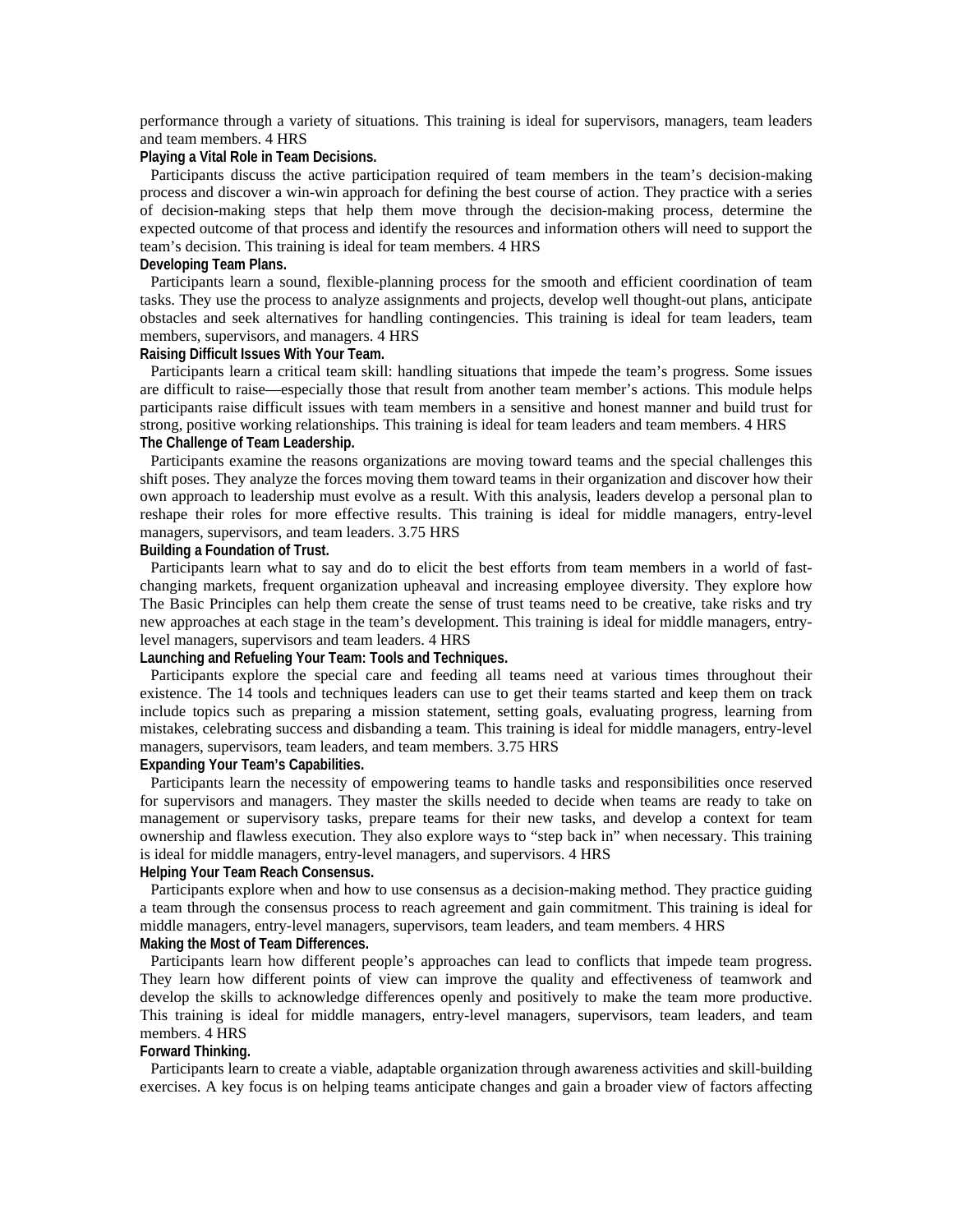performance through a variety of situations. This training is ideal for supervisors, managers, team leaders and team members. 4 HRS

**Playing a Vital Role in Team Decisions.**

Participants discuss the active participation required of team members in the team's decision-making process and discover a win-win approach for defining the best course of action. They practice with a series of decision-making steps that help them move through the decision-making process, determine the expected outcome of that process and identify the resources and information others will need to support the team's decision. This training is ideal for team members. 4 HRS

**Developing Team Plans.**

Participants learn a sound, flexible-planning process for the smooth and efficient coordination of team tasks. They use the process to analyze assignments and projects, develop well thought-out plans, anticipate obstacles and seek alternatives for handling contingencies. This training is ideal for team leaders, team members, supervisors, and managers. 4 HRS

**Raising Difficult Issues With Your Team.**

Participants learn a critical team skill: handling situations that impede the team's progress. Some issues are difficult to raise—especially those that result from another team member's actions. This module helps participants raise difficult issues with team members in a sensitive and honest manner and build trust for strong, positive working relationships. This training is ideal for team leaders and team members. 4 HRS

**The Challenge of Team Leadership.**

Participants examine the reasons organizations are moving toward teams and the special challenges this shift poses. They analyze the forces moving them toward teams in their organization and discover how their own approach to leadership must evolve as a result. With this analysis, leaders develop a personal plan to reshape their roles for more effective results. This training is ideal for middle managers, entry-level managers, supervisors, and team leaders. 3.75 HRS

**Building a Foundation of Trust.**

Participants learn what to say and do to elicit the best efforts from team members in a world of fast-changing markets, frequent organization upheaval and increasing employee diversity. They explore how The Basic Principles can help them create the sense of trust teams need to be creative, take risks and try new approaches at each stage in the team's development. This training is ideal for middle managers, entry-level managers, supervisors and team leaders. 4 HRS

**Launching and Refueling Your Team: Tools and Techniques.**

Participants explore the special care and feeding all teams need at various times throughout their existence. The 14 tools and techniques leaders can use to get their teams started and keep them on track include topics such as preparing a mission statement, setting goals, evaluating progress, learning from mistakes, celebrating success and disbanding a team. This training is ideal for middle managers, entry-level managers, supervisors, team leaders, and team members. 3.75 HRS

**Expanding Your Team's Capabilities.**

Participants learn the necessity of empowering teams to handle tasks and responsibilities once reserved for supervisors and managers. They master the skills needed to decide when teams are ready to take on management or supervisory tasks, prepare teams for their new tasks, and develop a context for team ownership and flawless execution. They also explore ways to "step back in" when necessary. This training is ideal for middle managers, entry-level managers, and supervisors. 4 HRS

**Helping Your Team Reach Consensus.**

Participants explore when and how to use consensus as a decision-making method. They practice guiding a team through the consensus process to reach agreement and gain commitment. This training is ideal for middle managers, entry-level managers, supervisors, team leaders, and team members. 4 HRS

**Making the Most of Team Differences.**

Participants learn how different people's approaches can lead to conflicts that impede team progress. They learn how different points of view can improve the quality and effectiveness of teamwork and develop the skills to acknowledge differences openly and positively to make the team more productive. This training is ideal for middle managers, entry-level managers, supervisors, team leaders, and team members. 4 HRS

**Forward Thinking.**

Participants learn to create a viable, adaptable organization through awareness activities and skill-building exercises. A key focus is on helping teams anticipate changes and gain a broader view of factors affecting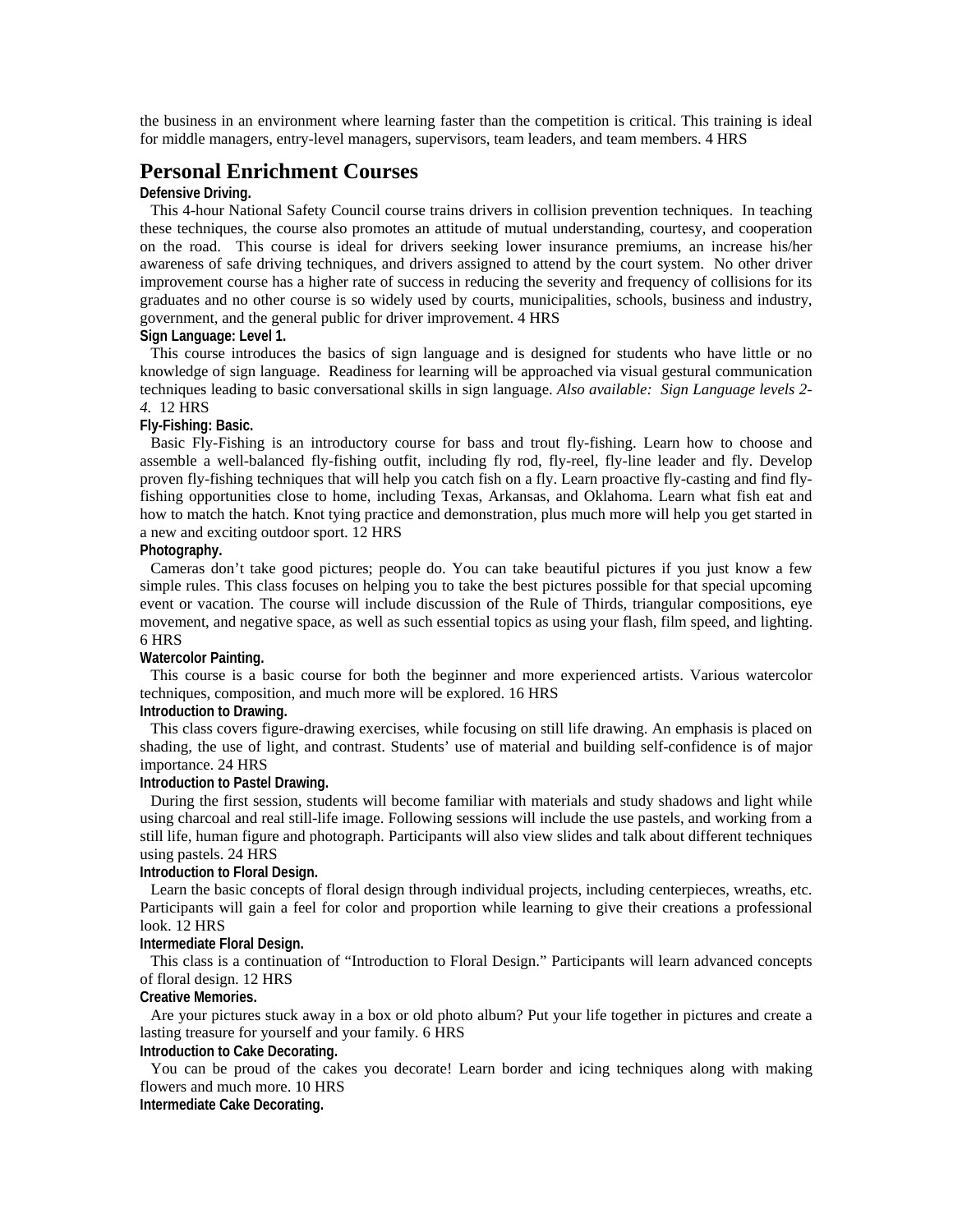the business in an environment where learning faster than the competition is critical. This training is ideal for middle managers, entry-level managers, supervisors, team leaders, and team members. 4 HRS

## Personal Enrichment Courses

**Defensive Driving.**

This 4-hour National Safety Council course trains drivers in collision prevention techniques. In teaching these techniques, the course also promotes an attitude of mutual understanding, courtesy, and cooperation on the road. This course is ideal for drivers seeking lower insurance premiums, an increase his/her awareness of safe driving techniques, and drivers assigned to attend by the court system. No other driver improvement course has a higher rate of success in reducing the severity and frequency of collisions for its graduates and no other course is so widely used by courts, municipalities, schools, business and industry, government, and the general public for driver improvement. 4 HRS

**Sign Language: Level 1.**

This course introduces the basics of sign language and is designed for students who have little or no knowledge of sign language. Readiness for learning will be approached via visual gestural communication techniques leading to basic conversational skills in sign language. *Also available: Sign Language levels 2-4.* 12 HRS

**Fly-Fishing: Basic.**

Basic Fly-Fishing is an introductory course for bass and trout fly-fishing. Learn how to choose and assemble a well-balanced fly-fishing outfit, including fly rod, fly-reel, fly-line leader and fly. Develop proven fly-fishing techniques that will help you catch fish on a fly. Learn proactive fly-casting and find fly-fishing opportunities close to home, including Texas, Arkansas, and Oklahoma. Learn what fish eat and how to match the hatch. Knot tying practice and demonstration, plus much more will help you get started in a new and exciting outdoor sport. 12 HRS

**Photography.**

Cameras don't take good pictures; people do. You can take beautiful pictures if you just know a few simple rules. This class focuses on helping you to take the best pictures possible for that special upcoming event or vacation. The course will include discussion of the Rule of Thirds, triangular compositions, eye movement, and negative space, as well as such essential topics as using your flash, film speed, and lighting. 6 HRS

**Watercolor Painting.**

This course is a basic course for both the beginner and more experienced artists. Various watercolor techniques, composition, and much more will be explored. 16 HRS

**Introduction to Drawing.**

This class covers figure-drawing exercises, while focusing on still life drawing. An emphasis is placed on shading, the use of light, and contrast. Students' use of material and building self-confidence is of major importance. 24 HRS

**Introduction to Pastel Drawing.**

During the first session, students will become familiar with materials and study shadows and light while using charcoal and real still-life image. Following sessions will include the use pastels, and working from a still life, human figure and photograph. Participants will also view slides and talk about different techniques using pastels. 24 HRS

**Introduction to Floral Design.**

Learn the basic concepts of floral design through individual projects, including centerpieces, wreaths, etc. Participants will gain a feel for color and proportion while learning to give their creations a professional look. 12 HRS

**Intermediate Floral Design.**

This class is a continuation of "Introduction to Floral Design." Participants will learn advanced concepts of floral design. 12 HRS

**Creative Memories.**

Are your pictures stuck away in a box or old photo album? Put your life together in pictures and create a lasting treasure for yourself and your family. 6 HRS

**Introduction to Cake Decorating.**

You can be proud of the cakes you decorate! Learn border and icing techniques along with making flowers and much more. 10 HRS

**Intermediate Cake Decorating.**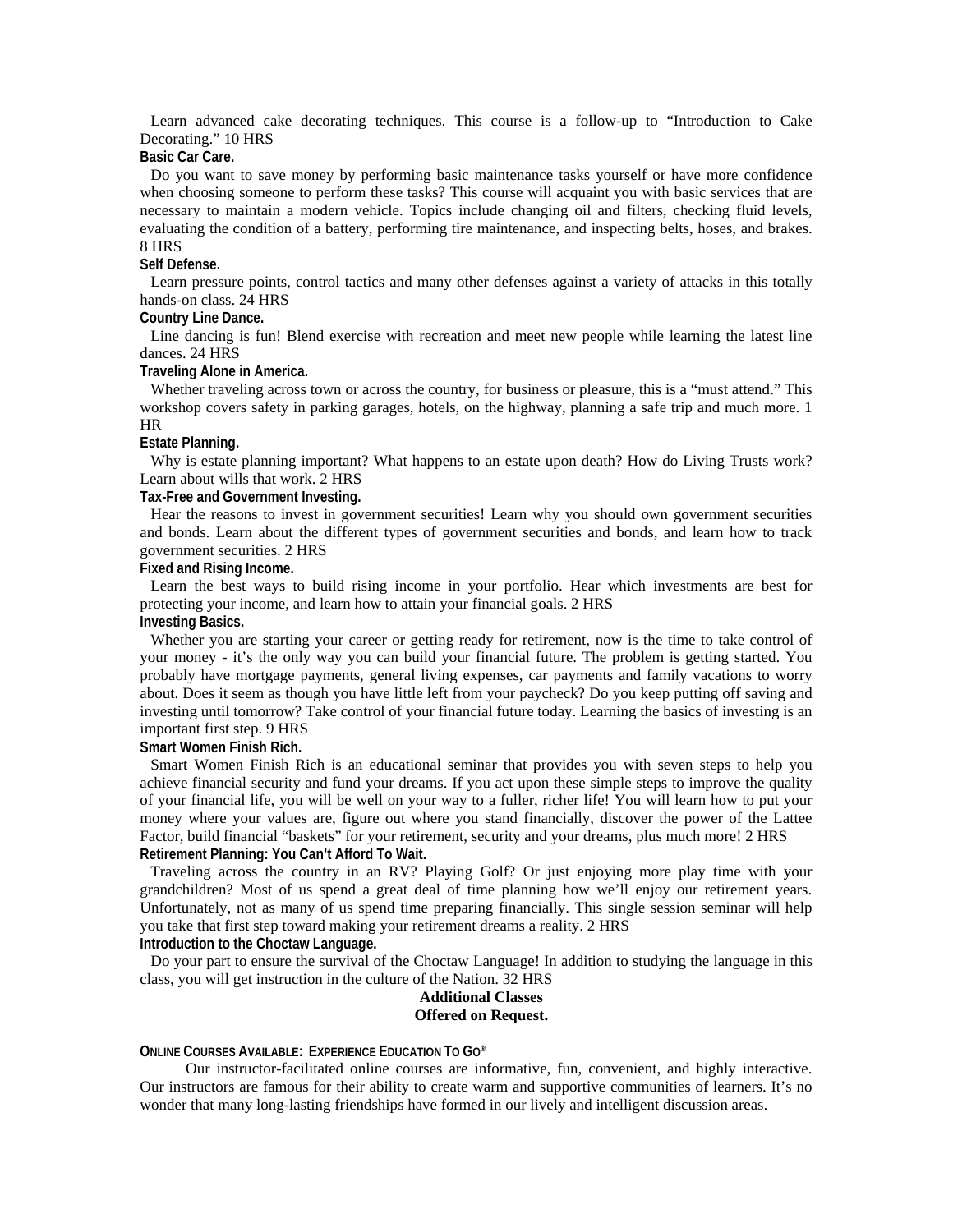Learn advanced cake decorating techniques. This course is a follow-up to "Introduction to Cake Decorating." 10 HRS

**Basic Car Care.**

Do you want to save money by performing basic maintenance tasks yourself or have more confidence when choosing someone to perform these tasks? This course will acquaint you with basic services that are necessary to maintain a modern vehicle. Topics include changing oil and filters, checking fluid levels, evaluating the condition of a battery, performing tire maintenance, and inspecting belts, hoses, and brakes. 8 HRS

**Self Defense.**

Learn pressure points, control tactics and many other defenses against a variety of attacks in this totally hands-on class. 24 HRS

**Country Line Dance.**

Line dancing is fun! Blend exercise with recreation and meet new people while learning the latest line dances. 24 HRS

**Traveling Alone in America.**

Whether traveling across town or across the country, for business or pleasure, this is a "must attend." This workshop covers safety in parking garages, hotels, on the highway, planning a safe trip and much more. 1 HR

**Estate Planning.**

Why is estate planning important? What happens to an estate upon death? How do Living Trusts work? Learn about wills that work. 2 HRS

**Tax-Free and Government Investing.**

Hear the reasons to invest in government securities! Learn why you should own government securities and bonds. Learn about the different types of government securities and bonds, and learn how to track government securities. 2 HRS

**Fixed and Rising Income.**

Learn the best ways to build rising income in your portfolio. Hear which investments are best for protecting your income, and learn how to attain your financial goals. 2 HRS

**Investing Basics.**

Whether you are starting your career or getting ready for retirement, now is the time to take control of your money - it's the only way you can build your financial future. The problem is getting started. You probably have mortgage payments, general living expenses, car payments and family vacations to worry about. Does it seem as though you have little left from your paycheck? Do you keep putting off saving and investing until tomorrow? Take control of your financial future today. Learning the basics of investing is an important first step. 9 HRS

**Smart Women Finish Rich.**

Smart Women Finish Rich is an educational seminar that provides you with seven steps to help you achieve financial security and fund your dreams. If you act upon these simple steps to improve the quality of your financial life, you will be well on your way to a fuller, richer life! You will learn how to put your money where your values are, figure out where you stand financially, discover the power of the Lattee Factor, build financial "baskets" for your retirement, security and your dreams, plus much more! 2 HRS

**Retirement Planning: You Can't Afford To Wait.**

Traveling across the country in an RV? Playing Golf? Or just enjoying more play time with your grandchildren? Most of us spend a great deal of time planning how we'll enjoy our retirement years. Unfortunately, not as many of us spend time preparing financially. This single session seminar will help you take that first step toward making your retirement dreams a reality. 2 HRS

**Introduction to the Choctaw Language.**

Do your part to ensure the survival of the Choctaw Language! In addition to studying the language in this class, you will get instruction in the culture of the Nation. 32 HRS

**Additional Classes**
**Offered on Request.**

**ONLINE COURSES AVAILABLE: EXPERIENCE EDUCATION TO GO®**

Our instructor-facilitated online courses are informative, fun, convenient, and highly interactive. Our instructors are famous for their ability to create warm and supportive communities of learners. It's no wonder that many long-lasting friendships have formed in our lively and intelligent discussion areas.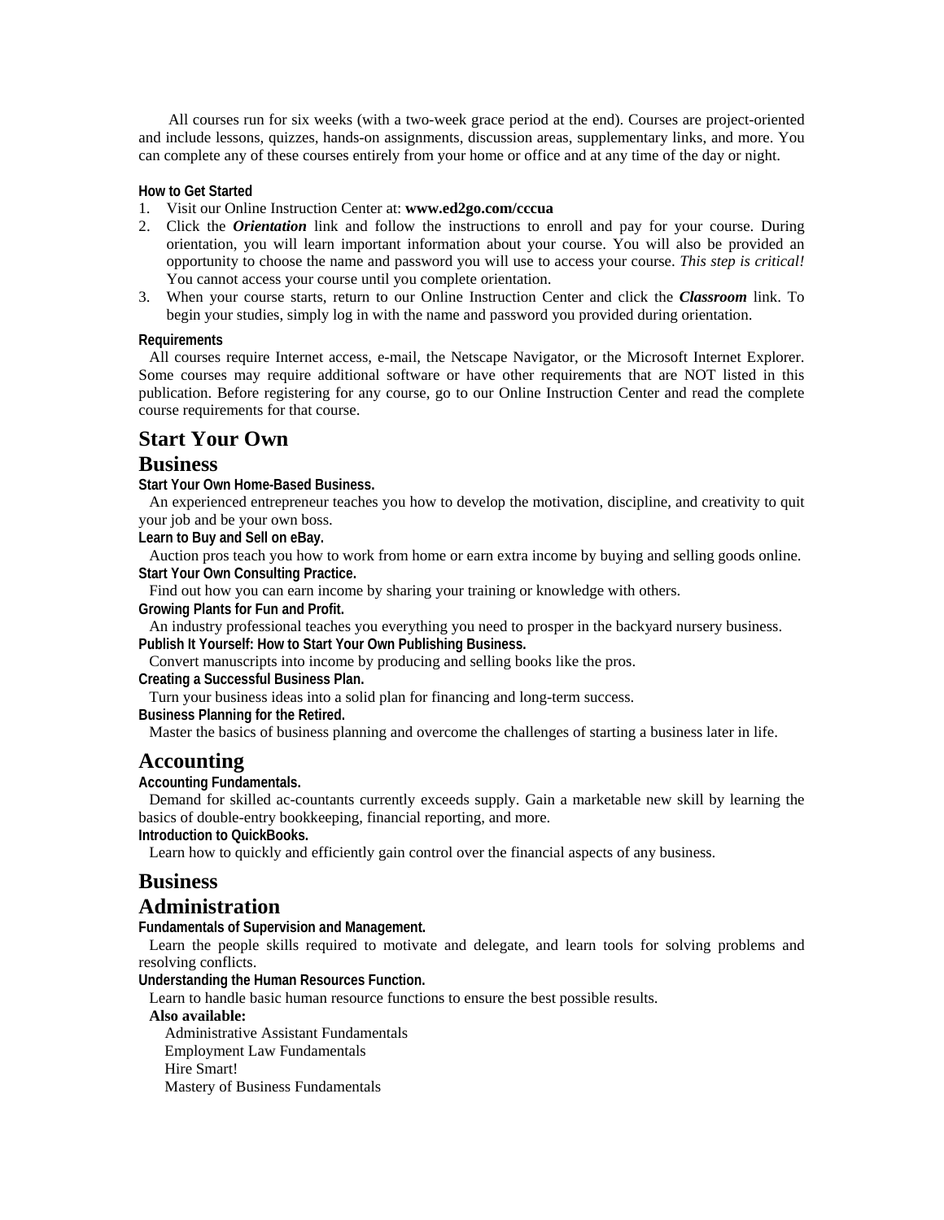All courses run for six weeks (with a two-week grace period at the end). Courses are project-oriented and include lessons, quizzes, hands-on assignments, discussion areas, supplementary links, and more. You can complete any of these courses entirely from your home or office and at any time of the day or night.

**How to Get Started**

1. Visit our Online Instruction Center at: **www.ed2go.com/cccua**
2. Click the ***Orientation*** link and follow the instructions to enroll and pay for your course. During orientation, you will learn important information about your course. You will also be provided an opportunity to choose the name and password you will use to access your course. *This step is critical!* You cannot access your course until you complete orientation.
3. When your course starts, return to our Online Instruction Center and click the ***Classroom*** link. To begin your studies, simply log in with the name and password you provided during orientation.

**Requirements**

All courses require Internet access, e-mail, the Netscape Navigator, or the Microsoft Internet Explorer. Some courses may require additional software or have other requirements that are NOT listed in this publication. Before registering for any course, go to our Online Instruction Center and read the complete course requirements for that course.

## Start Your Own Business

**Start Your Own Home-Based Business.**
An experienced entrepreneur teaches you how to develop the motivation, discipline, and creativity to quit your job and be your own boss.

**Learn to Buy and Sell on eBay.**
Auction pros teach you how to work from home or earn extra income by buying and selling goods online.

**Start Your Own Consulting Practice.**
Find out how you can earn income by sharing your training or knowledge with others.

**Growing Plants for Fun and Profit.**
An industry professional teaches you everything you need to prosper in the backyard nursery business.

**Publish It Yourself: How to Start Your Own Publishing Business.**
Convert manuscripts into income by producing and selling books like the pros.

**Creating a Successful Business Plan.**
Turn your business ideas into a solid plan for financing and long-term success.

**Business Planning for the Retired.**
Master the basics of business planning and overcome the challenges of starting a business later in life.

## Accounting

**Accounting Fundamentals.**
Demand for skilled ac-countants currently exceeds supply. Gain a marketable new skill by learning the basics of double-entry bookkeeping, financial reporting, and more.

**Introduction to QuickBooks.**
Learn how to quickly and efficiently gain control over the financial aspects of any business.

## Business Administration

**Fundamentals of Supervision and Management.**
Learn the people skills required to motivate and delegate, and learn tools for solving problems and resolving conflicts.

**Understanding the Human Resources Function.**
Learn to handle basic human resource functions to ensure the best possible results.

**Also available:**

Administrative Assistant Fundamentals
Employment Law Fundamentals
Hire Smart!
Mastery of Business Fundamentals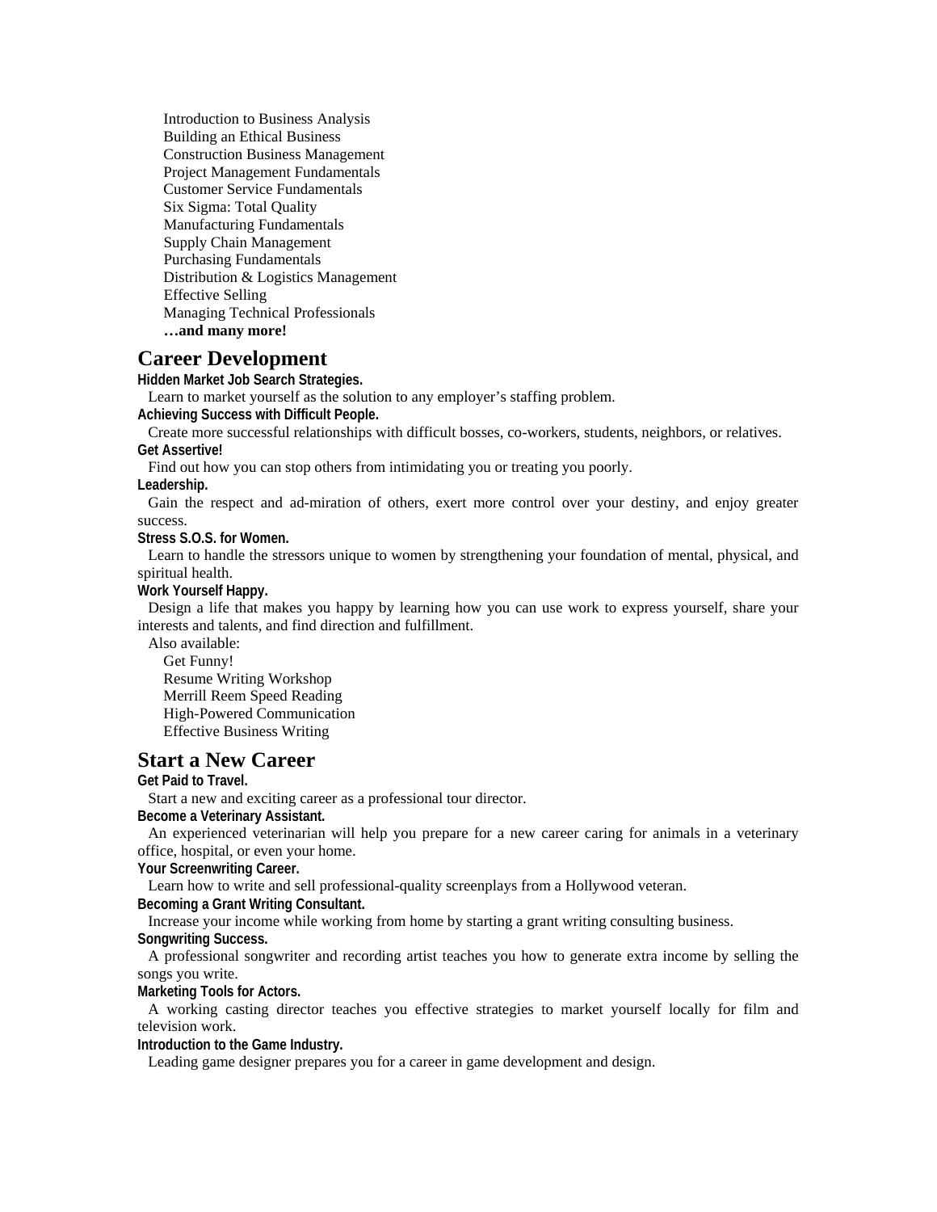Introduction to Business Analysis
Building an Ethical Business
Construction Business Management
Project Management Fundamentals
Customer Service Fundamentals
Six Sigma: Total Quality
Manufacturing Fundamentals
Supply Chain Management
Purchasing Fundamentals
Distribution & Logistics Management
Effective Selling
Managing Technical Professionals
**…and many more!**

## Career Development

**Hidden Market Job Search Strategies.**

Learn to market yourself as the solution to any employer's staffing problem.

**Achieving Success with Difficult People.**

Create more successful relationships with difficult bosses, co-workers, students, neighbors, or relatives.

**Get Assertive!**

Find out how you can stop others from intimidating you or treating you poorly.

**Leadership.**

Gain the respect and ad-miration of others, exert more control over your destiny, and enjoy greater success.

**Stress S.O.S. for Women.**

Learn to handle the stressors unique to women by strengthening your foundation of mental, physical, and spiritual health.

**Work Yourself Happy.**

Design a life that makes you happy by learning how you can use work to express yourself, share your interests and talents, and find direction and fulfillment.

Also available:

Get Funny!
Resume Writing Workshop
Merrill Reem Speed Reading
High-Powered Communication
Effective Business Writing

## Start a New Career

**Get Paid to Travel.**

Start a new and exciting career as a professional tour director.

**Become a Veterinary Assistant.**

An experienced veterinarian will help you prepare for a new career caring for animals in a veterinary office, hospital, or even your home.

**Your Screenwriting Career.**

Learn how to write and sell professional-quality screenplays from a Hollywood veteran.

**Becoming a Grant Writing Consultant.**

Increase your income while working from home by starting a grant writing consulting business.

**Songwriting Success.**

A professional songwriter and recording artist teaches you how to generate extra income by selling the songs you write.

**Marketing Tools for Actors.**

A working casting director teaches you effective strategies to market yourself locally for film and television work.

**Introduction to the Game Industry.**

Leading game designer prepares you for a career in game development and design.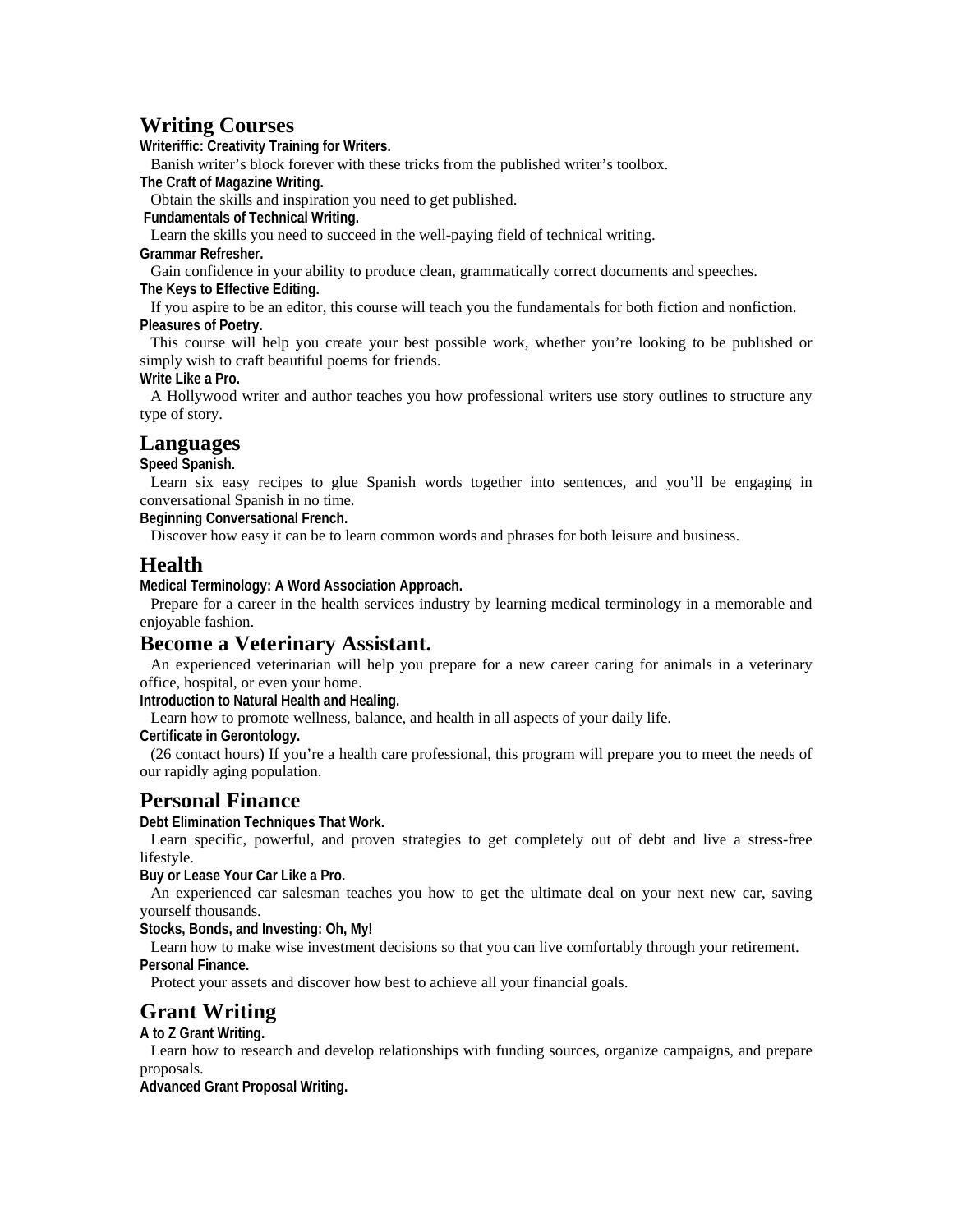## Writing Courses

**Writeriffic: Creativity Training for Writers.**

Banish writer's block forever with these tricks from the published writer's toolbox.

**The Craft of Magazine Writing.**

Obtain the skills and inspiration you need to get published.

**Fundamentals of Technical Writing.**

Learn the skills you need to succeed in the well-paying field of technical writing.

**Grammar Refresher.**

Gain confidence in your ability to produce clean, grammatically correct documents and speeches.

**The Keys to Effective Editing.**

If you aspire to be an editor, this course will teach you the fundamentals for both fiction and nonfiction.

**Pleasures of Poetry.**

This course will help you create your best possible work, whether you're looking to be published or simply wish to craft beautiful poems for friends.

**Write Like a Pro.**

A Hollywood writer and author teaches you how professional writers use story outlines to structure any type of story.

## Languages

**Speed Spanish.**

Learn six easy recipes to glue Spanish words together into sentences, and you'll be engaging in conversational Spanish in no time.

**Beginning Conversational French.**

Discover how easy it can be to learn common words and phrases for both leisure and business.

## Health

**Medical Terminology: A Word Association Approach.**

Prepare for a career in the health services industry by learning medical terminology in a memorable and enjoyable fashion.

## Become a Veterinary Assistant.

An experienced veterinarian will help you prepare for a new career caring for animals in a veterinary office, hospital, or even your home.

**Introduction to Natural Health and Healing.**

Learn how to promote wellness, balance, and health in all aspects of your daily life.

**Certificate in Gerontology.**

(26 contact hours) If you're a health care professional, this program will prepare you to meet the needs of our rapidly aging population.

## Personal Finance

**Debt Elimination Techniques That Work.**

Learn specific, powerful, and proven strategies to get completely out of debt and live a stress-free lifestyle.

**Buy or Lease Your Car Like a Pro.**

An experienced car salesman teaches you how to get the ultimate deal on your next new car, saving yourself thousands.

**Stocks, Bonds, and Investing: Oh, My!**

Learn how to make wise investment decisions so that you can live comfortably through your retirement.

**Personal Finance.**

Protect your assets and discover how best to achieve all your financial goals.

## Grant Writing

**A to Z Grant Writing.**

Learn how to research and develop relationships with funding sources, organize campaigns, and prepare proposals.

**Advanced Grant Proposal Writing.**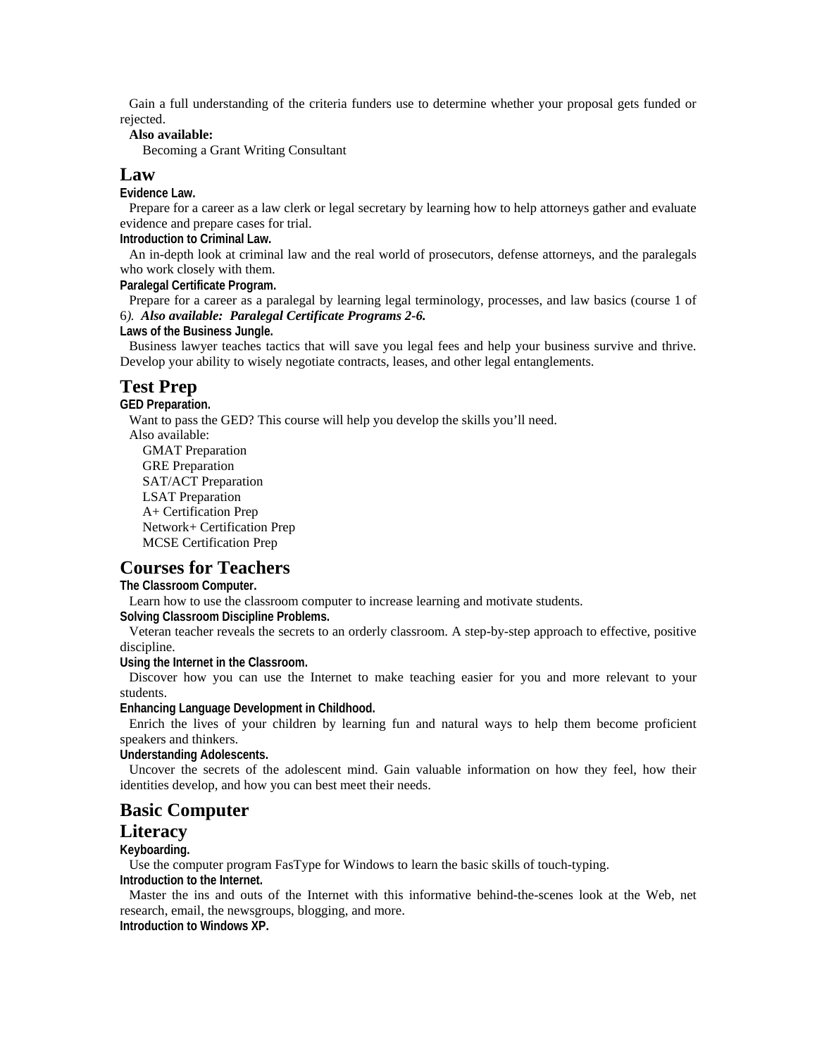Gain a full understanding of the criteria funders use to determine whether your proposal gets funded or rejected.

**Also available:**

Becoming a Grant Writing Consultant

## Law

**Evidence Law.**

Prepare for a career as a law clerk or legal secretary by learning how to help attorneys gather and evaluate evidence and prepare cases for trial.

**Introduction to Criminal Law.**

An in-depth look at criminal law and the real world of prosecutors, defense attorneys, and the paralegals who work closely with them.

**Paralegal Certificate Program.**

Prepare for a career as a paralegal by learning legal terminology, processes, and law basics (course 1 of 6). ***Also available: Paralegal Certificate Programs 2-6.***

**Laws of the Business Jungle.**

Business lawyer teaches tactics that will save you legal fees and help your business survive and thrive. Develop your ability to wisely negotiate contracts, leases, and other legal entanglements.

## Test Prep

**GED Preparation.**

Want to pass the GED? This course will help you develop the skills you'll need.

Also available:

GMAT Preparation
GRE Preparation
SAT/ACT Preparation
LSAT Preparation
A+ Certification Prep
Network+ Certification Prep
MCSE Certification Prep

## Courses for Teachers

**The Classroom Computer.**

Learn how to use the classroom computer to increase learning and motivate students.

**Solving Classroom Discipline Problems.**

Veteran teacher reveals the secrets to an orderly classroom. A step-by-step approach to effective, positive discipline.

**Using the Internet in the Classroom.**

Discover how you can use the Internet to make teaching easier for you and more relevant to your students.

**Enhancing Language Development in Childhood.**

Enrich the lives of your children by learning fun and natural ways to help them become proficient speakers and thinkers.

**Understanding Adolescents.**

Uncover the secrets of the adolescent mind. Gain valuable information on how they feel, how their identities develop, and how you can best meet their needs.

## Basic Computer Literacy

**Keyboarding.**

Use the computer program FasType for Windows to learn the basic skills of touch-typing.

**Introduction to the Internet.**

Master the ins and outs of the Internet with this informative behind-the-scenes look at the Web, net research, email, the newsgroups, blogging, and more.

**Introduction to Windows XP.**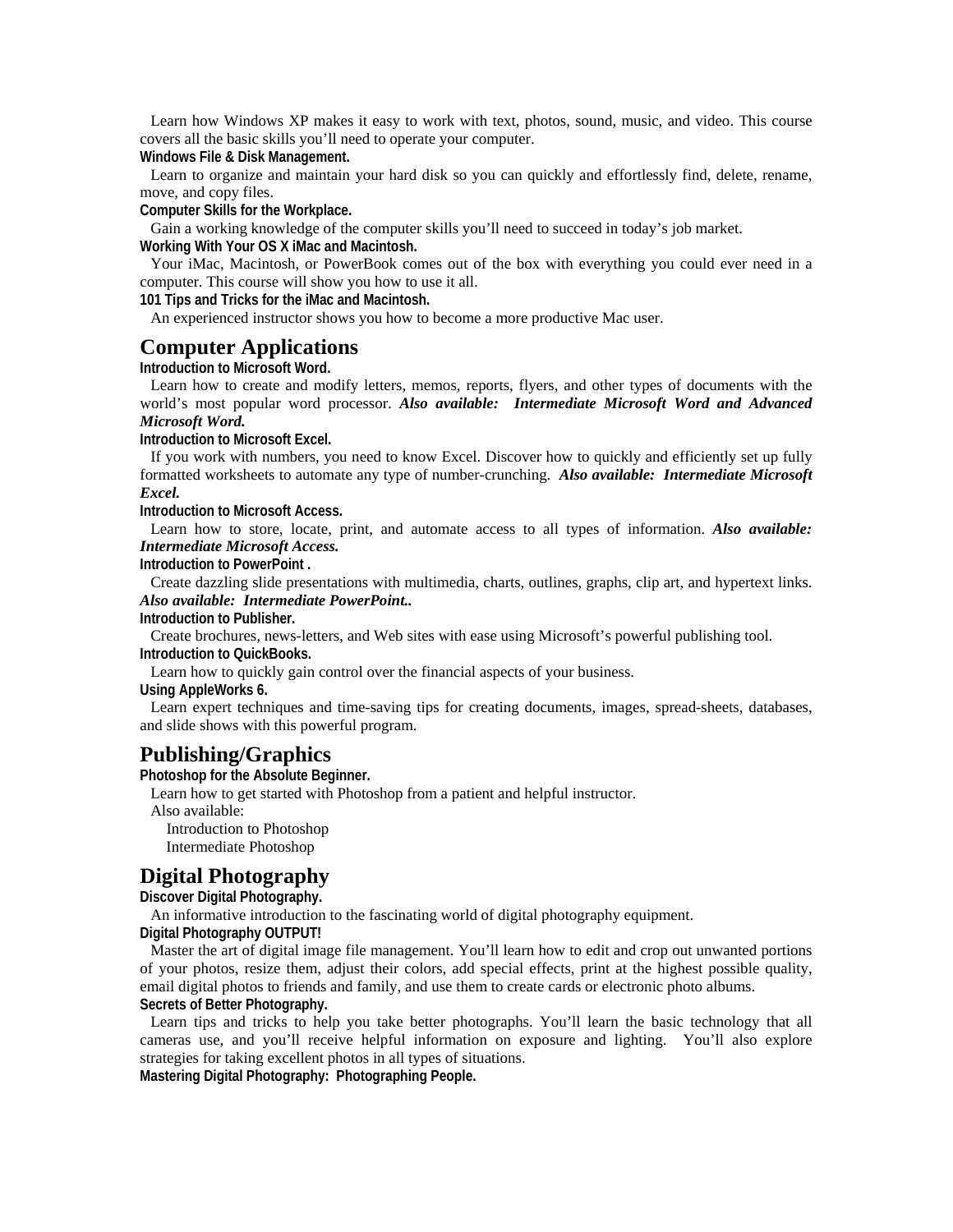Learn how Windows XP makes it easy to work with text, photos, sound, music, and video. This course covers all the basic skills you'll need to operate your computer.

**Windows File & Disk Management.**

Learn to organize and maintain your hard disk so you can quickly and effortlessly find, delete, rename, move, and copy files.

**Computer Skills for the Workplace.**

Gain a working knowledge of the computer skills you'll need to succeed in today's job market.

**Working With Your OS X iMac and Macintosh.**

Your iMac, Macintosh, or PowerBook comes out of the box with everything you could ever need in a computer. This course will show you how to use it all.

**101 Tips and Tricks for the iMac and Macintosh.**

An experienced instructor shows you how to become a more productive Mac user.

## Computer Applications

**Introduction to Microsoft Word.**

Learn how to create and modify letters, memos, reports, flyers, and other types of documents with the world's most popular word processor. ***Also available: Intermediate Microsoft Word and Advanced Microsoft Word.***

**Introduction to Microsoft Excel.**

If you work with numbers, you need to know Excel. Discover how to quickly and efficiently set up fully formatted worksheets to automate any type of number-crunching. ***Also available: Intermediate Microsoft Excel.***

**Introduction to Microsoft Access.**

Learn how to store, locate, print, and automate access to all types of information. ***Also available: Intermediate Microsoft Access.***

**Introduction to PowerPoint .**

Create dazzling slide presentations with multimedia, charts, outlines, graphs, clip art, and hypertext links. ***Also available: Intermediate PowerPoint..***

**Introduction to Publisher.**

Create brochures, news-letters, and Web sites with ease using Microsoft's powerful publishing tool.

**Introduction to QuickBooks.**

Learn how to quickly gain control over the financial aspects of your business.

**Using AppleWorks 6.**

Learn expert techniques and time-saving tips for creating documents, images, spread-sheets, databases, and slide shows with this powerful program.

## Publishing/Graphics

**Photoshop for the Absolute Beginner.**

Learn how to get started with Photoshop from a patient and helpful instructor.

Also available:

- Introduction to Photoshop
- Intermediate Photoshop

## Digital Photography

**Discover Digital Photography.**

An informative introduction to the fascinating world of digital photography equipment.

**Digital Photography OUTPUT!**

Master the art of digital image file management. You'll learn how to edit and crop out unwanted portions of your photos, resize them, adjust their colors, add special effects, print at the highest possible quality, email digital photos to friends and family, and use them to create cards or electronic photo albums.

**Secrets of Better Photography.**

Learn tips and tricks to help you take better photographs. You'll learn the basic technology that all cameras use, and you'll receive helpful information on exposure and lighting. You'll also explore strategies for taking excellent photos in all types of situations.

**Mastering Digital Photography: Photographing People.**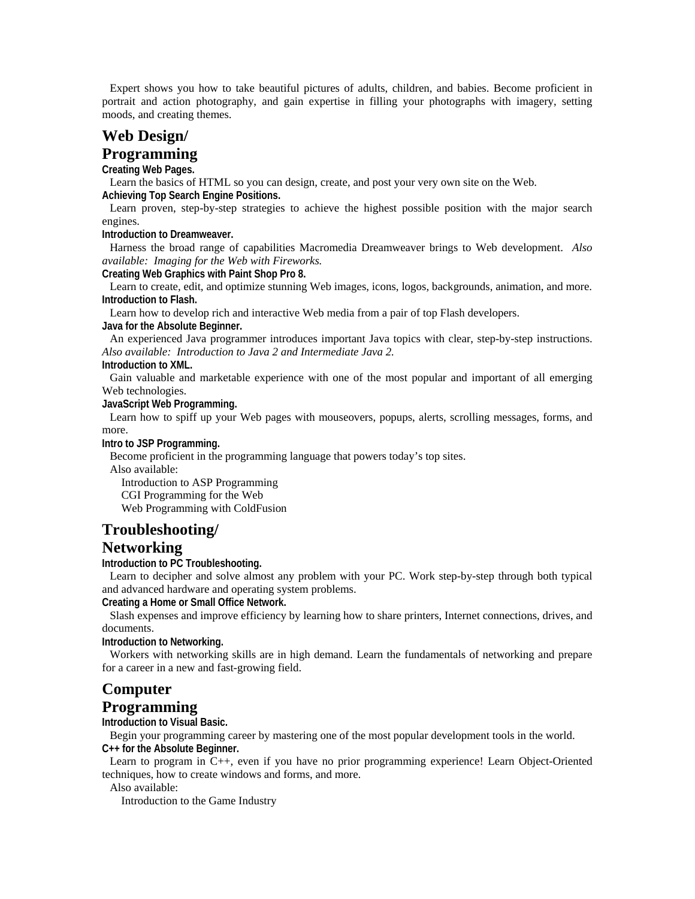Expert shows you how to take beautiful pictures of adults, children, and babies. Become proficient in portrait and action photography, and gain expertise in filling your photographs with imagery, setting moods, and creating themes.

## Web Design/ Programming

**Creating Web Pages.**

Learn the basics of HTML so you can design, create, and post your very own site on the Web.

**Achieving Top Search Engine Positions.**

Learn proven, step-by-step strategies to achieve the highest possible position with the major search engines.

**Introduction to Dreamweaver.**

Harness the broad range of capabilities Macromedia Dreamweaver brings to Web development. *Also available: Imaging for the Web with Fireworks.*

**Creating Web Graphics with Paint Shop Pro 8.**

Learn to create, edit, and optimize stunning Web images, icons, logos, backgrounds, animation, and more.

**Introduction to Flash.**

Learn how to develop rich and interactive Web media from a pair of top Flash developers.

**Java for the Absolute Beginner.**

An experienced Java programmer introduces important Java topics with clear, step-by-step instructions. *Also available: Introduction to Java 2 and Intermediate Java 2.*

**Introduction to XML.**

Gain valuable and marketable experience with one of the most popular and important of all emerging Web technologies.

**JavaScript Web Programming.**

Learn how to spiff up your Web pages with mouseovers, popups, alerts, scrolling messages, forms, and more.

**Intro to JSP Programming.**

Become proficient in the programming language that powers today's top sites.

Also available:

Introduction to ASP Programming
CGI Programming for the Web
Web Programming with ColdFusion

## Troubleshooting/ Networking

**Introduction to PC Troubleshooting.**

Learn to decipher and solve almost any problem with your PC. Work step-by-step through both typical and advanced hardware and operating system problems.

**Creating a Home or Small Office Network.**

Slash expenses and improve efficiency by learning how to share printers, Internet connections, drives, and documents.

**Introduction to Networking.**

Workers with networking skills are in high demand. Learn the fundamentals of networking and prepare for a career in a new and fast-growing field.

## Computer Programming

**Introduction to Visual Basic.**

Begin your programming career by mastering one of the most popular development tools in the world.

**C++ for the Absolute Beginner.**

Learn to program in C++, even if you have no prior programming experience! Learn Object-Oriented techniques, how to create windows and forms, and more.

Also available:

Introduction to the Game Industry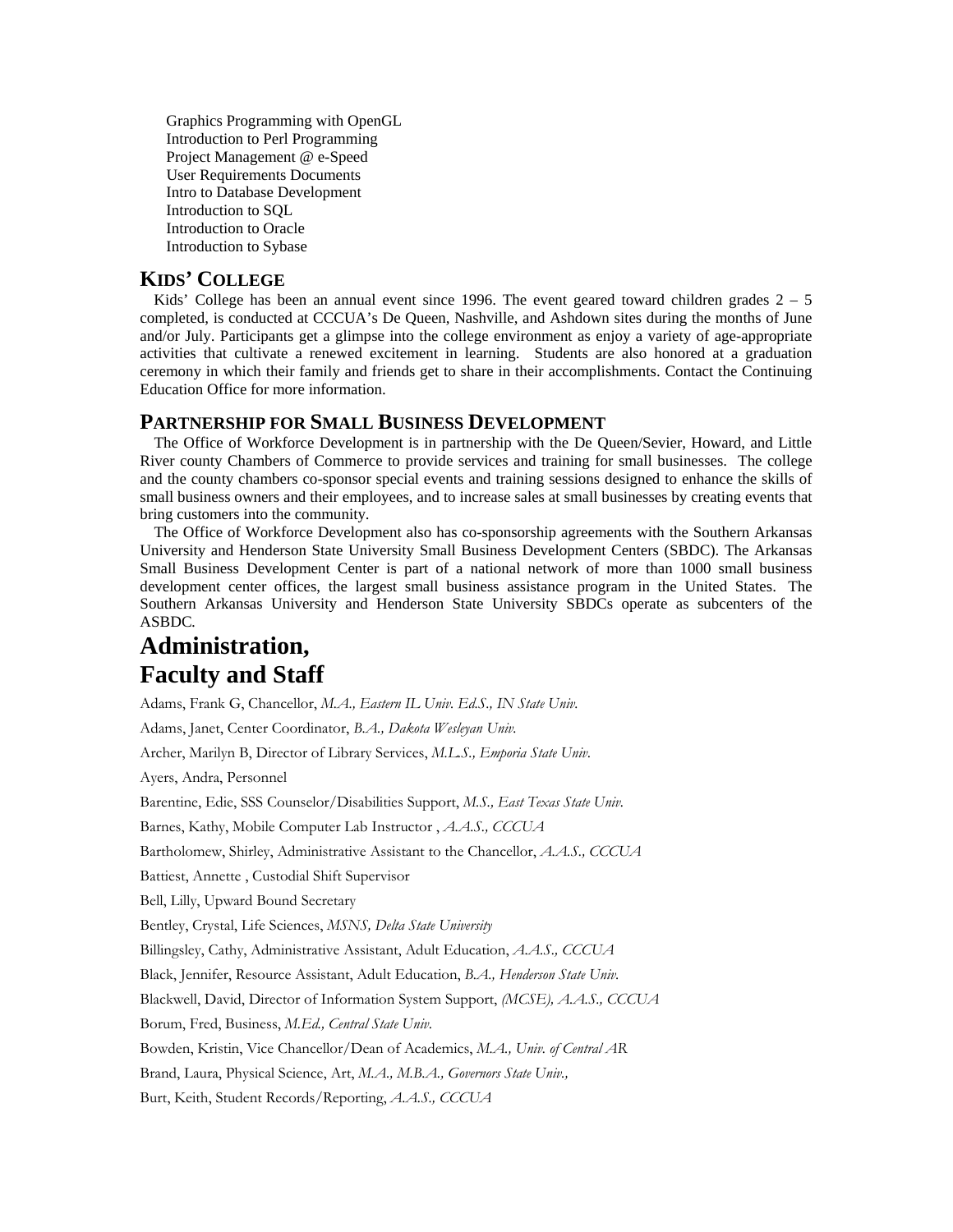Graphics Programming with OpenGL
Introduction to Perl Programming
Project Management @ e-Speed
User Requirements Documents
Intro to Database Development
Introduction to SQL
Introduction to Oracle
Introduction to Sybase

### KIDS' COLLEGE

Kids' College has been an annual event since 1996. The event geared toward children grades 2 – 5 completed, is conducted at CCCUA's De Queen, Nashville, and Ashdown sites during the months of June and/or July. Participants get a glimpse into the college environment as enjoy a variety of age-appropriate activities that cultivate a renewed excitement in learning. Students are also honored at a graduation ceremony in which their family and friends get to share in their accomplishments. Contact the Continuing Education Office for more information.

### PARTNERSHIP FOR SMALL BUSINESS DEVELOPMENT

The Office of Workforce Development is in partnership with the De Queen/Sevier, Howard, and Little River county Chambers of Commerce to provide services and training for small businesses. The college and the county chambers co-sponsor special events and training sessions designed to enhance the skills of small business owners and their employees, and to increase sales at small businesses by creating events that bring customers into the community.

The Office of Workforce Development also has co-sponsorship agreements with the Southern Arkansas University and Henderson State University Small Business Development Centers (SBDC). The Arkansas Small Business Development Center is part of a national network of more than 1000 small business development center offices, the largest small business assistance program in the United States. The Southern Arkansas University and Henderson State University SBDCs operate as subcenters of the ASBDC.

# Administration, Faculty and Staff

Adams, Frank G, Chancellor, *M.A., Eastern IL Univ. Ed.S., IN State Univ.*

Adams, Janet, Center Coordinator, *B.A., Dakota Wesleyan Univ.*

Archer, Marilyn B, Director of Library Services, *M.L.S., Emporia State Univ.*

Ayers, Andra, Personnel

Barentine, Edie, SSS Counselor/Disabilities Support, *M.S., East Texas State Univ.*

Barnes, Kathy, Mobile Computer Lab Instructor , *A.A.S., CCCUA*

Bartholomew, Shirley, Administrative Assistant to the Chancellor, *A.A.S., CCCUA*

Battiest, Annette , Custodial Shift Supervisor

Bell, Lilly, Upward Bound Secretary

Bentley, Crystal, Life Sciences, *MSNS, Delta State University*

Billingsley, Cathy, Administrative Assistant, Adult Education, *A.A.S., CCCUA*

Black, Jennifer, Resource Assistant, Adult Education, *B.A., Henderson State Univ.*

Blackwell, David, Director of Information System Support, *(MCSE), A.A.S., CCCUA*

Borum, Fred, Business, *M.Ed., Central State Univ.*

Bowden, Kristin, Vice Chancellor/Dean of Academics, *M.A., Univ. of Central AR*

Brand, Laura, Physical Science, Art, *M.A., M.B.A., Governors State Univ.,*

Burt, Keith, Student Records/Reporting, *A.A.S., CCCUA*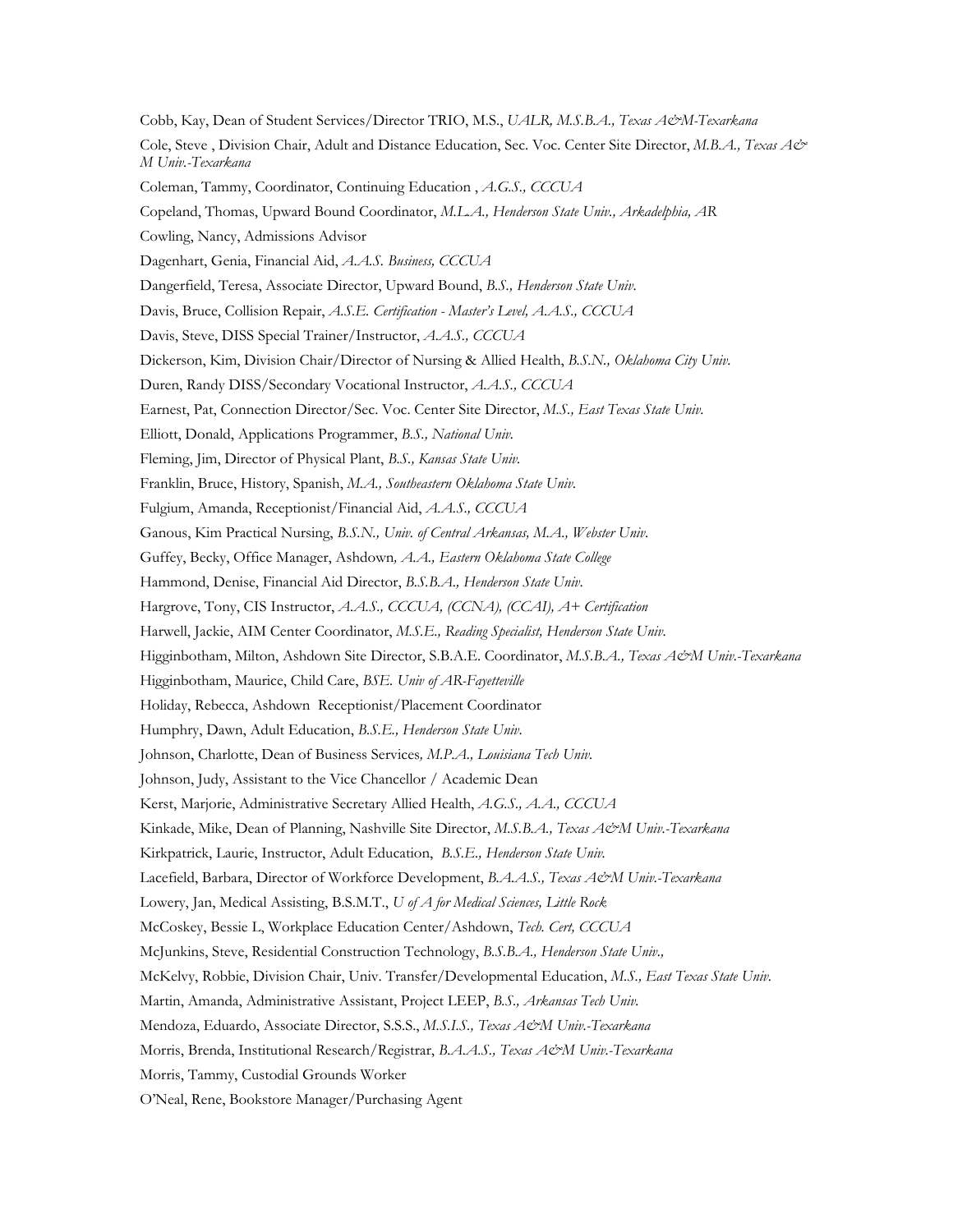Cobb, Kay, Dean of Student Services/Director TRIO, M.S., *UALR, M.S.B.A., Texas A&M-Texarkana*

Cole, Steve , Division Chair, Adult and Distance Education, Sec. Voc. Center Site Director, *M.B.A., Texas A& M Univ.-Texarkana*

Coleman, Tammy, Coordinator, Continuing Education , *A.G.S., CCCUA*

Copeland, Thomas, Upward Bound Coordinator, *M.L.A., Henderson State Univ., Arkadelphia, AR*

Cowling, Nancy, Admissions Advisor

Dagenhart, Genia, Financial Aid, *A.A.S. Business, CCCUA*

Dangerfield, Teresa, Associate Director, Upward Bound, *B.S., Henderson State Univ.*

Davis, Bruce, Collision Repair, *A.S.E. Certification - Master's Level, A.A.S., CCCUA*

Davis, Steve, DISS Special Trainer/Instructor, *A.A.S., CCCUA*

Dickerson, Kim, Division Chair/Director of Nursing & Allied Health, *B.S.N., Oklahoma City Univ.*

Duren, Randy DISS/Secondary Vocational Instructor, *A.A.S., CCCUA*

Earnest, Pat, Connection Director/Sec. Voc. Center Site Director, *M.S., East Texas State Univ.*

Elliott, Donald, Applications Programmer, *B.S., National Univ.*

Fleming, Jim, Director of Physical Plant, *B.S., Kansas State Univ.*

Franklin, Bruce, History, Spanish, *M.A., Southeastern Oklahoma State Univ.*

Fulgium, Amanda, Receptionist/Financial Aid, *A.A.S., CCCUA*

Ganous, Kim Practical Nursing, *B.S.N., Univ. of Central Arkansas, M.A., Webster Univ.*

Guffey, Becky, Office Manager, Ashdown*, A.A., Eastern Oklahoma State College*

Hammond, Denise, Financial Aid Director, *B.S.B.A., Henderson State Univ.*

Hargrove, Tony, CIS Instructor, *A.A.S., CCCUA, (CCNA), (CCAI), A+ Certification*

Harwell, Jackie, AIM Center Coordinator, *M.S.E., Reading Specialist, Henderson State Univ.*

Higginbotham, Milton, Ashdown Site Director, S.B.A.E. Coordinator, *M.S.B.A., Texas A&M Univ.-Texarkana*

Higginbotham, Maurice, Child Care, *BSE. Univ of AR-Fayetteville*

Holiday, Rebecca, Ashdown Receptionist/Placement Coordinator

Humphry, Dawn, Adult Education, *B.S.E., Henderson State Univ.*

Johnson, Charlotte, Dean of Business Services*, M.P.A., Louisiana Tech Univ.*

Johnson, Judy, Assistant to the Vice Chancellor / Academic Dean

Kerst, Marjorie, Administrative Secretary Allied Health, *A.G.S., A.A., CCCUA*

Kinkade, Mike, Dean of Planning, Nashville Site Director, *M.S.B.A., Texas A&M Univ.-Texarkana*

Kirkpatrick, Laurie, Instructor, Adult Education, *B.S.E., Henderson State Univ.*

Lacefield, Barbara, Director of Workforce Development, *B.A.A.S., Texas A&M Univ.-Texarkana*

Lowery, Jan, Medical Assisting, B.S.M.T., *U of A for Medical Sciences, Little Rock*

McCoskey, Bessie L, Workplace Education Center/Ashdown, *Tech. Cert, CCCUA*

McJunkins, Steve, Residential Construction Technology, *B.S.B.A., Henderson State Univ.,*

McKelvy, Robbie, Division Chair, Univ. Transfer/Developmental Education, *M.S., East Texas State Univ.*

Martin, Amanda, Administrative Assistant, Project LEEP, *B.S., Arkansas Tech Univ.*

Mendoza, Eduardo, Associate Director, S.S.S., *M.S.I.S., Texas A&M Univ.-Texarkana*

Morris, Brenda, Institutional Research/Registrar, *B.A.A.S., Texas A&M Univ.-Texarkana*

Morris, Tammy, Custodial Grounds Worker

O'Neal, Rene, Bookstore Manager/Purchasing Agent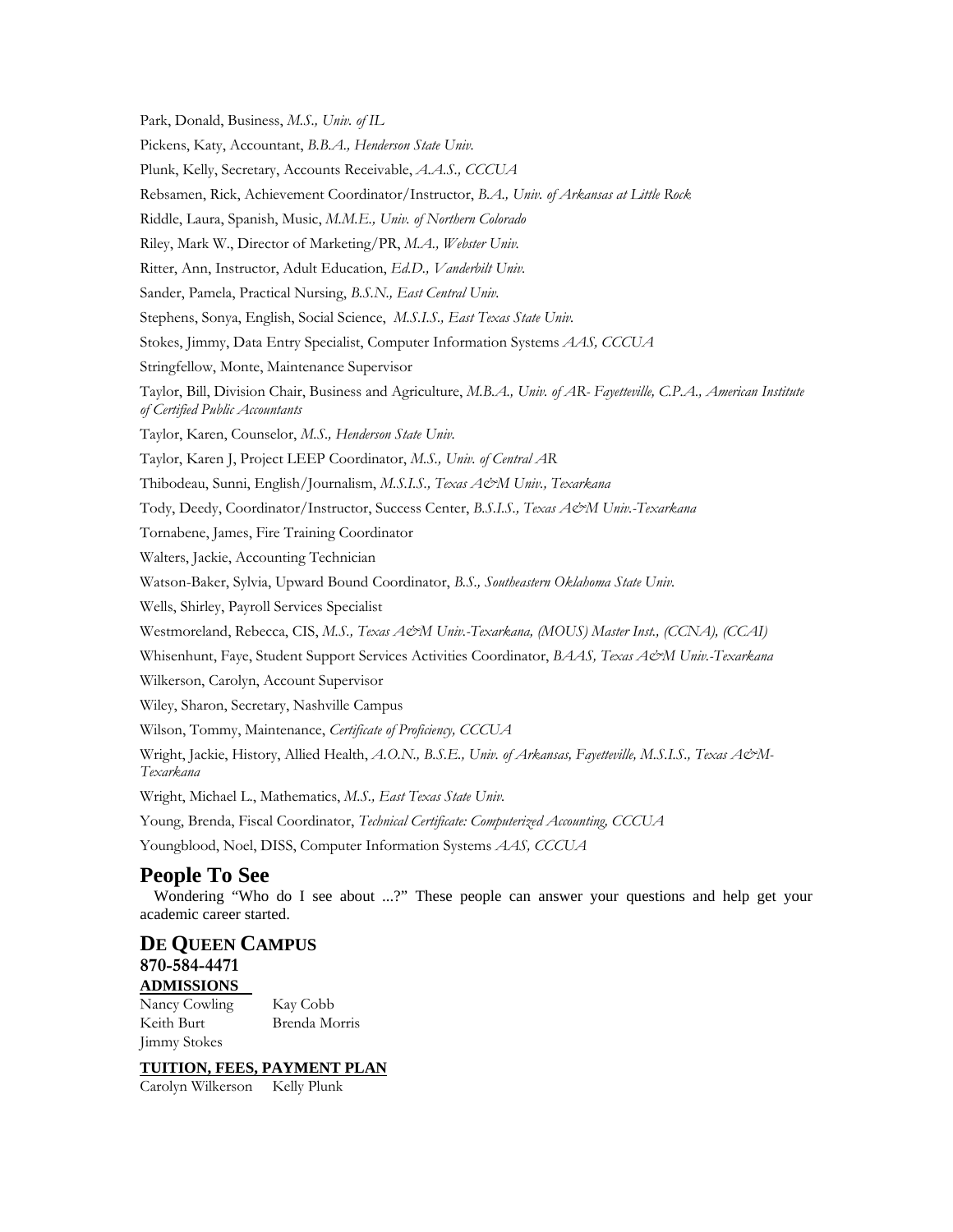Park, Donald, Business, *M.S., Univ. of IL*

Pickens, Katy, Accountant, *B.B.A., Henderson State Univ.*

Plunk, Kelly, Secretary, Accounts Receivable, *A.A.S., CCCUA*

Rebsamen, Rick, Achievement Coordinator/Instructor, *B.A., Univ. of Arkansas at Little Rock*

Riddle, Laura, Spanish, Music, *M.M.E., Univ. of Northern Colorado*

Riley, Mark W., Director of Marketing/PR, *M.A., Webster Univ.*

Ritter, Ann, Instructor, Adult Education, *Ed.D., Vanderbilt Univ.*

Sander, Pamela, Practical Nursing, *B.S.N., East Central Univ.*

Stephens, Sonya, English, Social Science, *M.S.I.S., East Texas State Univ.*

Stokes, Jimmy, Data Entry Specialist, Computer Information Systems *AAS, CCCUA*

Stringfellow, Monte, Maintenance Supervisor

Taylor, Bill, Division Chair, Business and Agriculture, *M.B.A., Univ. of AR- Fayetteville, C.P.A., American Institute of Certified Public Accountants*

Taylor, Karen, Counselor, *M.S., Henderson State Univ.*

Taylor, Karen J, Project LEEP Coordinator, *M.S., Univ. of Central AR*

Thibodeau, Sunni, English/Journalism, *M.S.I.S., Texas A&M Univ., Texarkana*

Tody, Deedy, Coordinator/Instructor, Success Center, *B.S.I.S., Texas A&M Univ.-Texarkana*

Tornabene, James, Fire Training Coordinator

Walters, Jackie, Accounting Technician

Watson-Baker, Sylvia, Upward Bound Coordinator, *B.S., Southeastern Oklahoma State Univ.*

Wells, Shirley, Payroll Services Specialist

Westmoreland, Rebecca, CIS, *M.S., Texas A&M Univ.-Texarkana, (MOUS) Master Inst., (CCNA), (CCAI)*

Whisenhunt, Faye, Student Support Services Activities Coordinator, *BAAS, Texas A&M Univ.-Texarkana*

Wilkerson, Carolyn, Account Supervisor

Wiley, Sharon, Secretary, Nashville Campus

Wilson, Tommy, Maintenance, *Certificate of Proficiency, CCCUA*

Wright, Jackie, History, Allied Health, *A.O.N., B.S.E., Univ. of Arkansas, Fayetteville, M.S.I.S., Texas A&M-Texarkana*

Wright, Michael L., Mathematics, *M.S., East Texas State Univ.*

Young, Brenda, Fiscal Coordinator, *Technical Certificate: Computerized Accounting, CCCUA*

Youngblood, Noel, DISS, Computer Information Systems *AAS, CCCUA*

## People To See

Wondering "Who do I see about ...?" These people can answer your questions and help get your academic career started.

### DE QUEEN CAMPUS

**870-584-4471**

**ADMISSIONS**

Nancy Cowling
Kay Cobb
Keith Burt
Brenda Morris
Jimmy Stokes

**TUITION, FEES, PAYMENT PLAN**

Carolyn Wilkerson
Kelly Plunk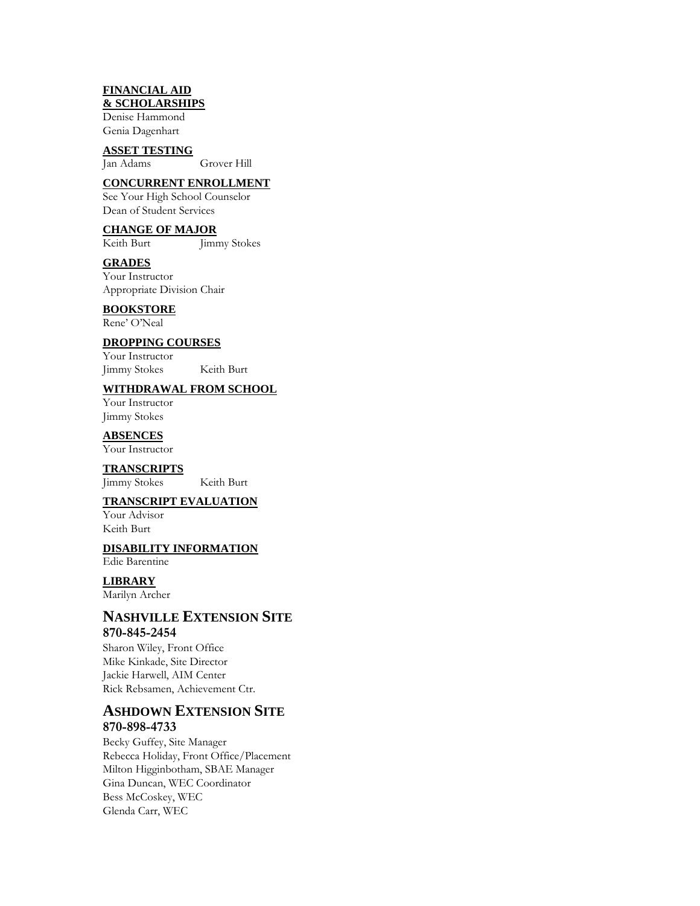**FINANCIAL AID & SCHOLARSHIPS**

Denise Hammond
Genia Dagenhart

**ASSET TESTING**

Jan Adams Grover Hill

**CONCURRENT ENROLLMENT**

See Your High School Counselor
Dean of Student Services

**CHANGE OF MAJOR**

Keith Burt Jimmy Stokes

**GRADES**

Your Instructor
Appropriate Division Chair

**BOOKSTORE**

Rene' O'Neal

**DROPPING COURSES**

Your Instructor
Jimmy Stokes Keith Burt

**WITHDRAWAL FROM SCHOOL**

Your Instructor
Jimmy Stokes

**ABSENCES**

Your Instructor

**TRANSCRIPTS**

Jimmy Stokes Keith Burt

**TRANSCRIPT EVALUATION**

Your Advisor
Keith Burt

**DISABILITY INFORMATION**

Edie Barentine

**LIBRARY**

Marilyn Archer

## NASHVILLE EXTENSION SITE

**870-845-2454**

Sharon Wiley, Front Office
Mike Kinkade, Site Director
Jackie Harwell, AIM Center
Rick Rebsamen, Achievement Ctr.

## ASHDOWN EXTENSION SITE

**870-898-4733**

Becky Guffey, Site Manager
Rebecca Holiday, Front Office/Placement
Milton Higginbotham, SBAE Manager
Gina Duncan, WEC Coordinator
Bess McCoskey, WEC
Glenda Carr, WEC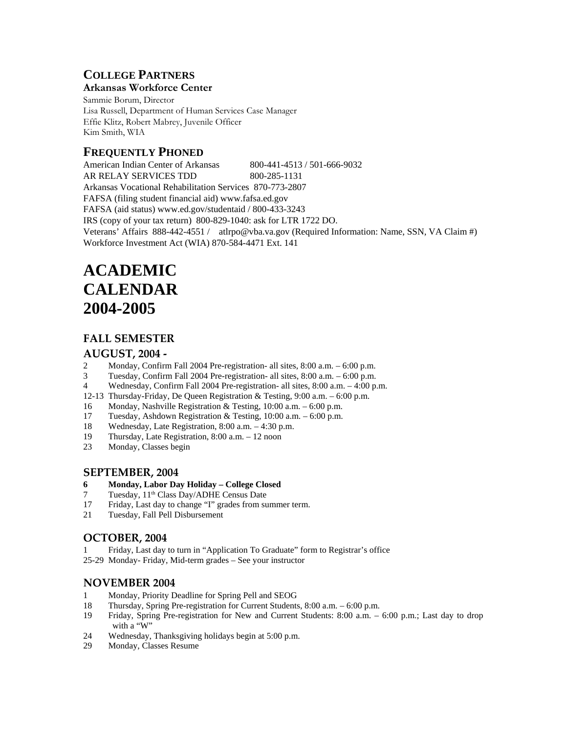## COLLEGE PARTNERS

**Arkansas Workforce Center**

Sammie Borum, Director
Lisa Russell, Department of Human Services Case Manager
Effie Klitz, Robert Mabrey, Juvenile Officer
Kim Smith, WIA

## FREQUENTLY PHONED

American Indian Center of Arkansas 800-441-4513 / 501-666-9032
AR RELAY SERVICES TDD 800-285-1131
Arkansas Vocational Rehabilitation Services 870-773-2807
FAFSA (filing student financial aid) www.fafsa.ed.gov
FAFSA (aid status) www.ed.gov/studentaid / 800-433-3243
IRS (copy of your tax return) 800-829-1040: ask for LTR 1722 DO.
Veterans' Affairs 888-442-4551 / atlrpo@vba.va.gov (Required Information: Name, SSN, VA Claim #)
Workforce Investment Act (WIA) 870-584-4471 Ext. 141

# ACADEMIC CALENDAR 2004-2005

## FALL SEMESTER

### AUGUST, 2004 -

2 Monday, Confirm Fall 2004 Pre-registration- all sites, 8:00 a.m. – 6:00 p.m.
3 Tuesday, Confirm Fall 2004 Pre-registration- all sites, 8:00 a.m. – 6:00 p.m.
4 Wednesday, Confirm Fall 2004 Pre-registration- all sites, 8:00 a.m. – 4:00 p.m.
12-13 Thursday-Friday, De Queen Registration & Testing, 9:00 a.m. – 6:00 p.m.
16 Monday, Nashville Registration & Testing, 10:00 a.m. – 6:00 p.m.
17 Tuesday, Ashdown Registration & Testing, 10:00 a.m. – 6:00 p.m.
18 Wednesday, Late Registration, 8:00 a.m. – 4:30 p.m.
19 Thursday, Late Registration, 8:00 a.m. – 12 noon
23 Monday, Classes begin

### SEPTEMBER, 2004

**6 Monday, Labor Day Holiday – College Closed**
7 Tuesday, 11th Class Day/ADHE Census Date
17 Friday, Last day to change "I" grades from summer term.
21 Tuesday, Fall Pell Disbursement

### OCTOBER, 2004

1 Friday, Last day to turn in "Application To Graduate" form to Registrar's office
25-29 Monday- Friday, Mid-term grades – See your instructor

### NOVEMBER 2004

1 Monday, Priority Deadline for Spring Pell and SEOG
18 Thursday, Spring Pre-registration for Current Students, 8:00 a.m. – 6:00 p.m.
19 Friday, Spring Pre-registration for New and Current Students: 8:00 a.m. – 6:00 p.m.; Last day to drop with a "W"
24 Wednesday, Thanksgiving holidays begin at 5:00 p.m.
29 Monday, Classes Resume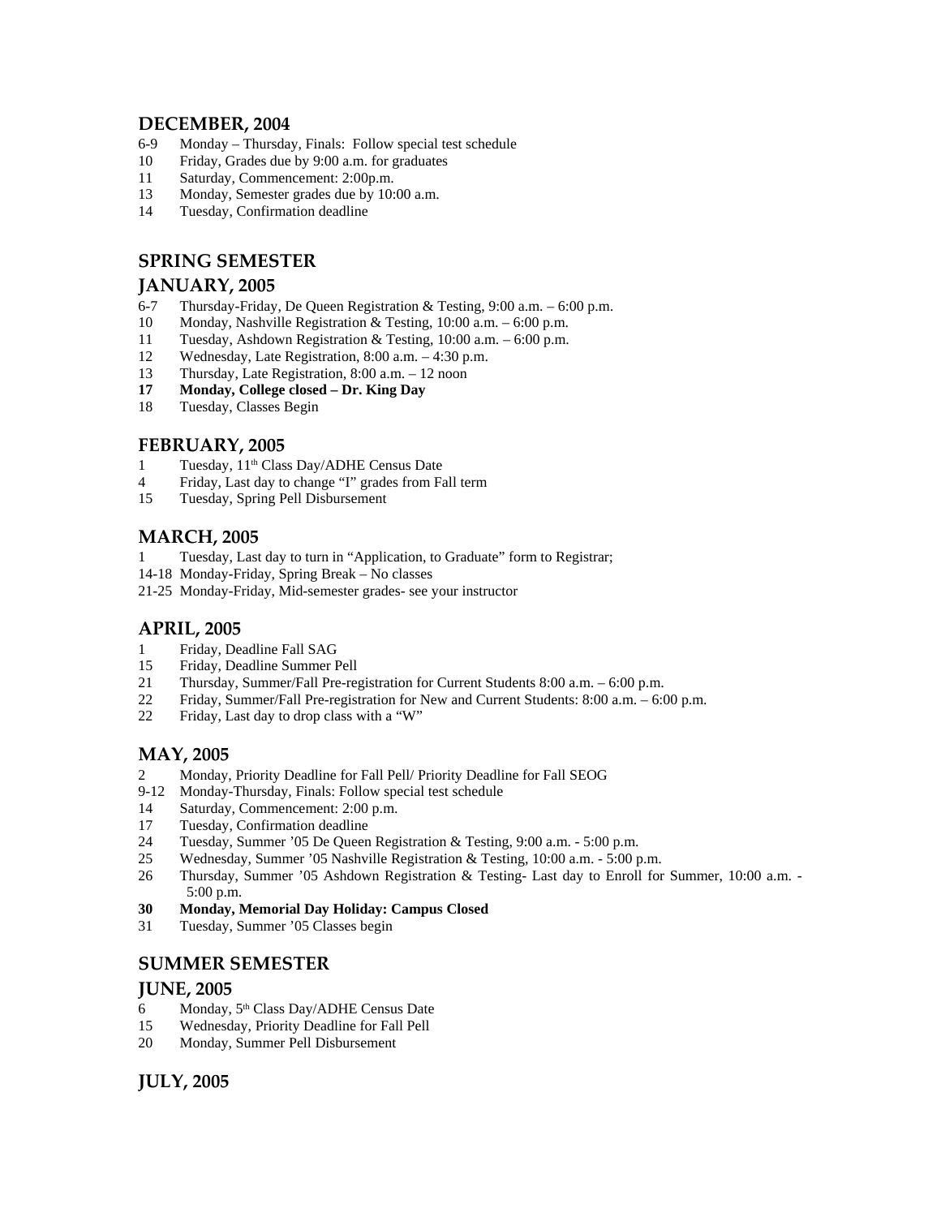## DECEMBER, 2004

6-9 Monday – Thursday, Finals: Follow special test schedule
10 Friday, Grades due by 9:00 a.m. for graduates
11 Saturday, Commencement: 2:00p.m.
13 Monday, Semester grades due by 10:00 a.m.
14 Tuesday, Confirmation deadline

## SPRING SEMESTER

## JANUARY, 2005

6-7 Thursday-Friday, De Queen Registration & Testing, 9:00 a.m. – 6:00 p.m.
10 Monday, Nashville Registration & Testing, 10:00 a.m. – 6:00 p.m.
11 Tuesday, Ashdown Registration & Testing, 10:00 a.m. – 6:00 p.m.
12 Wednesday, Late Registration, 8:00 a.m. – 4:30 p.m.
13 Thursday, Late Registration, 8:00 a.m. – 12 noon
**17 Monday, College closed – Dr. King Day**
18 Tuesday, Classes Begin

## FEBRUARY, 2005

1 Tuesday, 11th Class Day/ADHE Census Date
4 Friday, Last day to change "I" grades from Fall term
15 Tuesday, Spring Pell Disbursement

## MARCH, 2005

1 Tuesday, Last day to turn in "Application, to Graduate" form to Registrar;
14-18 Monday-Friday, Spring Break – No classes
21-25 Monday-Friday, Mid-semester grades- see your instructor

## APRIL, 2005

1 Friday, Deadline Fall SAG
15 Friday, Deadline Summer Pell
21 Thursday, Summer/Fall Pre-registration for Current Students 8:00 a.m. – 6:00 p.m.
22 Friday, Summer/Fall Pre-registration for New and Current Students: 8:00 a.m. – 6:00 p.m.
22 Friday, Last day to drop class with a "W"

## MAY, 2005

2 Monday, Priority Deadline for Fall Pell/ Priority Deadline for Fall SEOG
9-12 Monday-Thursday, Finals: Follow special test schedule
14 Saturday, Commencement: 2:00 p.m.
17 Tuesday, Confirmation deadline
24 Tuesday, Summer '05 De Queen Registration & Testing, 9:00 a.m. - 5:00 p.m.
25 Wednesday, Summer '05 Nashville Registration & Testing, 10:00 a.m. - 5:00 p.m.
26 Thursday, Summer '05 Ashdown Registration & Testing- Last day to Enroll for Summer, 10:00 a.m. - 5:00 p.m.
**30 Monday, Memorial Day Holiday: Campus Closed**
31 Tuesday, Summer '05 Classes begin

## SUMMER SEMESTER

## JUNE, 2005

6 Monday, 5th Class Day/ADHE Census Date
15 Wednesday, Priority Deadline for Fall Pell
20 Monday, Summer Pell Disbursement

## JULY, 2005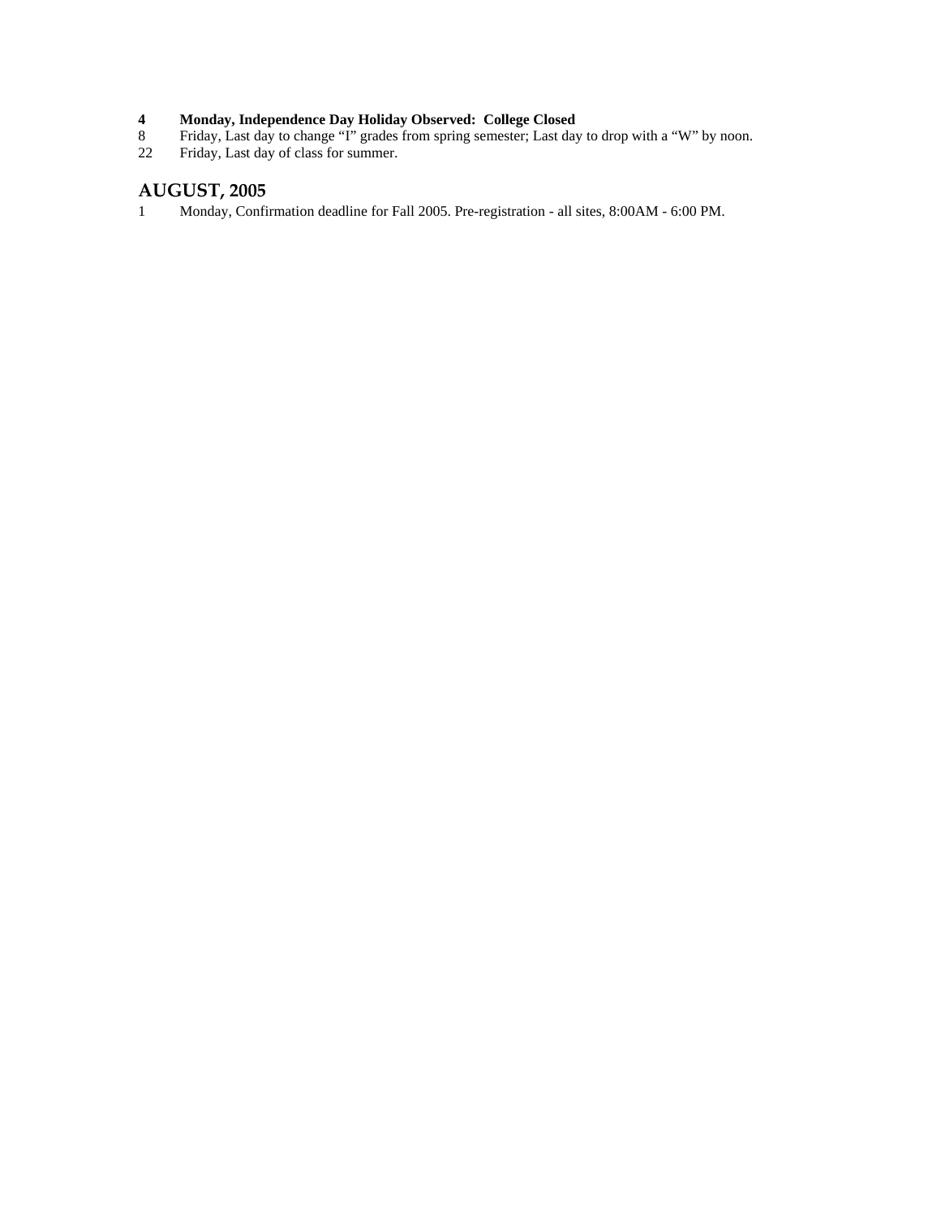**4 Monday, Independence Day Holiday Observed: College Closed**

8 Friday, Last day to change "I" grades from spring semester; Last day to drop with a "W" by noon.

22 Friday, Last day of class for summer.

## AUGUST, 2005

1 Monday, Confirmation deadline for Fall 2005. Pre-registration - all sites, 8:00AM - 6:00 PM.